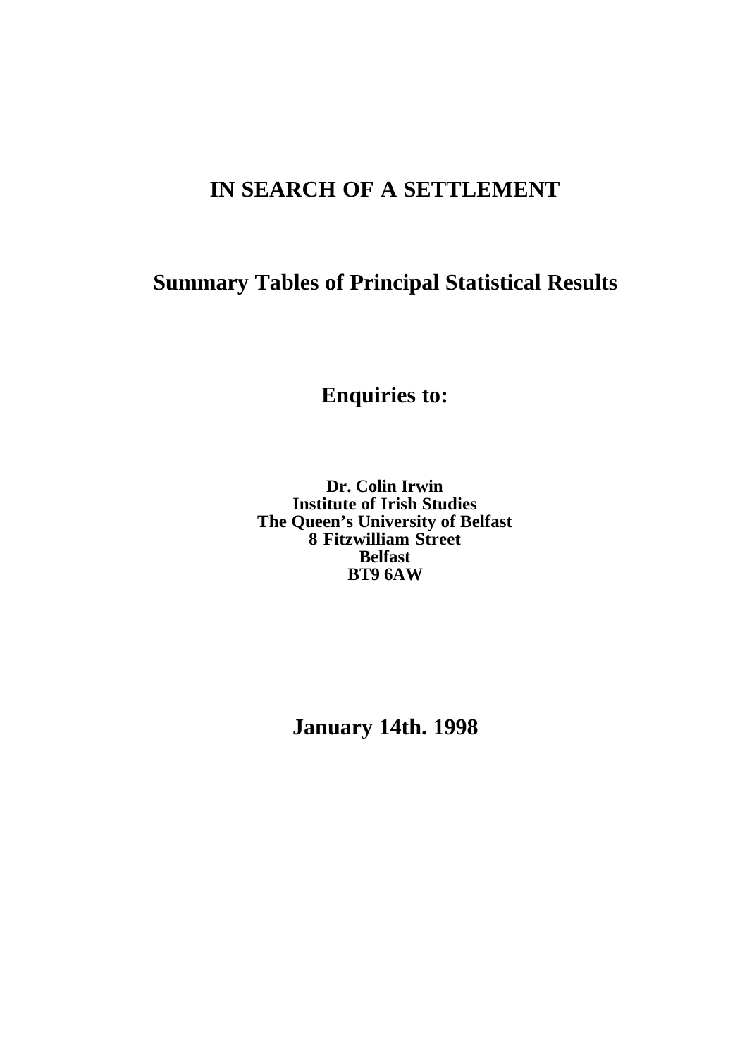# IN SEARCH OF A SETTLEMENT

## Summary Tables of Principal Statistical Results

## Enquiries to:

**Dr. Colin Irwin**
**Institute of Irish Studies**
**The Queen's University of Belfast**
**8 Fitzwilliam Street**
**Belfast**
**BT9 6AW**

## January 14th. 1998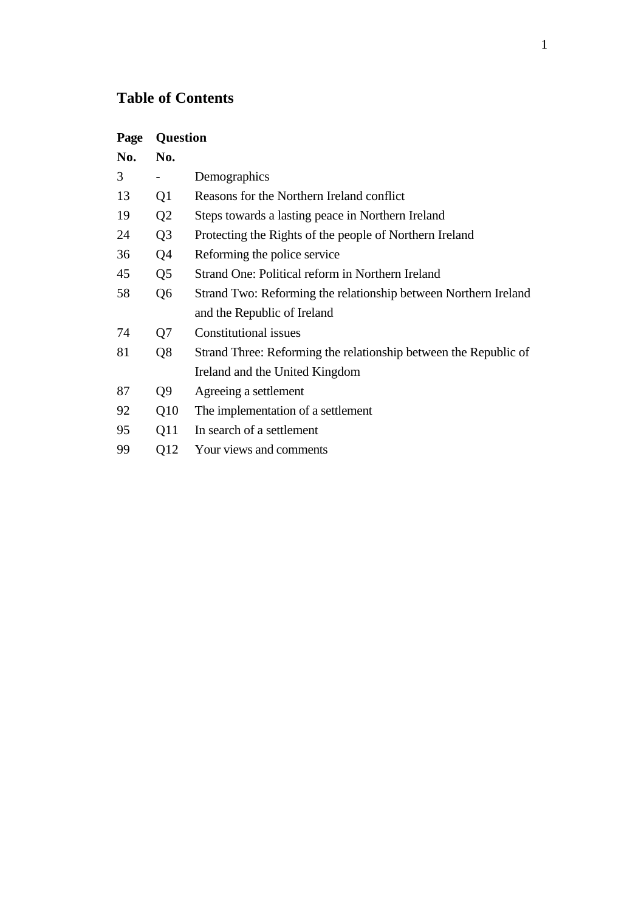# Table of Contents

| Page No. | Question No. | |
|---|---|---|
| 3 | - | Demographics |
| 13 | Q1 | Reasons for the Northern Ireland conflict |
| 19 | Q2 | Steps towards a lasting peace in Northern Ireland |
| 24 | Q3 | Protecting the Rights of the people of Northern Ireland |
| 36 | Q4 | Reforming the police service |
| 45 | Q5 | Strand One: Political reform in Northern Ireland |
| 58 | Q6 | Strand Two: Reforming the relationship between Northern Ireland and the Republic of Ireland |
| 74 | Q7 | Constitutional issues |
| 81 | Q8 | Strand Three: Reforming the relationship between the Republic of Ireland and the United Kingdom |
| 87 | Q9 | Agreeing a settlement |
| 92 | Q10 | The implementation of a settlement |
| 95 | Q11 | In search of a settlement |
| 99 | Q12 | Your views and comments |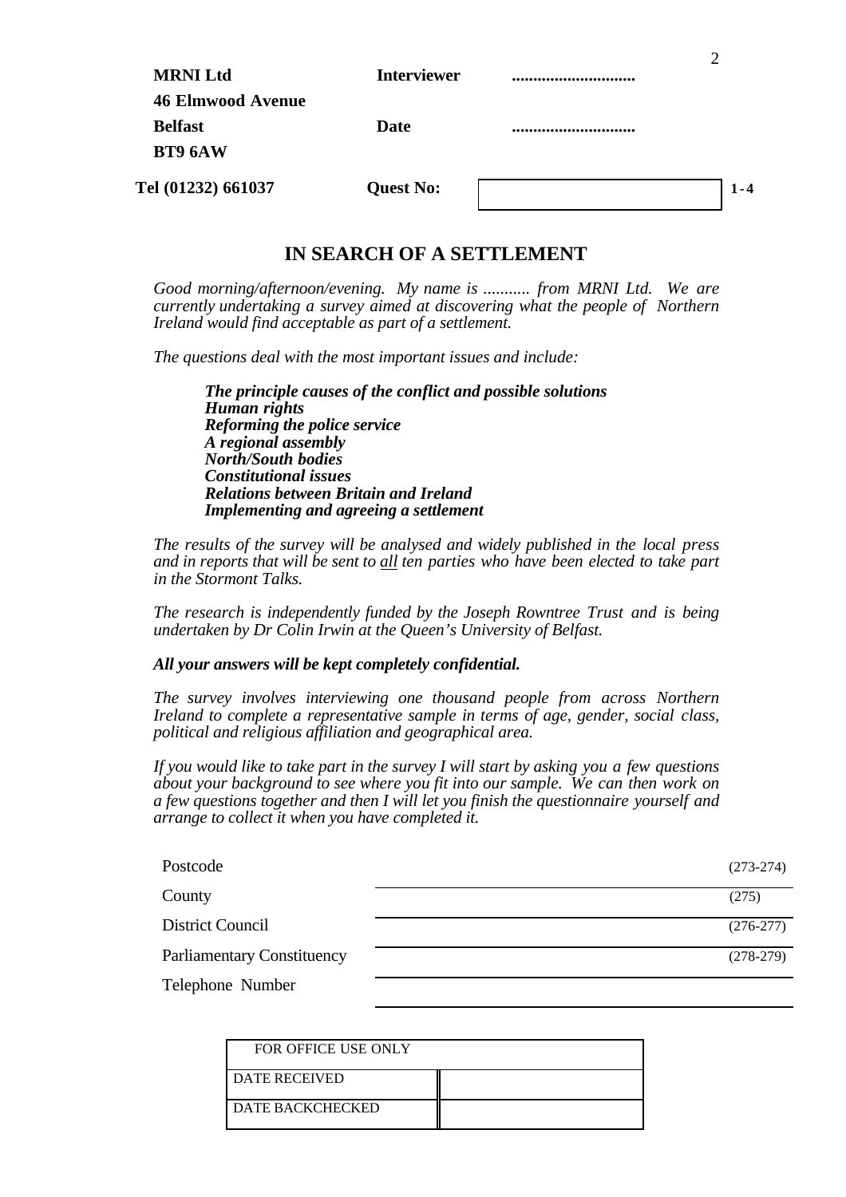| | | | |
|---|---|---|---|
| **MRNI Ltd** | **Interviewer** | ............................ | |
| **46 Elmwood Avenue** | | | |
| **Belfast** | **Date** | ............................ | |
| **BT9 6AW** | | | |
| **Tel (01232) 661037** | **Quest No:** | | **1-4** |

## IN SEARCH OF A SETTLEMENT

*Good morning/afternoon/evening. My name is ........... from MRNI Ltd. We are currently undertaking a survey aimed at discovering what the people of Northern Ireland would find acceptable as part of a settlement.*

*The questions deal with the most important issues and include:*

> ***The principle causes of the conflict and possible solutions***
> ***Human rights***
> ***Reforming the police service***
> ***A regional assembly***
> ***North/South bodies***
> ***Constitutional issues***
> ***Relations between Britain and Ireland***
> ***Implementing and agreeing a settlement***

*The results of the survey will be analysed and widely published in the local press and in reports that will be sent to all ten parties who have been elected to take part in the Stormont Talks.*

*The research is independently funded by the Joseph Rowntree Trust and is being undertaken by Dr Colin Irwin at the Queen's University of Belfast.*

***All your answers will be kept completely confidential.***

*The survey involves interviewing one thousand people from across Northern Ireland to complete a representative sample in terms of age, gender, social class, political and religious affiliation and geographical area.*

*If you would like to take part in the survey I will start by asking you a few questions about your background to see where you fit into our sample. We can then work on a few questions together and then I will let you finish the questionnaire yourself and arrange to collect it when you have completed it.*

| | | |
|---|---|---|
| Postcode | | (273-274) |
| County | | (275) |
| District Council | | (276-277) |
| Parliamentary Constituency | | (278-279) |
| Telephone Number | | |

| FOR OFFICE USE ONLY | |
|---|---|
| DATE RECEIVED | |
| DATE BACKCHECKED | |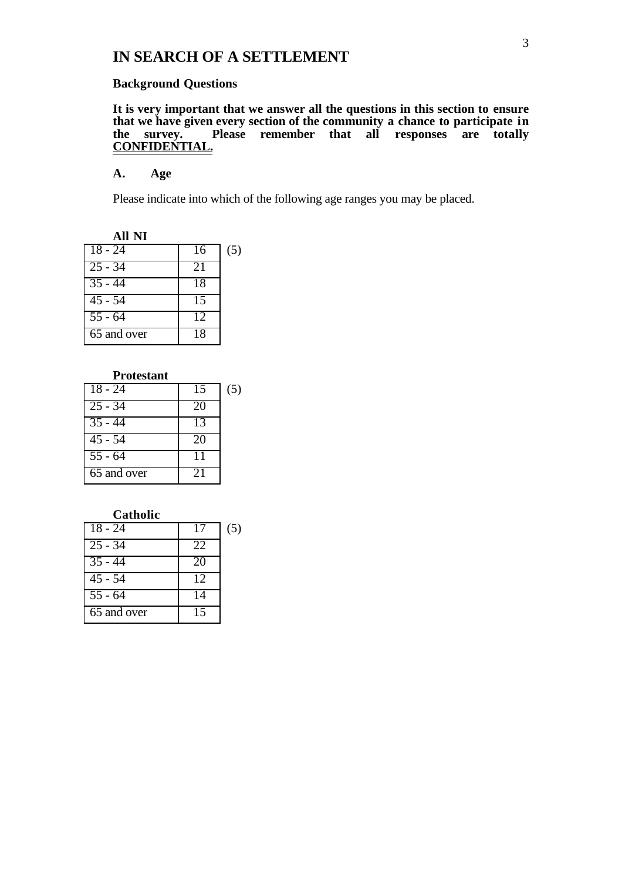# IN SEARCH OF A SETTLEMENT

**Background Questions**

**It is very important that we answer all the questions in this section to ensure that we have given every section of the community a chance to participate in the survey. Please remember that all responses are totally <u>CONFIDENTIAL</u>.**

## A. Age

Please indicate into which of the following age ranges you may be placed.

**All NI**

| | | |
|---|---|---|
| 18 - 24 | 16 | (5) |
| 25 - 34 | 21 | |
| 35 - 44 | 18 | |
| 45 - 54 | 15 | |
| 55 - 64 | 12 | |
| 65 and over | 18 | |

**Protestant**

| | | |
|---|---|---|
| 18 - 24 | 15 | (5) |
| 25 - 34 | 20 | |
| 35 - 44 | 13 | |
| 45 - 54 | 20 | |
| 55 - 64 | 11 | |
| 65 and over | 21 | |

**Catholic**

| | | |
|---|---|---|
| 18 - 24 | 17 | (5) |
| 25 - 34 | 22 | |
| 35 - 44 | 20 | |
| 45 - 54 | 12 | |
| 55 - 64 | 14 | |
| 65 and over | 15 | |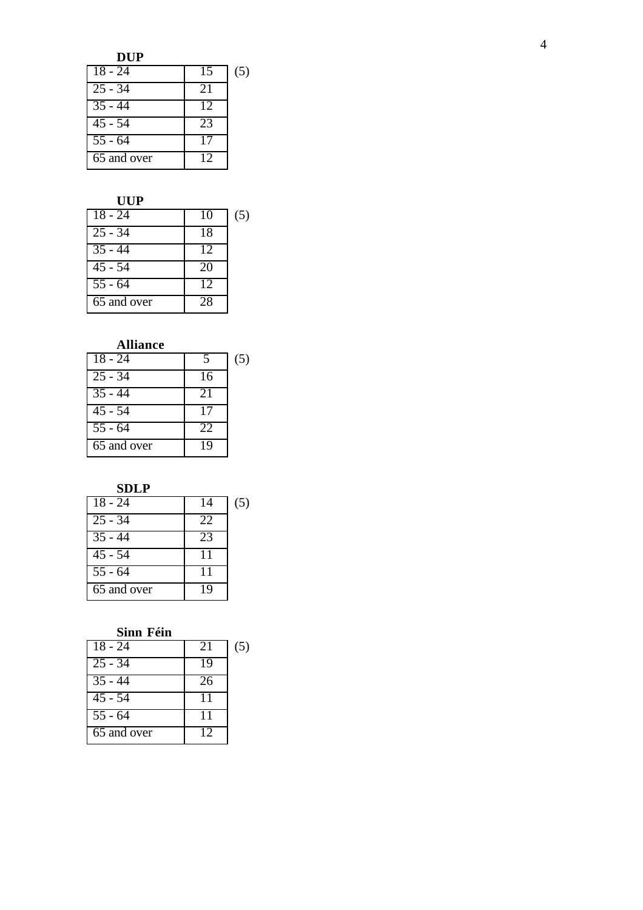**DUP**

| | | |
|---|---|---|
| 18 - 24 | 15 | (5) |
| 25 - 34 | 21 | |
| 35 - 44 | 12 | |
| 45 - 54 | 23 | |
| 55 - 64 | 17 | |
| 65 and over | 12 | |

**UUP**

| | | |
|---|---|---|
| 18 - 24 | 10 | (5) |
| 25 - 34 | 18 | |
| 35 - 44 | 12 | |
| 45 - 54 | 20 | |
| 55 - 64 | 12 | |
| 65 and over | 28 | |

**Alliance**

| | | |
|---|---|---|
| 18 - 24 | 5 | (5) |
| 25 - 34 | 16 | |
| 35 - 44 | 21 | |
| 45 - 54 | 17 | |
| 55 - 64 | 22 | |
| 65 and over | 19 | |

**SDLP**

| | | |
|---|---|---|
| 18 - 24 | 14 | (5) |
| 25 - 34 | 22 | |
| 35 - 44 | 23 | |
| 45 - 54 | 11 | |
| 55 - 64 | 11 | |
| 65 and over | 19 | |

**Sinn Féin**

| | | |
|---|---|---|
| 18 - 24 | 21 | (5) |
| 25 - 34 | 19 | |
| 35 - 44 | 26 | |
| 45 - 54 | 11 | |
| 55 - 64 | 11 | |
| 65 and over | 12 | |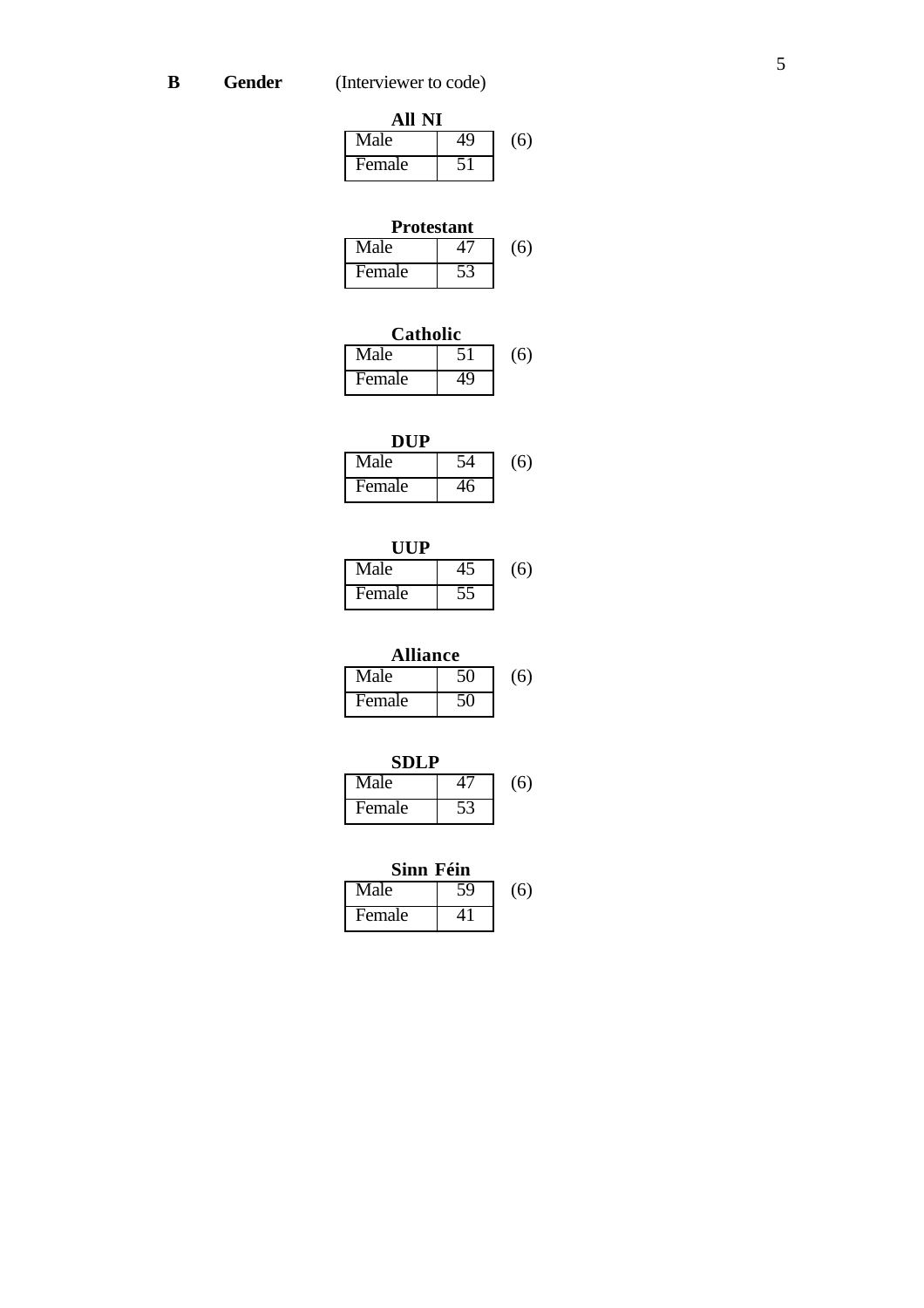**B** **Gender** (Interviewer to code)

**All NI**

| Male | 49 |
|---|---|
| Female | 51 |

(6)

**Protestant**

| Male | 47 |
|---|---|
| Female | 53 |

(6)

**Catholic**

| Male | 51 |
|---|---|
| Female | 49 |

(6)

**DUP**

| Male | 54 |
|---|---|
| Female | 46 |

(6)

**UUP**

| Male | 45 |
|---|---|
| Female | 55 |

(6)

**Alliance**

| Male | 50 |
|---|---|
| Female | 50 |

(6)

**SDLP**

| Male | 47 |
|---|---|
| Female | 53 |

(6)

**Sinn Féin**

| Male | 59 |
|---|---|
| Female | 41 |

(6)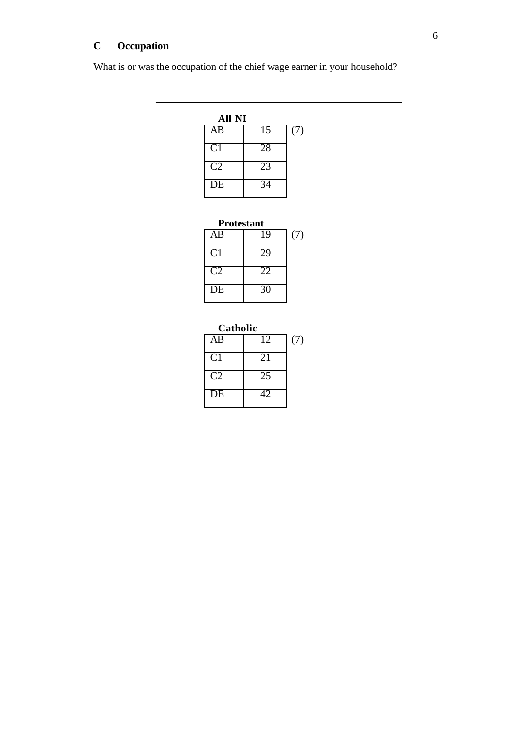## C Occupation

What is or was the occupation of the chief wage earner in your household?

---

**All NI**

| | | |
|---|---|---|
| AB | 15 | (7) |
| C1 | 28 | |
| C2 | 23 | |
| DE | 34 | |

**Protestant**

| | | |
|---|---|---|
| AB | 19 | (7) |
| C1 | 29 | |
| C2 | 22 | |
| DE | 30 | |

**Catholic**

| | | |
|---|---|---|
| AB | 12 | (7) |
| C1 | 21 | |
| C2 | 25 | |
| DE | 42 | |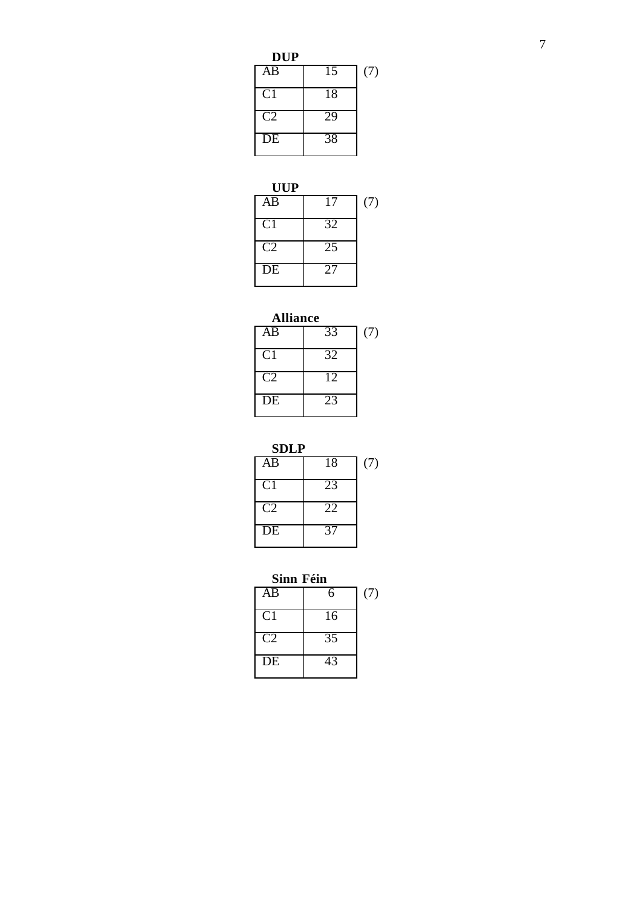**DUP**

| | | |
|---|---|---|
| AB | 15 | (7) |
| C1 | 18 | |
| C2 | 29 | |
| DE | 38 | |

**UUP**

| | | |
|---|---|---|
| AB | 17 | (7) |
| C1 | 32 | |
| C2 | 25 | |
| DE | 27 | |

**Alliance**

| | | |
|---|---|---|
| AB | 33 | (7) |
| C1 | 32 | |
| C2 | 12 | |
| DE | 23 | |

**SDLP**

| | | |
|---|---|---|
| AB | 18 | (7) |
| C1 | 23 | |
| C2 | 22 | |
| DE | 37 | |

**Sinn Féin**

| | | |
|---|---|---|
| AB | 6 | (7) |
| C1 | 16 | |
| C2 | 35 | |
| DE | 43 | |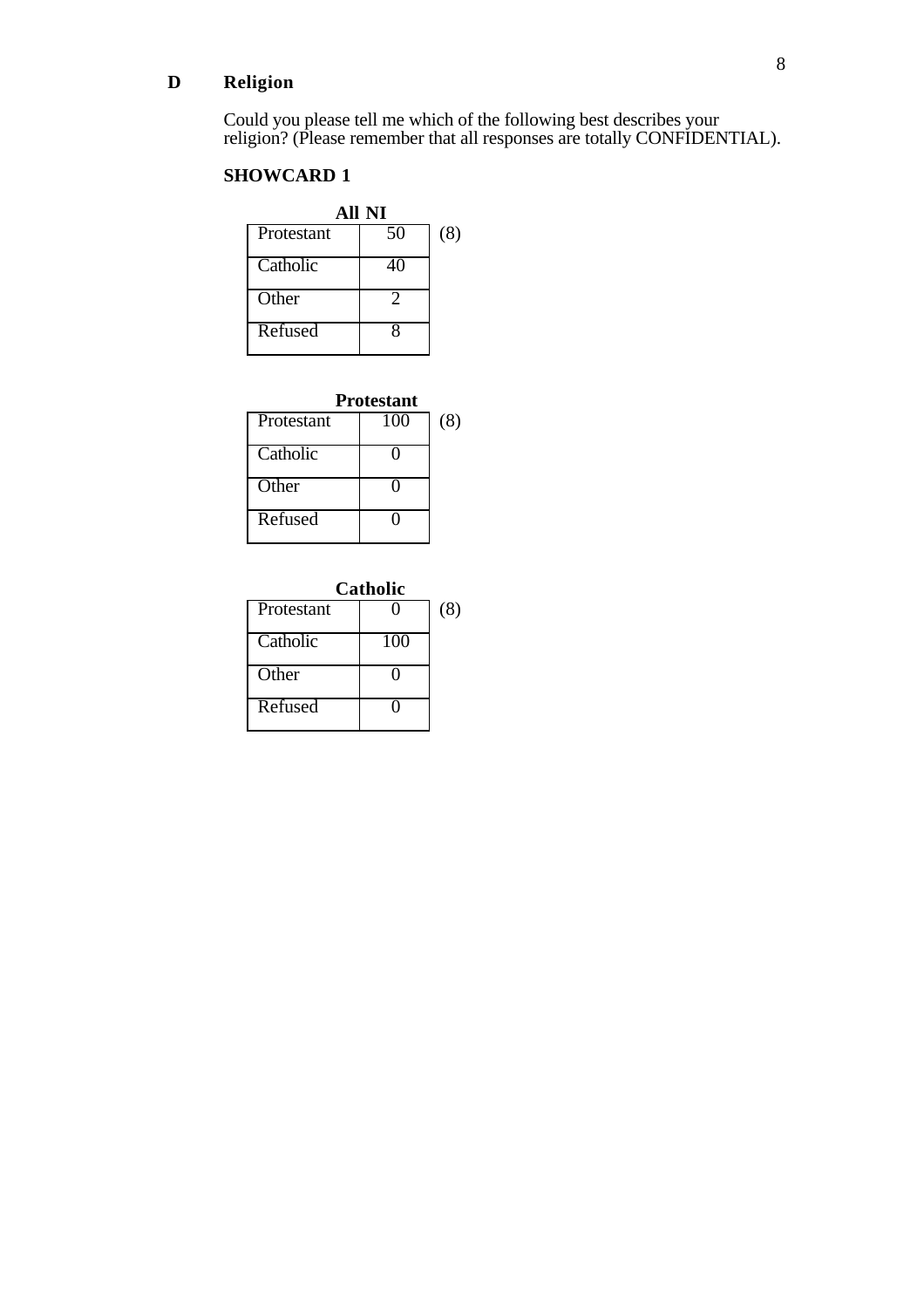## D Religion

Could you please tell me which of the following best describes your religion? (Please remember that all responses are totally CONFIDENTIAL).

**SHOWCARD 1**

**All NI**

| | | |
|---|---|---|
| Protestant | 50 | (8) |
| Catholic | 40 | |
| Other | 2 | |
| Refused | 8 | |

**Protestant**

| | | |
|---|---|---|
| Protestant | 100 | (8) |
| Catholic | 0 | |
| Other | 0 | |
| Refused | 0 | |

**Catholic**

| | | |
|---|---|---|
| Protestant | 0 | (8) |
| Catholic | 100 | |
| Other | 0 | |
| Refused | 0 | |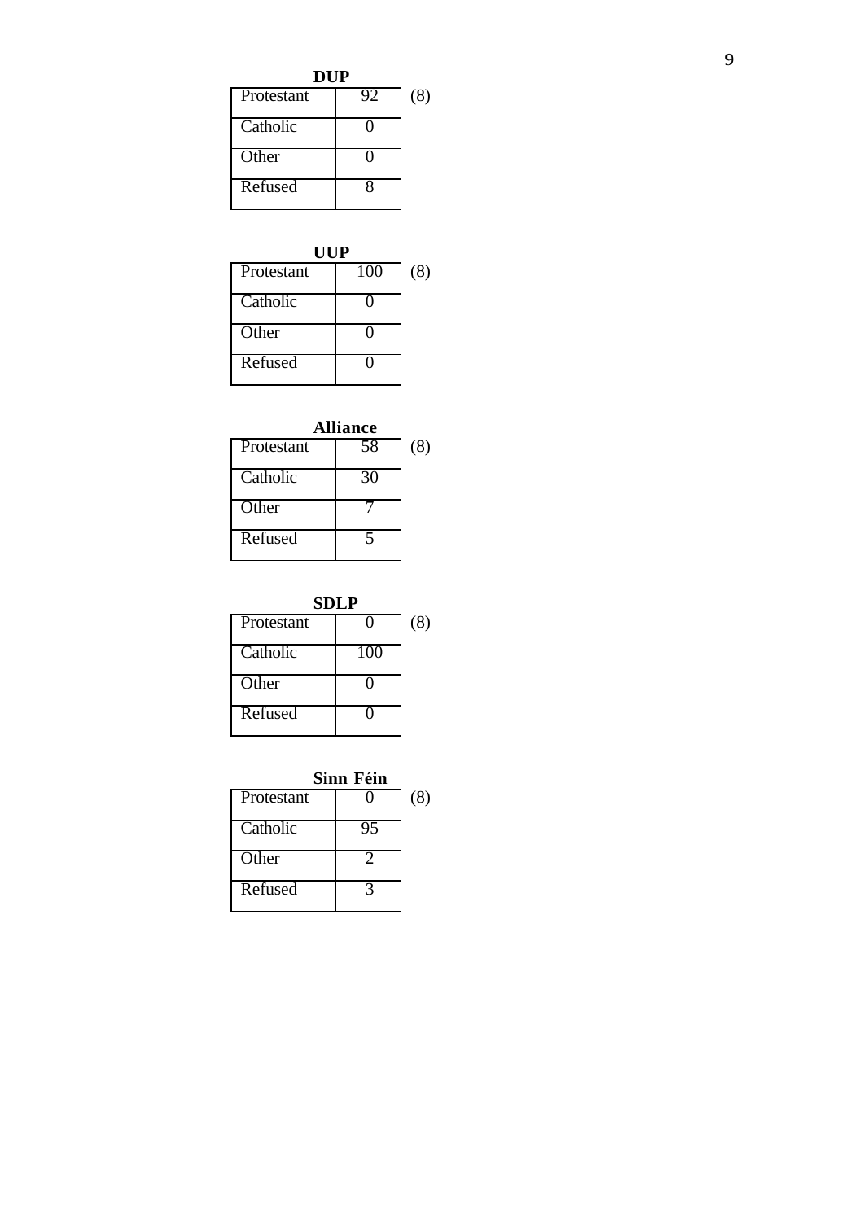**DUP**

| | | |
|---|---|---|
| Protestant | 92 | (8) |
| Catholic | 0 | |
| Other | 0 | |
| Refused | 8 | |

**UUP**

| | | |
|---|---|---|
| Protestant | 100 | (8) |
| Catholic | 0 | |
| Other | 0 | |
| Refused | 0 | |

**Alliance**

| | | |
|---|---|---|
| Protestant | 58 | (8) |
| Catholic | 30 | |
| Other | 7 | |
| Refused | 5 | |

**SDLP**

| | | |
|---|---|---|
| Protestant | 0 | (8) |
| Catholic | 100 | |
| Other | 0 | |
| Refused | 0 | |

**Sinn Féin**

| | | |
|---|---|---|
| Protestant | 0 | (8) |
| Catholic | 95 | |
| Other | 2 | |
| Refused | 3 | |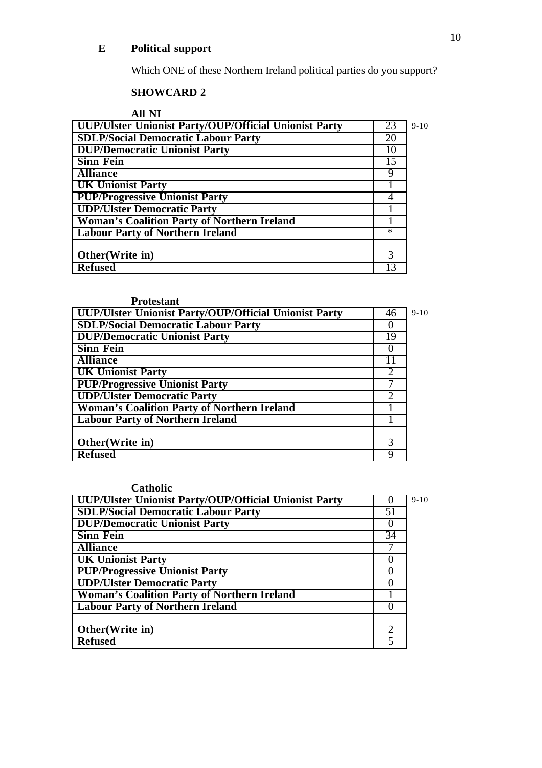## E Political support

Which ONE of these Northern Ireland political parties do you support?

**SHOWCARD 2**

**All NI**

| | | |
|---|---|---|
| **UUP/Ulster Unionist Party/OUP/Official Unionist Party** | 23 | 9-10 |
| **SDLP/Social Democratic Labour Party** | 20 | |
| **DUP/Democratic Unionist Party** | 10 | |
| **Sinn Fein** | 15 | |
| **Alliance** | 9 | |
| **UK Unionist Party** | 1 | |
| **PUP/Progressive Unionist Party** | 4 | |
| **UDP/Ulster Democratic Party** | 1 | |
| **Woman's Coalition Party of Northern Ireland** | 1 | |
| **Labour Party of Northern Ireland** | * | |
| **Other(Write in)** | 3 | |
| **Refused** | 13 | |

**Protestant**

| | | |
|---|---|---|
| **UUP/Ulster Unionist Party/OUP/Official Unionist Party** | 46 | 9-10 |
| **SDLP/Social Democratic Labour Party** | 0 | |
| **DUP/Democratic Unionist Party** | 19 | |
| **Sinn Fein** | 0 | |
| **Alliance** | 11 | |
| **UK Unionist Party** | 2 | |
| **PUP/Progressive Unionist Party** | 7 | |
| **UDP/Ulster Democratic Party** | 2 | |
| **Woman's Coalition Party of Northern Ireland** | 1 | |
| **Labour Party of Northern Ireland** | 1 | |
| **Other(Write in)** | 3 | |
| **Refused** | 9 | |

**Catholic**

| | | |
|---|---|---|
| **UUP/Ulster Unionist Party/OUP/Official Unionist Party** | 0 | 9-10 |
| **SDLP/Social Democratic Labour Party** | 51 | |
| **DUP/Democratic Unionist Party** | 0 | |
| **Sinn Fein** | 34 | |
| **Alliance** | 7 | |
| **UK Unionist Party** | 0 | |
| **PUP/Progressive Unionist Party** | 0 | |
| **UDP/Ulster Democratic Party** | 0 | |
| **Woman's Coalition Party of Northern Ireland** | 1 | |
| **Labour Party of Northern Ireland** | 0 | |
| **Other(Write in)** | 2 | |
| **Refused** | 5 | |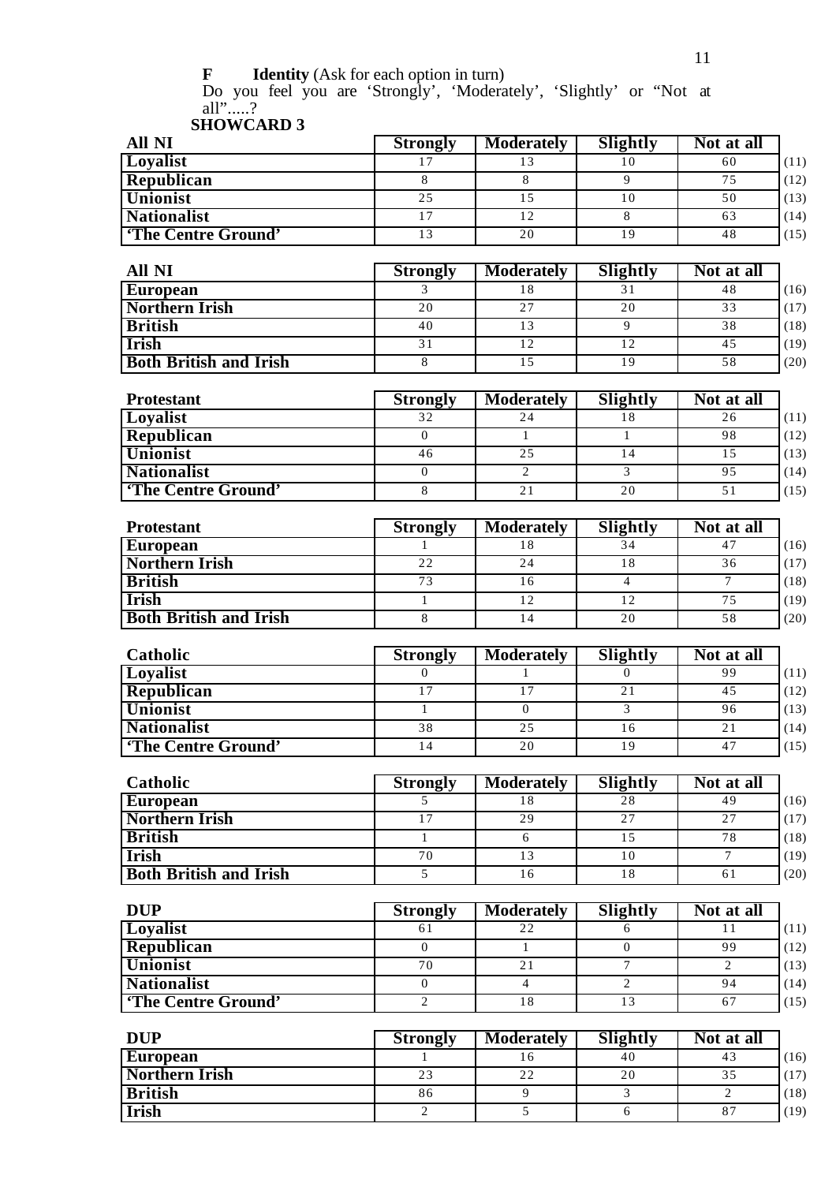**F** **Identity** (Ask for each option in turn)

Do you feel you are 'Strongly', 'Moderately', 'Slightly' or "Not at all".....?

**SHOWCARD 3**

| All NI | Strongly | Moderately | Slightly | Not at all | |
|---|---|---|---|---|---|
| Loyalist | 17 | 13 | 10 | 60 | (11) |
| Republican | 8 | 8 | 9 | 75 | (12) |
| Unionist | 25 | 15 | 10 | 50 | (13) |
| Nationalist | 17 | 12 | 8 | 63 | (14) |
| 'The Centre Ground' | 13 | 20 | 19 | 48 | (15) |

| All NI | Strongly | Moderately | Slightly | Not at all | |
|---|---|---|---|---|---|
| European | 3 | 18 | 31 | 48 | (16) |
| Northern Irish | 20 | 27 | 20 | 33 | (17) |
| British | 40 | 13 | 9 | 38 | (18) |
| Irish | 31 | 12 | 12 | 45 | (19) |
| Both British and Irish | 8 | 15 | 19 | 58 | (20) |

| Protestant | Strongly | Moderately | Slightly | Not at all | |
|---|---|---|---|---|---|
| Loyalist | 32 | 24 | 18 | 26 | (11) |
| Republican | 0 | 1 | 1 | 98 | (12) |
| Unionist | 46 | 25 | 14 | 15 | (13) |
| Nationalist | 0 | 2 | 3 | 95 | (14) |
| 'The Centre Ground' | 8 | 21 | 20 | 51 | (15) |

| Protestant | Strongly | Moderately | Slightly | Not at all | |
|---|---|---|---|---|---|
| European | 1 | 18 | 34 | 47 | (16) |
| Northern Irish | 22 | 24 | 18 | 36 | (17) |
| British | 73 | 16 | 4 | 7 | (18) |
| Irish | 1 | 12 | 12 | 75 | (19) |
| Both British and Irish | 8 | 14 | 20 | 58 | (20) |

| Catholic | Strongly | Moderately | Slightly | Not at all | |
|---|---|---|---|---|---|
| Loyalist | 0 | 1 | 0 | 99 | (11) |
| Republican | 17 | 17 | 21 | 45 | (12) |
| Unionist | 1 | 0 | 3 | 96 | (13) |
| Nationalist | 38 | 25 | 16 | 21 | (14) |
| 'The Centre Ground' | 14 | 20 | 19 | 47 | (15) |

| Catholic | Strongly | Moderately | Slightly | Not at all | |
|---|---|---|---|---|---|
| European | 5 | 18 | 28 | 49 | (16) |
| Northern Irish | 17 | 29 | 27 | 27 | (17) |
| British | 1 | 6 | 15 | 78 | (18) |
| Irish | 70 | 13 | 10 | 7 | (19) |
| Both British and Irish | 5 | 16 | 18 | 61 | (20) |

| DUP | Strongly | Moderately | Slightly | Not at all | |
|---|---|---|---|---|---|
| Loyalist | 61 | 22 | 6 | 11 | (11) |
| Republican | 0 | 1 | 0 | 99 | (12) |
| Unionist | 70 | 21 | 7 | 2 | (13) |
| Nationalist | 0 | 4 | 2 | 94 | (14) |
| 'The Centre Ground' | 2 | 18 | 13 | 67 | (15) |

| DUP | Strongly | Moderately | Slightly | Not at all | |
|---|---|---|---|---|---|
| European | 1 | 16 | 40 | 43 | (16) |
| Northern Irish | 23 | 22 | 20 | 35 | (17) |
| British | 86 | 9 | 3 | 2 | (18) |
| Irish | 2 | 5 | 6 | 87 | (19) |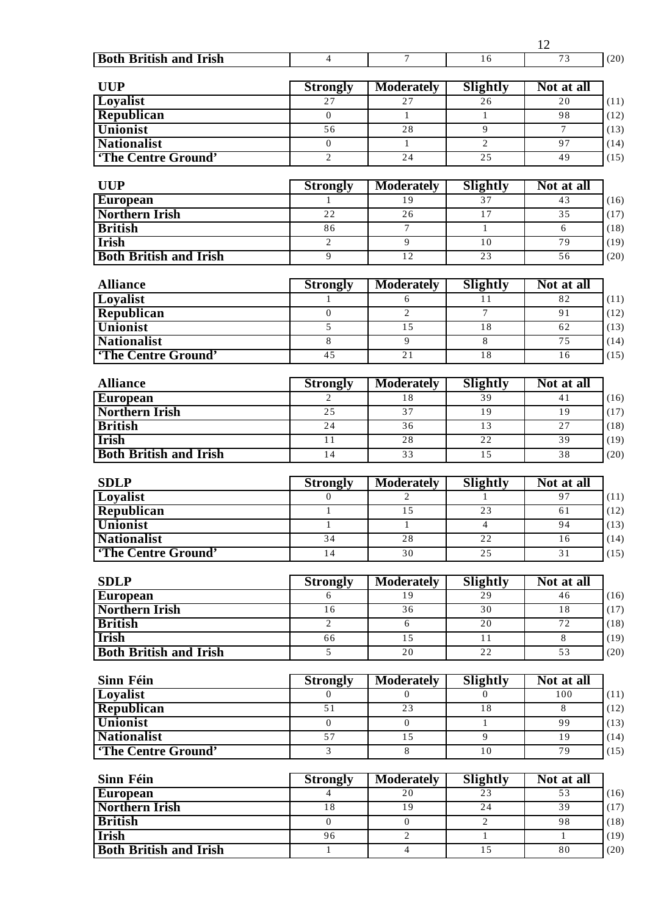| Both British and Irish | 4 | 7 | 16 | 73 | (20) |
|---|---|---|---|---|---|

| UUP | Strongly | Moderately | Slightly | Not at all | |
|---|---|---|---|---|---|
| Loyalist | 27 | 27 | 26 | 20 | (11) |
| Republican | 0 | 1 | 1 | 98 | (12) |
| Unionist | 56 | 28 | 9 | 7 | (13) |
| Nationalist | 0 | 1 | 2 | 97 | (14) |
| 'The Centre Ground' | 2 | 24 | 25 | 49 | (15) |

| UUP | Strongly | Moderately | Slightly | Not at all | |
|---|---|---|---|---|---|
| European | 1 | 19 | 37 | 43 | (16) |
| Northern Irish | 22 | 26 | 17 | 35 | (17) |
| British | 86 | 7 | 1 | 6 | (18) |
| Irish | 2 | 9 | 10 | 79 | (19) |
| Both British and Irish | 9 | 12 | 23 | 56 | (20) |

| Alliance | Strongly | Moderately | Slightly | Not at all | |
|---|---|---|---|---|---|
| Loyalist | 1 | 6 | 11 | 82 | (11) |
| Republican | 0 | 2 | 7 | 91 | (12) |
| Unionist | 5 | 15 | 18 | 62 | (13) |
| Nationalist | 8 | 9 | 8 | 75 | (14) |
| 'The Centre Ground' | 45 | 21 | 18 | 16 | (15) |

| Alliance | Strongly | Moderately | Slightly | Not at all | |
|---|---|---|---|---|---|
| European | 2 | 18 | 39 | 41 | (16) |
| Northern Irish | 25 | 37 | 19 | 19 | (17) |
| British | 24 | 36 | 13 | 27 | (18) |
| Irish | 11 | 28 | 22 | 39 | (19) |
| Both British and Irish | 14 | 33 | 15 | 38 | (20) |

| SDLP | Strongly | Moderately | Slightly | Not at all | |
|---|---|---|---|---|---|
| Loyalist | 0 | 2 | 1 | 97 | (11) |
| Republican | 1 | 15 | 23 | 61 | (12) |
| Unionist | 1 | 1 | 4 | 94 | (13) |
| Nationalist | 34 | 28 | 22 | 16 | (14) |
| 'The Centre Ground' | 14 | 30 | 25 | 31 | (15) |

| SDLP | Strongly | Moderately | Slightly | Not at all | |
|---|---|---|---|---|---|
| European | 6 | 19 | 29 | 46 | (16) |
| Northern Irish | 16 | 36 | 30 | 18 | (17) |
| British | 2 | 6 | 20 | 72 | (18) |
| Irish | 66 | 15 | 11 | 8 | (19) |
| Both British and Irish | 5 | 20 | 22 | 53 | (20) |

| Sinn Féin | Strongly | Moderately | Slightly | Not at all | |
|---|---|---|---|---|---|
| Loyalist | 0 | 0 | 0 | 100 | (11) |
| Republican | 51 | 23 | 18 | 8 | (12) |
| Unionist | 0 | 0 | 1 | 99 | (13) |
| Nationalist | 57 | 15 | 9 | 19 | (14) |
| 'The Centre Ground' | 3 | 8 | 10 | 79 | (15) |

| Sinn Féin | Strongly | Moderately | Slightly | Not at all | |
|---|---|---|---|---|---|
| European | 4 | 20 | 23 | 53 | (16) |
| Northern Irish | 18 | 19 | 24 | 39 | (17) |
| British | 0 | 0 | 2 | 98 | (18) |
| Irish | 96 | 2 | 1 | 1 | (19) |
| Both British and Irish | 1 | 4 | 15 | 80 | (20) |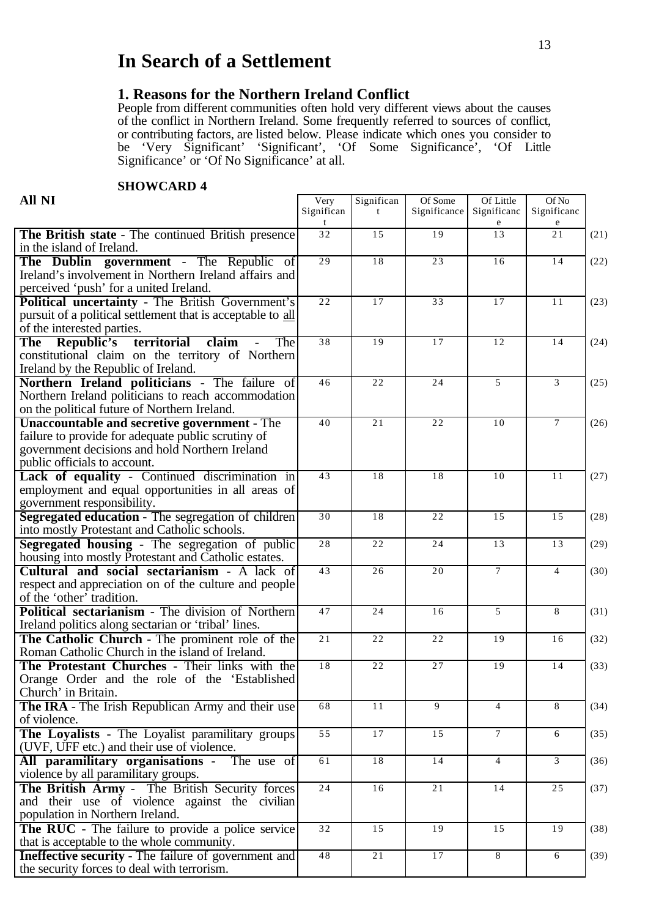# In Search of a Settlement

## 1. Reasons for the Northern Ireland Conflict

People from different communities often hold very different views about the causes of the conflict in Northern Ireland. Some frequently referred to sources of conflict, or contributing factors, are listed below. Please indicate which ones you consider to be 'Very Significant' 'Significant', 'Of Some Significance', 'Of Little Significance' or 'Of No Significance' at all.

**SHOWCARD 4**

| All NI | Very Significant | Significant | Of Some Significance | Of Little Significance | Of No Significance | |
|---|---|---|---|---|---|---|
| **The British state** - The continued British presence in the island of Ireland. | 32 | 15 | 19 | 13 | 21 | (21) |
| **The Dublin government** - The Republic of Ireland's involvement in Northern Ireland affairs and perceived 'push' for a united Ireland. | 29 | 18 | 23 | 16 | 14 | (22) |
| **Political uncertainty** - The British Government's pursuit of a political settlement that is acceptable to all of the interested parties. | 22 | 17 | 33 | 17 | 11 | (23) |
| **The Republic's territorial claim** - The constitutional claim on the territory of Northern Ireland by the Republic of Ireland. | 38 | 19 | 17 | 12 | 14 | (24) |
| **Northern Ireland politicians** - The failure of Northern Ireland politicians to reach accommodation on the political future of Northern Ireland. | 46 | 22 | 24 | 5 | 3 | (25) |
| **Unaccountable and secretive government** - The failure to provide for adequate public scrutiny of government decisions and hold Northern Ireland public officials to account. | 40 | 21 | 22 | 10 | 7 | (26) |
| **Lack of equality** - Continued discrimination in employment and equal opportunities in all areas of government responsibility. | 43 | 18 | 18 | 10 | 11 | (27) |
| **Segregated education** - The segregation of children into mostly Protestant and Catholic schools. | 30 | 18 | 22 | 15 | 15 | (28) |
| **Segregated housing** - The segregation of public housing into mostly Protestant and Catholic estates. | 28 | 22 | 24 | 13 | 13 | (29) |
| **Cultural and social sectarianism** - A lack of respect and appreciation on of the culture and people of the 'other' tradition. | 43 | 26 | 20 | 7 | 4 | (30) |
| **Political sectarianism** - The division of Northern Ireland politics along sectarian or 'tribal' lines. | 47 | 24 | 16 | 5 | 8 | (31) |
| **The Catholic Church** - The prominent role of the Roman Catholic Church in the island of Ireland. | 21 | 22 | 22 | 19 | 16 | (32) |
| **The Protestant Churches** - Their links with the Orange Order and the role of the 'Established Church' in Britain. | 18 | 22 | 27 | 19 | 14 | (33) |
| **The IRA** - The Irish Republican Army and their use of violence. | 68 | 11 | 9 | 4 | 8 | (34) |
| **The Loyalists** - The Loyalist paramilitary groups (UVF, UFF etc.) and their use of violence. | 55 | 17 | 15 | 7 | 6 | (35) |
| **All paramilitary organisations** - The use of violence by all paramilitary groups. | 61 | 18 | 14 | 4 | 3 | (36) |
| **The British Army** - The British Security forces and their use of violence against the civilian population in Northern Ireland. | 24 | 16 | 21 | 14 | 25 | (37) |
| **The RUC** - The failure to provide a police service that is acceptable to the whole community. | 32 | 15 | 19 | 15 | 19 | (38) |
| **Ineffective security** - The failure of government and the security forces to deal with terrorism. | 48 | 21 | 17 | 8 | 6 | (39) |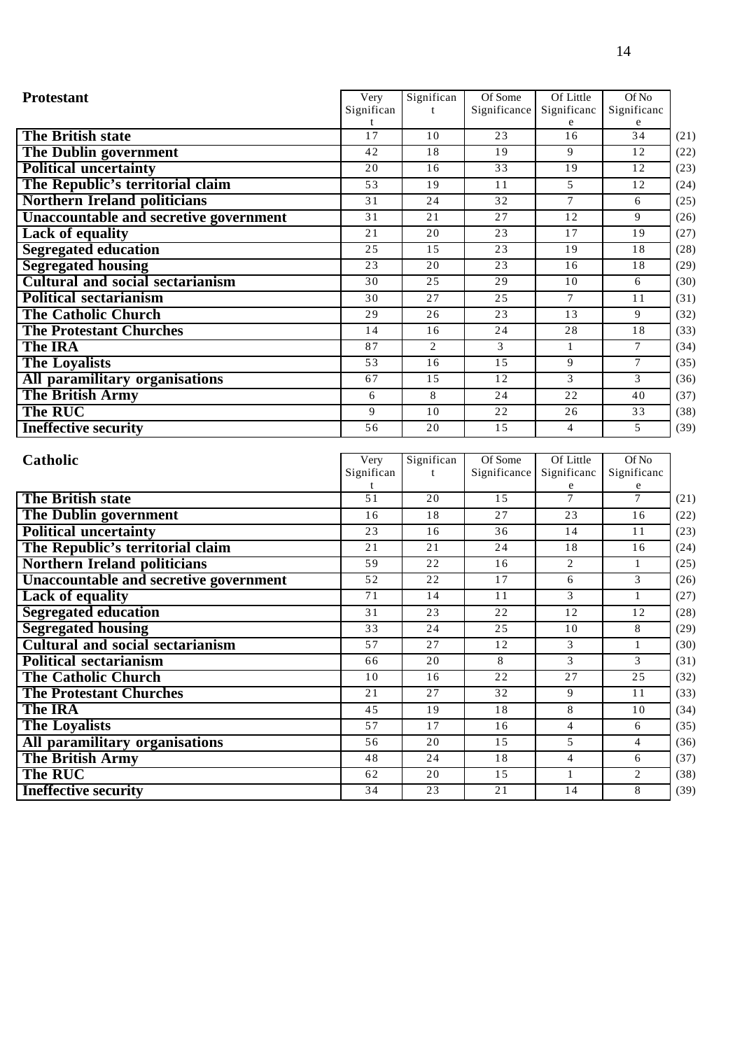| Protestant | Very Significant | Significant | Of Some Significance | Of Little Significance | Of No Significance | |
|---|---|---|---|---|---|---|
| The British state | 17 | 10 | 23 | 16 | 34 | (21) |
| The Dublin government | 42 | 18 | 19 | 9 | 12 | (22) |
| Political uncertainty | 20 | 16 | 33 | 19 | 12 | (23) |
| The Republic's territorial claim | 53 | 19 | 11 | 5 | 12 | (24) |
| Northern Ireland politicians | 31 | 24 | 32 | 7 | 6 | (25) |
| Unaccountable and secretive government | 31 | 21 | 27 | 12 | 9 | (26) |
| Lack of equality | 21 | 20 | 23 | 17 | 19 | (27) |
| Segregated education | 25 | 15 | 23 | 19 | 18 | (28) |
| Segregated housing | 23 | 20 | 23 | 16 | 18 | (29) |
| Cultural and social sectarianism | 30 | 25 | 29 | 10 | 6 | (30) |
| Political sectarianism | 30 | 27 | 25 | 7 | 11 | (31) |
| The Catholic Church | 29 | 26 | 23 | 13 | 9 | (32) |
| The Protestant Churches | 14 | 16 | 24 | 28 | 18 | (33) |
| The IRA | 87 | 2 | 3 | 1 | 7 | (34) |
| The Loyalists | 53 | 16 | 15 | 9 | 7 | (35) |
| All paramilitary organisations | 67 | 15 | 12 | 3 | 3 | (36) |
| The British Army | 6 | 8 | 24 | 22 | 40 | (37) |
| The RUC | 9 | 10 | 22 | 26 | 33 | (38) |
| Ineffective security | 56 | 20 | 15 | 4 | 5 | (39) |

| Catholic | Very Significant | Significant | Of Some Significance | Of Little Significance | Of No Significance | |
|---|---|---|---|---|---|---|
| The British state | 51 | 20 | 15 | 7 | 7 | (21) |
| The Dublin government | 16 | 18 | 27 | 23 | 16 | (22) |
| Political uncertainty | 23 | 16 | 36 | 14 | 11 | (23) |
| The Republic's territorial claim | 21 | 21 | 24 | 18 | 16 | (24) |
| Northern Ireland politicians | 59 | 22 | 16 | 2 | 1 | (25) |
| Unaccountable and secretive government | 52 | 22 | 17 | 6 | 3 | (26) |
| Lack of equality | 71 | 14 | 11 | 3 | 1 | (27) |
| Segregated education | 31 | 23 | 22 | 12 | 12 | (28) |
| Segregated housing | 33 | 24 | 25 | 10 | 8 | (29) |
| Cultural and social sectarianism | 57 | 27 | 12 | 3 | 1 | (30) |
| Political sectarianism | 66 | 20 | 8 | 3 | 3 | (31) |
| The Catholic Church | 10 | 16 | 22 | 27 | 25 | (32) |
| The Protestant Churches | 21 | 27 | 32 | 9 | 11 | (33) |
| The IRA | 45 | 19 | 18 | 8 | 10 | (34) |
| The Loyalists | 57 | 17 | 16 | 4 | 6 | (35) |
| All paramilitary organisations | 56 | 20 | 15 | 5 | 4 | (36) |
| The British Army | 48 | 24 | 18 | 4 | 6 | (37) |
| The RUC | 62 | 20 | 15 | 1 | 2 | (38) |
| Ineffective security | 34 | 23 | 21 | 14 | 8 | (39) |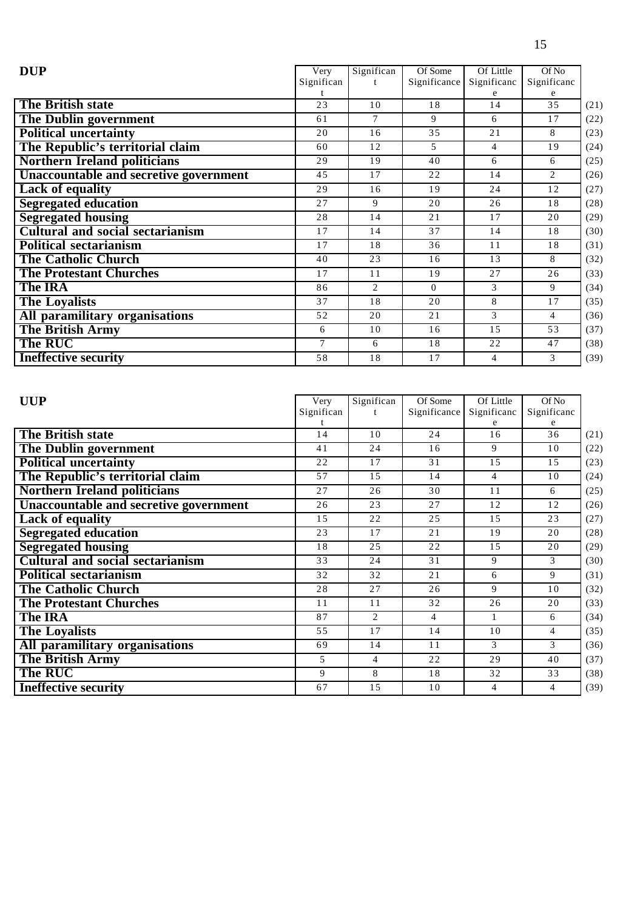| DUP | Very Significant | Significant | Of Some Significance | Of Little Significance | Of No Significance | |
|---|---|---|---|---|---|---|
| **The British state** | 23 | 10 | 18 | 14 | 35 | (21) |
| **The Dublin government** | 61 | 7 | 9 | 6 | 17 | (22) |
| **Political uncertainty** | 20 | 16 | 35 | 21 | 8 | (23) |
| **The Republic's territorial claim** | 60 | 12 | 5 | 4 | 19 | (24) |
| **Northern Ireland politicians** | 29 | 19 | 40 | 6 | 6 | (25) |
| **Unaccountable and secretive government** | 45 | 17 | 22 | 14 | 2 | (26) |
| **Lack of equality** | 29 | 16 | 19 | 24 | 12 | (27) |
| **Segregated education** | 27 | 9 | 20 | 26 | 18 | (28) |
| **Segregated housing** | 28 | 14 | 21 | 17 | 20 | (29) |
| **Cultural and social sectarianism** | 17 | 14 | 37 | 14 | 18 | (30) |
| **Political sectarianism** | 17 | 18 | 36 | 11 | 18 | (31) |
| **The Catholic Church** | 40 | 23 | 16 | 13 | 8 | (32) |
| **The Protestant Churches** | 17 | 11 | 19 | 27 | 26 | (33) |
| **The IRA** | 86 | 2 | 0 | 3 | 9 | (34) |
| **The Loyalists** | 37 | 18 | 20 | 8 | 17 | (35) |
| **All paramilitary organisations** | 52 | 20 | 21 | 3 | 4 | (36) |
| **The British Army** | 6 | 10 | 16 | 15 | 53 | (37) |
| **The RUC** | 7 | 6 | 18 | 22 | 47 | (38) |
| **Ineffective security** | 58 | 18 | 17 | 4 | 3 | (39) |

| UUP | Very Significant | Significant | Of Some Significance | Of Little Significance | Of No Significance | |
|---|---|---|---|---|---|---|
| **The British state** | 14 | 10 | 24 | 16 | 36 | (21) |
| **The Dublin government** | 41 | 24 | 16 | 9 | 10 | (22) |
| **Political uncertainty** | 22 | 17 | 31 | 15 | 15 | (23) |
| **The Republic's territorial claim** | 57 | 15 | 14 | 4 | 10 | (24) |
| **Northern Ireland politicians** | 27 | 26 | 30 | 11 | 6 | (25) |
| **Unaccountable and secretive government** | 26 | 23 | 27 | 12 | 12 | (26) |
| **Lack of equality** | 15 | 22 | 25 | 15 | 23 | (27) |
| **Segregated education** | 23 | 17 | 21 | 19 | 20 | (28) |
| **Segregated housing** | 18 | 25 | 22 | 15 | 20 | (29) |
| **Cultural and social sectarianism** | 33 | 24 | 31 | 9 | 3 | (30) |
| **Political sectarianism** | 32 | 32 | 21 | 6 | 9 | (31) |
| **The Catholic Church** | 28 | 27 | 26 | 9 | 10 | (32) |
| **The Protestant Churches** | 11 | 11 | 32 | 26 | 20 | (33) |
| **The IRA** | 87 | 2 | 4 | 1 | 6 | (34) |
| **The Loyalists** | 55 | 17 | 14 | 10 | 4 | (35) |
| **All paramilitary organisations** | 69 | 14 | 11 | 3 | 3 | (36) |
| **The British Army** | 5 | 4 | 22 | 29 | 40 | (37) |
| **The RUC** | 9 | 8 | 18 | 32 | 33 | (38) |
| **Ineffective security** | 67 | 15 | 10 | 4 | 4 | (39) |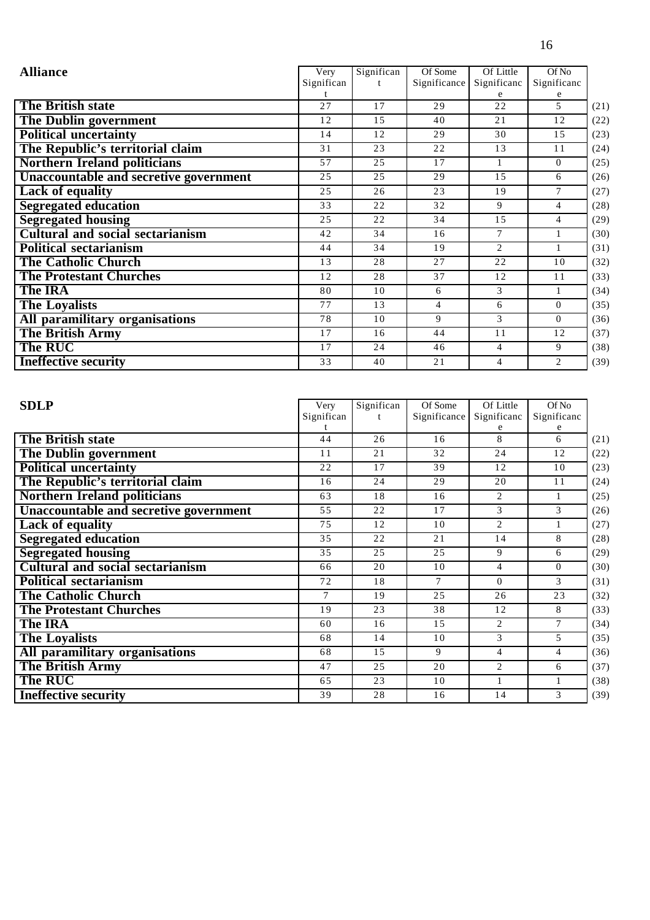| Alliance | Very Significant | Significant | Of Some Significance | Of Little Significance | Of No Significance | |
|---|---|---|---|---|---|---|
| The British state | 27 | 17 | 29 | 22 | 5 | (21) |
| The Dublin government | 12 | 15 | 40 | 21 | 12 | (22) |
| Political uncertainty | 14 | 12 | 29 | 30 | 15 | (23) |
| The Republic's territorial claim | 31 | 23 | 22 | 13 | 11 | (24) |
| Northern Ireland politicians | 57 | 25 | 17 | 1 | 0 | (25) |
| Unaccountable and secretive government | 25 | 25 | 29 | 15 | 6 | (26) |
| Lack of equality | 25 | 26 | 23 | 19 | 7 | (27) |
| Segregated education | 33 | 22 | 32 | 9 | 4 | (28) |
| Segregated housing | 25 | 22 | 34 | 15 | 4 | (29) |
| Cultural and social sectarianism | 42 | 34 | 16 | 7 | 1 | (30) |
| Political sectarianism | 44 | 34 | 19 | 2 | 1 | (31) |
| The Catholic Church | 13 | 28 | 27 | 22 | 10 | (32) |
| The Protestant Churches | 12 | 28 | 37 | 12 | 11 | (33) |
| The IRA | 80 | 10 | 6 | 3 | 1 | (34) |
| The Loyalists | 77 | 13 | 4 | 6 | 0 | (35) |
| All paramilitary organisations | 78 | 10 | 9 | 3 | 0 | (36) |
| The British Army | 17 | 16 | 44 | 11 | 12 | (37) |
| The RUC | 17 | 24 | 46 | 4 | 9 | (38) |
| Ineffective security | 33 | 40 | 21 | 4 | 2 | (39) |

| SDLP | Very Significant | Significant | Of Some Significance | Of Little Significance | Of No Significance | |
|---|---|---|---|---|---|---|
| The British state | 44 | 26 | 16 | 8 | 6 | (21) |
| The Dublin government | 11 | 21 | 32 | 24 | 12 | (22) |
| Political uncertainty | 22 | 17 | 39 | 12 | 10 | (23) |
| The Republic's territorial claim | 16 | 24 | 29 | 20 | 11 | (24) |
| Northern Ireland politicians | 63 | 18 | 16 | 2 | 1 | (25) |
| Unaccountable and secretive government | 55 | 22 | 17 | 3 | 3 | (26) |
| Lack of equality | 75 | 12 | 10 | 2 | 1 | (27) |
| Segregated education | 35 | 22 | 21 | 14 | 8 | (28) |
| Segregated housing | 35 | 25 | 25 | 9 | 6 | (29) |
| Cultural and social sectarianism | 66 | 20 | 10 | 4 | 0 | (30) |
| Political sectarianism | 72 | 18 | 7 | 0 | 3 | (31) |
| The Catholic Church | 7 | 19 | 25 | 26 | 23 | (32) |
| The Protestant Churches | 19 | 23 | 38 | 12 | 8 | (33) |
| The IRA | 60 | 16 | 15 | 2 | 7 | (34) |
| The Loyalists | 68 | 14 | 10 | 3 | 5 | (35) |
| All paramilitary organisations | 68 | 15 | 9 | 4 | 4 | (36) |
| The British Army | 47 | 25 | 20 | 2 | 6 | (37) |
| The RUC | 65 | 23 | 10 | 1 | 1 | (38) |
| Ineffective security | 39 | 28 | 16 | 14 | 3 | (39) |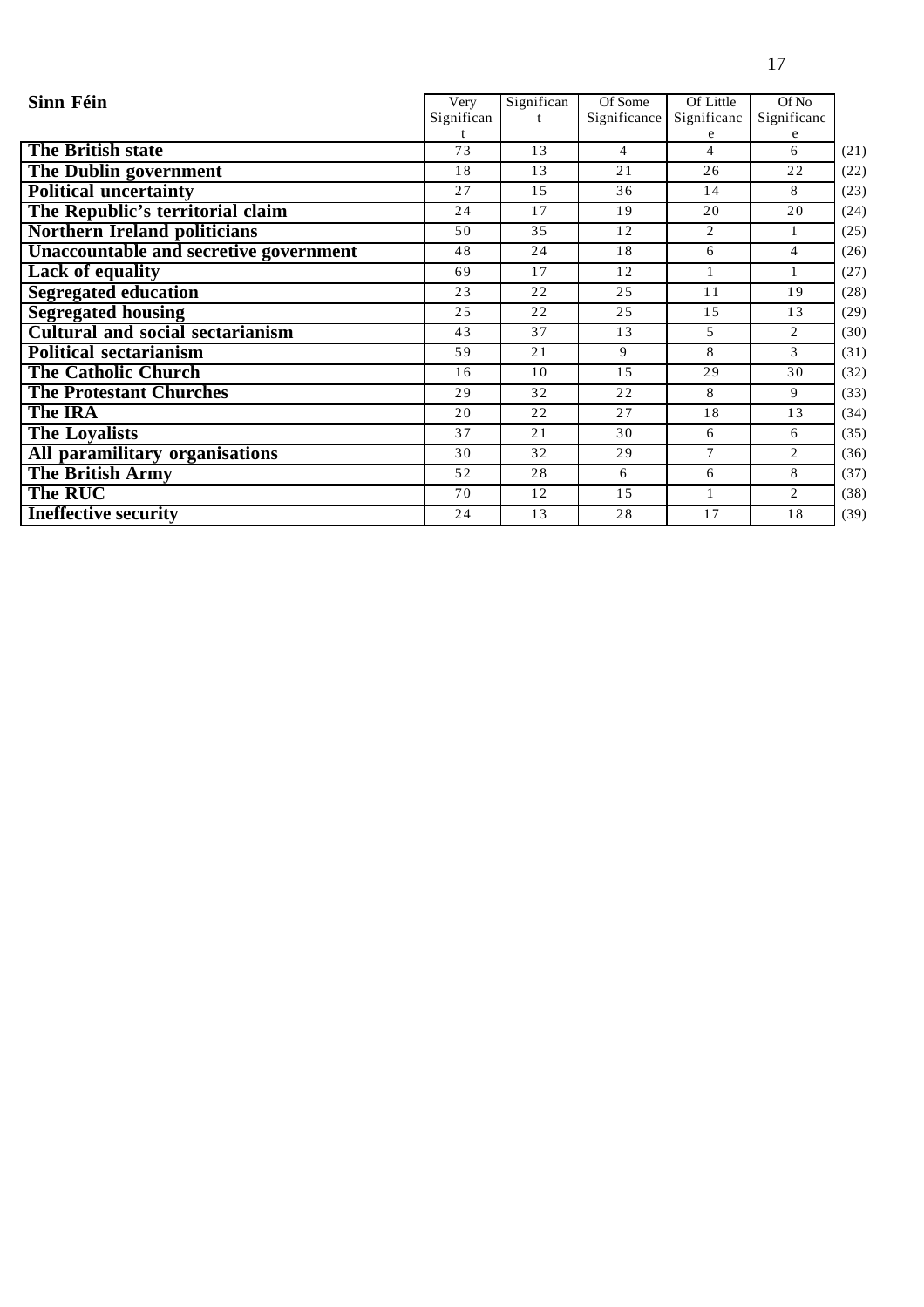| Sinn Féin | Very Significant | Significant | Of Some Significance | Of Little Significance | Of No Significance | |
|---|---|---|---|---|---|---|
| **The British state** | 73 | 13 | 4 | 4 | 6 | (21) |
| **The Dublin government** | 18 | 13 | 21 | 26 | 22 | (22) |
| **Political uncertainty** | 27 | 15 | 36 | 14 | 8 | (23) |
| **The Republic's territorial claim** | 24 | 17 | 19 | 20 | 20 | (24) |
| **Northern Ireland politicians** | 50 | 35 | 12 | 2 | 1 | (25) |
| **Unaccountable and secretive government** | 48 | 24 | 18 | 6 | 4 | (26) |
| **Lack of equality** | 69 | 17 | 12 | 1 | 1 | (27) |
| **Segregated education** | 23 | 22 | 25 | 11 | 19 | (28) |
| **Segregated housing** | 25 | 22 | 25 | 15 | 13 | (29) |
| **Cultural and social sectarianism** | 43 | 37 | 13 | 5 | 2 | (30) |
| **Political sectarianism** | 59 | 21 | 9 | 8 | 3 | (31) |
| **The Catholic Church** | 16 | 10 | 15 | 29 | 30 | (32) |
| **The Protestant Churches** | 29 | 32 | 22 | 8 | 9 | (33) |
| **The IRA** | 20 | 22 | 27 | 18 | 13 | (34) |
| **The Loyalists** | 37 | 21 | 30 | 6 | 6 | (35) |
| **All paramilitary organisations** | 30 | 32 | 29 | 7 | 2 | (36) |
| **The British Army** | 52 | 28 | 6 | 6 | 8 | (37) |
| **The RUC** | 70 | 12 | 15 | 1 | 2 | (38) |
| **Ineffective security** | 24 | 13 | 28 | 17 | 18 | (39) |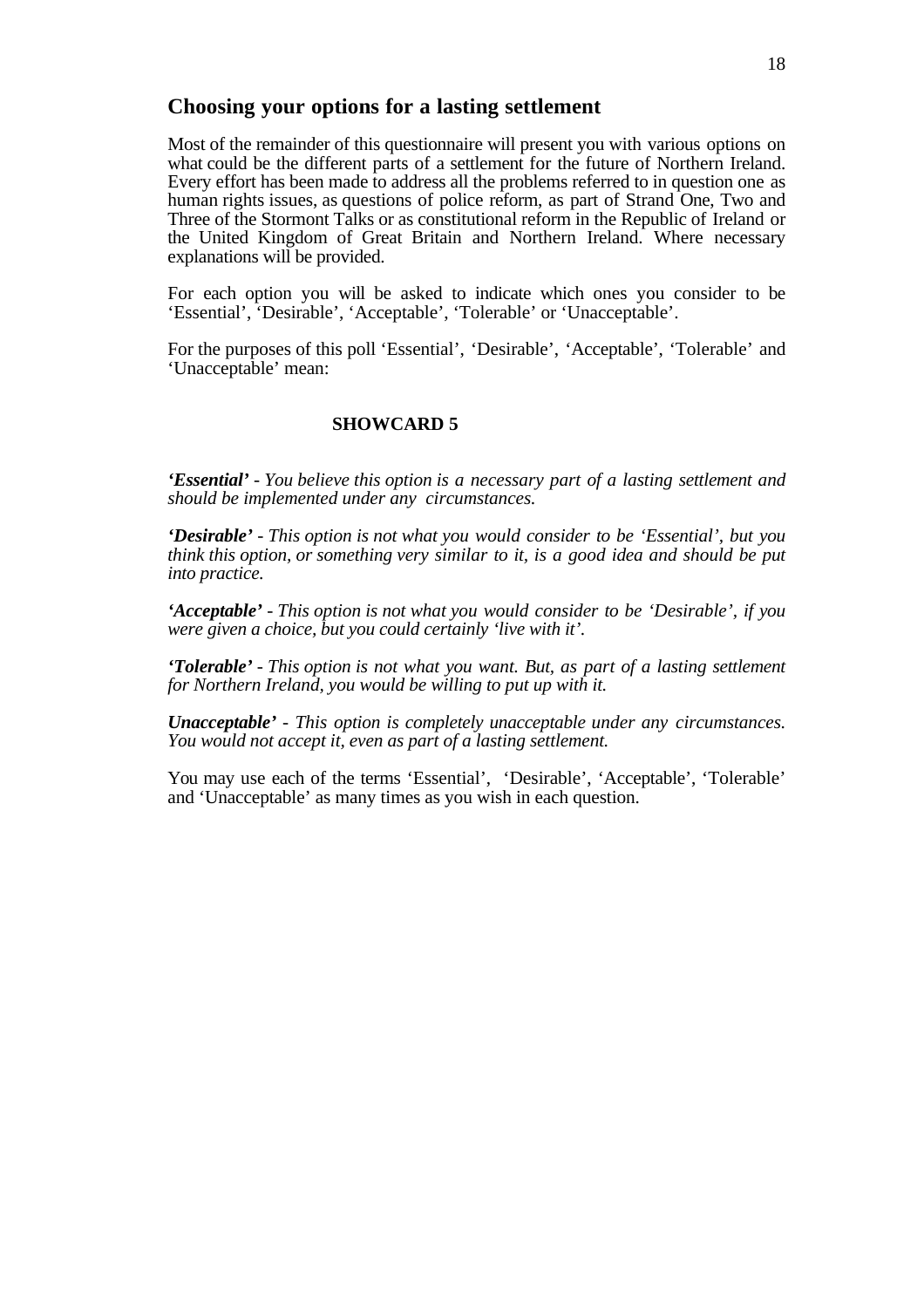## Choosing your options for a lasting settlement

Most of the remainder of this questionnaire will present you with various options on what could be the different parts of a settlement for the future of Northern Ireland. Every effort has been made to address all the problems referred to in question one as human rights issues, as questions of police reform, as part of Strand One, Two and Three of the Stormont Talks or as constitutional reform in the Republic of Ireland or the United Kingdom of Great Britain and Northern Ireland. Where necessary explanations will be provided.

For each option you will be asked to indicate which ones you consider to be 'Essential', 'Desirable', 'Acceptable', 'Tolerable' or 'Unacceptable'.

For the purposes of this poll 'Essential', 'Desirable', 'Acceptable', 'Tolerable' and 'Unacceptable' mean:

**SHOWCARD 5**

***'Essential'*** *- You believe this option is a necessary part of a lasting settlement and should be implemented under any circumstances.*

***'Desirable'*** *- This option is not what you would consider to be 'Essential', but you think this option, or something very similar to it, is a good idea and should be put into practice.*

***'Acceptable'*** *- This option is not what you would consider to be 'Desirable', if you were given a choice, but you could certainly 'live with it'.*

***'Tolerable'*** *- This option is not what you want. But, as part of a lasting settlement for Northern Ireland, you would be willing to put up with it.*

***Unacceptable'*** *- This option is completely unacceptable under any circumstances. You would not accept it, even as part of a lasting settlement.*

You may use each of the terms 'Essential', 'Desirable', 'Acceptable', 'Tolerable' and 'Unacceptable' as many times as you wish in each question.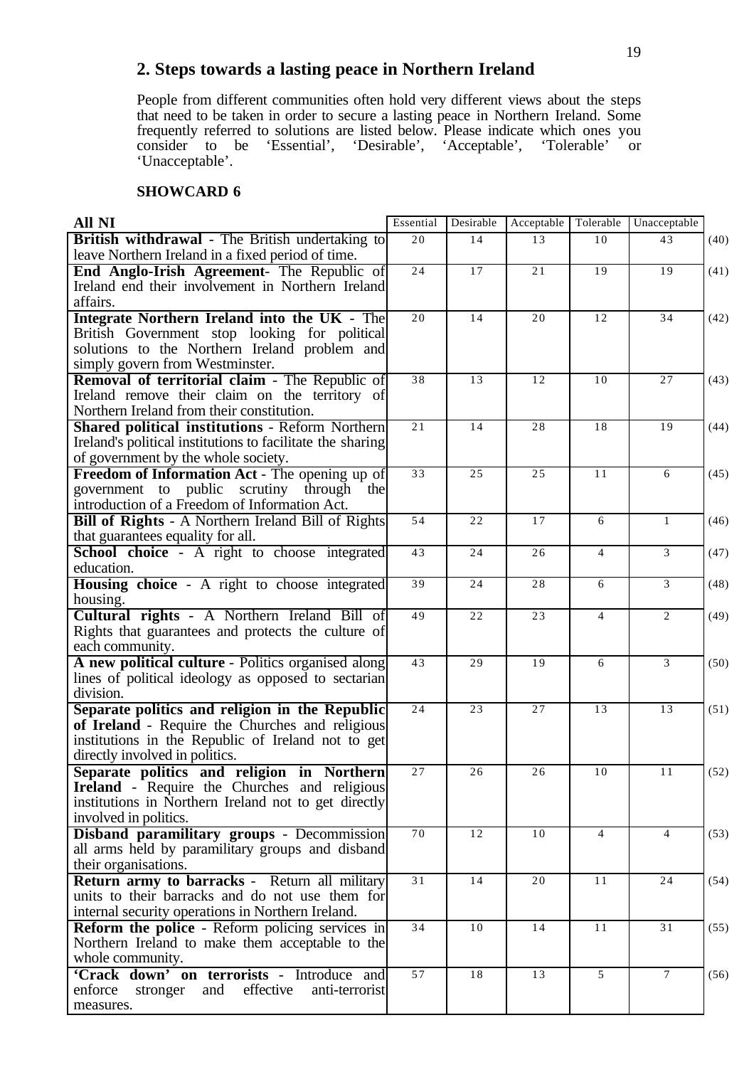## 2. Steps towards a lasting peace in Northern Ireland

People from different communities often hold very different views about the steps that need to be taken in order to secure a lasting peace in Northern Ireland. Some frequently referred to solutions are listed below. Please indicate which ones you consider to be 'Essential', 'Desirable', 'Acceptable', 'Tolerable' or 'Unacceptable'.

**SHOWCARD 6**

| All NI | Essential | Desirable | Acceptable | Tolerable | Unacceptable | |
|---|---|---|---|---|---|---|
| **British withdrawal** - The British undertaking to leave Northern Ireland in a fixed period of time. | 20 | 14 | 13 | 10 | 43 | (40) |
| **End Anglo-Irish Agreement**- The Republic of Ireland end their involvement in Northern Ireland affairs. | 24 | 17 | 21 | 19 | 19 | (41) |
| **Integrate Northern Ireland into the UK** - The British Government stop looking for political solutions to the Northern Ireland problem and simply govern from Westminster. | 20 | 14 | 20 | 12 | 34 | (42) |
| **Removal of territorial claim** - The Republic of Ireland remove their claim on the territory of Northern Ireland from their constitution. | 38 | 13 | 12 | 10 | 27 | (43) |
| **Shared political institutions** - Reform Northern Ireland's political institutions to facilitate the sharing of government by the whole society. | 21 | 14 | 28 | 18 | 19 | (44) |
| **Freedom of Information Act** - The opening up of government to public scrutiny through the introduction of a Freedom of Information Act. | 33 | 25 | 25 | 11 | 6 | (45) |
| **Bill of Rights** - A Northern Ireland Bill of Rights that guarantees equality for all. | 54 | 22 | 17 | 6 | 1 | (46) |
| **School choice** - A right to choose integrated education. | 43 | 24 | 26 | 4 | 3 | (47) |
| **Housing choice** - A right to choose integrated housing. | 39 | 24 | 28 | 6 | 3 | (48) |
| **Cultural rights** - A Northern Ireland Bill of Rights that guarantees and protects the culture of each community. | 49 | 22 | 23 | 4 | 2 | (49) |
| **A new political culture** - Politics organised along lines of political ideology as opposed to sectarian division. | 43 | 29 | 19 | 6 | 3 | (50) |
| **Separate politics and religion in the Republic of Ireland** - Require the Churches and religious institutions in the Republic of Ireland not to get directly involved in politics. | 24 | 23 | 27 | 13 | 13 | (51) |
| **Separate politics and religion in Northern Ireland** - Require the Churches and religious institutions in Northern Ireland not to get directly involved in politics. | 27 | 26 | 26 | 10 | 11 | (52) |
| **Disband paramilitary groups** - Decommission all arms held by paramilitary groups and disband their organisations. | 70 | 12 | 10 | 4 | 4 | (53) |
| **Return army to barracks** - Return all military units to their barracks and do not use them for internal security operations in Northern Ireland. | 31 | 14 | 20 | 11 | 24 | (54) |
| **Reform the police** - Reform policing services in Northern Ireland to make them acceptable to the whole community. | 34 | 10 | 14 | 11 | 31 | (55) |
| **'Crack down' on terrorists** - Introduce and enforce stronger and effective anti-terrorist measures. | 57 | 18 | 13 | 5 | 7 | (56) |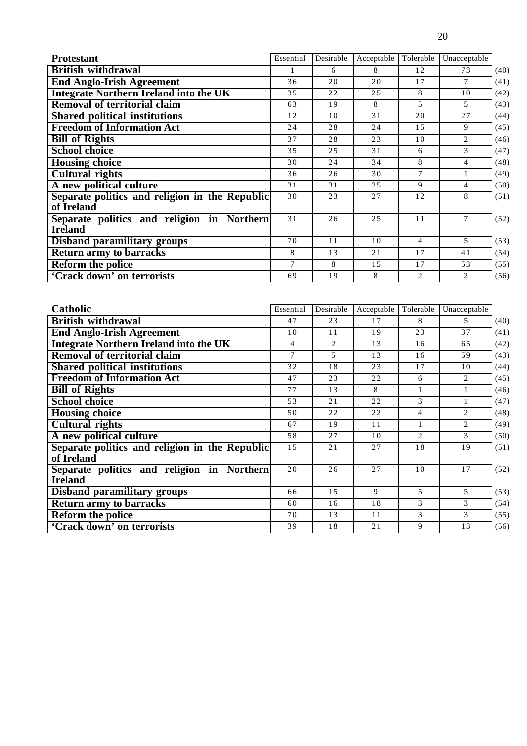| Protestant | Essential | Desirable | Acceptable | Tolerable | Unacceptable | |
|---|---|---|---|---|---|---|
| **British withdrawal** | 1 | 6 | 8 | 12 | 73 | (40) |
| **End Anglo-Irish Agreement** | 36 | 20 | 20 | 17 | 7 | (41) |
| **Integrate Northern Ireland into the UK** | 35 | 22 | 25 | 8 | 10 | (42) |
| **Removal of territorial claim** | 63 | 19 | 8 | 5 | 5 | (43) |
| **Shared political institutions** | 12 | 10 | 31 | 20 | 27 | (44) |
| **Freedom of Information Act** | 24 | 28 | 24 | 15 | 9 | (45) |
| **Bill of Rights** | 37 | 28 | 23 | 10 | 2 | (46) |
| **School choice** | 35 | 25 | 31 | 6 | 3 | (47) |
| **Housing choice** | 30 | 24 | 34 | 8 | 4 | (48) |
| **Cultural rights** | 36 | 26 | 30 | 7 | 1 | (49) |
| **A new political culture** | 31 | 31 | 25 | 9 | 4 | (50) |
| **Separate politics and religion in the Republic of Ireland** | 30 | 23 | 27 | 12 | 8 | (51) |
| **Separate politics and religion in Northern Ireland** | 31 | 26 | 25 | 11 | 7 | (52) |
| **Disband paramilitary groups** | 70 | 11 | 10 | 4 | 5 | (53) |
| **Return army to barracks** | 8 | 13 | 21 | 17 | 41 | (54) |
| **Reform the police** | 7 | 8 | 15 | 17 | 53 | (55) |
| **'Crack down' on terrorists** | 69 | 19 | 8 | 2 | 2 | (56) |

| Catholic | Essential | Desirable | Acceptable | Tolerable | Unacceptable | |
|---|---|---|---|---|---|---|
| **British withdrawal** | 47 | 23 | 17 | 8 | 5 | (40) |
| **End Anglo-Irish Agreement** | 10 | 11 | 19 | 23 | 37 | (41) |
| **Integrate Northern Ireland into the UK** | 4 | 2 | 13 | 16 | 65 | (42) |
| **Removal of territorial claim** | 7 | 5 | 13 | 16 | 59 | (43) |
| **Shared political institutions** | 32 | 18 | 23 | 17 | 10 | (44) |
| **Freedom of Information Act** | 47 | 23 | 22 | 6 | 2 | (45) |
| **Bill of Rights** | 77 | 13 | 8 | 1 | 1 | (46) |
| **School choice** | 53 | 21 | 22 | 3 | 1 | (47) |
| **Housing choice** | 50 | 22 | 22 | 4 | 2 | (48) |
| **Cultural rights** | 67 | 19 | 11 | 1 | 2 | (49) |
| **A new political culture** | 58 | 27 | 10 | 2 | 3 | (50) |
| **Separate politics and religion in the Republic of Ireland** | 15 | 21 | 27 | 18 | 19 | (51) |
| **Separate politics and religion in Northern Ireland** | 20 | 26 | 27 | 10 | 17 | (52) |
| **Disband paramilitary groups** | 66 | 15 | 9 | 5 | 5 | (53) |
| **Return army to barracks** | 60 | 16 | 18 | 3 | 3 | (54) |
| **Reform the police** | 70 | 13 | 11 | 3 | 3 | (55) |
| **'Crack down' on terrorists** | 39 | 18 | 21 | 9 | 13 | (56) |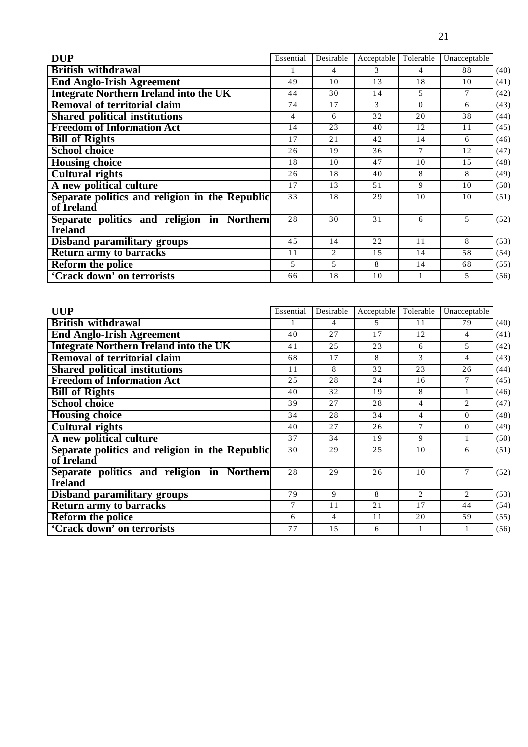| DUP | Essential | Desirable | Acceptable | Tolerable | Unacceptable | |
|---|---|---|---|---|---|---|
| **British withdrawal** | 1 | 4 | 3 | 4 | 88 | (40) |
| **End Anglo-Irish Agreement** | 49 | 10 | 13 | 18 | 10 | (41) |
| **Integrate Northern Ireland into the UK** | 44 | 30 | 14 | 5 | 7 | (42) |
| **Removal of territorial claim** | 74 | 17 | 3 | 0 | 6 | (43) |
| **Shared political institutions** | 4 | 6 | 32 | 20 | 38 | (44) |
| **Freedom of Information Act** | 14 | 23 | 40 | 12 | 11 | (45) |
| **Bill of Rights** | 17 | 21 | 42 | 14 | 6 | (46) |
| **School choice** | 26 | 19 | 36 | 7 | 12 | (47) |
| **Housing choice** | 18 | 10 | 47 | 10 | 15 | (48) |
| **Cultural rights** | 26 | 18 | 40 | 8 | 8 | (49) |
| **A new political culture** | 17 | 13 | 51 | 9 | 10 | (50) |
| **Separate politics and religion in the Republic of Ireland** | 33 | 18 | 29 | 10 | 10 | (51) |
| **Separate politics and religion in Northern Ireland** | 28 | 30 | 31 | 6 | 5 | (52) |
| **Disband paramilitary groups** | 45 | 14 | 22 | 11 | 8 | (53) |
| **Return army to barracks** | 11 | 2 | 15 | 14 | 58 | (54) |
| **Reform the police** | 5 | 5 | 8 | 14 | 68 | (55) |
| **'Crack down' on terrorists** | 66 | 18 | 10 | 1 | 5 | (56) |

| UUP | Essential | Desirable | Acceptable | Tolerable | Unacceptable | |
|---|---|---|---|---|---|---|
| **British withdrawal** | 1 | 4 | 5 | 11 | 79 | (40) |
| **End Anglo-Irish Agreement** | 40 | 27 | 17 | 12 | 4 | (41) |
| **Integrate Northern Ireland into the UK** | 41 | 25 | 23 | 6 | 5 | (42) |
| **Removal of territorial claim** | 68 | 17 | 8 | 3 | 4 | (43) |
| **Shared political institutions** | 11 | 8 | 32 | 23 | 26 | (44) |
| **Freedom of Information Act** | 25 | 28 | 24 | 16 | 7 | (45) |
| **Bill of Rights** | 40 | 32 | 19 | 8 | 1 | (46) |
| **School choice** | 39 | 27 | 28 | 4 | 2 | (47) |
| **Housing choice** | 34 | 28 | 34 | 4 | 0 | (48) |
| **Cultural rights** | 40 | 27 | 26 | 7 | 0 | (49) |
| **A new political culture** | 37 | 34 | 19 | 9 | 1 | (50) |
| **Separate politics and religion in the Republic of Ireland** | 30 | 29 | 25 | 10 | 6 | (51) |
| **Separate politics and religion in Northern Ireland** | 28 | 29 | 26 | 10 | 7 | (52) |
| **Disband paramilitary groups** | 79 | 9 | 8 | 2 | 2 | (53) |
| **Return army to barracks** | 7 | 11 | 21 | 17 | 44 | (54) |
| **Reform the police** | 6 | 4 | 11 | 20 | 59 | (55) |
| **'Crack down' on terrorists** | 77 | 15 | 6 | 1 | 1 | (56) |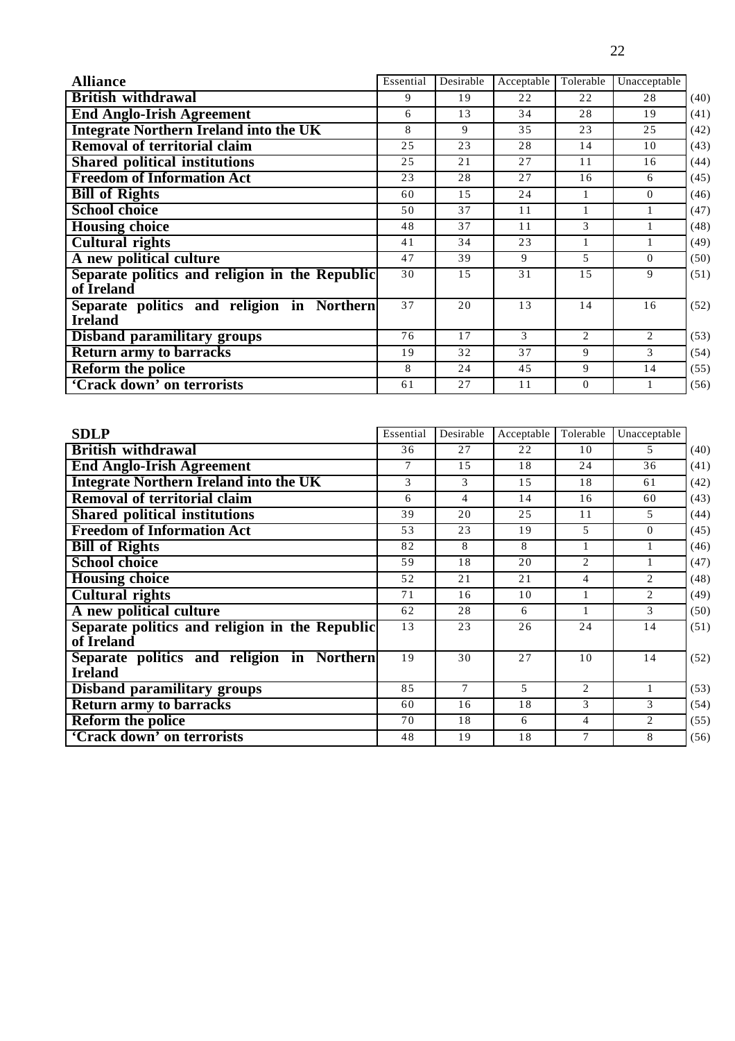| Alliance | Essential | Desirable | Acceptable | Tolerable | Unacceptable | |
|---|---|---|---|---|---|---|
| British withdrawal | 9 | 19 | 22 | 22 | 28 | (40) |
| End Anglo-Irish Agreement | 6 | 13 | 34 | 28 | 19 | (41) |
| Integrate Northern Ireland into the UK | 8 | 9 | 35 | 23 | 25 | (42) |
| Removal of territorial claim | 25 | 23 | 28 | 14 | 10 | (43) |
| Shared political institutions | 25 | 21 | 27 | 11 | 16 | (44) |
| Freedom of Information Act | 23 | 28 | 27 | 16 | 6 | (45) |
| Bill of Rights | 60 | 15 | 24 | 1 | 0 | (46) |
| School choice | 50 | 37 | 11 | 1 | 1 | (47) |
| Housing choice | 48 | 37 | 11 | 3 | 1 | (48) |
| Cultural rights | 41 | 34 | 23 | 1 | 1 | (49) |
| A new political culture | 47 | 39 | 9 | 5 | 0 | (50) |
| Separate politics and religion in the Republic of Ireland | 30 | 15 | 31 | 15 | 9 | (51) |
| Separate politics and religion in Northern Ireland | 37 | 20 | 13 | 14 | 16 | (52) |
| Disband paramilitary groups | 76 | 17 | 3 | 2 | 2 | (53) |
| Return army to barracks | 19 | 32 | 37 | 9 | 3 | (54) |
| Reform the police | 8 | 24 | 45 | 9 | 14 | (55) |
| 'Crack down' on terrorists | 61 | 27 | 11 | 0 | 1 | (56) |

| SDLP | Essential | Desirable | Acceptable | Tolerable | Unacceptable | |
|---|---|---|---|---|---|---|
| British withdrawal | 36 | 27 | 22 | 10 | 5 | (40) |
| End Anglo-Irish Agreement | 7 | 15 | 18 | 24 | 36 | (41) |
| Integrate Northern Ireland into the UK | 3 | 3 | 15 | 18 | 61 | (42) |
| Removal of territorial claim | 6 | 4 | 14 | 16 | 60 | (43) |
| Shared political institutions | 39 | 20 | 25 | 11 | 5 | (44) |
| Freedom of Information Act | 53 | 23 | 19 | 5 | 0 | (45) |
| Bill of Rights | 82 | 8 | 8 | 1 | 1 | (46) |
| School choice | 59 | 18 | 20 | 2 | 1 | (47) |
| Housing choice | 52 | 21 | 21 | 4 | 2 | (48) |
| Cultural rights | 71 | 16 | 10 | 1 | 2 | (49) |
| A new political culture | 62 | 28 | 6 | 1 | 3 | (50) |
| Separate politics and religion in the Republic of Ireland | 13 | 23 | 26 | 24 | 14 | (51) |
| Separate politics and religion in Northern Ireland | 19 | 30 | 27 | 10 | 14 | (52) |
| Disband paramilitary groups | 85 | 7 | 5 | 2 | 1 | (53) |
| Return army to barracks | 60 | 16 | 18 | 3 | 3 | (54) |
| Reform the police | 70 | 18 | 6 | 4 | 2 | (55) |
| 'Crack down' on terrorists | 48 | 19 | 18 | 7 | 8 | (56) |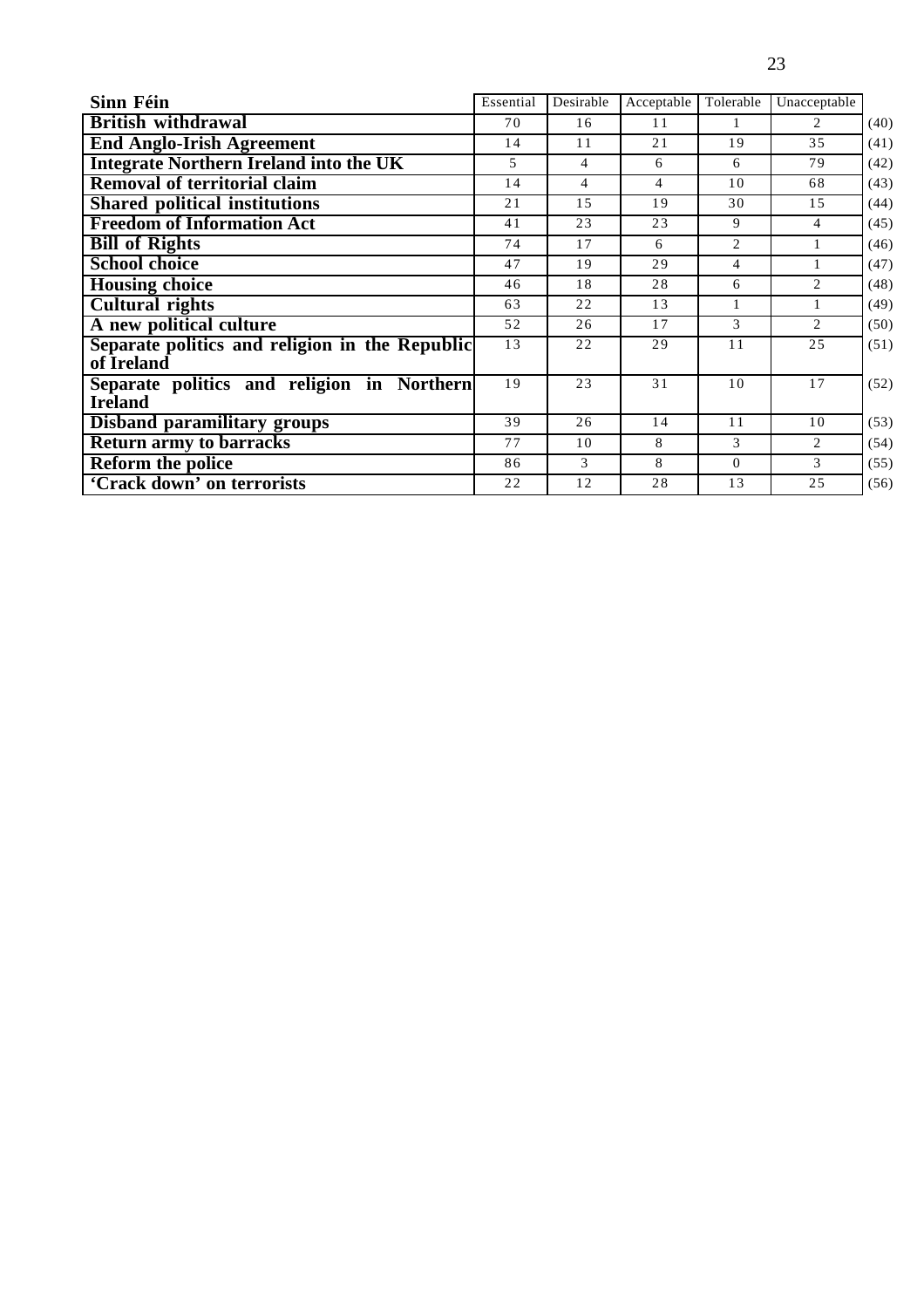| Sinn Féin | Essential | Desirable | Acceptable | Tolerable | Unacceptable | |
|---|---|---|---|---|---|---|
| **British withdrawal** | 70 | 16 | 11 | 1 | 2 | (40) |
| **End Anglo-Irish Agreement** | 14 | 11 | 21 | 19 | 35 | (41) |
| **Integrate Northern Ireland into the UK** | 5 | 4 | 6 | 6 | 79 | (42) |
| **Removal of territorial claim** | 14 | 4 | 4 | 10 | 68 | (43) |
| **Shared political institutions** | 21 | 15 | 19 | 30 | 15 | (44) |
| **Freedom of Information Act** | 41 | 23 | 23 | 9 | 4 | (45) |
| **Bill of Rights** | 74 | 17 | 6 | 2 | 1 | (46) |
| **School choice** | 47 | 19 | 29 | 4 | 1 | (47) |
| **Housing choice** | 46 | 18 | 28 | 6 | 2 | (48) |
| **Cultural rights** | 63 | 22 | 13 | 1 | 1 | (49) |
| **A new political culture** | 52 | 26 | 17 | 3 | 2 | (50) |
| **Separate politics and religion in the Republic of Ireland** | 13 | 22 | 29 | 11 | 25 | (51) |
| **Separate politics and religion in Northern Ireland** | 19 | 23 | 31 | 10 | 17 | (52) |
| **Disband paramilitary groups** | 39 | 26 | 14 | 11 | 10 | (53) |
| **Return army to barracks** | 77 | 10 | 8 | 3 | 2 | (54) |
| **Reform the police** | 86 | 3 | 8 | 0 | 3 | (55) |
| **'Crack down' on terrorists** | 22 | 12 | 28 | 13 | 25 | (56) |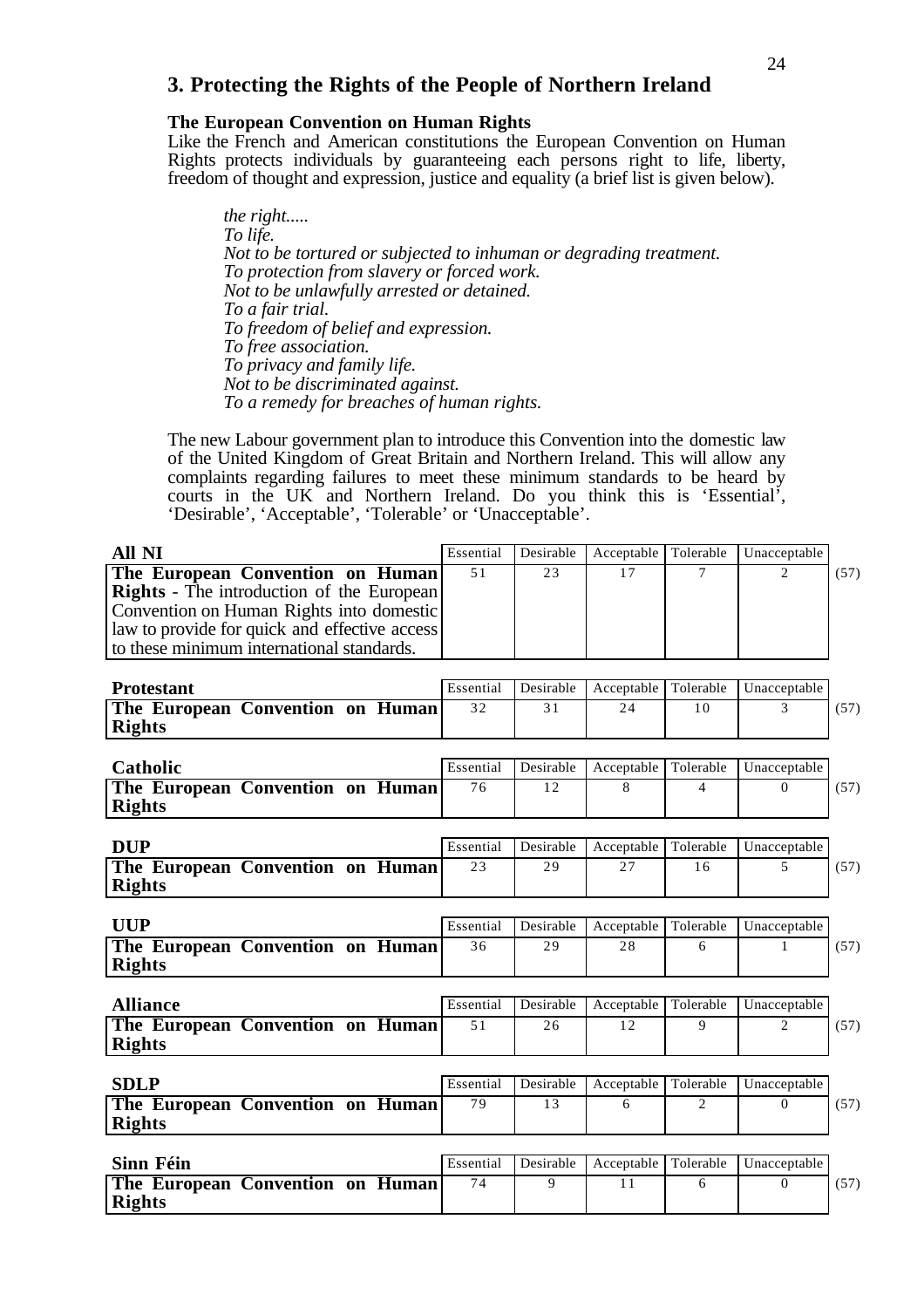## 3. Protecting the Rights of the People of Northern Ireland

**The European Convention on Human Rights**

Like the French and American constitutions the European Convention on Human Rights protects individuals by guaranteeing each persons right to life, liberty, freedom of thought and expression, justice and equality (a brief list is given below).

*the right.....*
*To life.*
*Not to be tortured or subjected to inhuman or degrading treatment.*
*To protection from slavery or forced work.*
*Not to be unlawfully arrested or detained.*
*To a fair trial.*
*To freedom of belief and expression.*
*To free association.*
*To privacy and family life.*
*Not to be discriminated against.*
*To a remedy for breaches of human rights.*

The new Labour government plan to introduce this Convention into the domestic law of the United Kingdom of Great Britain and Northern Ireland. This will allow any complaints regarding failures to meet these minimum standards to be heard by courts in the UK and Northern Ireland. Do you think this is 'Essential', 'Desirable', 'Acceptable', 'Tolerable' or 'Unacceptable'.

| **All NI** | Essential | Desirable | Acceptable | Tolerable | Unacceptable | |
|---|---|---|---|---|---|---|
| **The European Convention on Human Rights** - The introduction of the European Convention on Human Rights into domestic law to provide for quick and effective access to these minimum international standards. | 51 | 23 | 17 | 7 | 2 | (57) |

| **Protestant** | Essential | Desirable | Acceptable | Tolerable | Unacceptable | |
|---|---|---|---|---|---|---|
| **The European Convention on Human Rights** | 32 | 31 | 24 | 10 | 3 | (57) |

| **Catholic** | Essential | Desirable | Acceptable | Tolerable | Unacceptable | |
|---|---|---|---|---|---|---|
| **The European Convention on Human Rights** | 76 | 12 | 8 | 4 | 0 | (57) |

| **DUP** | Essential | Desirable | Acceptable | Tolerable | Unacceptable | |
|---|---|---|---|---|---|---|
| **The European Convention on Human Rights** | 23 | 29 | 27 | 16 | 5 | (57) |

| **UUP** | Essential | Desirable | Acceptable | Tolerable | Unacceptable | |
|---|---|---|---|---|---|---|
| **The European Convention on Human Rights** | 36 | 29 | 28 | 6 | 1 | (57) |

| **Alliance** | Essential | Desirable | Acceptable | Tolerable | Unacceptable | |
|---|---|---|---|---|---|---|
| **The European Convention on Human Rights** | 51 | 26 | 12 | 9 | 2 | (57) |

| **SDLP** | Essential | Desirable | Acceptable | Tolerable | Unacceptable | |
|---|---|---|---|---|---|---|
| **The European Convention on Human Rights** | 79 | 13 | 6 | 2 | 0 | (57) |

| **Sinn Féin** | Essential | Desirable | Acceptable | Tolerable | Unacceptable | |
|---|---|---|---|---|---|---|
| **The European Convention on Human Rights** | 74 | 9 | 11 | 6 | 0 | (57) |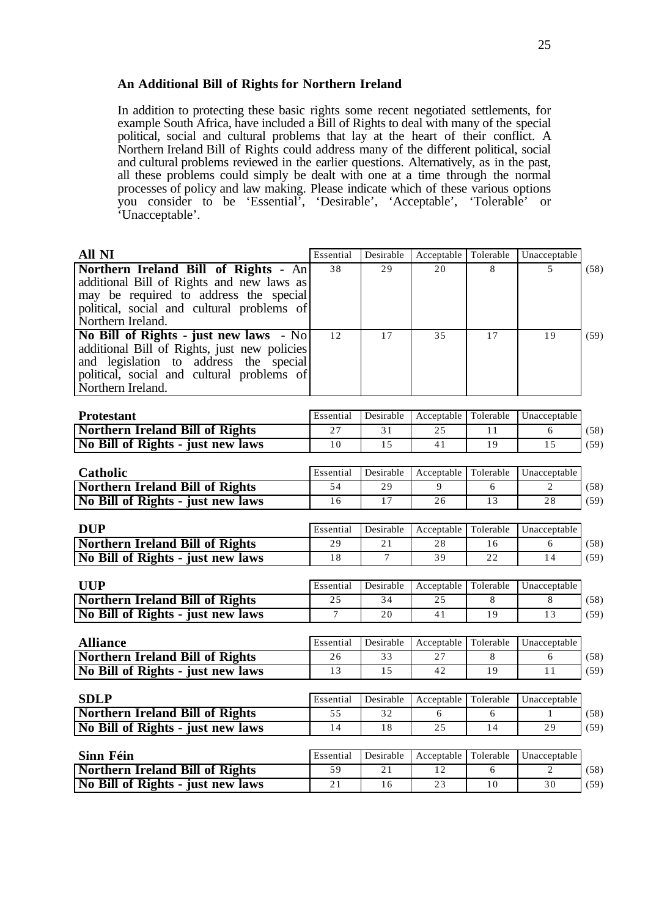## An Additional Bill of Rights for Northern Ireland

In addition to protecting these basic rights some recent negotiated settlements, for example South Africa, have included a Bill of Rights to deal with many of the special political, social and cultural problems that lay at the heart of their conflict. A Northern Ireland Bill of Rights could address many of the different political, social and cultural problems reviewed in the earlier questions. Alternatively, as in the past, all these problems could simply be dealt with one at a time through the normal processes of policy and law making. Please indicate which of these various options you consider to be 'Essential', 'Desirable', 'Acceptable', 'Tolerable' or 'Unacceptable'.

| **All NI** | Essential | Desirable | Acceptable | Tolerable | Unacceptable | |
|---|---|---|---|---|---|---|
| **Northern Ireland Bill of Rights** - An additional Bill of Rights and new laws as may be required to address the special political, social and cultural problems of Northern Ireland. | 38 | 29 | 20 | 8 | 5 | (58) |
| **No Bill of Rights - just new laws** - No additional Bill of Rights, just new policies and legislation to address the special political, social and cultural problems of Northern Ireland. | 12 | 17 | 35 | 17 | 19 | (59) |

| **Protestant** | Essential | Desirable | Acceptable | Tolerable | Unacceptable | |
|---|---|---|---|---|---|---|
| **Northern Ireland Bill of Rights** | 27 | 31 | 25 | 11 | 6 | (58) |
| **No Bill of Rights - just new laws** | 10 | 15 | 41 | 19 | 15 | (59) |

| **Catholic** | Essential | Desirable | Acceptable | Tolerable | Unacceptable | |
|---|---|---|---|---|---|---|
| **Northern Ireland Bill of Rights** | 54 | 29 | 9 | 6 | 2 | (58) |
| **No Bill of Rights - just new laws** | 16 | 17 | 26 | 13 | 28 | (59) |

| **DUP** | Essential | Desirable | Acceptable | Tolerable | Unacceptable | |
|---|---|---|---|---|---|---|
| **Northern Ireland Bill of Rights** | 29 | 21 | 28 | 16 | 6 | (58) |
| **No Bill of Rights - just new laws** | 18 | 7 | 39 | 22 | 14 | (59) |

| **UUP** | Essential | Desirable | Acceptable | Tolerable | Unacceptable | |
|---|---|---|---|---|---|---|
| **Northern Ireland Bill of Rights** | 25 | 34 | 25 | 8 | 8 | (58) |
| **No Bill of Rights - just new laws** | 7 | 20 | 41 | 19 | 13 | (59) |

| **Alliance** | Essential | Desirable | Acceptable | Tolerable | Unacceptable | |
|---|---|---|---|---|---|---|
| **Northern Ireland Bill of Rights** | 26 | 33 | 27 | 8 | 6 | (58) |
| **No Bill of Rights - just new laws** | 13 | 15 | 42 | 19 | 11 | (59) |

| **SDLP** | Essential | Desirable | Acceptable | Tolerable | Unacceptable | |
|---|---|---|---|---|---|---|
| **Northern Ireland Bill of Rights** | 55 | 32 | 6 | 6 | 1 | (58) |
| **No Bill of Rights - just new laws** | 14 | 18 | 25 | 14 | 29 | (59) |

| **Sinn Féin** | Essential | Desirable | Acceptable | Tolerable | Unacceptable | |
|---|---|---|---|---|---|---|
| **Northern Ireland Bill of Rights** | 59 | 21 | 12 | 6 | 2 | (58) |
| **No Bill of Rights - just new laws** | 21 | 16 | 23 | 10 | 30 | (59) |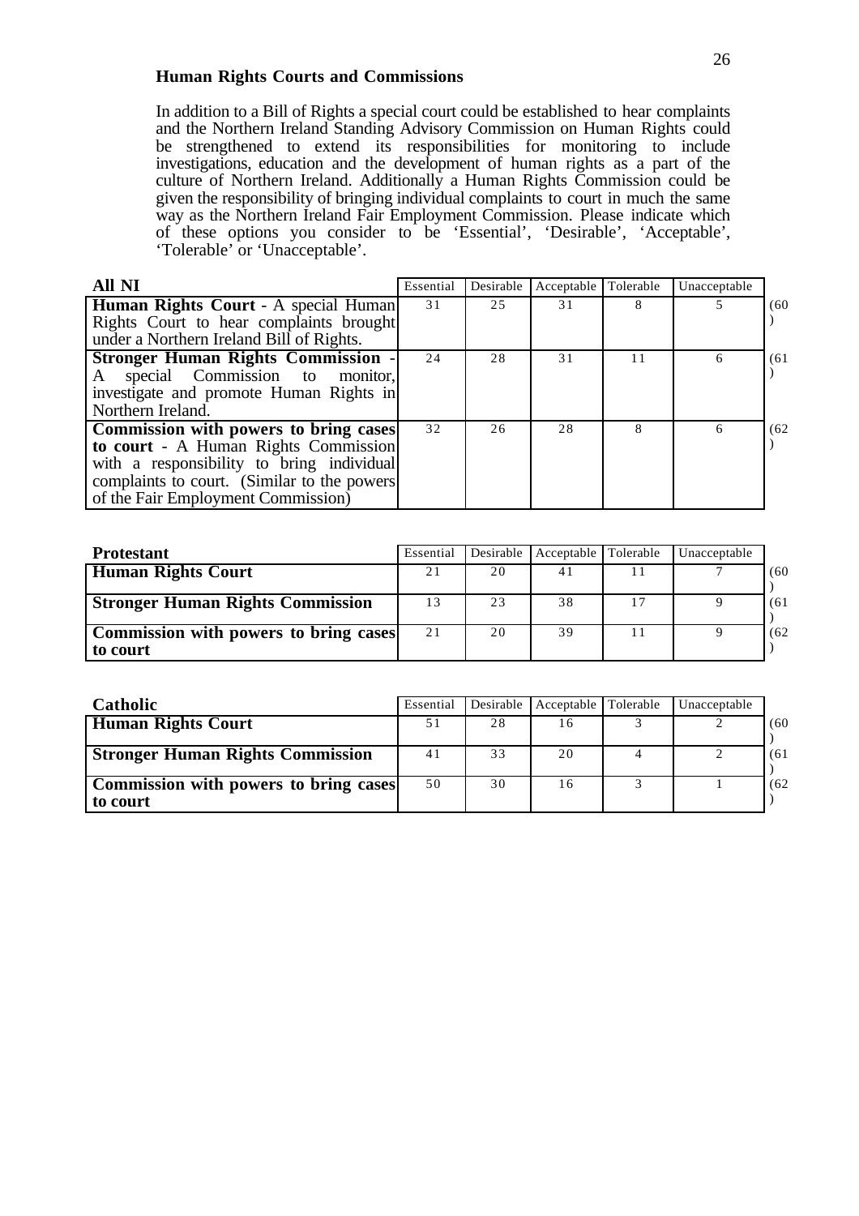## Human Rights Courts and Commissions

In addition to a Bill of Rights a special court could be established to hear complaints and the Northern Ireland Standing Advisory Commission on Human Rights could be strengthened to extend its responsibilities for monitoring to include investigations, education and the development of human rights as a part of the culture of Northern Ireland. Additionally a Human Rights Commission could be given the responsibility of bringing individual complaints to court in much the same way as the Northern Ireland Fair Employment Commission. Please indicate which of these options you consider to be 'Essential', 'Desirable', 'Acceptable', 'Tolerable' or 'Unacceptable'.

| **All NI** | Essential | Desirable | Acceptable | Tolerable | Unacceptable | |
|---|---|---|---|---|---|---|
| **Human Rights Court** - A special Human Rights Court to hear complaints brought under a Northern Ireland Bill of Rights. | 31 | 25 | 31 | 8 | 5 | (60) |
| **Stronger Human Rights Commission** - A special Commission to monitor, investigate and promote Human Rights in Northern Ireland. | 24 | 28 | 31 | 11 | 6 | (61) |
| **Commission with powers to bring cases to court** - A Human Rights Commission with a responsibility to bring individual complaints to court. (Similar to the powers of the Fair Employment Commission) | 32 | 26 | 28 | 8 | 6 | (62) |

| **Protestant** | Essential | Desirable | Acceptable | Tolerable | Unacceptable | |
|---|---|---|---|---|---|---|
| **Human Rights Court** | 21 | 20 | 41 | 11 | 7 | (60) |
| **Stronger Human Rights Commission** | 13 | 23 | 38 | 17 | 9 | (61) |
| **Commission with powers to bring cases to court** | 21 | 20 | 39 | 11 | 9 | (62) |

| **Catholic** | Essential | Desirable | Acceptable | Tolerable | Unacceptable | |
|---|---|---|---|---|---|---|
| **Human Rights Court** | 51 | 28 | 16 | 3 | 2 | (60) |
| **Stronger Human Rights Commission** | 41 | 33 | 20 | 4 | 2 | (61) |
| **Commission with powers to bring cases to court** | 50 | 30 | 16 | 3 | 1 | (62) |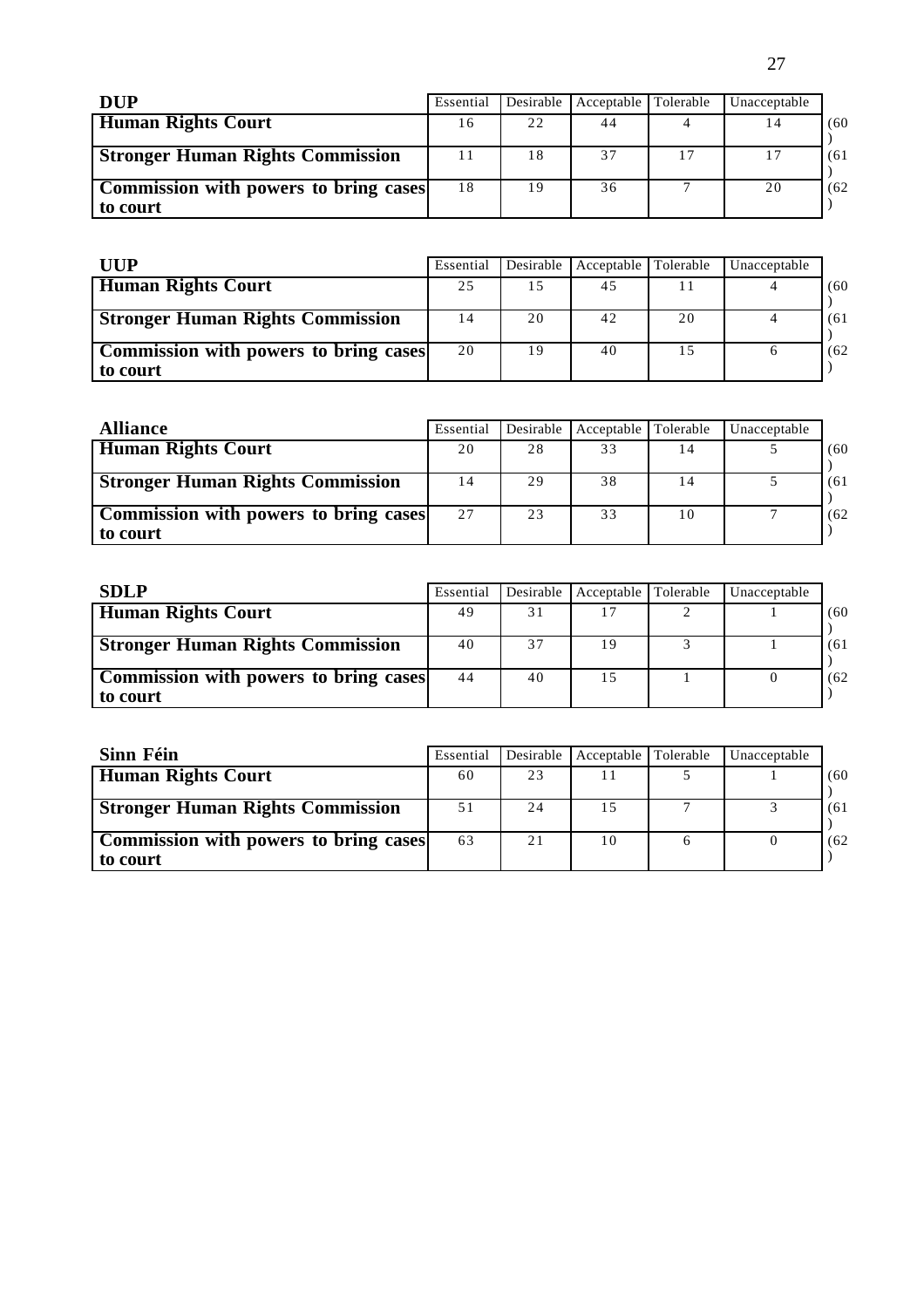| DUP | Essential | Desirable | Acceptable | Tolerable | Unacceptable | |
|---|---|---|---|---|---|---|
| **Human Rights Court** | 16 | 22 | 44 | 4 | 14 | (60) |
| **Stronger Human Rights Commission** | 11 | 18 | 37 | 17 | 17 | (61) |
| **Commission with powers to bring cases to court** | 18 | 19 | 36 | 7 | 20 | (62) |

| UUP | Essential | Desirable | Acceptable | Tolerable | Unacceptable | |
|---|---|---|---|---|---|---|
| **Human Rights Court** | 25 | 15 | 45 | 11 | 4 | (60) |
| **Stronger Human Rights Commission** | 14 | 20 | 42 | 20 | 4 | (61) |
| **Commission with powers to bring cases to court** | 20 | 19 | 40 | 15 | 6 | (62) |

| Alliance | Essential | Desirable | Acceptable | Tolerable | Unacceptable | |
|---|---|---|---|---|---|---|
| **Human Rights Court** | 20 | 28 | 33 | 14 | 5 | (60) |
| **Stronger Human Rights Commission** | 14 | 29 | 38 | 14 | 5 | (61) |
| **Commission with powers to bring cases to court** | 27 | 23 | 33 | 10 | 7 | (62) |

| SDLP | Essential | Desirable | Acceptable | Tolerable | Unacceptable | |
|---|---|---|---|---|---|---|
| **Human Rights Court** | 49 | 31 | 17 | 2 | 1 | (60) |
| **Stronger Human Rights Commission** | 40 | 37 | 19 | 3 | 1 | (61) |
| **Commission with powers to bring cases to court** | 44 | 40 | 15 | 1 | 0 | (62) |

| Sinn Féin | Essential | Desirable | Acceptable | Tolerable | Unacceptable | |
|---|---|---|---|---|---|---|
| **Human Rights Court** | 60 | 23 | 11 | 5 | 1 | (60) |
| **Stronger Human Rights Commission** | 51 | 24 | 15 | 7 | 3 | (61) |
| **Commission with powers to bring cases to court** | 63 | 21 | 10 | 6 | 0 | (62) |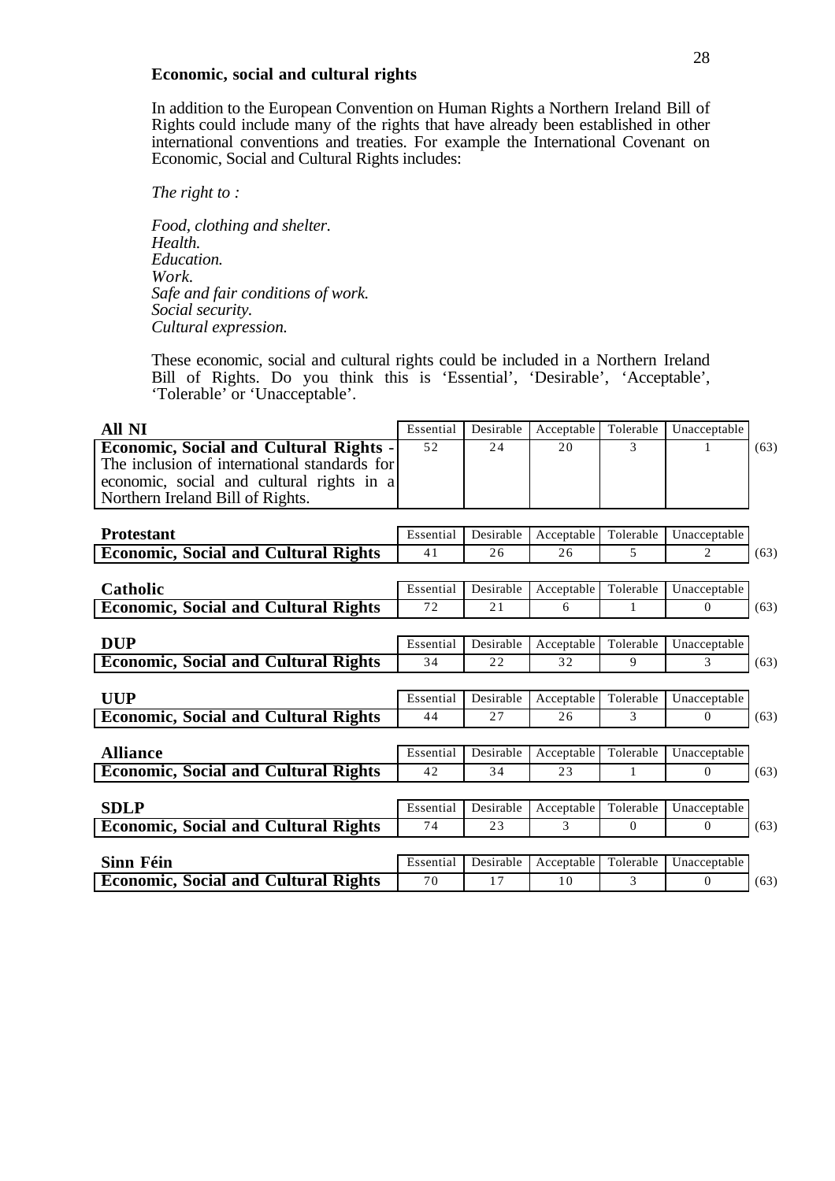**Economic, social and cultural rights**

In addition to the European Convention on Human Rights a Northern Ireland Bill of Rights could include many of the rights that have already been established in other international conventions and treaties. For example the International Covenant on Economic, Social and Cultural Rights includes:

*The right to :*

*Food, clothing and shelter.*
*Health.*
*Education.*
*Work.*
*Safe and fair conditions of work.*
*Social security.*
*Cultural expression.*

These economic, social and cultural rights could be included in a Northern Ireland Bill of Rights. Do you think this is 'Essential', 'Desirable', 'Acceptable', 'Tolerable' or 'Unacceptable'.

| **All NI** | Essential | Desirable | Acceptable | Tolerable | Unacceptable | |
|---|---|---|---|---|---|---|
| **Economic, Social and Cultural Rights** - The inclusion of international standards for economic, social and cultural rights in a Northern Ireland Bill of Rights. | 52 | 24 | 20 | 3 | 1 | (63) |

| **Protestant** | Essential | Desirable | Acceptable | Tolerable | Unacceptable | |
|---|---|---|---|---|---|---|
| **Economic, Social and Cultural Rights** | 41 | 26 | 26 | 5 | 2 | (63) |

| **Catholic** | Essential | Desirable | Acceptable | Tolerable | Unacceptable | |
|---|---|---|---|---|---|---|
| **Economic, Social and Cultural Rights** | 72 | 21 | 6 | 1 | 0 | (63) |

| **DUP** | Essential | Desirable | Acceptable | Tolerable | Unacceptable | |
|---|---|---|---|---|---|---|
| **Economic, Social and Cultural Rights** | 34 | 22 | 32 | 9 | 3 | (63) |

| **UUP** | Essential | Desirable | Acceptable | Tolerable | Unacceptable | |
|---|---|---|---|---|---|---|
| **Economic, Social and Cultural Rights** | 44 | 27 | 26 | 3 | 0 | (63) |

| **Alliance** | Essential | Desirable | Acceptable | Tolerable | Unacceptable | |
|---|---|---|---|---|---|---|
| **Economic, Social and Cultural Rights** | 42 | 34 | 23 | 1 | 0 | (63) |

| **SDLP** | Essential | Desirable | Acceptable | Tolerable | Unacceptable | |
|---|---|---|---|---|---|---|
| **Economic, Social and Cultural Rights** | 74 | 23 | 3 | 0 | 0 | (63) |

| **Sinn Féin** | Essential | Desirable | Acceptable | Tolerable | Unacceptable | |
|---|---|---|---|---|---|---|
| **Economic, Social and Cultural Rights** | 70 | 17 | 10 | 3 | 0 | (63) |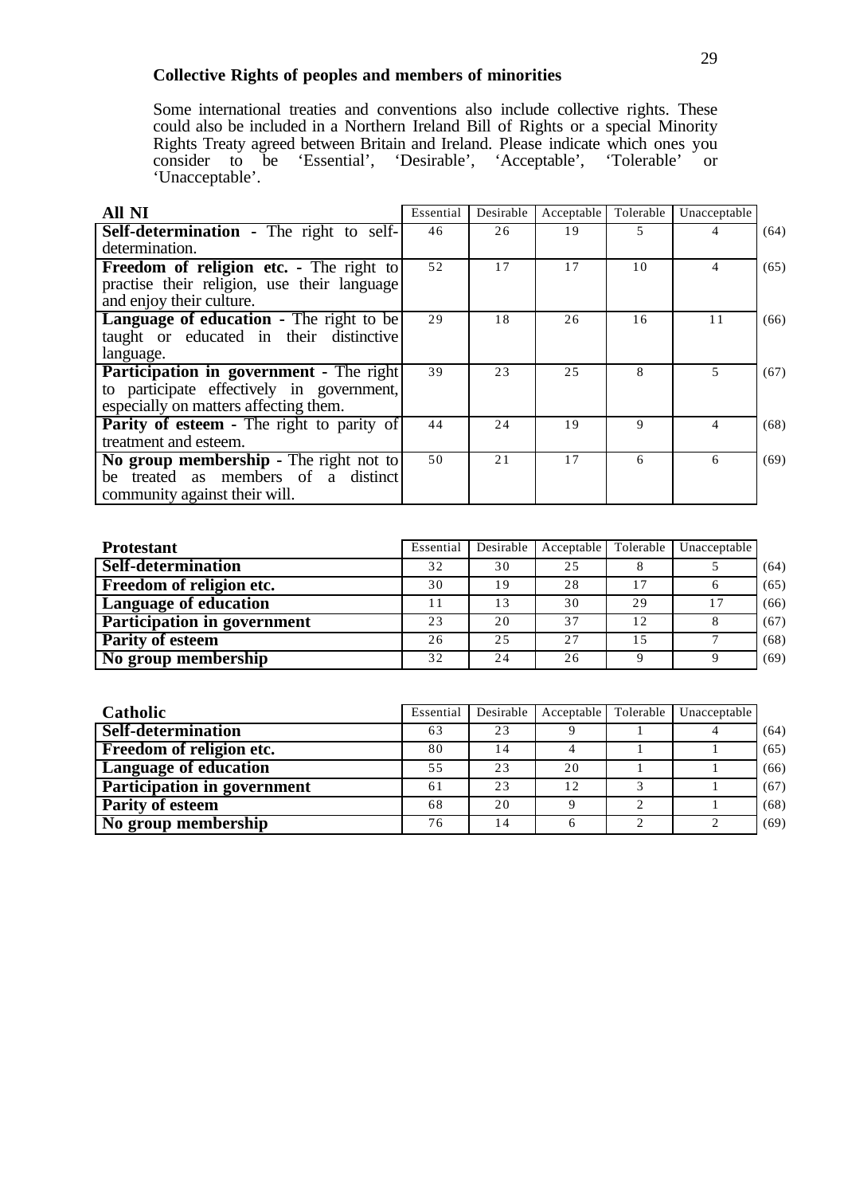### Collective Rights of peoples and members of minorities

Some international treaties and conventions also include collective rights. These could also be included in a Northern Ireland Bill of Rights or a special Minority Rights Treaty agreed between Britain and Ireland. Please indicate which ones you consider to be 'Essential', 'Desirable', 'Acceptable', 'Tolerable' or 'Unacceptable'.

| All NI | Essential | Desirable | Acceptable | Tolerable | Unacceptable | |
|---|---|---|---|---|---|---|
| **Self-determination** - The right to self-determination. | 46 | 26 | 19 | 5 | 4 | (64) |
| **Freedom of religion etc.** - The right to practise their religion, use their language and enjoy their culture. | 52 | 17 | 17 | 10 | 4 | (65) |
| **Language of education** - The right to be taught or educated in their distinctive language. | 29 | 18 | 26 | 16 | 11 | (66) |
| **Participation in government** - The right to participate effectively in government, especially on matters affecting them. | 39 | 23 | 25 | 8 | 5 | (67) |
| **Parity of esteem** - The right to parity of treatment and esteem. | 44 | 24 | 19 | 9 | 4 | (68) |
| **No group membership** - The right not to be treated as members of a distinct community against their will. | 50 | 21 | 17 | 6 | 6 | (69) |

| Protestant | Essential | Desirable | Acceptable | Tolerable | Unacceptable | |
|---|---|---|---|---|---|---|
| **Self-determination** | 32 | 30 | 25 | 8 | 5 | (64) |
| **Freedom of religion etc.** | 30 | 19 | 28 | 17 | 6 | (65) |
| **Language of education** | 11 | 13 | 30 | 29 | 17 | (66) |
| **Participation in government** | 23 | 20 | 37 | 12 | 8 | (67) |
| **Parity of esteem** | 26 | 25 | 27 | 15 | 7 | (68) |
| **No group membership** | 32 | 24 | 26 | 9 | 9 | (69) |

| Catholic | Essential | Desirable | Acceptable | Tolerable | Unacceptable | |
|---|---|---|---|---|---|---|
| **Self-determination** | 63 | 23 | 9 | 1 | 4 | (64) |
| **Freedom of religion etc.** | 80 | 14 | 4 | 1 | 1 | (65) |
| **Language of education** | 55 | 23 | 20 | 1 | 1 | (66) |
| **Participation in government** | 61 | 23 | 12 | 3 | 1 | (67) |
| **Parity of esteem** | 68 | 20 | 9 | 2 | 1 | (68) |
| **No group membership** | 76 | 14 | 6 | 2 | 2 | (69) |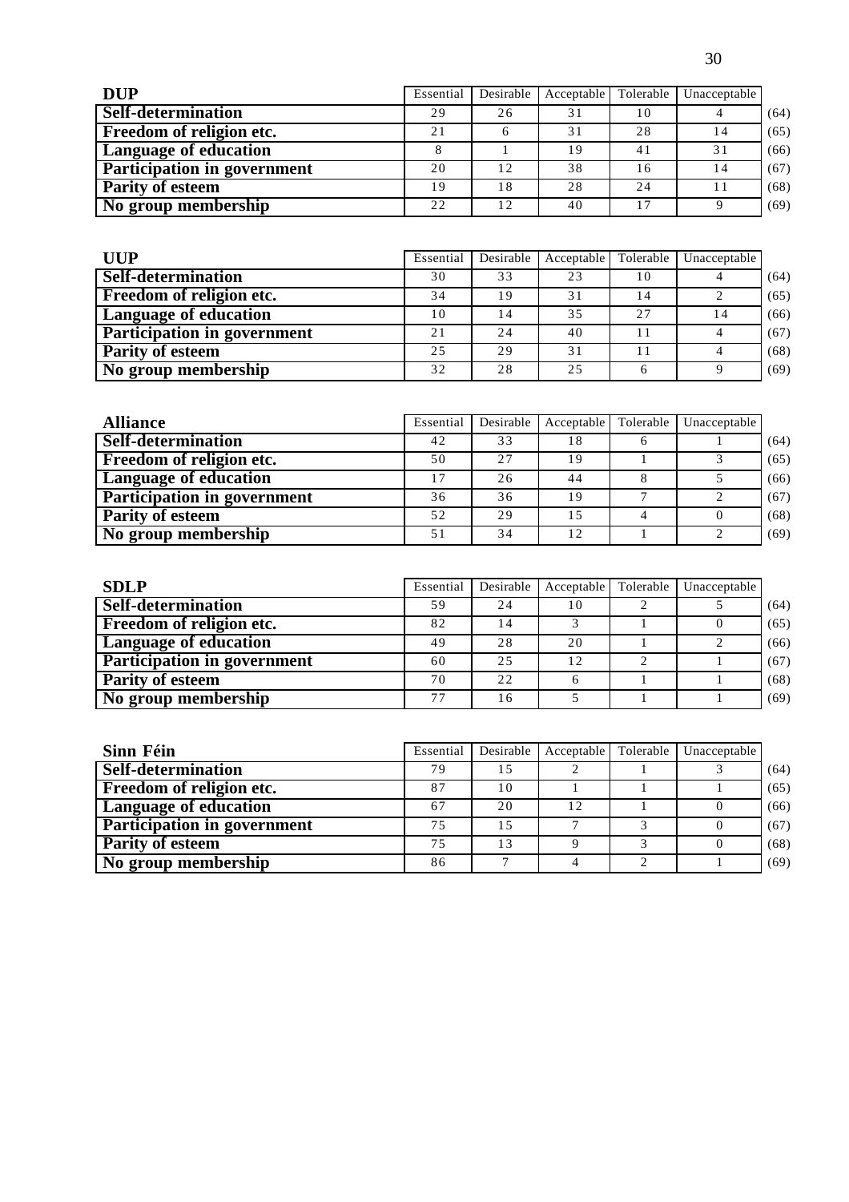| DUP | Essential | Desirable | Acceptable | Tolerable | Unacceptable | |
|---|---|---|---|---|---|---|
| **Self-determination** | 29 | 26 | 31 | 10 | 4 | (64) |
| **Freedom of religion etc.** | 21 | 6 | 31 | 28 | 14 | (65) |
| **Language of education** | 8 | 1 | 19 | 41 | 31 | (66) |
| **Participation in government** | 20 | 12 | 38 | 16 | 14 | (67) |
| **Parity of esteem** | 19 | 18 | 28 | 24 | 11 | (68) |
| **No group membership** | 22 | 12 | 40 | 17 | 9 | (69) |

| UUP | Essential | Desirable | Acceptable | Tolerable | Unacceptable | |
|---|---|---|---|---|---|---|
| **Self-determination** | 30 | 33 | 23 | 10 | 4 | (64) |
| **Freedom of religion etc.** | 34 | 19 | 31 | 14 | 2 | (65) |
| **Language of education** | 10 | 14 | 35 | 27 | 14 | (66) |
| **Participation in government** | 21 | 24 | 40 | 11 | 4 | (67) |
| **Parity of esteem** | 25 | 29 | 31 | 11 | 4 | (68) |
| **No group membership** | 32 | 28 | 25 | 6 | 9 | (69) |

| Alliance | Essential | Desirable | Acceptable | Tolerable | Unacceptable | |
|---|---|---|---|---|---|---|
| **Self-determination** | 42 | 33 | 18 | 6 | 1 | (64) |
| **Freedom of religion etc.** | 50 | 27 | 19 | 1 | 3 | (65) |
| **Language of education** | 17 | 26 | 44 | 8 | 5 | (66) |
| **Participation in government** | 36 | 36 | 19 | 7 | 2 | (67) |
| **Parity of esteem** | 52 | 29 | 15 | 4 | 0 | (68) |
| **No group membership** | 51 | 34 | 12 | 1 | 2 | (69) |

| SDLP | Essential | Desirable | Acceptable | Tolerable | Unacceptable | |
|---|---|---|---|---|---|---|
| **Self-determination** | 59 | 24 | 10 | 2 | 5 | (64) |
| **Freedom of religion etc.** | 82 | 14 | 3 | 1 | 0 | (65) |
| **Language of education** | 49 | 28 | 20 | 1 | 2 | (66) |
| **Participation in government** | 60 | 25 | 12 | 2 | 1 | (67) |
| **Parity of esteem** | 70 | 22 | 6 | 1 | 1 | (68) |
| **No group membership** | 77 | 16 | 5 | 1 | 1 | (69) |

| Sinn Féin | Essential | Desirable | Acceptable | Tolerable | Unacceptable | |
|---|---|---|---|---|---|---|
| **Self-determination** | 79 | 15 | 2 | 1 | 3 | (64) |
| **Freedom of religion etc.** | 87 | 10 | 1 | 1 | 1 | (65) |
| **Language of education** | 67 | 20 | 12 | 1 | 0 | (66) |
| **Participation in government** | 75 | 15 | 7 | 3 | 0 | (67) |
| **Parity of esteem** | 75 | 13 | 9 | 3 | 0 | (68) |
| **No group membership** | 86 | 7 | 4 | 2 | 1 | (69) |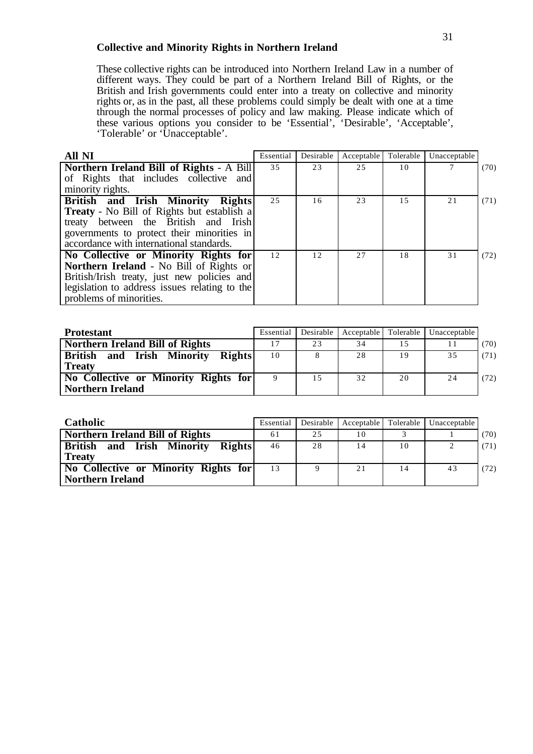### Collective and Minority Rights in Northern Ireland

These collective rights can be introduced into Northern Ireland Law in a number of different ways. They could be part of a Northern Ireland Bill of Rights, or the British and Irish governments could enter into a treaty on collective and minority rights or, as in the past, all these problems could simply be dealt with one at a time through the normal processes of policy and law making. Please indicate which of these various options you consider to be 'Essential', 'Desirable', 'Acceptable', 'Tolerable' or 'Unacceptable'.

| All NI | Essential | Desirable | Acceptable | Tolerable | Unacceptable | |
|---|---|---|---|---|---|---|
| **Northern Ireland Bill of Rights** - A Bill of Rights that includes collective and minority rights. | 35 | 23 | 25 | 10 | 7 | (70) |
| **British and Irish Minority Rights Treaty** - No Bill of Rights but establish a treaty between the British and Irish governments to protect their minorities in accordance with international standards. | 25 | 16 | 23 | 15 | 21 | (71) |
| **No Collective or Minority Rights for Northern Ireland** - No Bill of Rights or British/Irish treaty, just new policies and legislation to address issues relating to the problems of minorities. | 12 | 12 | 27 | 18 | 31 | (72) |

| Protestant | Essential | Desirable | Acceptable | Tolerable | Unacceptable | |
|---|---|---|---|---|---|---|
| **Northern Ireland Bill of Rights** | 17 | 23 | 34 | 15 | 11 | (70) |
| **British and Irish Minority Rights Treaty** | 10 | 8 | 28 | 19 | 35 | (71) |
| **No Collective or Minority Rights for Northern Ireland** | 9 | 15 | 32 | 20 | 24 | (72) |

| Catholic | Essential | Desirable | Acceptable | Tolerable | Unacceptable | |
|---|---|---|---|---|---|---|
| **Northern Ireland Bill of Rights** | 61 | 25 | 10 | 3 | 1 | (70) |
| **British and Irish Minority Rights Treaty** | 46 | 28 | 14 | 10 | 2 | (71) |
| **No Collective or Minority Rights for Northern Ireland** | 13 | 9 | 21 | 14 | 43 | (72) |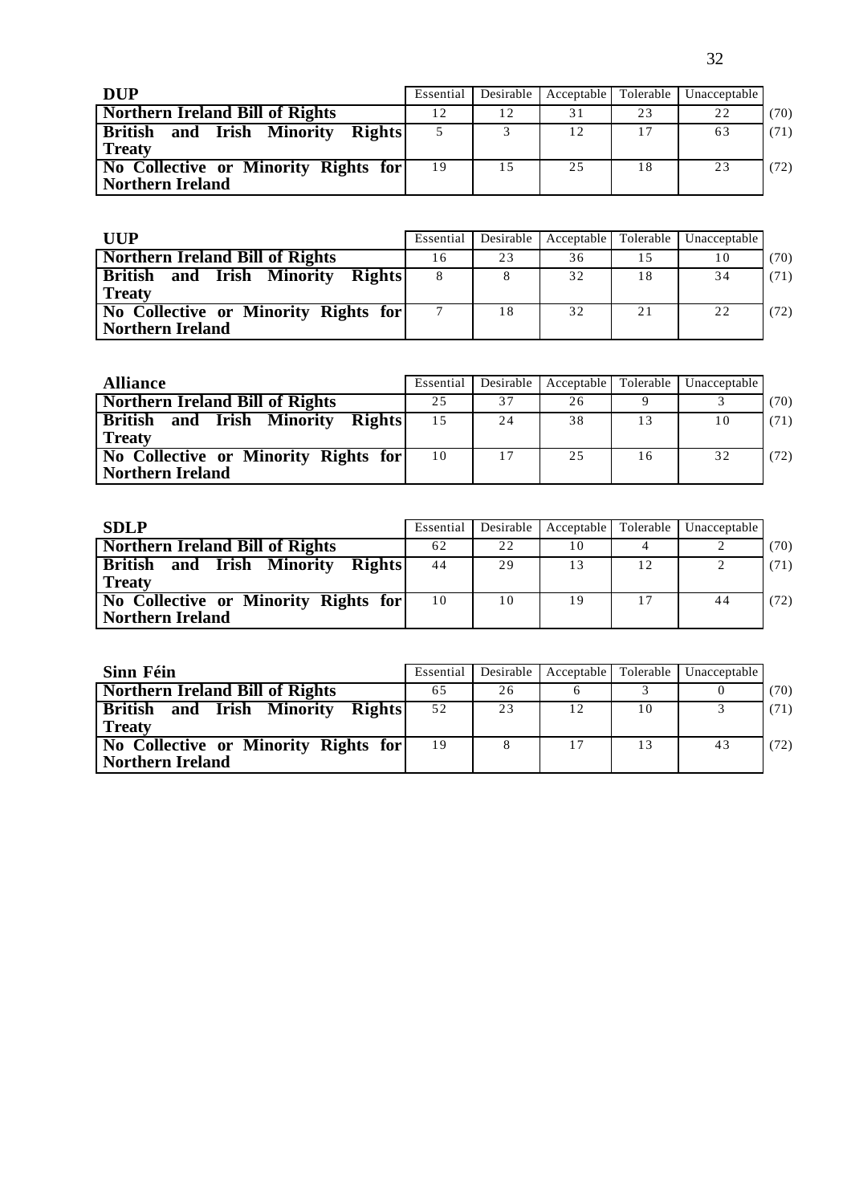| DUP | Essential | Desirable | Acceptable | Tolerable | Unacceptable | |
|---|---|---|---|---|---|---|
| **Northern Ireland Bill of Rights** | 12 | 12 | 31 | 23 | 22 | (70) |
| **British and Irish Minority Rights Treaty** | 5 | 3 | 12 | 17 | 63 | (71) |
| **No Collective or Minority Rights for Northern Ireland** | 19 | 15 | 25 | 18 | 23 | (72) |

| UUP | Essential | Desirable | Acceptable | Tolerable | Unacceptable | |
|---|---|---|---|---|---|---|
| **Northern Ireland Bill of Rights** | 16 | 23 | 36 | 15 | 10 | (70) |
| **British and Irish Minority Rights Treaty** | 8 | 8 | 32 | 18 | 34 | (71) |
| **No Collective or Minority Rights for Northern Ireland** | 7 | 18 | 32 | 21 | 22 | (72) |

| Alliance | Essential | Desirable | Acceptable | Tolerable | Unacceptable | |
|---|---|---|---|---|---|---|
| **Northern Ireland Bill of Rights** | 25 | 37 | 26 | 9 | 3 | (70) |
| **British and Irish Minority Rights Treaty** | 15 | 24 | 38 | 13 | 10 | (71) |
| **No Collective or Minority Rights for Northern Ireland** | 10 | 17 | 25 | 16 | 32 | (72) |

| SDLP | Essential | Desirable | Acceptable | Tolerable | Unacceptable | |
|---|---|---|---|---|---|---|
| **Northern Ireland Bill of Rights** | 62 | 22 | 10 | 4 | 2 | (70) |
| **British and Irish Minority Rights Treaty** | 44 | 29 | 13 | 12 | 2 | (71) |
| **No Collective or Minority Rights for Northern Ireland** | 10 | 10 | 19 | 17 | 44 | (72) |

| Sinn Féin | Essential | Desirable | Acceptable | Tolerable | Unacceptable | |
|---|---|---|---|---|---|---|
| **Northern Ireland Bill of Rights** | 65 | 26 | 6 | 3 | 0 | (70) |
| **British and Irish Minority Rights Treaty** | 52 | 23 | 12 | 10 | 3 | (71) |
| **No Collective or Minority Rights for Northern Ireland** | 19 | 8 | 17 | 13 | 43 | (72) |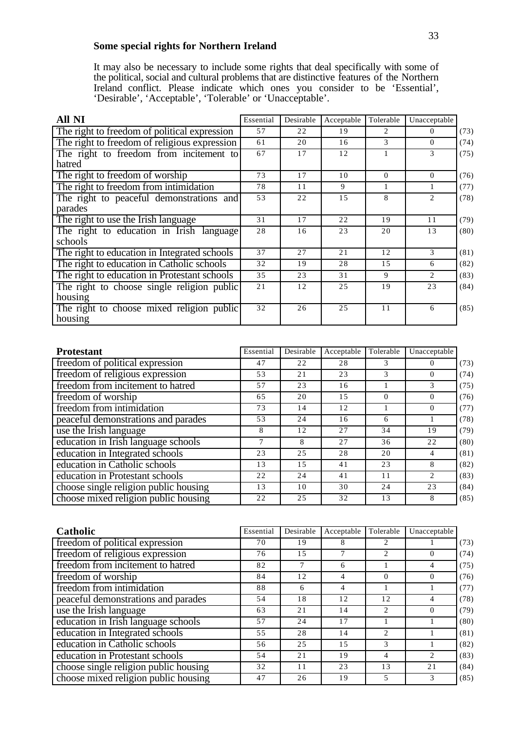**Some special rights for Northern Ireland**

It may also be necessary to include some rights that deal specifically with some of the political, social and cultural problems that are distinctive features of the Northern Ireland conflict. Please indicate which ones you consider to be 'Essential', 'Desirable', 'Acceptable', 'Tolerable' or 'Unacceptable'.

| **All NI** | Essential | Desirable | Acceptable | Tolerable | Unacceptable | |
|---|---|---|---|---|---|---|
| The right to freedom of political expression | 57 | 22 | 19 | 2 | 0 | (73) |
| The right to freedom of religious expression | 61 | 20 | 16 | 3 | 0 | (74) |
| The right to freedom from incitement to hatred | 67 | 17 | 12 | 1 | 3 | (75) |
| The right to freedom of worship | 73 | 17 | 10 | 0 | 0 | (76) |
| The right to freedom from intimidation | 78 | 11 | 9 | 1 | 1 | (77) |
| The right to peaceful demonstrations and parades | 53 | 22 | 15 | 8 | 2 | (78) |
| The right to use the Irish language | 31 | 17 | 22 | 19 | 11 | (79) |
| The right to education in Irish language schools | 28 | 16 | 23 | 20 | 13 | (80) |
| The right to education in Integrated schools | 37 | 27 | 21 | 12 | 3 | (81) |
| The right to education in Catholic schools | 32 | 19 | 28 | 15 | 6 | (82) |
| The right to education in Protestant schools | 35 | 23 | 31 | 9 | 2 | (83) |
| The right to choose single religion public housing | 21 | 12 | 25 | 19 | 23 | (84) |
| The right to choose mixed religion public housing | 32 | 26 | 25 | 11 | 6 | (85) |

| **Protestant** | Essential | Desirable | Acceptable | Tolerable | Unacceptable | |
|---|---|---|---|---|---|---|
| freedom of political expression | 47 | 22 | 28 | 3 | 0 | (73) |
| freedom of religious expression | 53 | 21 | 23 | 3 | 0 | (74) |
| freedom from incitement to hatred | 57 | 23 | 16 | 1 | 3 | (75) |
| freedom of worship | 65 | 20 | 15 | 0 | 0 | (76) |
| freedom from intimidation | 73 | 14 | 12 | 1 | 0 | (77) |
| peaceful demonstrations and parades | 53 | 24 | 16 | 6 | 1 | (78) |
| use the Irish language | 8 | 12 | 27 | 34 | 19 | (79) |
| education in Irish language schools | 7 | 8 | 27 | 36 | 22 | (80) |
| education in Integrated schools | 23 | 25 | 28 | 20 | 4 | (81) |
| education in Catholic schools | 13 | 15 | 41 | 23 | 8 | (82) |
| education in Protestant schools | 22 | 24 | 41 | 11 | 2 | (83) |
| choose single religion public housing | 13 | 10 | 30 | 24 | 23 | (84) |
| choose mixed religion public housing | 22 | 25 | 32 | 13 | 8 | (85) |

| **Catholic** | Essential | Desirable | Acceptable | Tolerable | Unacceptable | |
|---|---|---|---|---|---|---|
| freedom of political expression | 70 | 19 | 8 | 2 | 1 | (73) |
| freedom of religious expression | 76 | 15 | 7 | 2 | 0 | (74) |
| freedom from incitement to hatred | 82 | 7 | 6 | 1 | 4 | (75) |
| freedom of worship | 84 | 12 | 4 | 0 | 0 | (76) |
| freedom from intimidation | 88 | 6 | 4 | 1 | 1 | (77) |
| peaceful demonstrations and parades | 54 | 18 | 12 | 12 | 4 | (78) |
| use the Irish language | 63 | 21 | 14 | 2 | 0 | (79) |
| education in Irish language schools | 57 | 24 | 17 | 1 | 1 | (80) |
| education in Integrated schools | 55 | 28 | 14 | 2 | 1 | (81) |
| education in Catholic schools | 56 | 25 | 15 | 3 | 1 | (82) |
| education in Protestant schools | 54 | 21 | 19 | 4 | 2 | (83) |
| choose single religion public housing | 32 | 11 | 23 | 13 | 21 | (84) |
| choose mixed religion public housing | 47 | 26 | 19 | 5 | 3 | (85) |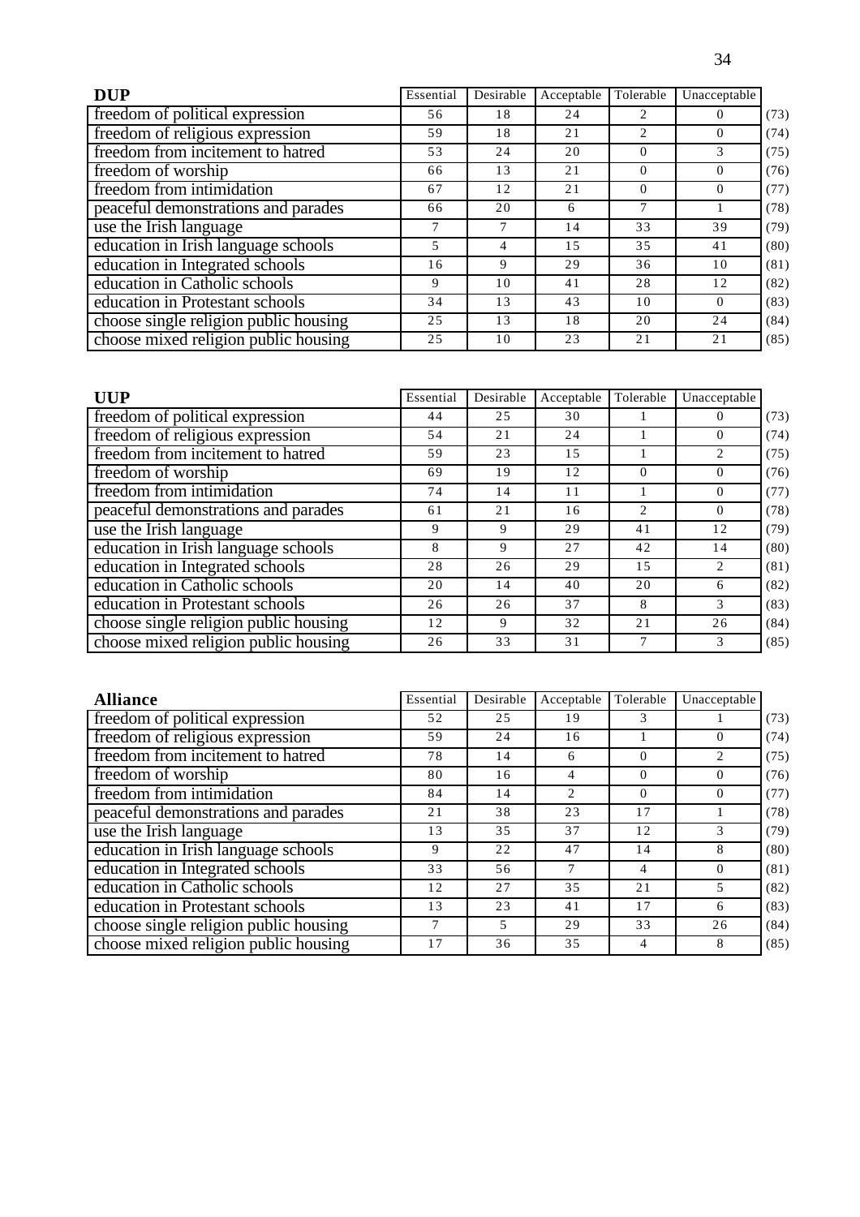| **DUP** | Essential | Desirable | Acceptable | Tolerable | Unacceptable | |
|---|---|---|---|---|---|---|
| freedom of political expression | 56 | 18 | 24 | 2 | 0 | (73) |
| freedom of religious expression | 59 | 18 | 21 | 2 | 0 | (74) |
| freedom from incitement to hatred | 53 | 24 | 20 | 0 | 3 | (75) |
| freedom of worship | 66 | 13 | 21 | 0 | 0 | (76) |
| freedom from intimidation | 67 | 12 | 21 | 0 | 0 | (77) |
| peaceful demonstrations and parades | 66 | 20 | 6 | 7 | 1 | (78) |
| use the Irish language | 7 | 7 | 14 | 33 | 39 | (79) |
| education in Irish language schools | 5 | 4 | 15 | 35 | 41 | (80) |
| education in Integrated schools | 16 | 9 | 29 | 36 | 10 | (81) |
| education in Catholic schools | 9 | 10 | 41 | 28 | 12 | (82) |
| education in Protestant schools | 34 | 13 | 43 | 10 | 0 | (83) |
| choose single religion public housing | 25 | 13 | 18 | 20 | 24 | (84) |
| choose mixed religion public housing | 25 | 10 | 23 | 21 | 21 | (85) |

| **UUP** | Essential | Desirable | Acceptable | Tolerable | Unacceptable | |
|---|---|---|---|---|---|---|
| freedom of political expression | 44 | 25 | 30 | 1 | 0 | (73) |
| freedom of religious expression | 54 | 21 | 24 | 1 | 0 | (74) |
| freedom from incitement to hatred | 59 | 23 | 15 | 1 | 2 | (75) |
| freedom of worship | 69 | 19 | 12 | 0 | 0 | (76) |
| freedom from intimidation | 74 | 14 | 11 | 1 | 0 | (77) |
| peaceful demonstrations and parades | 61 | 21 | 16 | 2 | 0 | (78) |
| use the Irish language | 9 | 9 | 29 | 41 | 12 | (79) |
| education in Irish language schools | 8 | 9 | 27 | 42 | 14 | (80) |
| education in Integrated schools | 28 | 26 | 29 | 15 | 2 | (81) |
| education in Catholic schools | 20 | 14 | 40 | 20 | 6 | (82) |
| education in Protestant schools | 26 | 26 | 37 | 8 | 3 | (83) |
| choose single religion public housing | 12 | 9 | 32 | 21 | 26 | (84) |
| choose mixed religion public housing | 26 | 33 | 31 | 7 | 3 | (85) |

| **Alliance** | Essential | Desirable | Acceptable | Tolerable | Unacceptable | |
|---|---|---|---|---|---|---|
| freedom of political expression | 52 | 25 | 19 | 3 | 1 | (73) |
| freedom of religious expression | 59 | 24 | 16 | 1 | 0 | (74) |
| freedom from incitement to hatred | 78 | 14 | 6 | 0 | 2 | (75) |
| freedom of worship | 80 | 16 | 4 | 0 | 0 | (76) |
| freedom from intimidation | 84 | 14 | 2 | 0 | 0 | (77) |
| peaceful demonstrations and parades | 21 | 38 | 23 | 17 | 1 | (78) |
| use the Irish language | 13 | 35 | 37 | 12 | 3 | (79) |
| education in Irish language schools | 9 | 22 | 47 | 14 | 8 | (80) |
| education in Integrated schools | 33 | 56 | 7 | 4 | 0 | (81) |
| education in Catholic schools | 12 | 27 | 35 | 21 | 5 | (82) |
| education in Protestant schools | 13 | 23 | 41 | 17 | 6 | (83) |
| choose single religion public housing | 7 | 5 | 29 | 33 | 26 | (84) |
| choose mixed religion public housing | 17 | 36 | 35 | 4 | 8 | (85) |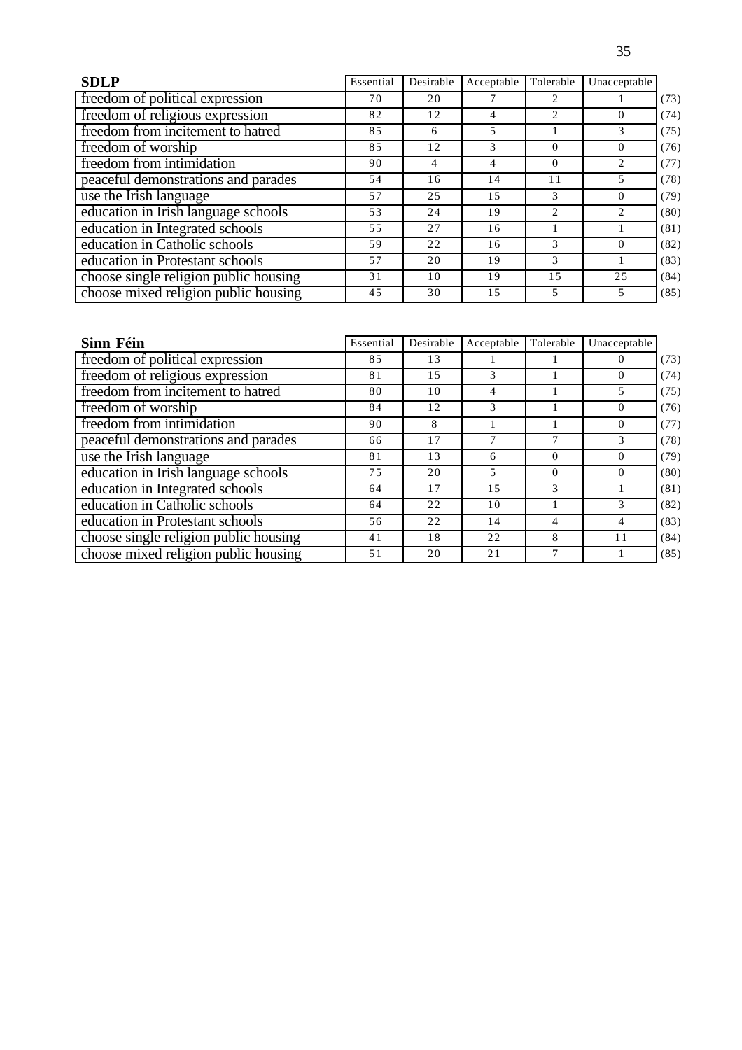| **SDLP** | Essential | Desirable | Acceptable | Tolerable | Unacceptable | |
|---|---|---|---|---|---|---|
| freedom of political expression | 70 | 20 | 7 | 2 | 1 | (73) |
| freedom of religious expression | 82 | 12 | 4 | 2 | 0 | (74) |
| freedom from incitement to hatred | 85 | 6 | 5 | 1 | 3 | (75) |
| freedom of worship | 85 | 12 | 3 | 0 | 0 | (76) |
| freedom from intimidation | 90 | 4 | 4 | 0 | 2 | (77) |
| peaceful demonstrations and parades | 54 | 16 | 14 | 11 | 5 | (78) |
| use the Irish language | 57 | 25 | 15 | 3 | 0 | (79) |
| education in Irish language schools | 53 | 24 | 19 | 2 | 2 | (80) |
| education in Integrated schools | 55 | 27 | 16 | 1 | 1 | (81) |
| education in Catholic schools | 59 | 22 | 16 | 3 | 0 | (82) |
| education in Protestant schools | 57 | 20 | 19 | 3 | 1 | (83) |
| choose single religion public housing | 31 | 10 | 19 | 15 | 25 | (84) |
| choose mixed religion public housing | 45 | 30 | 15 | 5 | 5 | (85) |

| **Sinn Féin** | Essential | Desirable | Acceptable | Tolerable | Unacceptable | |
|---|---|---|---|---|---|---|
| freedom of political expression | 85 | 13 | 1 | 1 | 0 | (73) |
| freedom of religious expression | 81 | 15 | 3 | 1 | 0 | (74) |
| freedom from incitement to hatred | 80 | 10 | 4 | 1 | 5 | (75) |
| freedom of worship | 84 | 12 | 3 | 1 | 0 | (76) |
| freedom from intimidation | 90 | 8 | 1 | 1 | 0 | (77) |
| peaceful demonstrations and parades | 66 | 17 | 7 | 7 | 3 | (78) |
| use the Irish language | 81 | 13 | 6 | 0 | 0 | (79) |
| education in Irish language schools | 75 | 20 | 5 | 0 | 0 | (80) |
| education in Integrated schools | 64 | 17 | 15 | 3 | 1 | (81) |
| education in Catholic schools | 64 | 22 | 10 | 1 | 3 | (82) |
| education in Protestant schools | 56 | 22 | 14 | 4 | 4 | (83) |
| choose single religion public housing | 41 | 18 | 22 | 8 | 11 | (84) |
| choose mixed religion public housing | 51 | 20 | 21 | 7 | 1 | (85) |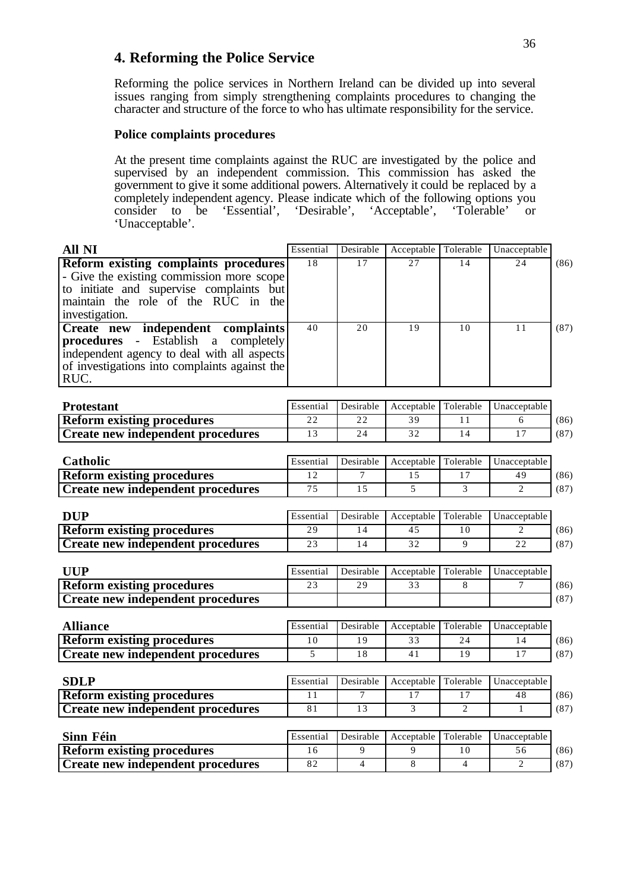## 4. Reforming the Police Service

Reforming the police services in Northern Ireland can be divided up into several issues ranging from simply strengthening complaints procedures to changing the character and structure of the force to who has ultimate responsibility for the service.

### Police complaints procedures

At the present time complaints against the RUC are investigated by the police and supervised by an independent commission. This commission has asked the government to give it some additional powers. Alternatively it could be replaced by a completely independent agency. Please indicate which of the following options you consider to be 'Essential', 'Desirable', 'Acceptable', 'Tolerable' or 'Unacceptable'.

| All NI | Essential | Desirable | Acceptable | Tolerable | Unacceptable | |
|---|---|---|---|---|---|---|
| **Reform existing complaints procedures** - Give the existing commission more scope to initiate and supervise complaints but maintain the role of the RUC in the investigation. | 18 | 17 | 27 | 14 | 24 | (86) |
| **Create new independent complaints procedures** - Establish a completely independent agency to deal with all aspects of investigations into complaints against the RUC. | 40 | 20 | 19 | 10 | 11 | (87) |

| Protestant | Essential | Desirable | Acceptable | Tolerable | Unacceptable | |
|---|---|---|---|---|---|---|
| **Reform existing procedures** | 22 | 22 | 39 | 11 | 6 | (86) |
| **Create new independent procedures** | 13 | 24 | 32 | 14 | 17 | (87) |

| Catholic | Essential | Desirable | Acceptable | Tolerable | Unacceptable | |
|---|---|---|---|---|---|---|
| **Reform existing procedures** | 12 | 7 | 15 | 17 | 49 | (86) |
| **Create new independent procedures** | 75 | 15 | 5 | 3 | 2 | (87) |

| DUP | Essential | Desirable | Acceptable | Tolerable | Unacceptable | |
|---|---|---|---|---|---|---|
| **Reform existing procedures** | 29 | 14 | 45 | 10 | 2 | (86) |
| **Create new independent procedures** | 23 | 14 | 32 | 9 | 22 | (87) |

| UUP | Essential | Desirable | Acceptable | Tolerable | Unacceptable | |
|---|---|---|---|---|---|---|
| **Reform existing procedures** | 23 | 29 | 33 | 8 | 7 | (86) |
| **Create new independent procedures** | | | | | | (87) |

| Alliance | Essential | Desirable | Acceptable | Tolerable | Unacceptable | |
|---|---|---|---|---|---|---|
| **Reform existing procedures** | 10 | 19 | 33 | 24 | 14 | (86) |
| **Create new independent procedures** | 5 | 18 | 41 | 19 | 17 | (87) |

| SDLP | Essential | Desirable | Acceptable | Tolerable | Unacceptable | |
|---|---|---|---|---|---|---|
| **Reform existing procedures** | 11 | 7 | 17 | 17 | 48 | (86) |
| **Create new independent procedures** | 81 | 13 | 3 | 2 | 1 | (87) |

| Sinn Féin | Essential | Desirable | Acceptable | Tolerable | Unacceptable | |
|---|---|---|---|---|---|---|
| **Reform existing procedures** | 16 | 9 | 9 | 10 | 56 | (86) |
| **Create new independent procedures** | 82 | 4 | 8 | 4 | 2 | (87) |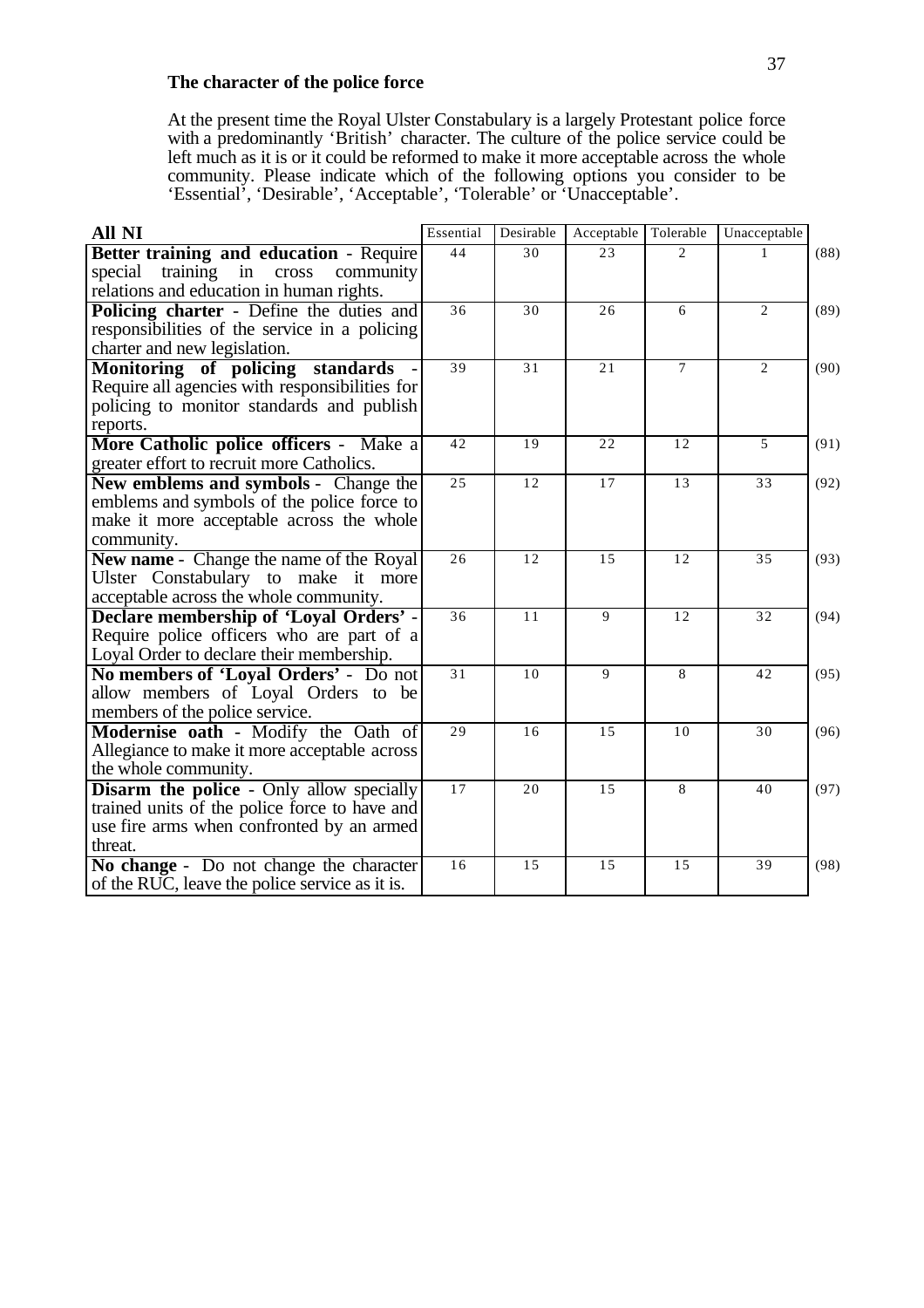### The character of the police force

At the present time the Royal Ulster Constabulary is a largely Protestant police force with a predominantly 'British' character. The culture of the police service could be left much as it is or it could be reformed to make it more acceptable across the whole community. Please indicate which of the following options you consider to be 'Essential', 'Desirable', 'Acceptable', 'Tolerable' or 'Unacceptable'.

| All NI | Essential | Desirable | Acceptable | Tolerable | Unacceptable | |
|---|---|---|---|---|---|---|
| **Better training and education** - Require special training in cross community relations and education in human rights. | 44 | 30 | 23 | 2 | 1 | (88) |
| **Policing charter** - Define the duties and responsibilities of the service in a policing charter and new legislation. | 36 | 30 | 26 | 6 | 2 | (89) |
| **Monitoring of policing standards** - Require all agencies with responsibilities for policing to monitor standards and publish reports. | 39 | 31 | 21 | 7 | 2 | (90) |
| **More Catholic police officers** - Make a greater effort to recruit more Catholics. | 42 | 19 | 22 | 12 | 5 | (91) |
| **New emblems and symbols** - Change the emblems and symbols of the police force to make it more acceptable across the whole community. | 25 | 12 | 17 | 13 | 33 | (92) |
| **New name** - Change the name of the Royal Ulster Constabulary to make it more acceptable across the whole community. | 26 | 12 | 15 | 12 | 35 | (93) |
| **Declare membership of 'Loyal Orders'** - Require police officers who are part of a Loyal Order to declare their membership. | 36 | 11 | 9 | 12 | 32 | (94) |
| **No members of 'Loyal Orders'** - Do not allow members of Loyal Orders to be members of the police service. | 31 | 10 | 9 | 8 | 42 | (95) |
| **Modernise oath** - Modify the Oath of Allegiance to make it more acceptable across the whole community. | 29 | 16 | 15 | 10 | 30 | (96) |
| **Disarm the police** - Only allow specially trained units of the police force to have and use fire arms when confronted by an armed threat. | 17 | 20 | 15 | 8 | 40 | (97) |
| **No change** - Do not change the character of the RUC, leave the police service as it is. | 16 | 15 | 15 | 15 | 39 | (98) |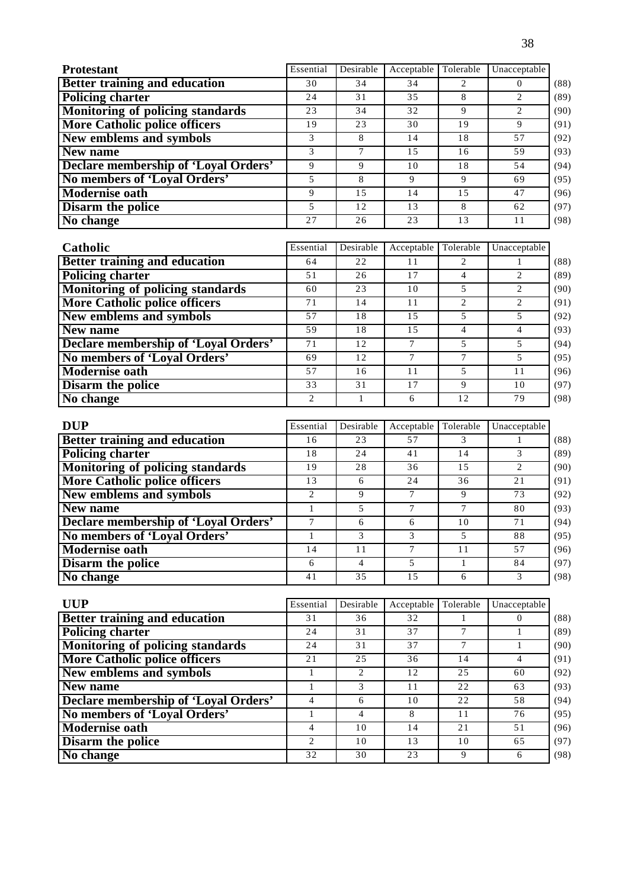| Protestant | Essential | Desirable | Acceptable | Tolerable | Unacceptable | |
|---|---|---|---|---|---|---|
| **Better training and education** | 30 | 34 | 34 | 2 | 0 | (88) |
| **Policing charter** | 24 | 31 | 35 | 8 | 2 | (89) |
| **Monitoring of policing standards** | 23 | 34 | 32 | 9 | 2 | (90) |
| **More Catholic police officers** | 19 | 23 | 30 | 19 | 9 | (91) |
| **New emblems and symbols** | 3 | 8 | 14 | 18 | 57 | (92) |
| **New name** | 3 | 7 | 15 | 16 | 59 | (93) |
| **Declare membership of 'Loyal Orders'** | 9 | 9 | 10 | 18 | 54 | (94) |
| **No members of 'Loyal Orders'** | 5 | 8 | 9 | 9 | 69 | (95) |
| **Modernise oath** | 9 | 15 | 14 | 15 | 47 | (96) |
| **Disarm the police** | 5 | 12 | 13 | 8 | 62 | (97) |
| **No change** | 27 | 26 | 23 | 13 | 11 | (98) |

| Catholic | Essential | Desirable | Acceptable | Tolerable | Unacceptable | |
|---|---|---|---|---|---|---|
| **Better training and education** | 64 | 22 | 11 | 2 | 1 | (88) |
| **Policing charter** | 51 | 26 | 17 | 4 | 2 | (89) |
| **Monitoring of policing standards** | 60 | 23 | 10 | 5 | 2 | (90) |
| **More Catholic police officers** | 71 | 14 | 11 | 2 | 2 | (91) |
| **New emblems and symbols** | 57 | 18 | 15 | 5 | 5 | (92) |
| **New name** | 59 | 18 | 15 | 4 | 4 | (93) |
| **Declare membership of 'Loyal Orders'** | 71 | 12 | 7 | 5 | 5 | (94) |
| **No members of 'Loyal Orders'** | 69 | 12 | 7 | 7 | 5 | (95) |
| **Modernise oath** | 57 | 16 | 11 | 5 | 11 | (96) |
| **Disarm the police** | 33 | 31 | 17 | 9 | 10 | (97) |
| **No change** | 2 | 1 | 6 | 12 | 79 | (98) |

| DUP | Essential | Desirable | Acceptable | Tolerable | Unacceptable | |
|---|---|---|---|---|---|---|
| **Better training and education** | 16 | 23 | 57 | 3 | 1 | (88) |
| **Policing charter** | 18 | 24 | 41 | 14 | 3 | (89) |
| **Monitoring of policing standards** | 19 | 28 | 36 | 15 | 2 | (90) |
| **More Catholic police officers** | 13 | 6 | 24 | 36 | 21 | (91) |
| **New emblems and symbols** | 2 | 9 | 7 | 9 | 73 | (92) |
| **New name** | 1 | 5 | 7 | 7 | 80 | (93) |
| **Declare membership of 'Loyal Orders'** | 7 | 6 | 6 | 10 | 71 | (94) |
| **No members of 'Loyal Orders'** | 1 | 3 | 3 | 5 | 88 | (95) |
| **Modernise oath** | 14 | 11 | 7 | 11 | 57 | (96) |
| **Disarm the police** | 6 | 4 | 5 | 1 | 84 | (97) |
| **No change** | 41 | 35 | 15 | 6 | 3 | (98) |

| UUP | Essential | Desirable | Acceptable | Tolerable | Unacceptable | |
|---|---|---|---|---|---|---|
| **Better training and education** | 31 | 36 | 32 | 1 | 0 | (88) |
| **Policing charter** | 24 | 31 | 37 | 7 | 1 | (89) |
| **Monitoring of policing standards** | 24 | 31 | 37 | 7 | 1 | (90) |
| **More Catholic police officers** | 21 | 25 | 36 | 14 | 4 | (91) |
| **New emblems and symbols** | 1 | 2 | 12 | 25 | 60 | (92) |
| **New name** | 1 | 3 | 11 | 22 | 63 | (93) |
| **Declare membership of 'Loyal Orders'** | 4 | 6 | 10 | 22 | 58 | (94) |
| **No members of 'Loyal Orders'** | 1 | 4 | 8 | 11 | 76 | (95) |
| **Modernise oath** | 4 | 10 | 14 | 21 | 51 | (96) |
| **Disarm the police** | 2 | 10 | 13 | 10 | 65 | (97) |
| **No change** | 32 | 30 | 23 | 9 | 6 | (98) |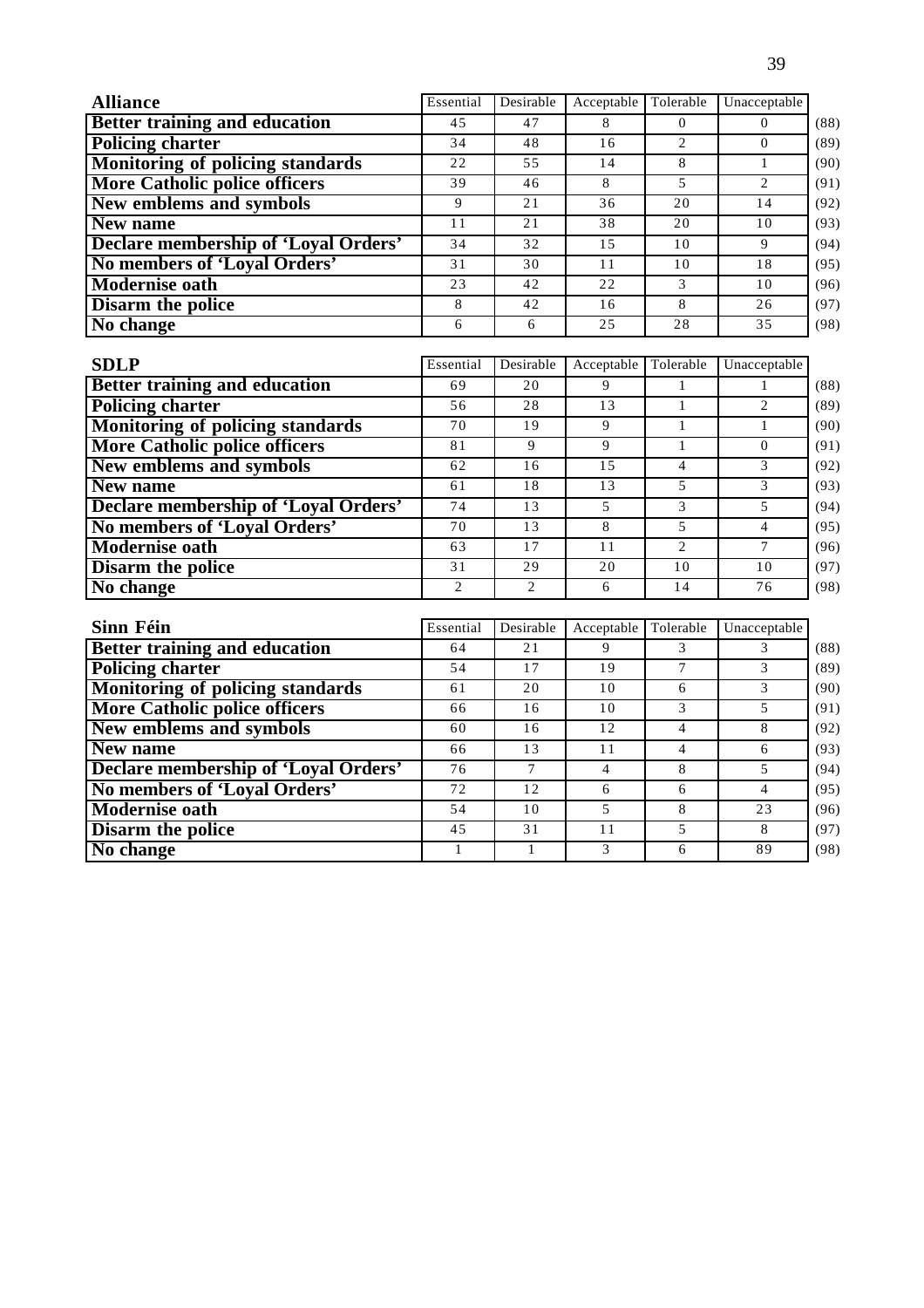| Alliance | Essential | Desirable | Acceptable | Tolerable | Unacceptable | |
|---|---|---|---|---|---|---|
| **Better training and education** | 45 | 47 | 8 | 0 | 0 | (88) |
| **Policing charter** | 34 | 48 | 16 | 2 | 0 | (89) |
| **Monitoring of policing standards** | 22 | 55 | 14 | 8 | 1 | (90) |
| **More Catholic police officers** | 39 | 46 | 8 | 5 | 2 | (91) |
| **New emblems and symbols** | 9 | 21 | 36 | 20 | 14 | (92) |
| **New name** | 11 | 21 | 38 | 20 | 10 | (93) |
| **Declare membership of 'Loyal Orders'** | 34 | 32 | 15 | 10 | 9 | (94) |
| **No members of 'Loyal Orders'** | 31 | 30 | 11 | 10 | 18 | (95) |
| **Modernise oath** | 23 | 42 | 22 | 3 | 10 | (96) |
| **Disarm the police** | 8 | 42 | 16 | 8 | 26 | (97) |
| **No change** | 6 | 6 | 25 | 28 | 35 | (98) |

| SDLP | Essential | Desirable | Acceptable | Tolerable | Unacceptable | |
|---|---|---|---|---|---|---|
| **Better training and education** | 69 | 20 | 9 | 1 | 1 | (88) |
| **Policing charter** | 56 | 28 | 13 | 1 | 2 | (89) |
| **Monitoring of policing standards** | 70 | 19 | 9 | 1 | 1 | (90) |
| **More Catholic police officers** | 81 | 9 | 9 | 1 | 0 | (91) |
| **New emblems and symbols** | 62 | 16 | 15 | 4 | 3 | (92) |
| **New name** | 61 | 18 | 13 | 5 | 3 | (93) |
| **Declare membership of 'Loyal Orders'** | 74 | 13 | 5 | 3 | 5 | (94) |
| **No members of 'Loyal Orders'** | 70 | 13 | 8 | 5 | 4 | (95) |
| **Modernise oath** | 63 | 17 | 11 | 2 | 7 | (96) |
| **Disarm the police** | 31 | 29 | 20 | 10 | 10 | (97) |
| **No change** | 2 | 2 | 6 | 14 | 76 | (98) |

| Sinn Féin | Essential | Desirable | Acceptable | Tolerable | Unacceptable | |
|---|---|---|---|---|---|---|
| **Better training and education** | 64 | 21 | 9 | 3 | 3 | (88) |
| **Policing charter** | 54 | 17 | 19 | 7 | 3 | (89) |
| **Monitoring of policing standards** | 61 | 20 | 10 | 6 | 3 | (90) |
| **More Catholic police officers** | 66 | 16 | 10 | 3 | 5 | (91) |
| **New emblems and symbols** | 60 | 16 | 12 | 4 | 8 | (92) |
| **New name** | 66 | 13 | 11 | 4 | 6 | (93) |
| **Declare membership of 'Loyal Orders'** | 76 | 7 | 4 | 8 | 5 | (94) |
| **No members of 'Loyal Orders'** | 72 | 12 | 6 | 6 | 4 | (95) |
| **Modernise oath** | 54 | 10 | 5 | 8 | 23 | (96) |
| **Disarm the police** | 45 | 31 | 11 | 5 | 8 | (97) |
| **No change** | 1 | 1 | 3 | 6 | 89 | (98) |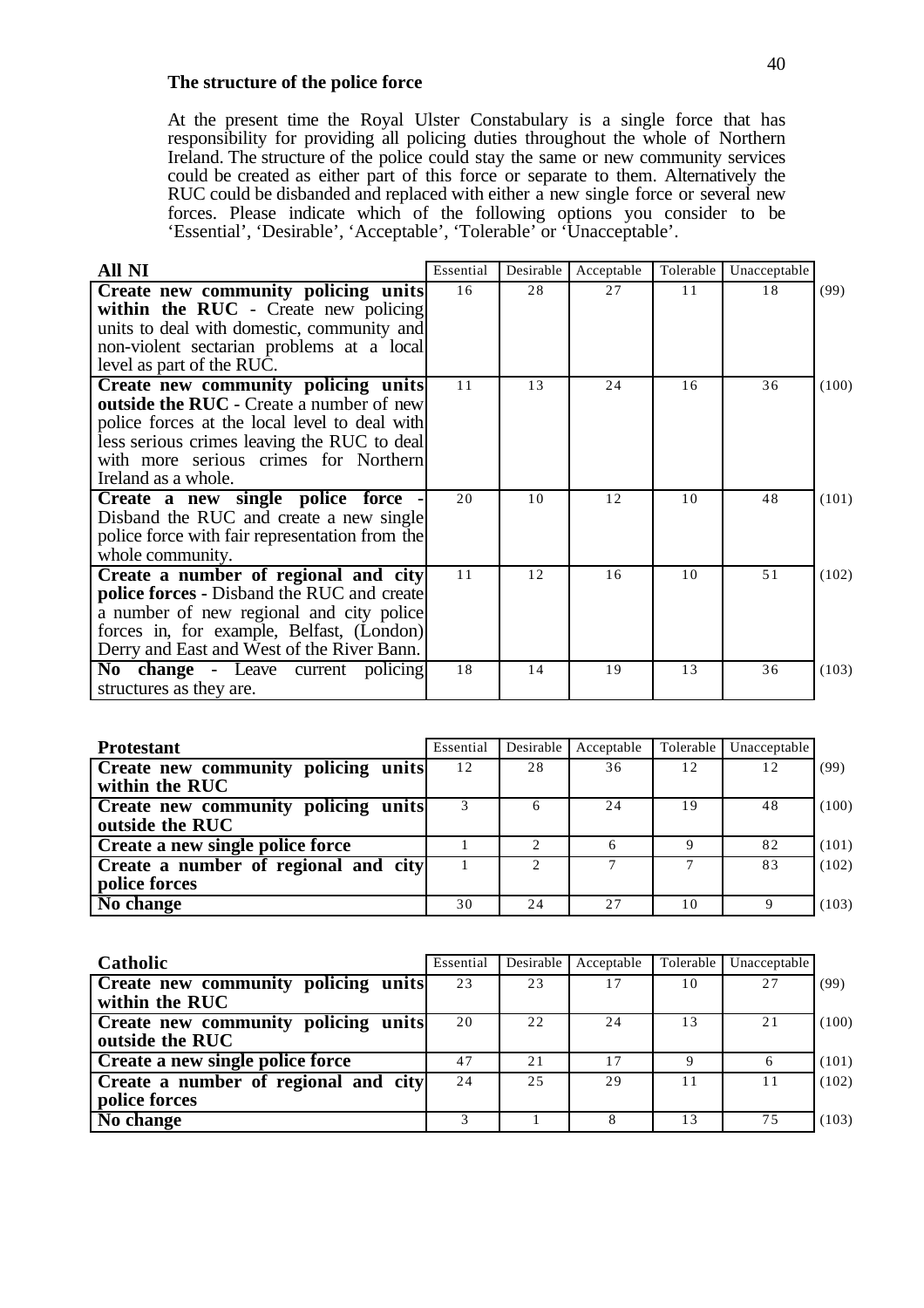## The structure of the police force

At the present time the Royal Ulster Constabulary is a single force that has responsibility for providing all policing duties throughout the whole of Northern Ireland. The structure of the police could stay the same or new community services could be created as either part of this force or separate to them. Alternatively the RUC could be disbanded and replaced with either a new single force or several new forces. Please indicate which of the following options you consider to be 'Essential', 'Desirable', 'Acceptable', 'Tolerable' or 'Unacceptable'.

| All NI | Essential | Desirable | Acceptable | Tolerable | Unacceptable | |
|---|---|---|---|---|---|---|
| **Create new community policing units within the RUC** - Create new policing units to deal with domestic, community and non-violent sectarian problems at a local level as part of the RUC. | 16 | 28 | 27 | 11 | 18 | (99) |
| **Create new community policing units outside the RUC** - Create a number of new police forces at the local level to deal with less serious crimes leaving the RUC to deal with more serious crimes for Northern Ireland as a whole. | 11 | 13 | 24 | 16 | 36 | (100) |
| **Create a new single police force** - Disband the RUC and create a new single police force with fair representation from the whole community. | 20 | 10 | 12 | 10 | 48 | (101) |
| **Create a number of regional and city police forces** - Disband the RUC and create a number of new regional and city police forces in, for example, Belfast, (London) Derry and East and West of the River Bann. | 11 | 12 | 16 | 10 | 51 | (102) |
| **No change** - Leave current policing structures as they are. | 18 | 14 | 19 | 13 | 36 | (103) |

| Protestant | Essential | Desirable | Acceptable | Tolerable | Unacceptable | |
|---|---|---|---|---|---|---|
| **Create new community policing units within the RUC** | 12 | 28 | 36 | 12 | 12 | (99) |
| **Create new community policing units outside the RUC** | 3 | 6 | 24 | 19 | 48 | (100) |
| **Create a new single police force** | 1 | 2 | 6 | 9 | 82 | (101) |
| **Create a number of regional and city police forces** | 1 | 2 | 7 | 7 | 83 | (102) |
| **No change** | 30 | 24 | 27 | 10 | 9 | (103) |

| Catholic | Essential | Desirable | Acceptable | Tolerable | Unacceptable | |
|---|---|---|---|---|---|---|
| **Create new community policing units within the RUC** | 23 | 23 | 17 | 10 | 27 | (99) |
| **Create new community policing units outside the RUC** | 20 | 22 | 24 | 13 | 21 | (100) |
| **Create a new single police force** | 47 | 21 | 17 | 9 | 6 | (101) |
| **Create a number of regional and city police forces** | 24 | 25 | 29 | 11 | 11 | (102) |
| **No change** | 3 | 1 | 8 | 13 | 75 | (103) |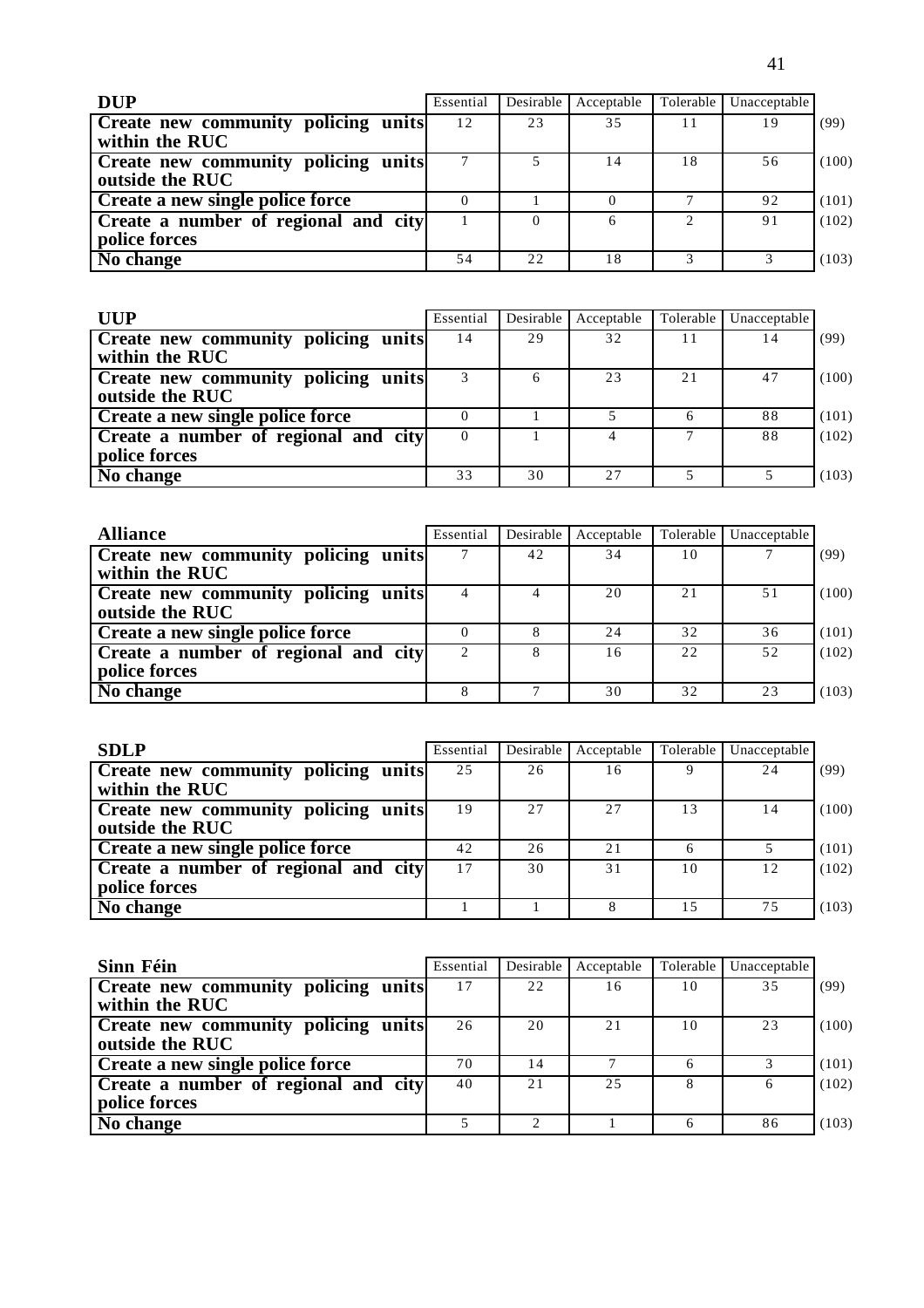| DUP | Essential | Desirable | Acceptable | Tolerable | Unacceptable | |
|---|---|---|---|---|---|---|
| Create new community policing units within the RUC | 12 | 23 | 35 | 11 | 19 | (99) |
| Create new community policing units outside the RUC | 7 | 5 | 14 | 18 | 56 | (100) |
| Create a new single police force | 0 | 1 | 0 | 7 | 92 | (101) |
| Create a number of regional and city police forces | 1 | 0 | 6 | 2 | 91 | (102) |
| No change | 54 | 22 | 18 | 3 | 3 | (103) |

| UUP | Essential | Desirable | Acceptable | Tolerable | Unacceptable | |
|---|---|---|---|---|---|---|
| Create new community policing units within the RUC | 14 | 29 | 32 | 11 | 14 | (99) |
| Create new community policing units outside the RUC | 3 | 6 | 23 | 21 | 47 | (100) |
| Create a new single police force | 0 | 1 | 5 | 6 | 88 | (101) |
| Create a number of regional and city police forces | 0 | 1 | 4 | 7 | 88 | (102) |
| No change | 33 | 30 | 27 | 5 | 5 | (103) |

| Alliance | Essential | Desirable | Acceptable | Tolerable | Unacceptable | |
|---|---|---|---|---|---|---|
| Create new community policing units within the RUC | 7 | 42 | 34 | 10 | 7 | (99) |
| Create new community policing units outside the RUC | 4 | 4 | 20 | 21 | 51 | (100) |
| Create a new single police force | 0 | 8 | 24 | 32 | 36 | (101) |
| Create a number of regional and city police forces | 2 | 8 | 16 | 22 | 52 | (102) |
| No change | 8 | 7 | 30 | 32 | 23 | (103) |

| SDLP | Essential | Desirable | Acceptable | Tolerable | Unacceptable | |
|---|---|---|---|---|---|---|
| Create new community policing units within the RUC | 25 | 26 | 16 | 9 | 24 | (99) |
| Create new community policing units outside the RUC | 19 | 27 | 27 | 13 | 14 | (100) |
| Create a new single police force | 42 | 26 | 21 | 6 | 5 | (101) |
| Create a number of regional and city police forces | 17 | 30 | 31 | 10 | 12 | (102) |
| No change | 1 | 1 | 8 | 15 | 75 | (103) |

| Sinn Féin | Essential | Desirable | Acceptable | Tolerable | Unacceptable | |
|---|---|---|---|---|---|---|
| Create new community policing units within the RUC | 17 | 22 | 16 | 10 | 35 | (99) |
| Create new community policing units outside the RUC | 26 | 20 | 21 | 10 | 23 | (100) |
| Create a new single police force | 70 | 14 | 7 | 6 | 3 | (101) |
| Create a number of regional and city police forces | 40 | 21 | 25 | 8 | 6 | (102) |
| No change | 5 | 2 | 1 | 6 | 86 | (103) |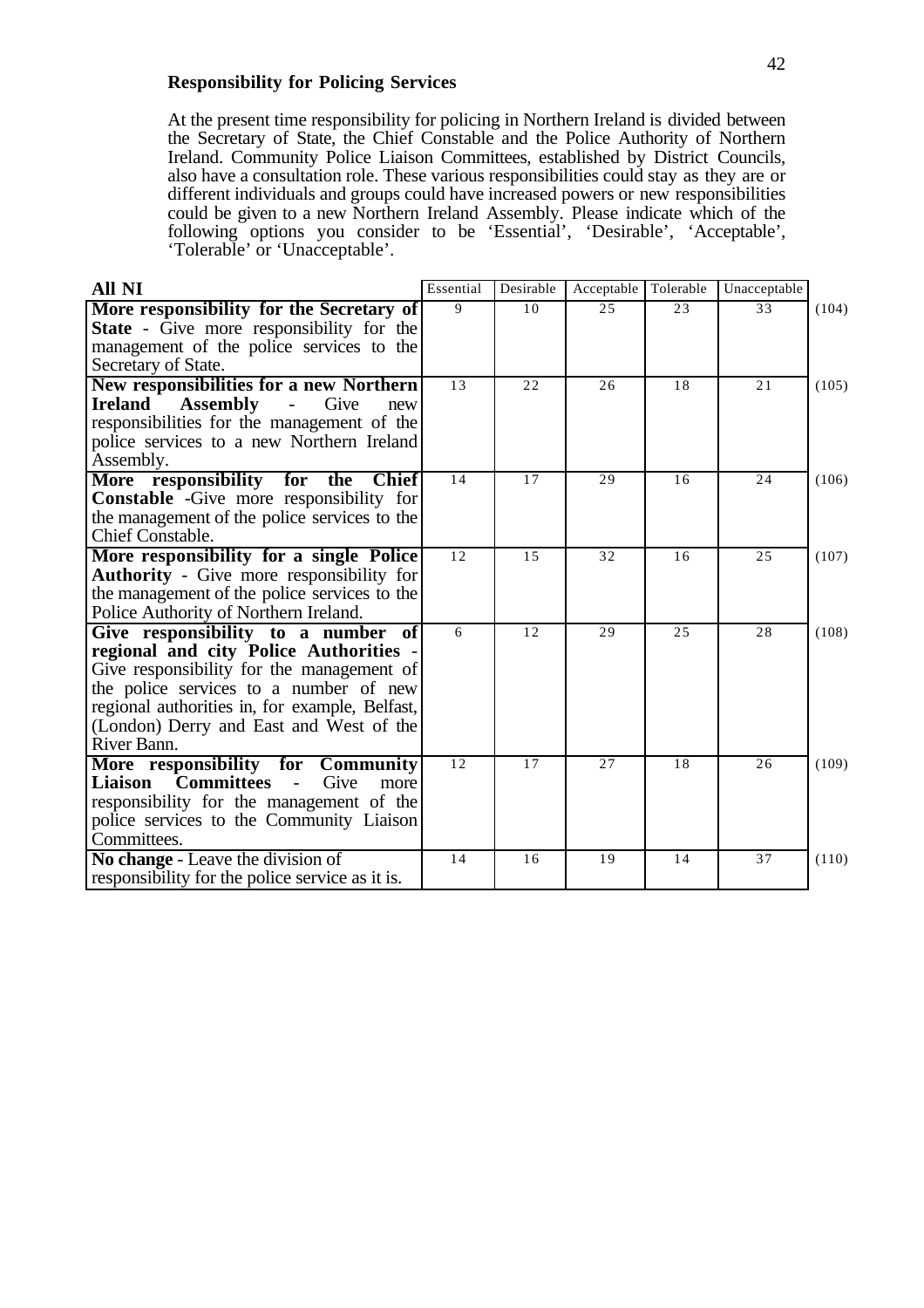**Responsibility for Policing Services**

At the present time responsibility for policing in Northern Ireland is divided between the Secretary of State, the Chief Constable and the Police Authority of Northern Ireland. Community Police Liaison Committees, established by District Councils, also have a consultation role. These various responsibilities could stay as they are or different individuals and groups could have increased powers or new responsibilities could be given to a new Northern Ireland Assembly. Please indicate which of the following options you consider to be 'Essential', 'Desirable', 'Acceptable', 'Tolerable' or 'Unacceptable'.

| All NI | Essential | Desirable | Acceptable | Tolerable | Unacceptable | |
|---|---|---|---|---|---|---|
| **More responsibility for the Secretary of State** - Give more responsibility for the management of the police services to the Secretary of State. | 9 | 10 | 25 | 23 | 33 | (104) |
| **New responsibilities for a new Northern Ireland Assembly** - Give new responsibilities for the management of the police services to a new Northern Ireland Assembly. | 13 | 22 | 26 | 18 | 21 | (105) |
| **More responsibility for the Chief Constable** -Give more responsibility for the management of the police services to the Chief Constable. | 14 | 17 | 29 | 16 | 24 | (106) |
| **More responsibility for a single Police Authority** - Give more responsibility for the management of the police services to the Police Authority of Northern Ireland. | 12 | 15 | 32 | 16 | 25 | (107) |
| **Give responsibility to a number of regional and city Police Authorities** - Give responsibility for the management of the police services to a number of new regional authorities in, for example, Belfast, (London) Derry and East and West of the River Bann. | 6 | 12 | 29 | 25 | 28 | (108) |
| **More responsibility for Community Liaison Committees** - Give more responsibility for the management of the police services to the Community Liaison Committees. | 12 | 17 | 27 | 18 | 26 | (109) |
| **No change** - Leave the division of responsibility for the police service as it is. | 14 | 16 | 19 | 14 | 37 | (110) |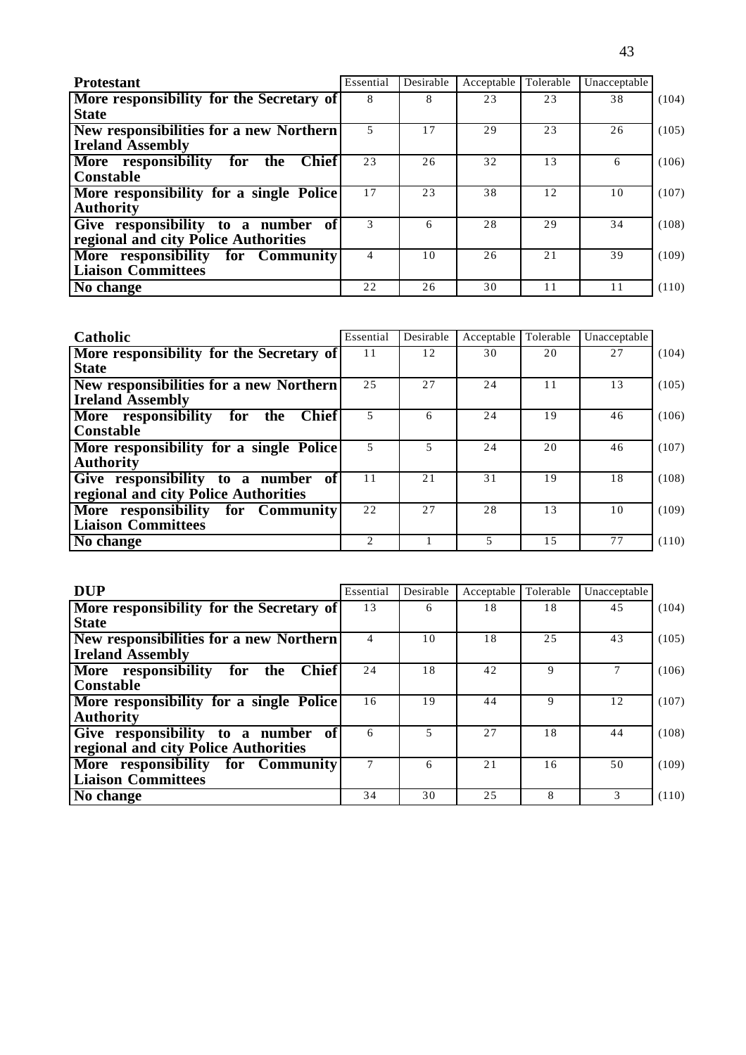| Protestant | Essential | Desirable | Acceptable | Tolerable | Unacceptable | |
|---|---|---|---|---|---|---|
| **More responsibility for the Secretary of State** | 8 | 8 | 23 | 23 | 38 | (104) |
| **New responsibilities for a new Northern Ireland Assembly** | 5 | 17 | 29 | 23 | 26 | (105) |
| **More responsibility for the Chief Constable** | 23 | 26 | 32 | 13 | 6 | (106) |
| **More responsibility for a single Police Authority** | 17 | 23 | 38 | 12 | 10 | (107) |
| **Give responsibility to a number of regional and city Police Authorities** | 3 | 6 | 28 | 29 | 34 | (108) |
| **More responsibility for Community Liaison Committees** | 4 | 10 | 26 | 21 | 39 | (109) |
| **No change** | 22 | 26 | 30 | 11 | 11 | (110) |

| Catholic | Essential | Desirable | Acceptable | Tolerable | Unacceptable | |
|---|---|---|---|---|---|---|
| **More responsibility for the Secretary of State** | 11 | 12 | 30 | 20 | 27 | (104) |
| **New responsibilities for a new Northern Ireland Assembly** | 25 | 27 | 24 | 11 | 13 | (105) |
| **More responsibility for the Chief Constable** | 5 | 6 | 24 | 19 | 46 | (106) |
| **More responsibility for a single Police Authority** | 5 | 5 | 24 | 20 | 46 | (107) |
| **Give responsibility to a number of regional and city Police Authorities** | 11 | 21 | 31 | 19 | 18 | (108) |
| **More responsibility for Community Liaison Committees** | 22 | 27 | 28 | 13 | 10 | (109) |
| **No change** | 2 | 1 | 5 | 15 | 77 | (110) |

| DUP | Essential | Desirable | Acceptable | Tolerable | Unacceptable | |
|---|---|---|---|---|---|---|
| **More responsibility for the Secretary of State** | 13 | 6 | 18 | 18 | 45 | (104) |
| **New responsibilities for a new Northern Ireland Assembly** | 4 | 10 | 18 | 25 | 43 | (105) |
| **More responsibility for the Chief Constable** | 24 | 18 | 42 | 9 | 7 | (106) |
| **More responsibility for a single Police Authority** | 16 | 19 | 44 | 9 | 12 | (107) |
| **Give responsibility to a number of regional and city Police Authorities** | 6 | 5 | 27 | 18 | 44 | (108) |
| **More responsibility for Community Liaison Committees** | 7 | 6 | 21 | 16 | 50 | (109) |
| **No change** | 34 | 30 | 25 | 8 | 3 | (110) |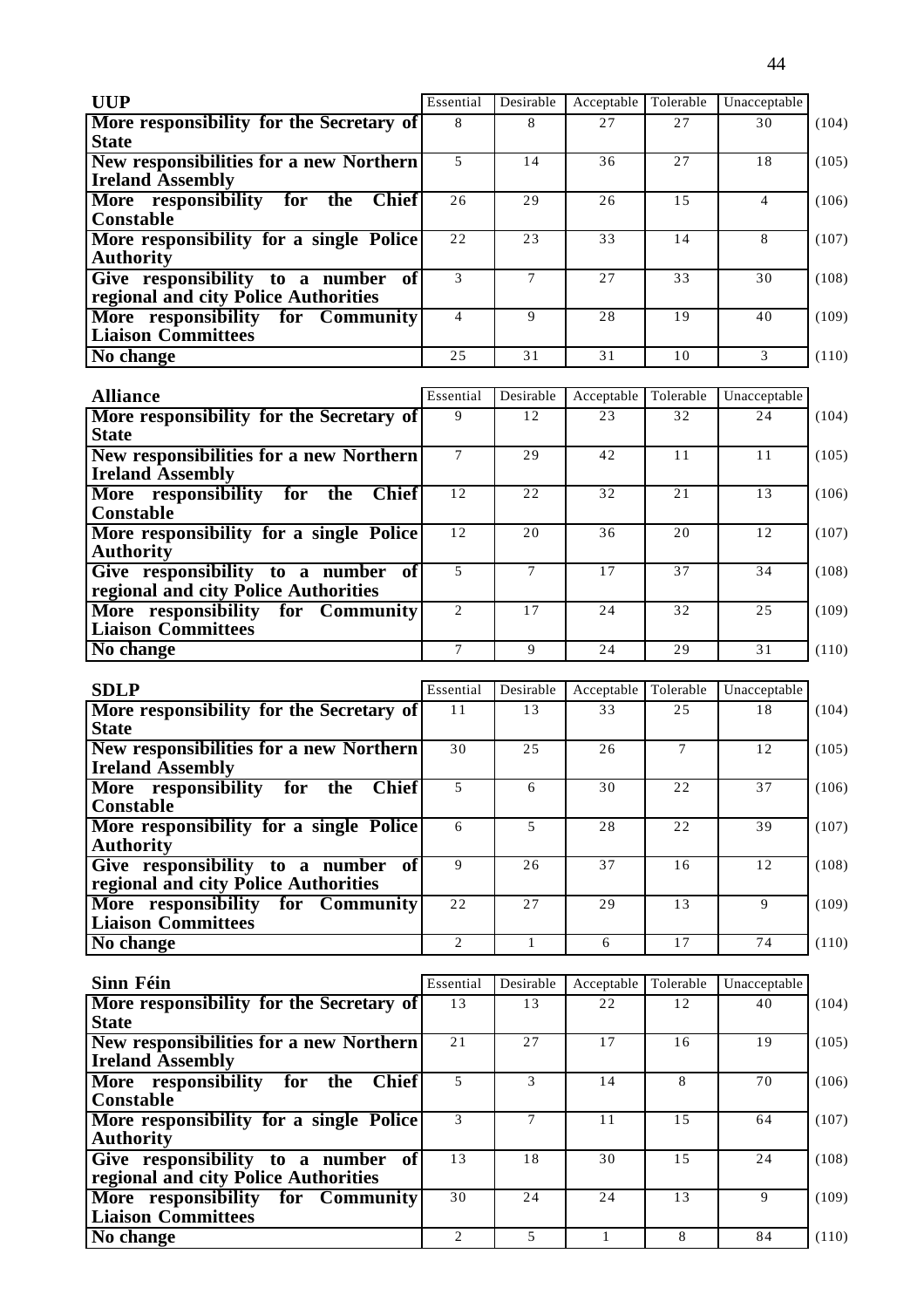| UUP | Essential | Desirable | Acceptable | Tolerable | Unacceptable | |
|---|---|---|---|---|---|---|
| More responsibility for the Secretary of State | 8 | 8 | 27 | 27 | 30 | (104) |
| New responsibilities for a new Northern Ireland Assembly | 5 | 14 | 36 | 27 | 18 | (105) |
| More responsibility for the Chief Constable | 26 | 29 | 26 | 15 | 4 | (106) |
| More responsibility for a single Police Authority | 22 | 23 | 33 | 14 | 8 | (107) |
| Give responsibility to a number of regional and city Police Authorities | 3 | 7 | 27 | 33 | 30 | (108) |
| More responsibility for Community Liaison Committees | 4 | 9 | 28 | 19 | 40 | (109) |
| No change | 25 | 31 | 31 | 10 | 3 | (110) |

| Alliance | Essential | Desirable | Acceptable | Tolerable | Unacceptable | |
|---|---|---|---|---|---|---|
| More responsibility for the Secretary of State | 9 | 12 | 23 | 32 | 24 | (104) |
| New responsibilities for a new Northern Ireland Assembly | 7 | 29 | 42 | 11 | 11 | (105) |
| More responsibility for the Chief Constable | 12 | 22 | 32 | 21 | 13 | (106) |
| More responsibility for a single Police Authority | 12 | 20 | 36 | 20 | 12 | (107) |
| Give responsibility to a number of regional and city Police Authorities | 5 | 7 | 17 | 37 | 34 | (108) |
| More responsibility for Community Liaison Committees | 2 | 17 | 24 | 32 | 25 | (109) |
| No change | 7 | 9 | 24 | 29 | 31 | (110) |

| SDLP | Essential | Desirable | Acceptable | Tolerable | Unacceptable | |
|---|---|---|---|---|---|---|
| More responsibility for the Secretary of State | 11 | 13 | 33 | 25 | 18 | (104) |
| New responsibilities for a new Northern Ireland Assembly | 30 | 25 | 26 | 7 | 12 | (105) |
| More responsibility for the Chief Constable | 5 | 6 | 30 | 22 | 37 | (106) |
| More responsibility for a single Police Authority | 6 | 5 | 28 | 22 | 39 | (107) |
| Give responsibility to a number of regional and city Police Authorities | 9 | 26 | 37 | 16 | 12 | (108) |
| More responsibility for Community Liaison Committees | 22 | 27 | 29 | 13 | 9 | (109) |
| No change | 2 | 1 | 6 | 17 | 74 | (110) |

| Sinn Féin | Essential | Desirable | Acceptable | Tolerable | Unacceptable | |
|---|---|---|---|---|---|---|
| More responsibility for the Secretary of State | 13 | 13 | 22 | 12 | 40 | (104) |
| New responsibilities for a new Northern Ireland Assembly | 21 | 27 | 17 | 16 | 19 | (105) |
| More responsibility for the Chief Constable | 5 | 3 | 14 | 8 | 70 | (106) |
| More responsibility for a single Police Authority | 3 | 7 | 11 | 15 | 64 | (107) |
| Give responsibility to a number of regional and city Police Authorities | 13 | 18 | 30 | 15 | 24 | (108) |
| More responsibility for Community Liaison Committees | 30 | 24 | 24 | 13 | 9 | (109) |
| No change | 2 | 5 | 1 | 8 | 84 | (110) |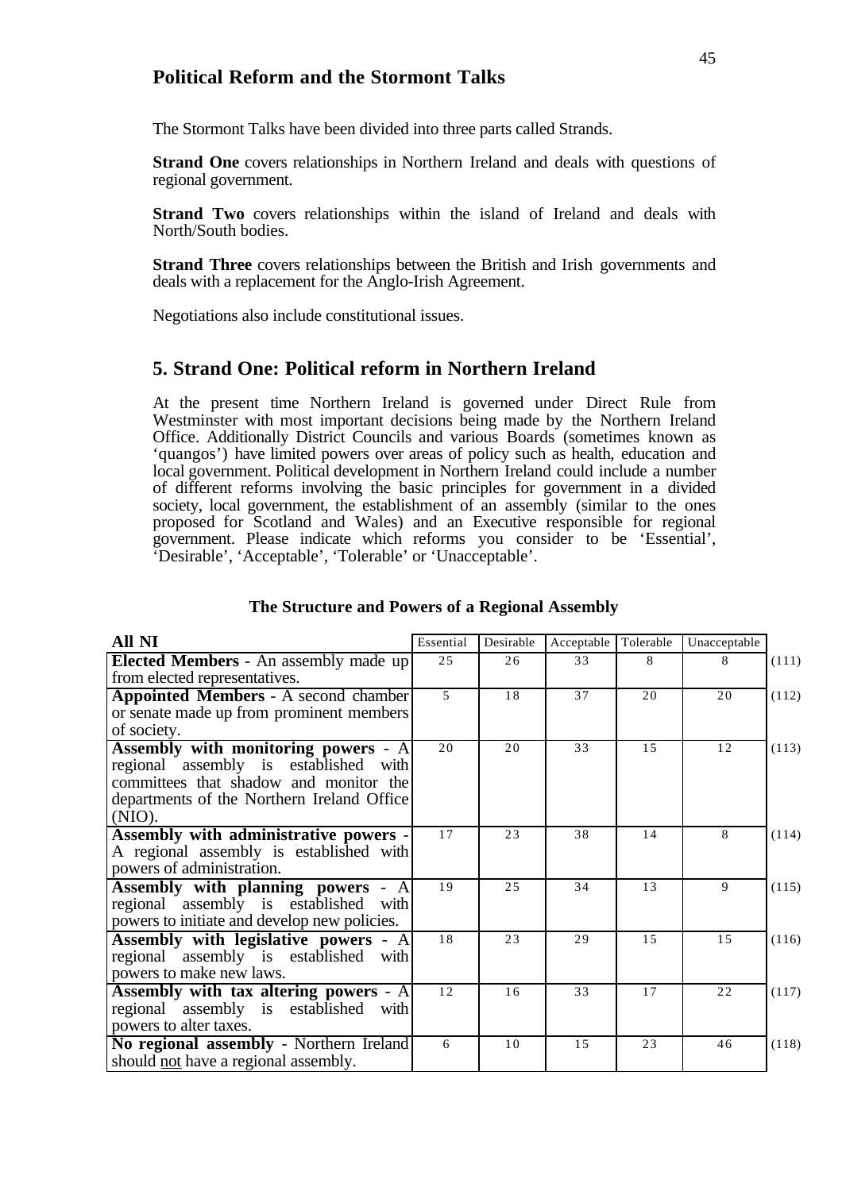## Political Reform and the Stormont Talks

The Stormont Talks have been divided into three parts called Strands.

**Strand One** covers relationships in Northern Ireland and deals with questions of regional government.

**Strand Two** covers relationships within the island of Ireland and deals with North/South bodies.

**Strand Three** covers relationships between the British and Irish governments and deals with a replacement for the Anglo-Irish Agreement.

Negotiations also include constitutional issues.

## 5. Strand One: Political reform in Northern Ireland

At the present time Northern Ireland is governed under Direct Rule from Westminster with most important decisions being made by the Northern Ireland Office. Additionally District Councils and various Boards (sometimes known as 'quangos') have limited powers over areas of policy such as health, education and local government. Political development in Northern Ireland could include a number of different reforms involving the basic principles for government in a divided society, local government, the establishment of an assembly (similar to the ones proposed for Scotland and Wales) and an Executive responsible for regional government. Please indicate which reforms you consider to be 'Essential', 'Desirable', 'Acceptable', 'Tolerable' or 'Unacceptable'.

### The Structure and Powers of a Regional Assembly

| All NI | Essential | Desirable | Acceptable | Tolerable | Unacceptable | |
|---|---|---|---|---|---|---|
| **Elected Members** - An assembly made up from elected representatives. | 25 | 26 | 33 | 8 | 8 | (111) |
| **Appointed Members** - A second chamber or senate made up from prominent members of society. | 5 | 18 | 37 | 20 | 20 | (112) |
| **Assembly with monitoring powers** - A regional assembly is established with committees that shadow and monitor the departments of the Northern Ireland Office (NIO). | 20 | 20 | 33 | 15 | 12 | (113) |
| **Assembly with administrative powers** - A regional assembly is established with powers of administration. | 17 | 23 | 38 | 14 | 8 | (114) |
| **Assembly with planning powers** - A regional assembly is established with powers to initiate and develop new policies. | 19 | 25 | 34 | 13 | 9 | (115) |
| **Assembly with legislative powers** - A regional assembly is established with powers to make new laws. | 18 | 23 | 29 | 15 | 15 | (116) |
| **Assembly with tax altering powers** - A regional assembly is established with powers to alter taxes. | 12 | 16 | 33 | 17 | 22 | (117) |
| **No regional assembly** - Northern Ireland should not have a regional assembly. | 6 | 10 | 15 | 23 | 46 | (118) |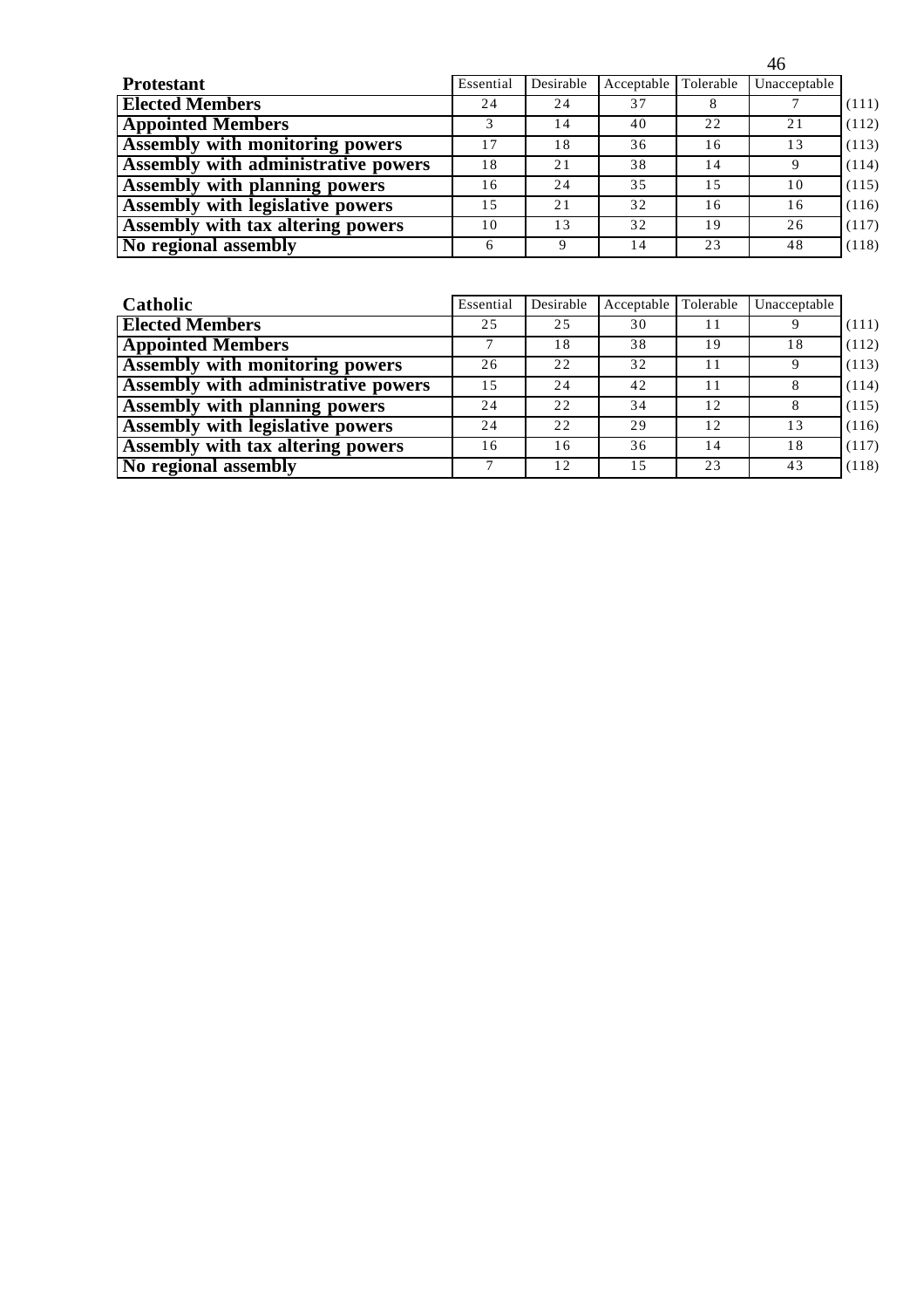| Protestant | Essential | Desirable | Acceptable | Tolerable | Unacceptable | |
|---|---|---|---|---|---|---|
| **Elected Members** | 24 | 24 | 37 | 8 | 7 | (111) |
| **Appointed Members** | 3 | 14 | 40 | 22 | 21 | (112) |
| **Assembly with monitoring powers** | 17 | 18 | 36 | 16 | 13 | (113) |
| **Assembly with administrative powers** | 18 | 21 | 38 | 14 | 9 | (114) |
| **Assembly with planning powers** | 16 | 24 | 35 | 15 | 10 | (115) |
| **Assembly with legislative powers** | 15 | 21 | 32 | 16 | 16 | (116) |
| **Assembly with tax altering powers** | 10 | 13 | 32 | 19 | 26 | (117) |
| **No regional assembly** | 6 | 9 | 14 | 23 | 48 | (118) |

| Catholic | Essential | Desirable | Acceptable | Tolerable | Unacceptable | |
|---|---|---|---|---|---|---|
| **Elected Members** | 25 | 25 | 30 | 11 | 9 | (111) |
| **Appointed Members** | 7 | 18 | 38 | 19 | 18 | (112) |
| **Assembly with monitoring powers** | 26 | 22 | 32 | 11 | 9 | (113) |
| **Assembly with administrative powers** | 15 | 24 | 42 | 11 | 8 | (114) |
| **Assembly with planning powers** | 24 | 22 | 34 | 12 | 8 | (115) |
| **Assembly with legislative powers** | 24 | 22 | 29 | 12 | 13 | (116) |
| **Assembly with tax altering powers** | 16 | 16 | 36 | 14 | 18 | (117) |
| **No regional assembly** | 7 | 12 | 15 | 23 | 43 | (118) |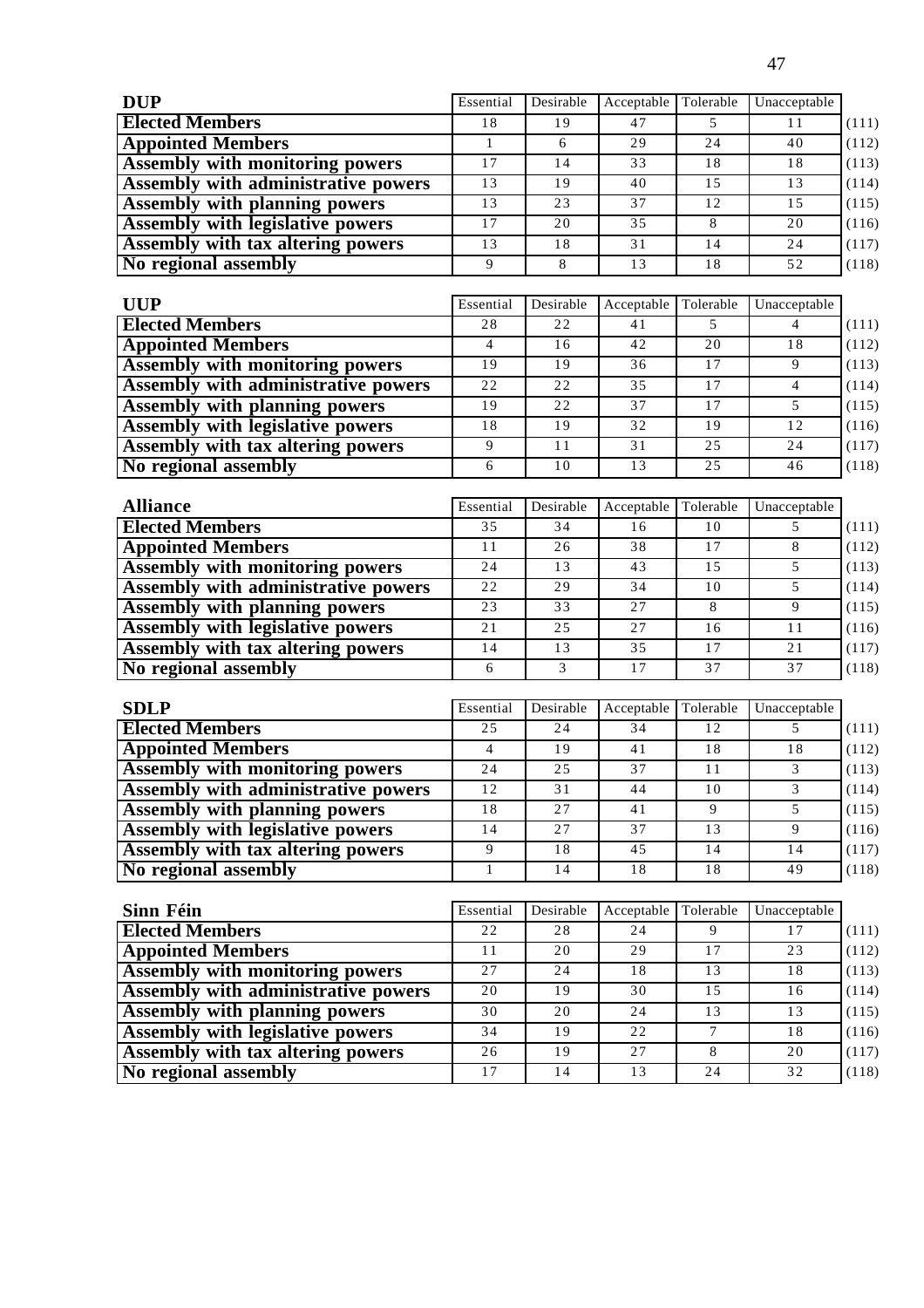| DUP | Essential | Desirable | Acceptable | Tolerable | Unacceptable | |
|---|---|---|---|---|---|---|
| **Elected Members** | 18 | 19 | 47 | 5 | 11 | (111) |
| **Appointed Members** | 1 | 6 | 29 | 24 | 40 | (112) |
| **Assembly with monitoring powers** | 17 | 14 | 33 | 18 | 18 | (113) |
| **Assembly with administrative powers** | 13 | 19 | 40 | 15 | 13 | (114) |
| **Assembly with planning powers** | 13 | 23 | 37 | 12 | 15 | (115) |
| **Assembly with legislative powers** | 17 | 20 | 35 | 8 | 20 | (116) |
| **Assembly with tax altering powers** | 13 | 18 | 31 | 14 | 24 | (117) |
| **No regional assembly** | 9 | 8 | 13 | 18 | 52 | (118) |

| UUP | Essential | Desirable | Acceptable | Tolerable | Unacceptable | |
|---|---|---|---|---|---|---|
| **Elected Members** | 28 | 22 | 41 | 5 | 4 | (111) |
| **Appointed Members** | 4 | 16 | 42 | 20 | 18 | (112) |
| **Assembly with monitoring powers** | 19 | 19 | 36 | 17 | 9 | (113) |
| **Assembly with administrative powers** | 22 | 22 | 35 | 17 | 4 | (114) |
| **Assembly with planning powers** | 19 | 22 | 37 | 17 | 5 | (115) |
| **Assembly with legislative powers** | 18 | 19 | 32 | 19 | 12 | (116) |
| **Assembly with tax altering powers** | 9 | 11 | 31 | 25 | 24 | (117) |
| **No regional assembly** | 6 | 10 | 13 | 25 | 46 | (118) |

| Alliance | Essential | Desirable | Acceptable | Tolerable | Unacceptable | |
|---|---|---|---|---|---|---|
| **Elected Members** | 35 | 34 | 16 | 10 | 5 | (111) |
| **Appointed Members** | 11 | 26 | 38 | 17 | 8 | (112) |
| **Assembly with monitoring powers** | 24 | 13 | 43 | 15 | 5 | (113) |
| **Assembly with administrative powers** | 22 | 29 | 34 | 10 | 5 | (114) |
| **Assembly with planning powers** | 23 | 33 | 27 | 8 | 9 | (115) |
| **Assembly with legislative powers** | 21 | 25 | 27 | 16 | 11 | (116) |
| **Assembly with tax altering powers** | 14 | 13 | 35 | 17 | 21 | (117) |
| **No regional assembly** | 6 | 3 | 17 | 37 | 37 | (118) |

| SDLP | Essential | Desirable | Acceptable | Tolerable | Unacceptable | |
|---|---|---|---|---|---|---|
| **Elected Members** | 25 | 24 | 34 | 12 | 5 | (111) |
| **Appointed Members** | 4 | 19 | 41 | 18 | 18 | (112) |
| **Assembly with monitoring powers** | 24 | 25 | 37 | 11 | 3 | (113) |
| **Assembly with administrative powers** | 12 | 31 | 44 | 10 | 3 | (114) |
| **Assembly with planning powers** | 18 | 27 | 41 | 9 | 5 | (115) |
| **Assembly with legislative powers** | 14 | 27 | 37 | 13 | 9 | (116) |
| **Assembly with tax altering powers** | 9 | 18 | 45 | 14 | 14 | (117) |
| **No regional assembly** | 1 | 14 | 18 | 18 | 49 | (118) |

| Sinn Féin | Essential | Desirable | Acceptable | Tolerable | Unacceptable | |
|---|---|---|---|---|---|---|
| **Elected Members** | 22 | 28 | 24 | 9 | 17 | (111) |
| **Appointed Members** | 11 | 20 | 29 | 17 | 23 | (112) |
| **Assembly with monitoring powers** | 27 | 24 | 18 | 13 | 18 | (113) |
| **Assembly with administrative powers** | 20 | 19 | 30 | 15 | 16 | (114) |
| **Assembly with planning powers** | 30 | 20 | 24 | 13 | 13 | (115) |
| **Assembly with legislative powers** | 34 | 19 | 22 | 7 | 18 | (116) |
| **Assembly with tax altering powers** | 26 | 19 | 27 | 8 | 20 | (117) |
| **No regional assembly** | 17 | 14 | 13 | 24 | 32 | (118) |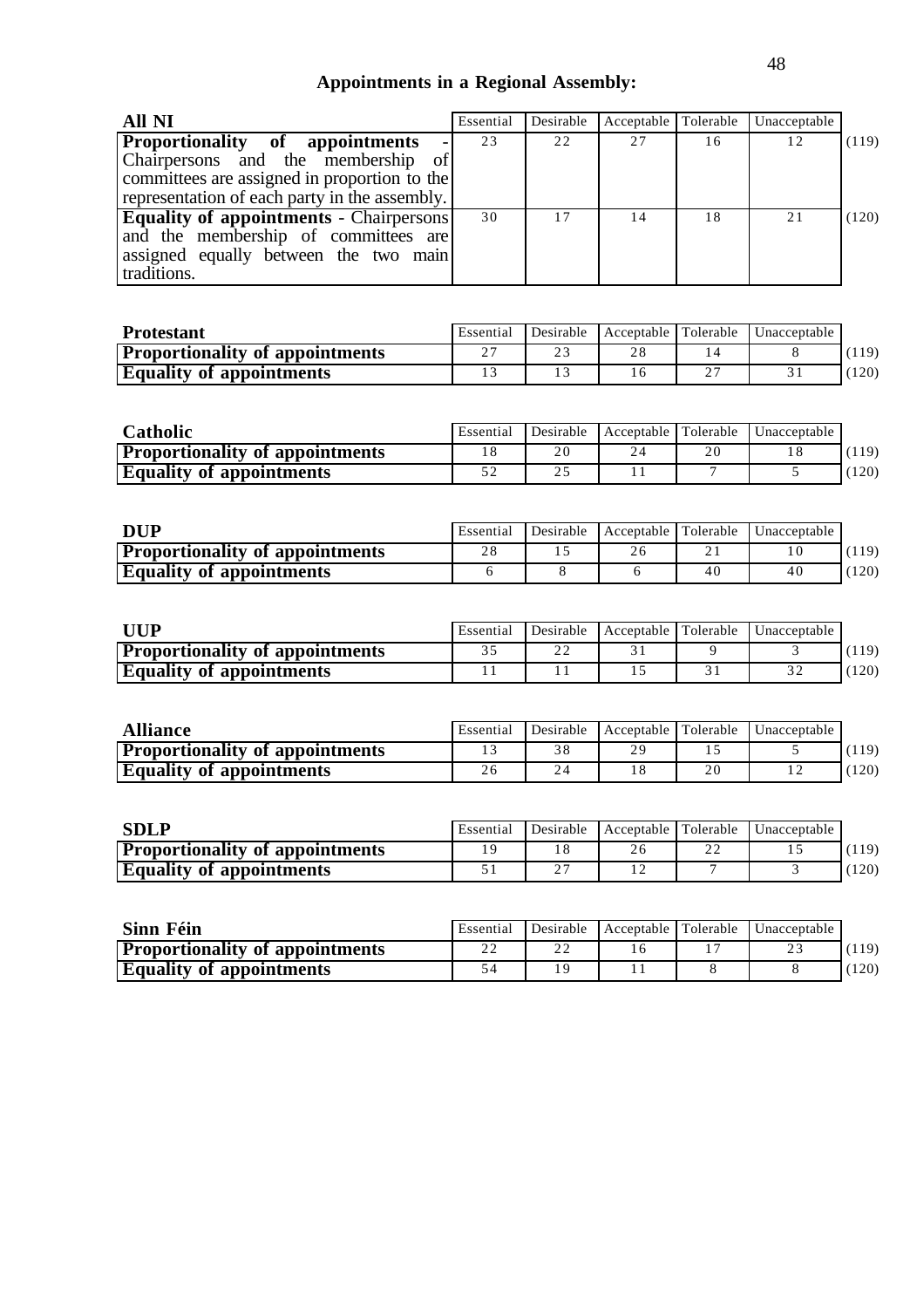## Appointments in a Regional Assembly:

| All NI | Essential | Desirable | Acceptable | Tolerable | Unacceptable | |
|---|---|---|---|---|---|---|
| **Proportionality of appointments** - Chairpersons and the membership of committees are assigned in proportion to the representation of each party in the assembly. | 23 | 22 | 27 | 16 | 12 | (119) |
| **Equality of appointments** - Chairpersons and the membership of committees are assigned equally between the two main traditions. | 30 | 17 | 14 | 18 | 21 | (120) |

| Protestant | Essential | Desirable | Acceptable | Tolerable | Unacceptable | |
|---|---|---|---|---|---|---|
| **Proportionality of appointments** | 27 | 23 | 28 | 14 | 8 | (119) |
| **Equality of appointments** | 13 | 13 | 16 | 27 | 31 | (120) |

| Catholic | Essential | Desirable | Acceptable | Tolerable | Unacceptable | |
|---|---|---|---|---|---|---|
| **Proportionality of appointments** | 18 | 20 | 24 | 20 | 18 | (119) |
| **Equality of appointments** | 52 | 25 | 11 | 7 | 5 | (120) |

| DUP | Essential | Desirable | Acceptable | Tolerable | Unacceptable | |
|---|---|---|---|---|---|---|
| **Proportionality of appointments** | 28 | 15 | 26 | 21 | 10 | (119) |
| **Equality of appointments** | 6 | 8 | 6 | 40 | 40 | (120) |

| UUP | Essential | Desirable | Acceptable | Tolerable | Unacceptable | |
|---|---|---|---|---|---|---|
| **Proportionality of appointments** | 35 | 22 | 31 | 9 | 3 | (119) |
| **Equality of appointments** | 11 | 11 | 15 | 31 | 32 | (120) |

| Alliance | Essential | Desirable | Acceptable | Tolerable | Unacceptable | |
|---|---|---|---|---|---|---|
| **Proportionality of appointments** | 13 | 38 | 29 | 15 | 5 | (119) |
| **Equality of appointments** | 26 | 24 | 18 | 20 | 12 | (120) |

| SDLP | Essential | Desirable | Acceptable | Tolerable | Unacceptable | |
|---|---|---|---|---|---|---|
| **Proportionality of appointments** | 19 | 18 | 26 | 22 | 15 | (119) |
| **Equality of appointments** | 51 | 27 | 12 | 7 | 3 | (120) |

| Sinn Féin | Essential | Desirable | Acceptable | Tolerable | Unacceptable | |
|---|---|---|---|---|---|---|
| **Proportionality of appointments** | 22 | 22 | 16 | 17 | 23 | (119) |
| **Equality of appointments** | 54 | 19 | 11 | 8 | 8 | (120) |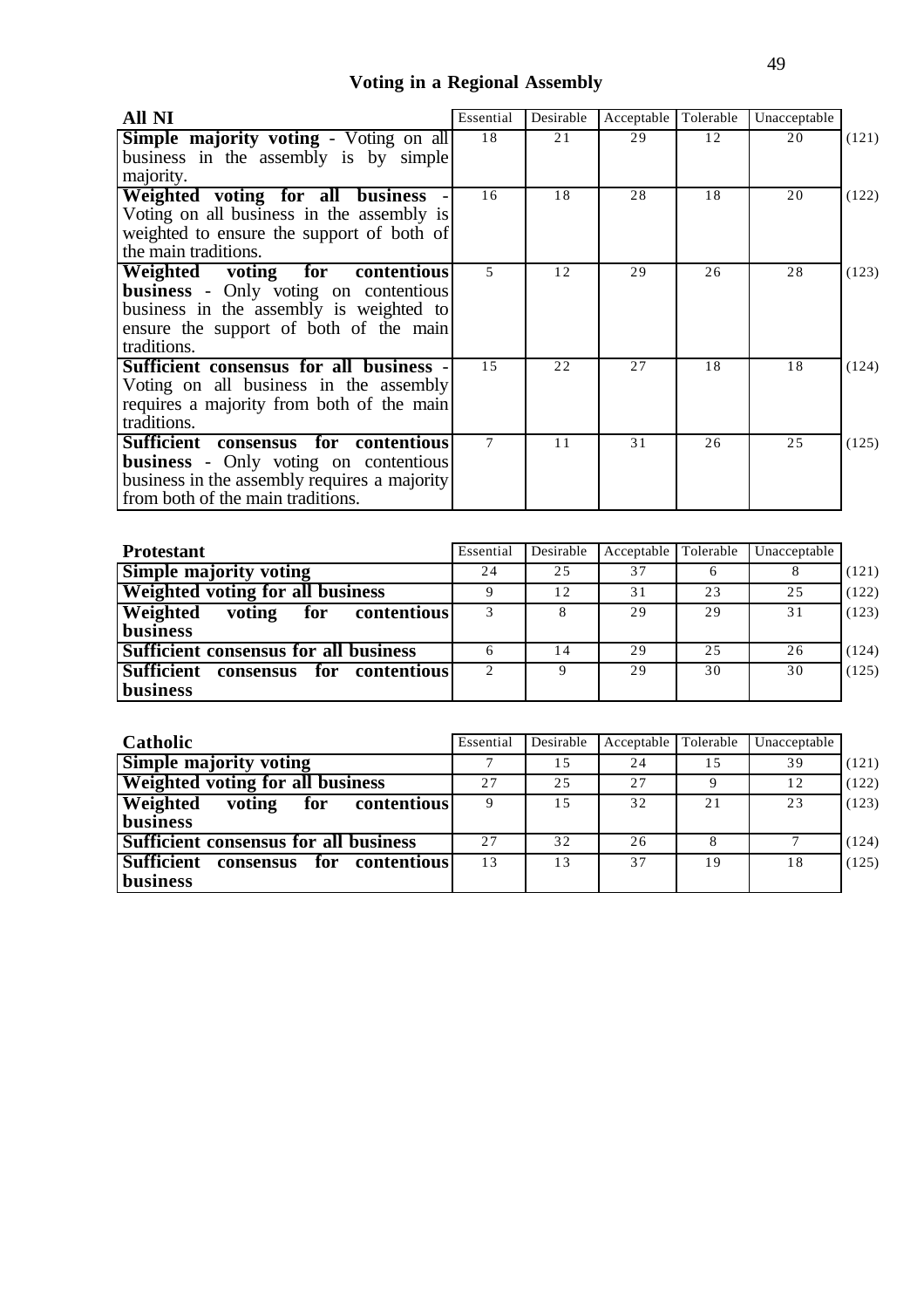## Voting in a Regional Assembly

| All NI | Essential | Desirable | Acceptable | Tolerable | Unacceptable | |
|---|---|---|---|---|---|---|
| **Simple majority voting** - Voting on all business in the assembly is by simple majority. | 18 | 21 | 29 | 12 | 20 | (121) |
| **Weighted voting for all business** - Voting on all business in the assembly is weighted to ensure the support of both of the main traditions. | 16 | 18 | 28 | 18 | 20 | (122) |
| **Weighted voting for contentious business** - Only voting on contentious business in the assembly is weighted to ensure the support of both of the main traditions. | 5 | 12 | 29 | 26 | 28 | (123) |
| **Sufficient consensus for all business** - Voting on all business in the assembly requires a majority from both of the main traditions. | 15 | 22 | 27 | 18 | 18 | (124) |
| **Sufficient consensus for contentious business** - Only voting on contentious business in the assembly requires a majority from both of the main traditions. | 7 | 11 | 31 | 26 | 25 | (125) |

| Protestant | Essential | Desirable | Acceptable | Tolerable | Unacceptable | |
|---|---|---|---|---|---|---|
| **Simple majority voting** | 24 | 25 | 37 | 6 | 8 | (121) |
| **Weighted voting for all business** | 9 | 12 | 31 | 23 | 25 | (122) |
| **Weighted voting for contentious business** | 3 | 8 | 29 | 29 | 31 | (123) |
| **Sufficient consensus for all business** | 6 | 14 | 29 | 25 | 26 | (124) |
| **Sufficient consensus for contentious business** | 2 | 9 | 29 | 30 | 30 | (125) |

| Catholic | Essential | Desirable | Acceptable | Tolerable | Unacceptable | |
|---|---|---|---|---|---|---|
| **Simple majority voting** | 7 | 15 | 24 | 15 | 39 | (121) |
| **Weighted voting for all business** | 27 | 25 | 27 | 9 | 12 | (122) |
| **Weighted voting for contentious business** | 9 | 15 | 32 | 21 | 23 | (123) |
| **Sufficient consensus for all business** | 27 | 32 | 26 | 8 | 7 | (124) |
| **Sufficient consensus for contentious business** | 13 | 13 | 37 | 19 | 18 | (125) |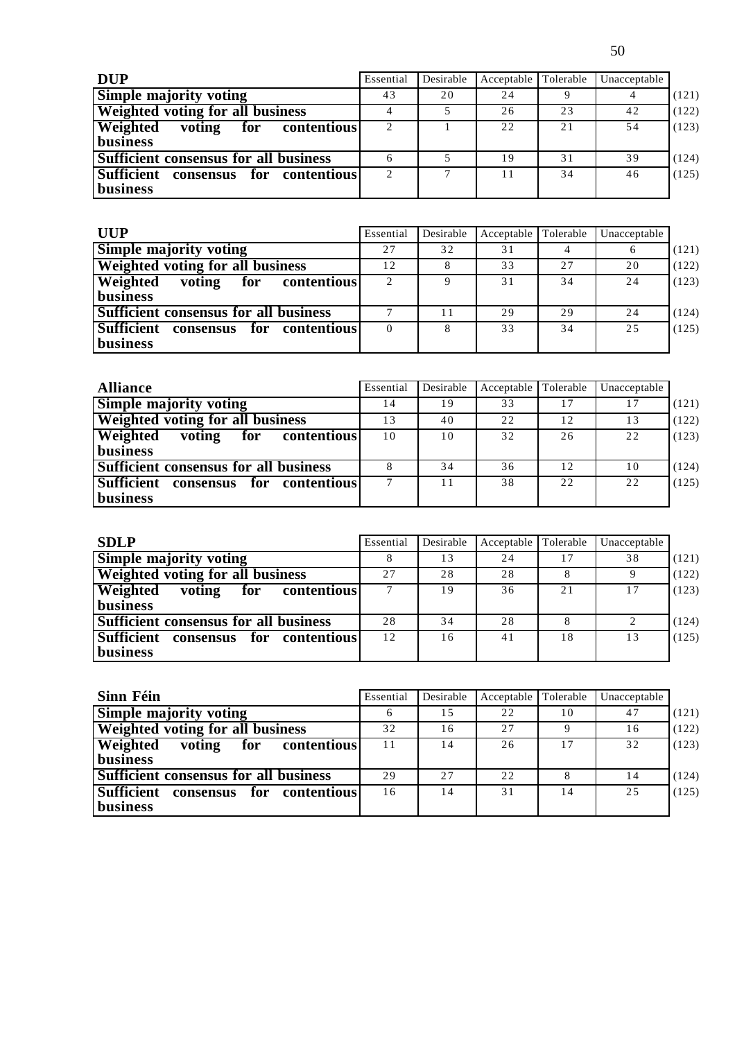| DUP | Essential | Desirable | Acceptable | Tolerable | Unacceptable | |
|---|---|---|---|---|---|---|
| **Simple majority voting** | 43 | 20 | 24 | 9 | 4 | (121) |
| **Weighted voting for all business** | 4 | 5 | 26 | 23 | 42 | (122) |
| **Weighted voting for contentious business** | 2 | 1 | 22 | 21 | 54 | (123) |
| **Sufficient consensus for all business** | 6 | 5 | 19 | 31 | 39 | (124) |
| **Sufficient consensus for contentious business** | 2 | 7 | 11 | 34 | 46 | (125) |

| UUP | Essential | Desirable | Acceptable | Tolerable | Unacceptable | |
|---|---|---|---|---|---|---|
| **Simple majority voting** | 27 | 32 | 31 | 4 | 6 | (121) |
| **Weighted voting for all business** | 12 | 8 | 33 | 27 | 20 | (122) |
| **Weighted voting for contentious business** | 2 | 9 | 31 | 34 | 24 | (123) |
| **Sufficient consensus for all business** | 7 | 11 | 29 | 29 | 24 | (124) |
| **Sufficient consensus for contentious business** | 0 | 8 | 33 | 34 | 25 | (125) |

| Alliance | Essential | Desirable | Acceptable | Tolerable | Unacceptable | |
|---|---|---|---|---|---|---|
| **Simple majority voting** | 14 | 19 | 33 | 17 | 17 | (121) |
| **Weighted voting for all business** | 13 | 40 | 22 | 12 | 13 | (122) |
| **Weighted voting for contentious business** | 10 | 10 | 32 | 26 | 22 | (123) |
| **Sufficient consensus for all business** | 8 | 34 | 36 | 12 | 10 | (124) |
| **Sufficient consensus for contentious business** | 7 | 11 | 38 | 22 | 22 | (125) |

| SDLP | Essential | Desirable | Acceptable | Tolerable | Unacceptable | |
|---|---|---|---|---|---|---|
| **Simple majority voting** | 8 | 13 | 24 | 17 | 38 | (121) |
| **Weighted voting for all business** | 27 | 28 | 28 | 8 | 9 | (122) |
| **Weighted voting for contentious business** | 7 | 19 | 36 | 21 | 17 | (123) |
| **Sufficient consensus for all business** | 28 | 34 | 28 | 8 | 2 | (124) |
| **Sufficient consensus for contentious business** | 12 | 16 | 41 | 18 | 13 | (125) |

| Sinn Féin | Essential | Desirable | Acceptable | Tolerable | Unacceptable | |
|---|---|---|---|---|---|---|
| **Simple majority voting** | 6 | 15 | 22 | 10 | 47 | (121) |
| **Weighted voting for all business** | 32 | 16 | 27 | 9 | 16 | (122) |
| **Weighted voting for contentious business** | 11 | 14 | 26 | 17 | 32 | (123) |
| **Sufficient consensus for all business** | 29 | 27 | 22 | 8 | 14 | (124) |
| **Sufficient consensus for contentious business** | 16 | 14 | 31 | 14 | 25 | (125) |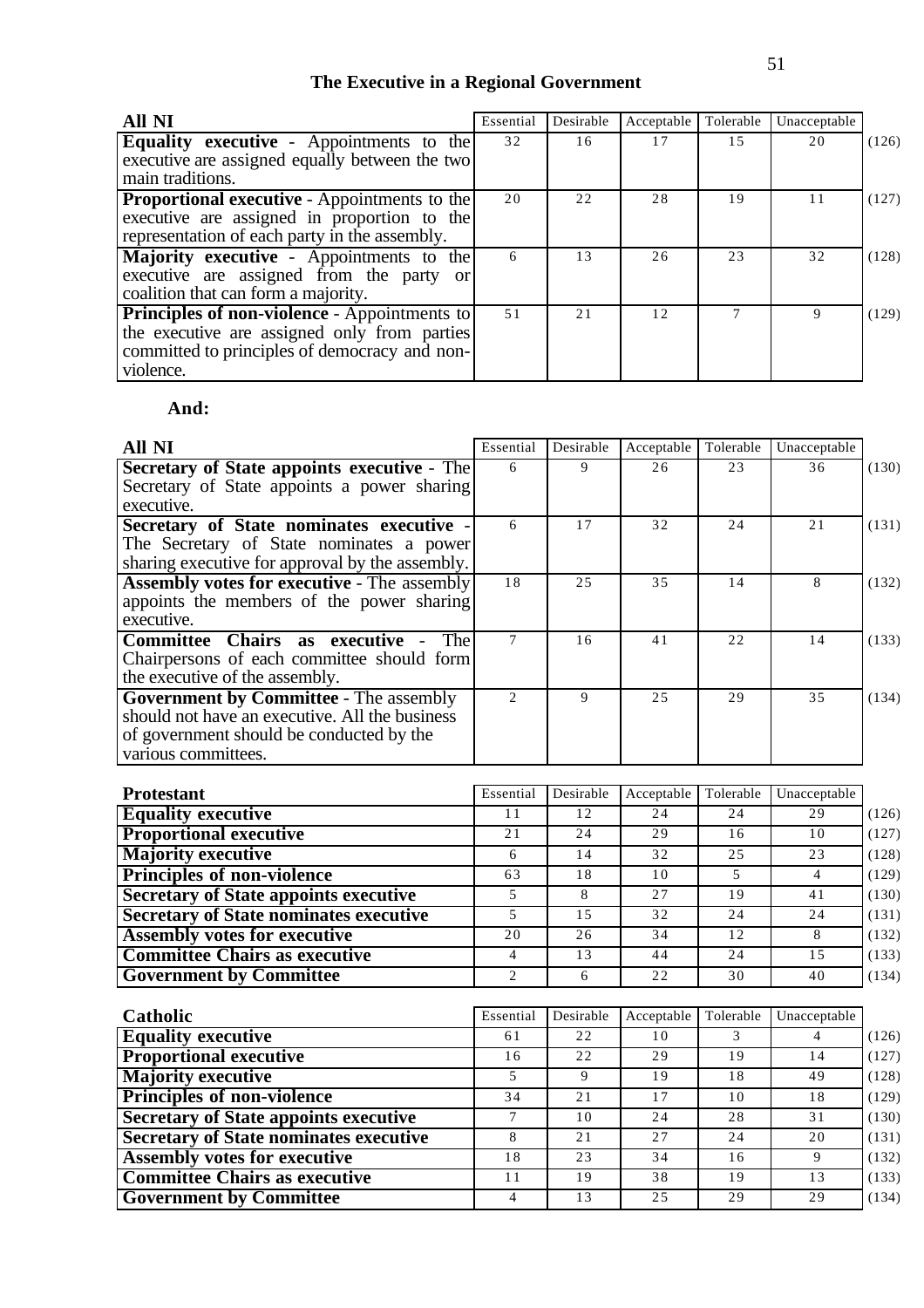## The Executive in a Regional Government

| All NI | Essential | Desirable | Acceptable | Tolerable | Unacceptable | |
|---|---|---|---|---|---|---|
| **Equality executive** - Appointments to the executive are assigned equally between the two main traditions. | 32 | 16 | 17 | 15 | 20 | (126) |
| **Proportional executive** - Appointments to the executive are assigned in proportion to the representation of each party in the assembly. | 20 | 22 | 28 | 19 | 11 | (127) |
| **Majority executive** - Appointments to the executive are assigned from the party or coalition that can form a majority. | 6 | 13 | 26 | 23 | 32 | (128) |
| **Principles of non-violence** - Appointments to the executive are assigned only from parties committed to principles of democracy and non-violence. | 51 | 21 | 12 | 7 | 9 | (129) |

**And:**

| All NI | Essential | Desirable | Acceptable | Tolerable | Unacceptable | |
|---|---|---|---|---|---|---|
| **Secretary of State appoints executive** - The Secretary of State appoints a power sharing executive. | 6 | 9 | 26 | 23 | 36 | (130) |
| **Secretary of State nominates executive** - The Secretary of State nominates a power sharing executive for approval by the assembly. | 6 | 17 | 32 | 24 | 21 | (131) |
| **Assembly votes for executive** - The assembly appoints the members of the power sharing executive. | 18 | 25 | 35 | 14 | 8 | (132) |
| **Committee Chairs as executive** - The Chairpersons of each committee should form the executive of the assembly. | 7 | 16 | 41 | 22 | 14 | (133) |
| **Government by Committee** - The assembly should not have an executive. All the business of government should be conducted by the various committees. | 2 | 9 | 25 | 29 | 35 | (134) |

| Protestant | Essential | Desirable | Acceptable | Tolerable | Unacceptable | |
|---|---|---|---|---|---|---|
| **Equality executive** | 11 | 12 | 24 | 24 | 29 | (126) |
| **Proportional executive** | 21 | 24 | 29 | 16 | 10 | (127) |
| **Majority executive** | 6 | 14 | 32 | 25 | 23 | (128) |
| **Principles of non-violence** | 63 | 18 | 10 | 5 | 4 | (129) |
| **Secretary of State appoints executive** | 5 | 8 | 27 | 19 | 41 | (130) |
| **Secretary of State nominates executive** | 5 | 15 | 32 | 24 | 24 | (131) |
| **Assembly votes for executive** | 20 | 26 | 34 | 12 | 8 | (132) |
| **Committee Chairs as executive** | 4 | 13 | 44 | 24 | 15 | (133) |
| **Government by Committee** | 2 | 6 | 22 | 30 | 40 | (134) |

| Catholic | Essential | Desirable | Acceptable | Tolerable | Unacceptable | |
|---|---|---|---|---|---|---|
| **Equality executive** | 61 | 22 | 10 | 3 | 4 | (126) |
| **Proportional executive** | 16 | 22 | 29 | 19 | 14 | (127) |
| **Majority executive** | 5 | 9 | 19 | 18 | 49 | (128) |
| **Principles of non-violence** | 34 | 21 | 17 | 10 | 18 | (129) |
| **Secretary of State appoints executive** | 7 | 10 | 24 | 28 | 31 | (130) |
| **Secretary of State nominates executive** | 8 | 21 | 27 | 24 | 20 | (131) |
| **Assembly votes for executive** | 18 | 23 | 34 | 16 | 9 | (132) |
| **Committee Chairs as executive** | 11 | 19 | 38 | 19 | 13 | (133) |
| **Government by Committee** | 4 | 13 | 25 | 29 | 29 | (134) |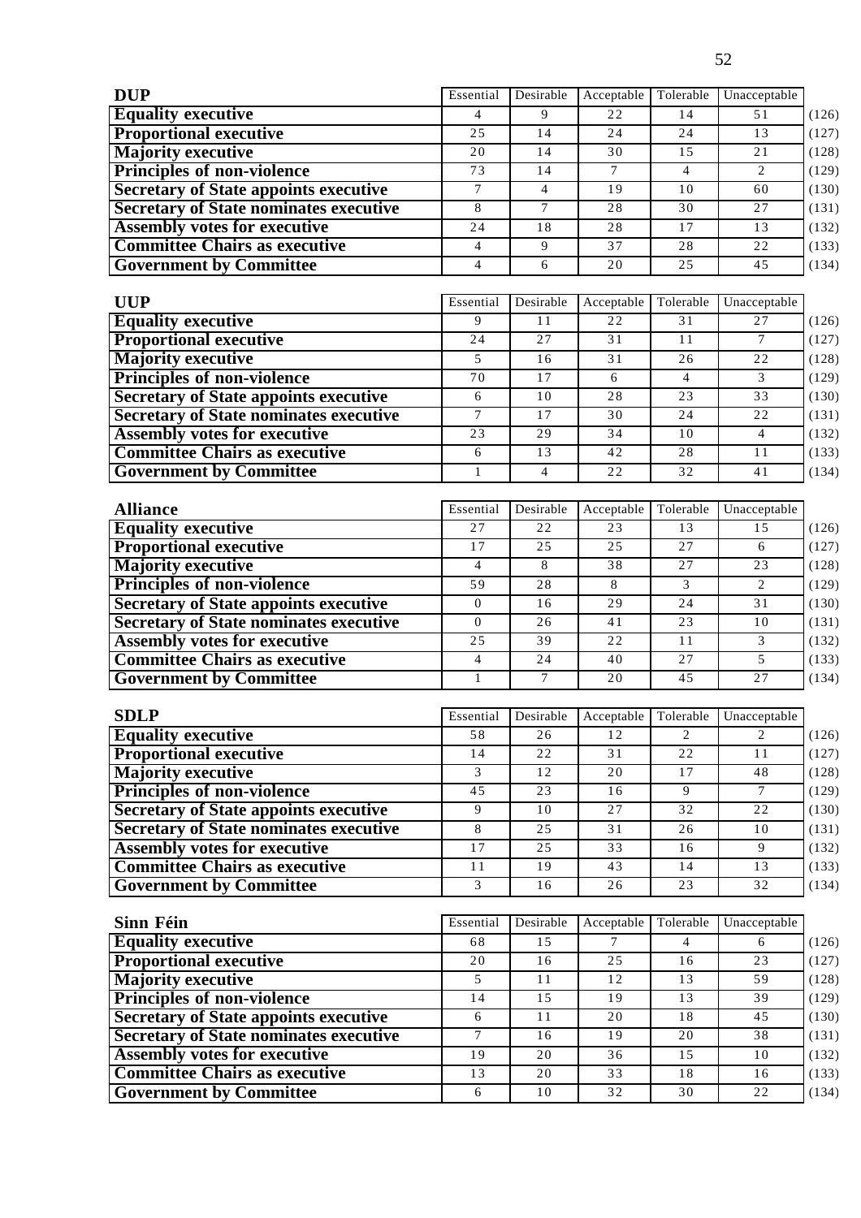| DUP | Essential | Desirable | Acceptable | Tolerable | Unacceptable | |
|---|---|---|---|---|---|---|
| **Equality executive** | 4 | 9 | 22 | 14 | 51 | (126) |
| **Proportional executive** | 25 | 14 | 24 | 24 | 13 | (127) |
| **Majority executive** | 20 | 14 | 30 | 15 | 21 | (128) |
| **Principles of non-violence** | 73 | 14 | 7 | 4 | 2 | (129) |
| **Secretary of State appoints executive** | 7 | 4 | 19 | 10 | 60 | (130) |
| **Secretary of State nominates executive** | 8 | 7 | 28 | 30 | 27 | (131) |
| **Assembly votes for executive** | 24 | 18 | 28 | 17 | 13 | (132) |
| **Committee Chairs as executive** | 4 | 9 | 37 | 28 | 22 | (133) |
| **Government by Committee** | 4 | 6 | 20 | 25 | 45 | (134) |

| UUP | Essential | Desirable | Acceptable | Tolerable | Unacceptable | |
|---|---|---|---|---|---|---|
| **Equality executive** | 9 | 11 | 22 | 31 | 27 | (126) |
| **Proportional executive** | 24 | 27 | 31 | 11 | 7 | (127) |
| **Majority executive** | 5 | 16 | 31 | 26 | 22 | (128) |
| **Principles of non-violence** | 70 | 17 | 6 | 4 | 3 | (129) |
| **Secretary of State appoints executive** | 6 | 10 | 28 | 23 | 33 | (130) |
| **Secretary of State nominates executive** | 7 | 17 | 30 | 24 | 22 | (131) |
| **Assembly votes for executive** | 23 | 29 | 34 | 10 | 4 | (132) |
| **Committee Chairs as executive** | 6 | 13 | 42 | 28 | 11 | (133) |
| **Government by Committee** | 1 | 4 | 22 | 32 | 41 | (134) |

| Alliance | Essential | Desirable | Acceptable | Tolerable | Unacceptable | |
|---|---|---|---|---|---|---|
| **Equality executive** | 27 | 22 | 23 | 13 | 15 | (126) |
| **Proportional executive** | 17 | 25 | 25 | 27 | 6 | (127) |
| **Majority executive** | 4 | 8 | 38 | 27 | 23 | (128) |
| **Principles of non-violence** | 59 | 28 | 8 | 3 | 2 | (129) |
| **Secretary of State appoints executive** | 0 | 16 | 29 | 24 | 31 | (130) |
| **Secretary of State nominates executive** | 0 | 26 | 41 | 23 | 10 | (131) |
| **Assembly votes for executive** | 25 | 39 | 22 | 11 | 3 | (132) |
| **Committee Chairs as executive** | 4 | 24 | 40 | 27 | 5 | (133) |
| **Government by Committee** | 1 | 7 | 20 | 45 | 27 | (134) |

| SDLP | Essential | Desirable | Acceptable | Tolerable | Unacceptable | |
|---|---|---|---|---|---|---|
| **Equality executive** | 58 | 26 | 12 | 2 | 2 | (126) |
| **Proportional executive** | 14 | 22 | 31 | 22 | 11 | (127) |
| **Majority executive** | 3 | 12 | 20 | 17 | 48 | (128) |
| **Principles of non-violence** | 45 | 23 | 16 | 9 | 7 | (129) |
| **Secretary of State appoints executive** | 9 | 10 | 27 | 32 | 22 | (130) |
| **Secretary of State nominates executive** | 8 | 25 | 31 | 26 | 10 | (131) |
| **Assembly votes for executive** | 17 | 25 | 33 | 16 | 9 | (132) |
| **Committee Chairs as executive** | 11 | 19 | 43 | 14 | 13 | (133) |
| **Government by Committee** | 3 | 16 | 26 | 23 | 32 | (134) |

| Sinn Féin | Essential | Desirable | Acceptable | Tolerable | Unacceptable | |
|---|---|---|---|---|---|---|
| **Equality executive** | 68 | 15 | 7 | 4 | 6 | (126) |
| **Proportional executive** | 20 | 16 | 25 | 16 | 23 | (127) |
| **Majority executive** | 5 | 11 | 12 | 13 | 59 | (128) |
| **Principles of non-violence** | 14 | 15 | 19 | 13 | 39 | (129) |
| **Secretary of State appoints executive** | 6 | 11 | 20 | 18 | 45 | (130) |
| **Secretary of State nominates executive** | 7 | 16 | 19 | 20 | 38 | (131) |
| **Assembly votes for executive** | 19 | 20 | 36 | 15 | 10 | (132) |
| **Committee Chairs as executive** | 13 | 20 | 33 | 18 | 16 | (133) |
| **Government by Committee** | 6 | 10 | 32 | 30 | 22 | (134) |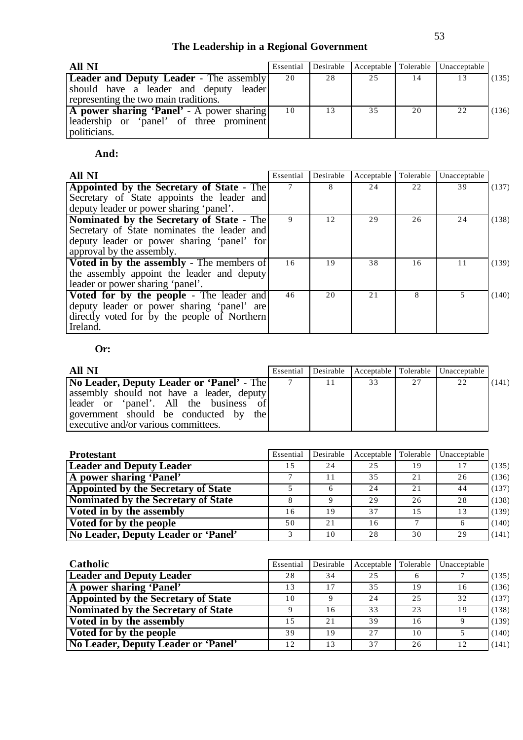## The Leadership in a Regional Government

| All NI | Essential | Desirable | Acceptable | Tolerable | Unacceptable | |
|---|---|---|---|---|---|---|
| **Leader and Deputy Leader** - The assembly should have a leader and deputy leader representing the two main traditions. | 20 | 28 | 25 | 14 | 13 | (135) |
| **A power sharing 'Panel'** - A power sharing leadership or 'panel' of three prominent politicians. | 10 | 13 | 35 | 20 | 22 | (136) |

**And:**

| All NI | Essential | Desirable | Acceptable | Tolerable | Unacceptable | |
|---|---|---|---|---|---|---|
| **Appointed by the Secretary of State** - The Secretary of State appoints the leader and deputy leader or power sharing 'panel'. | 7 | 8 | 24 | 22 | 39 | (137) |
| **Nominated by the Secretary of State** - The Secretary of State nominates the leader and deputy leader or power sharing 'panel' for approval by the assembly. | 9 | 12 | 29 | 26 | 24 | (138) |
| **Voted in by the assembly** - The members of the assembly appoint the leader and deputy leader or power sharing 'panel'. | 16 | 19 | 38 | 16 | 11 | (139) |
| **Voted for by the people** - The leader and deputy leader or power sharing 'panel' are directly voted for by the people of Northern Ireland. | 46 | 20 | 21 | 8 | 5 | (140) |

**Or:**

| All NI | Essential | Desirable | Acceptable | Tolerable | Unacceptable | |
|---|---|---|---|---|---|---|
| **No Leader, Deputy Leader or 'Panel'** - The assembly should not have a leader, deputy leader or 'panel'. All the business of government should be conducted by the executive and/or various committees. | 7 | 11 | 33 | 27 | 22 | (141) |

| Protestant | Essential | Desirable | Acceptable | Tolerable | Unacceptable | |
|---|---|---|---|---|---|---|
| **Leader and Deputy Leader** | 15 | 24 | 25 | 19 | 17 | (135) |
| **A power sharing 'Panel'** | 7 | 11 | 35 | 21 | 26 | (136) |
| **Appointed by the Secretary of State** | 5 | 6 | 24 | 21 | 44 | (137) |
| **Nominated by the Secretary of State** | 8 | 9 | 29 | 26 | 28 | (138) |
| **Voted in by the assembly** | 16 | 19 | 37 | 15 | 13 | (139) |
| **Voted for by the people** | 50 | 21 | 16 | 7 | 6 | (140) |
| **No Leader, Deputy Leader or 'Panel'** | 3 | 10 | 28 | 30 | 29 | (141) |

| Catholic | Essential | Desirable | Acceptable | Tolerable | Unacceptable | |
|---|---|---|---|---|---|---|
| **Leader and Deputy Leader** | 28 | 34 | 25 | 6 | 7 | (135) |
| **A power sharing 'Panel'** | 13 | 17 | 35 | 19 | 16 | (136) |
| **Appointed by the Secretary of State** | 10 | 9 | 24 | 25 | 32 | (137) |
| **Nominated by the Secretary of State** | 9 | 16 | 33 | 23 | 19 | (138) |
| **Voted in by the assembly** | 15 | 21 | 39 | 16 | 9 | (139) |
| **Voted for by the people** | 39 | 19 | 27 | 10 | 5 | (140) |
| **No Leader, Deputy Leader or 'Panel'** | 12 | 13 | 37 | 26 | 12 | (141) |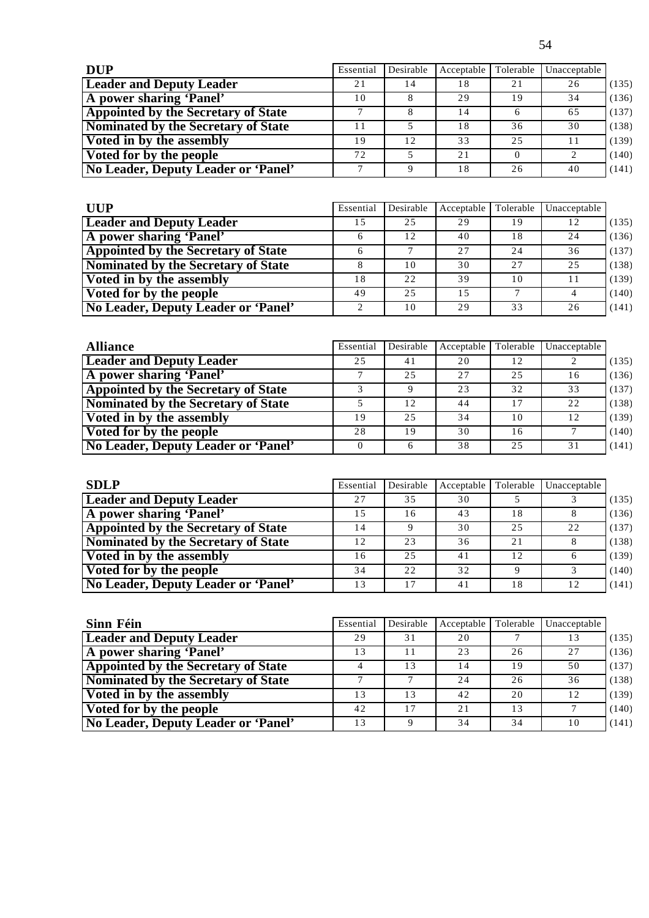| DUP | Essential | Desirable | Acceptable | Tolerable | Unacceptable | |
|---|---|---|---|---|---|---|
| **Leader and Deputy Leader** | 21 | 14 | 18 | 21 | 26 | (135) |
| **A power sharing 'Panel'** | 10 | 8 | 29 | 19 | 34 | (136) |
| **Appointed by the Secretary of State** | 7 | 8 | 14 | 6 | 65 | (137) |
| **Nominated by the Secretary of State** | 11 | 5 | 18 | 36 | 30 | (138) |
| **Voted in by the assembly** | 19 | 12 | 33 | 25 | 11 | (139) |
| **Voted for by the people** | 72 | 5 | 21 | 0 | 2 | (140) |
| **No Leader, Deputy Leader or 'Panel'** | 7 | 9 | 18 | 26 | 40 | (141) |

| UUP | Essential | Desirable | Acceptable | Tolerable | Unacceptable | |
|---|---|---|---|---|---|---|
| **Leader and Deputy Leader** | 15 | 25 | 29 | 19 | 12 | (135) |
| **A power sharing 'Panel'** | 6 | 12 | 40 | 18 | 24 | (136) |
| **Appointed by the Secretary of State** | 6 | 7 | 27 | 24 | 36 | (137) |
| **Nominated by the Secretary of State** | 8 | 10 | 30 | 27 | 25 | (138) |
| **Voted in by the assembly** | 18 | 22 | 39 | 10 | 11 | (139) |
| **Voted for by the people** | 49 | 25 | 15 | 7 | 4 | (140) |
| **No Leader, Deputy Leader or 'Panel'** | 2 | 10 | 29 | 33 | 26 | (141) |

| Alliance | Essential | Desirable | Acceptable | Tolerable | Unacceptable | |
|---|---|---|---|---|---|---|
| **Leader and Deputy Leader** | 25 | 41 | 20 | 12 | 2 | (135) |
| **A power sharing 'Panel'** | 7 | 25 | 27 | 25 | 16 | (136) |
| **Appointed by the Secretary of State** | 3 | 9 | 23 | 32 | 33 | (137) |
| **Nominated by the Secretary of State** | 5 | 12 | 44 | 17 | 22 | (138) |
| **Voted in by the assembly** | 19 | 25 | 34 | 10 | 12 | (139) |
| **Voted for by the people** | 28 | 19 | 30 | 16 | 7 | (140) |
| **No Leader, Deputy Leader or 'Panel'** | 0 | 6 | 38 | 25 | 31 | (141) |

| SDLP | Essential | Desirable | Acceptable | Tolerable | Unacceptable | |
|---|---|---|---|---|---|---|
| **Leader and Deputy Leader** | 27 | 35 | 30 | 5 | 3 | (135) |
| **A power sharing 'Panel'** | 15 | 16 | 43 | 18 | 8 | (136) |
| **Appointed by the Secretary of State** | 14 | 9 | 30 | 25 | 22 | (137) |
| **Nominated by the Secretary of State** | 12 | 23 | 36 | 21 | 8 | (138) |
| **Voted in by the assembly** | 16 | 25 | 41 | 12 | 6 | (139) |
| **Voted for by the people** | 34 | 22 | 32 | 9 | 3 | (140) |
| **No Leader, Deputy Leader or 'Panel'** | 13 | 17 | 41 | 18 | 12 | (141) |

| Sinn Féin | Essential | Desirable | Acceptable | Tolerable | Unacceptable | |
|---|---|---|---|---|---|---|
| **Leader and Deputy Leader** | 29 | 31 | 20 | 7 | 13 | (135) |
| **A power sharing 'Panel'** | 13 | 11 | 23 | 26 | 27 | (136) |
| **Appointed by the Secretary of State** | 4 | 13 | 14 | 19 | 50 | (137) |
| **Nominated by the Secretary of State** | 7 | 7 | 24 | 26 | 36 | (138) |
| **Voted in by the assembly** | 13 | 13 | 42 | 20 | 12 | (139) |
| **Voted for by the people** | 42 | 17 | 21 | 13 | 7 | (140) |
| **No Leader, Deputy Leader or 'Panel'** | 13 | 9 | 34 | 34 | 10 | (141) |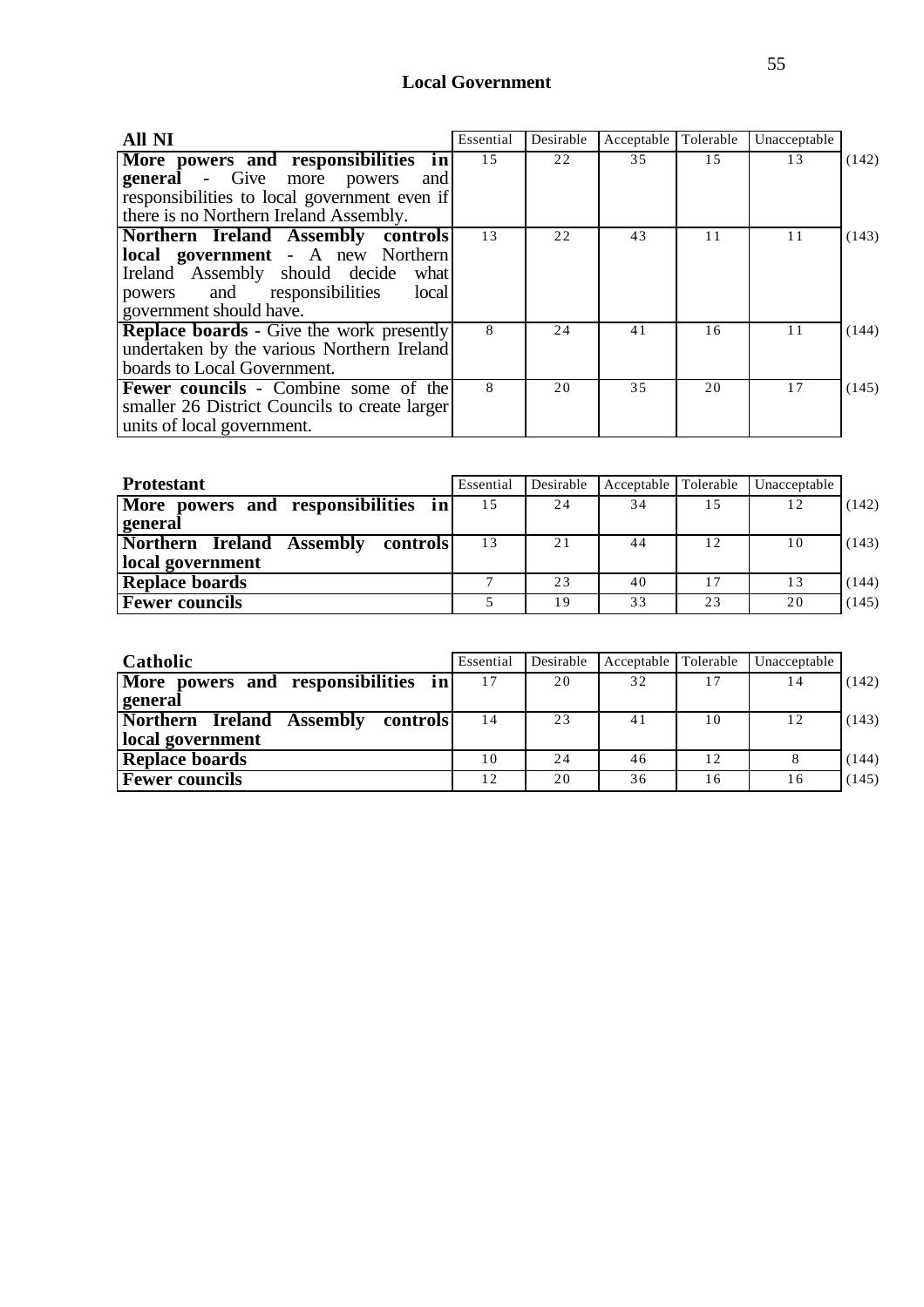## Local Government

| All NI | Essential | Desirable | Acceptable | Tolerable | Unacceptable | |
|---|---|---|---|---|---|---|
| **More powers and responsibilities in general** - Give more powers and responsibilities to local government even if there is no Northern Ireland Assembly. | 15 | 22 | 35 | 15 | 13 | (142) |
| **Northern Ireland Assembly controls local government** - A new Northern Ireland Assembly should decide what powers and responsibilities local government should have. | 13 | 22 | 43 | 11 | 11 | (143) |
| **Replace boards** - Give the work presently undertaken by the various Northern Ireland boards to Local Government. | 8 | 24 | 41 | 16 | 11 | (144) |
| **Fewer councils** - Combine some of the smaller 26 District Councils to create larger units of local government. | 8 | 20 | 35 | 20 | 17 | (145) |

| Protestant | Essential | Desirable | Acceptable | Tolerable | Unacceptable | |
|---|---|---|---|---|---|---|
| **More powers and responsibilities in general** | 15 | 24 | 34 | 15 | 12 | (142) |
| **Northern Ireland Assembly controls local government** | 13 | 21 | 44 | 12 | 10 | (143) |
| **Replace boards** | 7 | 23 | 40 | 17 | 13 | (144) |
| **Fewer councils** | 5 | 19 | 33 | 23 | 20 | (145) |

| Catholic | Essential | Desirable | Acceptable | Tolerable | Unacceptable | |
|---|---|---|---|---|---|---|
| **More powers and responsibilities in general** | 17 | 20 | 32 | 17 | 14 | (142) |
| **Northern Ireland Assembly controls local government** | 14 | 23 | 41 | 10 | 12 | (143) |
| **Replace boards** | 10 | 24 | 46 | 12 | 8 | (144) |
| **Fewer councils** | 12 | 20 | 36 | 16 | 16 | (145) |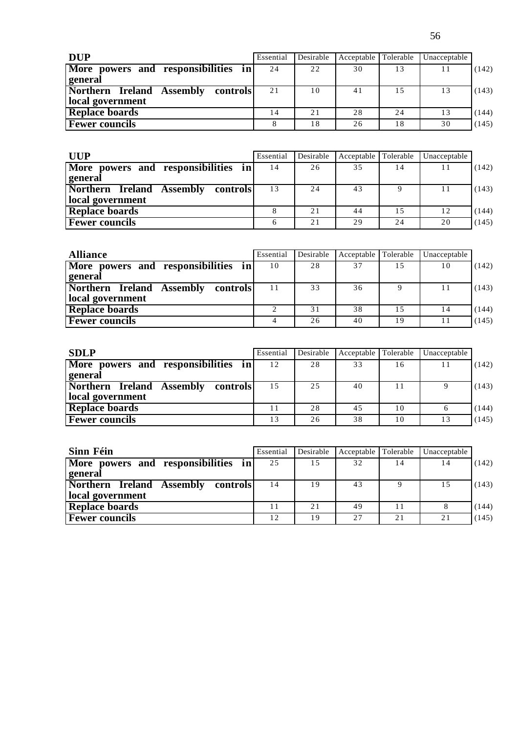| DUP | Essential | Desirable | Acceptable | Tolerable | Unacceptable | |
|---|---|---|---|---|---|---|
| **More powers and responsibilities in general** | 24 | 22 | 30 | 13 | 11 | (142) |
| **Northern Ireland Assembly controls local government** | 21 | 10 | 41 | 15 | 13 | (143) |
| **Replace boards** | 14 | 21 | 28 | 24 | 13 | (144) |
| **Fewer councils** | 8 | 18 | 26 | 18 | 30 | (145) |

| UUP | Essential | Desirable | Acceptable | Tolerable | Unacceptable | |
|---|---|---|---|---|---|---|
| **More powers and responsibilities in general** | 14 | 26 | 35 | 14 | 11 | (142) |
| **Northern Ireland Assembly controls local government** | 13 | 24 | 43 | 9 | 11 | (143) |
| **Replace boards** | 8 | 21 | 44 | 15 | 12 | (144) |
| **Fewer councils** | 6 | 21 | 29 | 24 | 20 | (145) |

| Alliance | Essential | Desirable | Acceptable | Tolerable | Unacceptable | |
|---|---|---|---|---|---|---|
| **More powers and responsibilities in general** | 10 | 28 | 37 | 15 | 10 | (142) |
| **Northern Ireland Assembly controls local government** | 11 | 33 | 36 | 9 | 11 | (143) |
| **Replace boards** | 2 | 31 | 38 | 15 | 14 | (144) |
| **Fewer councils** | 4 | 26 | 40 | 19 | 11 | (145) |

| SDLP | Essential | Desirable | Acceptable | Tolerable | Unacceptable | |
|---|---|---|---|---|---|---|
| **More powers and responsibilities in general** | 12 | 28 | 33 | 16 | 11 | (142) |
| **Northern Ireland Assembly controls local government** | 15 | 25 | 40 | 11 | 9 | (143) |
| **Replace boards** | 11 | 28 | 45 | 10 | 6 | (144) |
| **Fewer councils** | 13 | 26 | 38 | 10 | 13 | (145) |

| Sinn Féin | Essential | Desirable | Acceptable | Tolerable | Unacceptable | |
|---|---|---|---|---|---|---|
| **More powers and responsibilities in general** | 25 | 15 | 32 | 14 | 14 | (142) |
| **Northern Ireland Assembly controls local government** | 14 | 19 | 43 | 9 | 15 | (143) |
| **Replace boards** | 11 | 21 | 49 | 11 | 8 | (144) |
| **Fewer councils** | 12 | 19 | 27 | 21 | 21 | (145) |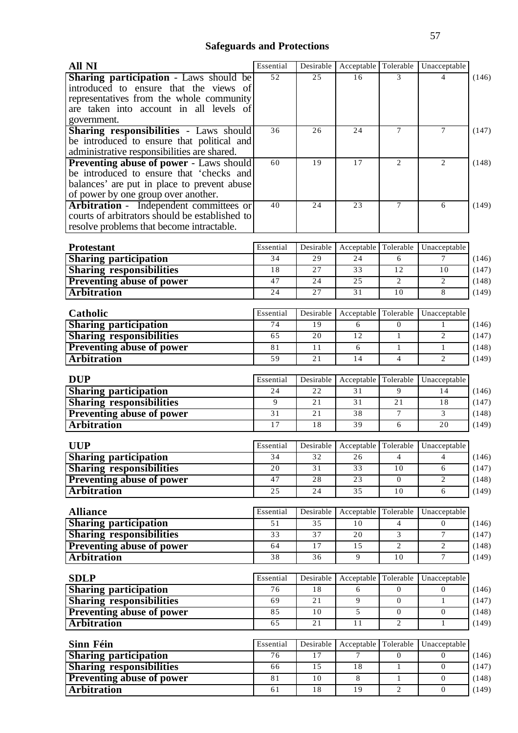## Safeguards and Protections

| All NI | Essential | Desirable | Acceptable | Tolerable | Unacceptable | |
|---|---|---|---|---|---|---|
| **Sharing participation** - Laws should be introduced to ensure that the views of representatives from the whole community are taken into account in all levels of government. | 52 | 25 | 16 | 3 | 4 | (146) |
| **Sharing responsibilities** - Laws should be introduced to ensure that political and administrative responsibilities are shared. | 36 | 26 | 24 | 7 | 7 | (147) |
| **Preventing abuse of power** - Laws should be introduced to ensure that 'checks and balances' are put in place to prevent abuse of power by one group over another. | 60 | 19 | 17 | 2 | 2 | (148) |
| **Arbitration** - Independent committees or courts of arbitrators should be established to resolve problems that become intractable. | 40 | 24 | 23 | 7 | 6 | (149) |

| Protestant | Essential | Desirable | Acceptable | Tolerable | Unacceptable | |
|---|---|---|---|---|---|---|
| **Sharing participation** | 34 | 29 | 24 | 6 | 7 | (146) |
| **Sharing responsibilities** | 18 | 27 | 33 | 12 | 10 | (147) |
| **Preventing abuse of power** | 47 | 24 | 25 | 2 | 2 | (148) |
| **Arbitration** | 24 | 27 | 31 | 10 | 8 | (149) |

| Catholic | Essential | Desirable | Acceptable | Tolerable | Unacceptable | |
|---|---|---|---|---|---|---|
| **Sharing participation** | 74 | 19 | 6 | 0 | 1 | (146) |
| **Sharing responsibilities** | 65 | 20 | 12 | 1 | 2 | (147) |
| **Preventing abuse of power** | 81 | 11 | 6 | 1 | 1 | (148) |
| **Arbitration** | 59 | 21 | 14 | 4 | 2 | (149) |

| DUP | Essential | Desirable | Acceptable | Tolerable | Unacceptable | |
|---|---|---|---|---|---|---|
| **Sharing participation** | 24 | 22 | 31 | 9 | 14 | (146) |
| **Sharing responsibilities** | 9 | 21 | 31 | 21 | 18 | (147) |
| **Preventing abuse of power** | 31 | 21 | 38 | 7 | 3 | (148) |
| **Arbitration** | 17 | 18 | 39 | 6 | 20 | (149) |

| UUP | Essential | Desirable | Acceptable | Tolerable | Unacceptable | |
|---|---|---|---|---|---|---|
| **Sharing participation** | 34 | 32 | 26 | 4 | 4 | (146) |
| **Sharing responsibilities** | 20 | 31 | 33 | 10 | 6 | (147) |
| **Preventing abuse of power** | 47 | 28 | 23 | 0 | 2 | (148) |
| **Arbitration** | 25 | 24 | 35 | 10 | 6 | (149) |

| Alliance | Essential | Desirable | Acceptable | Tolerable | Unacceptable | |
|---|---|---|---|---|---|---|
| **Sharing participation** | 51 | 35 | 10 | 4 | 0 | (146) |
| **Sharing responsibilities** | 33 | 37 | 20 | 3 | 7 | (147) |
| **Preventing abuse of power** | 64 | 17 | 15 | 2 | 2 | (148) |
| **Arbitration** | 38 | 36 | 9 | 10 | 7 | (149) |

| SDLP | Essential | Desirable | Acceptable | Tolerable | Unacceptable | |
|---|---|---|---|---|---|---|
| **Sharing participation** | 76 | 18 | 6 | 0 | 0 | (146) |
| **Sharing responsibilities** | 69 | 21 | 9 | 0 | 1 | (147) |
| **Preventing abuse of power** | 85 | 10 | 5 | 0 | 0 | (148) |
| **Arbitration** | 65 | 21 | 11 | 2 | 1 | (149) |

| Sinn Féin | Essential | Desirable | Acceptable | Tolerable | Unacceptable | |
|---|---|---|---|---|---|---|
| **Sharing participation** | 76 | 17 | 7 | 0 | 0 | (146) |
| **Sharing responsibilities** | 66 | 15 | 18 | 1 | 0 | (147) |
| **Preventing abuse of power** | 81 | 10 | 8 | 1 | 0 | (148) |
| **Arbitration** | 61 | 18 | 19 | 2 | 0 | (149) |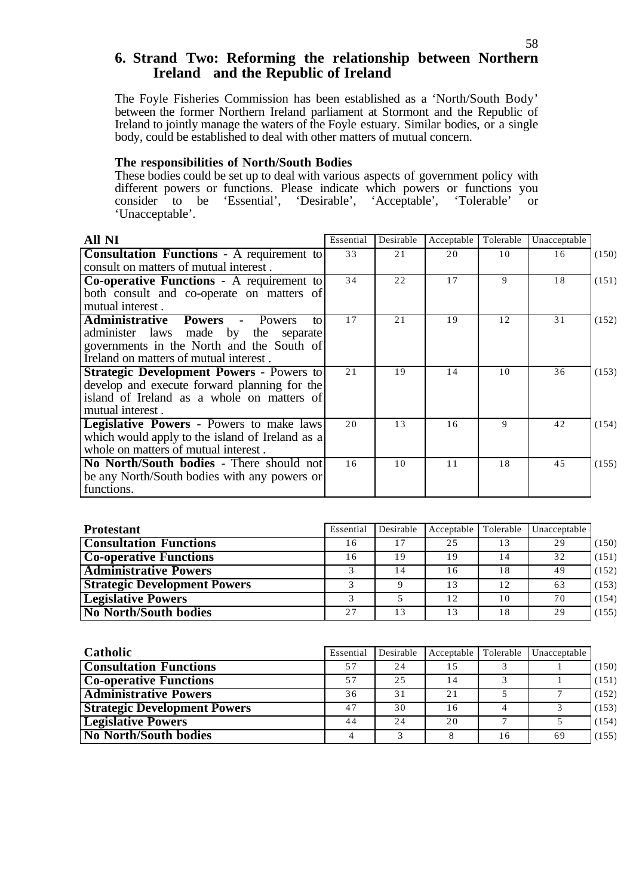## 6. Strand Two: Reforming the relationship between Northern Ireland and the Republic of Ireland

The Foyle Fisheries Commission has been established as a 'North/South Body' between the former Northern Ireland parliament at Stormont and the Republic of Ireland to jointly manage the waters of the Foyle estuary. Similar bodies, or a single body, could be established to deal with other matters of mutual concern.

**The responsibilities of North/South Bodies**

These bodies could be set up to deal with various aspects of government policy with different powers or functions. Please indicate which powers or functions you consider to be 'Essential', 'Desirable', 'Acceptable', 'Tolerable' or 'Unacceptable'.

| All NI | Essential | Desirable | Acceptable | Tolerable | Unacceptable | |
|---|---|---|---|---|---|---|
| **Consultation Functions** - A requirement to consult on matters of mutual interest . | 33 | 21 | 20 | 10 | 16 | (150) |
| **Co-operative Functions** - A requirement to both consult and co-operate on matters of mutual interest . | 34 | 22 | 17 | 9 | 18 | (151) |
| **Administrative Powers** - Powers to administer laws made by the separate governments in the North and the South of Ireland on matters of mutual interest . | 17 | 21 | 19 | 12 | 31 | (152) |
| **Strategic Development Powers** - Powers to develop and execute forward planning for the island of Ireland as a whole on matters of mutual interest . | 21 | 19 | 14 | 10 | 36 | (153) |
| **Legislative Powers** - Powers to make laws which would apply to the island of Ireland as a whole on matters of mutual interest . | 20 | 13 | 16 | 9 | 42 | (154) |
| **No North/South bodies** - There should not be any North/South bodies with any powers or functions. | 16 | 10 | 11 | 18 | 45 | (155) |

| Protestant | Essential | Desirable | Acceptable | Tolerable | Unacceptable | |
|---|---|---|---|---|---|---|
| **Consultation Functions** | 16 | 17 | 25 | 13 | 29 | (150) |
| **Co-operative Functions** | 16 | 19 | 19 | 14 | 32 | (151) |
| **Administrative Powers** | 3 | 14 | 16 | 18 | 49 | (152) |
| **Strategic Development Powers** | 3 | 9 | 13 | 12 | 63 | (153) |
| **Legislative Powers** | 3 | 5 | 12 | 10 | 70 | (154) |
| **No North/South bodies** | 27 | 13 | 13 | 18 | 29 | (155) |

| Catholic | Essential | Desirable | Acceptable | Tolerable | Unacceptable | |
|---|---|---|---|---|---|---|
| **Consultation Functions** | 57 | 24 | 15 | 3 | 1 | (150) |
| **Co-operative Functions** | 57 | 25 | 14 | 3 | 1 | (151) |
| **Administrative Powers** | 36 | 31 | 21 | 5 | 7 | (152) |
| **Strategic Development Powers** | 47 | 30 | 16 | 4 | 3 | (153) |
| **Legislative Powers** | 44 | 24 | 20 | 7 | 5 | (154) |
| **No North/South bodies** | 4 | 3 | 8 | 16 | 69 | (155) |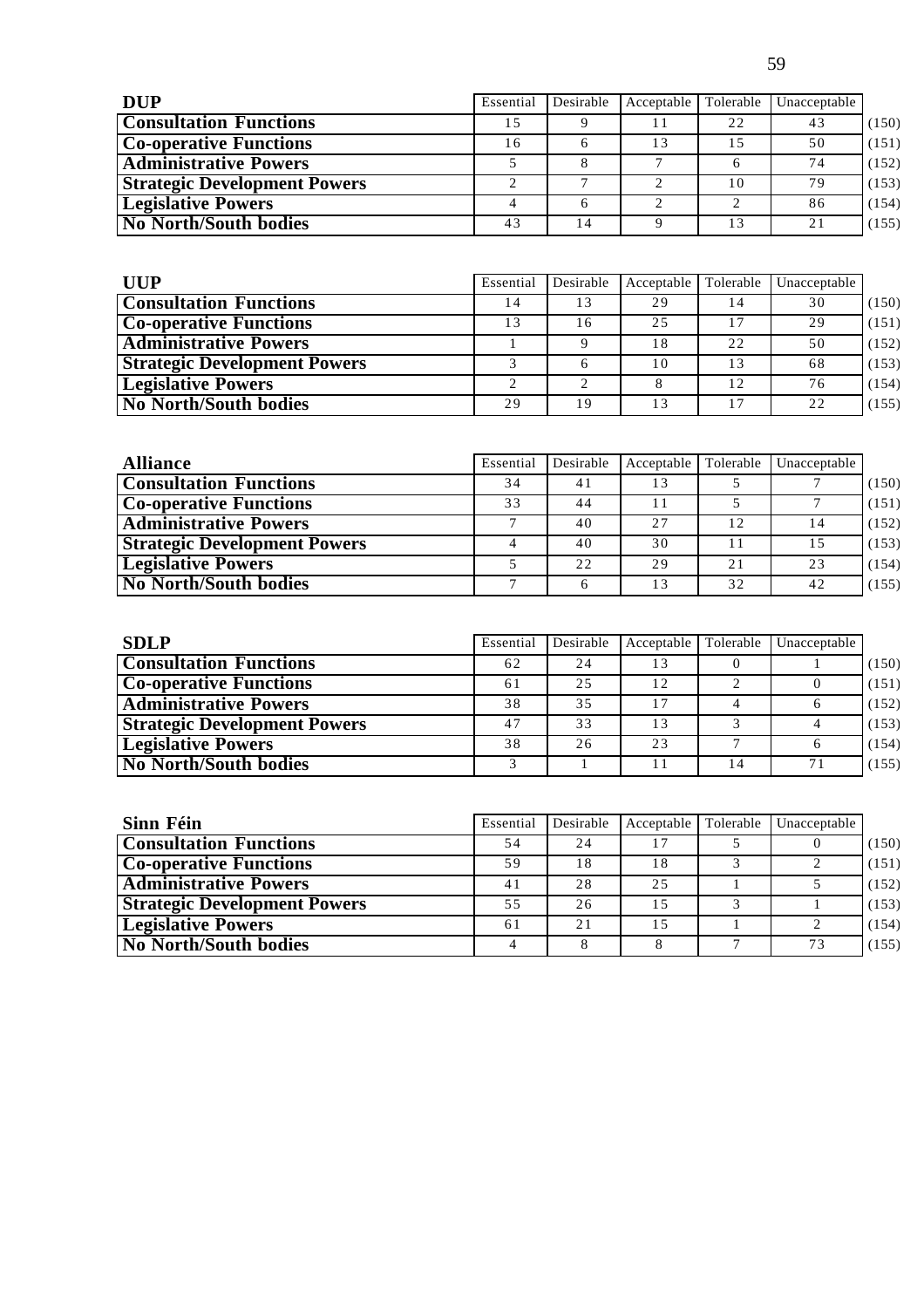| DUP | Essential | Desirable | Acceptable | Tolerable | Unacceptable | |
|---|---|---|---|---|---|---|
| **Consultation Functions** | 15 | 9 | 11 | 22 | 43 | (150) |
| **Co-operative Functions** | 16 | 6 | 13 | 15 | 50 | (151) |
| **Administrative Powers** | 5 | 8 | 7 | 6 | 74 | (152) |
| **Strategic Development Powers** | 2 | 7 | 2 | 10 | 79 | (153) |
| **Legislative Powers** | 4 | 6 | 2 | 2 | 86 | (154) |
| **No North/South bodies** | 43 | 14 | 9 | 13 | 21 | (155) |

| UUP | Essential | Desirable | Acceptable | Tolerable | Unacceptable | |
|---|---|---|---|---|---|---|
| **Consultation Functions** | 14 | 13 | 29 | 14 | 30 | (150) |
| **Co-operative Functions** | 13 | 16 | 25 | 17 | 29 | (151) |
| **Administrative Powers** | 1 | 9 | 18 | 22 | 50 | (152) |
| **Strategic Development Powers** | 3 | 6 | 10 | 13 | 68 | (153) |
| **Legislative Powers** | 2 | 2 | 8 | 12 | 76 | (154) |
| **No North/South bodies** | 29 | 19 | 13 | 17 | 22 | (155) |

| Alliance | Essential | Desirable | Acceptable | Tolerable | Unacceptable | |
|---|---|---|---|---|---|---|
| **Consultation Functions** | 34 | 41 | 13 | 5 | 7 | (150) |
| **Co-operative Functions** | 33 | 44 | 11 | 5 | 7 | (151) |
| **Administrative Powers** | 7 | 40 | 27 | 12 | 14 | (152) |
| **Strategic Development Powers** | 4 | 40 | 30 | 11 | 15 | (153) |
| **Legislative Powers** | 5 | 22 | 29 | 21 | 23 | (154) |
| **No North/South bodies** | 7 | 6 | 13 | 32 | 42 | (155) |

| SDLP | Essential | Desirable | Acceptable | Tolerable | Unacceptable | |
|---|---|---|---|---|---|---|
| **Consultation Functions** | 62 | 24 | 13 | 0 | 1 | (150) |
| **Co-operative Functions** | 61 | 25 | 12 | 2 | 0 | (151) |
| **Administrative Powers** | 38 | 35 | 17 | 4 | 6 | (152) |
| **Strategic Development Powers** | 47 | 33 | 13 | 3 | 4 | (153) |
| **Legislative Powers** | 38 | 26 | 23 | 7 | 6 | (154) |
| **No North/South bodies** | 3 | 1 | 11 | 14 | 71 | (155) |

| Sinn Féin | Essential | Desirable | Acceptable | Tolerable | Unacceptable | |
|---|---|---|---|---|---|---|
| **Consultation Functions** | 54 | 24 | 17 | 5 | 0 | (150) |
| **Co-operative Functions** | 59 | 18 | 18 | 3 | 2 | (151) |
| **Administrative Powers** | 41 | 28 | 25 | 1 | 5 | (152) |
| **Strategic Development Powers** | 55 | 26 | 15 | 3 | 1 | (153) |
| **Legislative Powers** | 61 | 21 | 15 | 1 | 2 | (154) |
| **No North/South bodies** | 4 | 8 | 8 | 7 | 73 | (155) |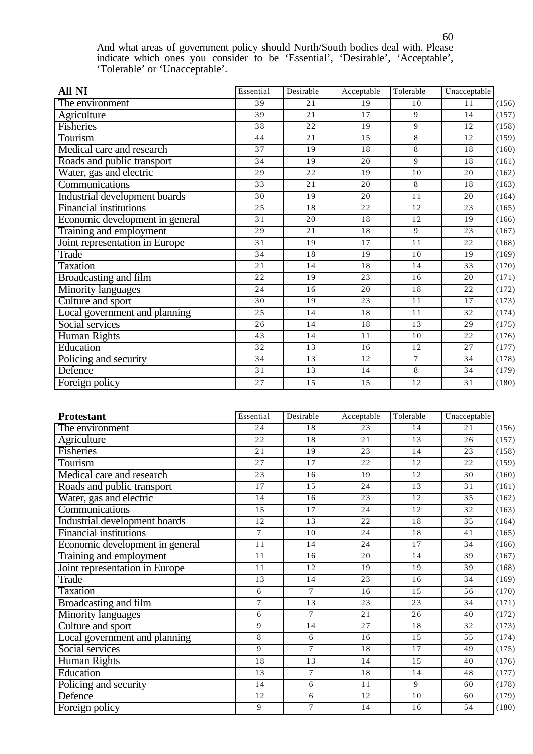And what areas of government policy should North/South bodies deal with. Please indicate which ones you consider to be 'Essential', 'Desirable', 'Acceptable', 'Tolerable' or 'Unacceptable'.

| **All NI** | Essential | Desirable | Acceptable | Tolerable | Unacceptable | |
|---|---|---|---|---|---|---|
| The environment | 39 | 21 | 19 | 10 | 11 | (156) |
| Agriculture | 39 | 21 | 17 | 9 | 14 | (157) |
| Fisheries | 38 | 22 | 19 | 9 | 12 | (158) |
| Tourism | 44 | 21 | 15 | 8 | 12 | (159) |
| Medical care and research | 37 | 19 | 18 | 8 | 18 | (160) |
| Roads and public transport | 34 | 19 | 20 | 9 | 18 | (161) |
| Water, gas and electric | 29 | 22 | 19 | 10 | 20 | (162) |
| Communications | 33 | 21 | 20 | 8 | 18 | (163) |
| Industrial development boards | 30 | 19 | 20 | 11 | 20 | (164) |
| Financial institutions | 25 | 18 | 22 | 12 | 23 | (165) |
| Economic development in general | 31 | 20 | 18 | 12 | 19 | (166) |
| Training and employment | 29 | 21 | 18 | 9 | 23 | (167) |
| Joint representation in Europe | 31 | 19 | 17 | 11 | 22 | (168) |
| Trade | 34 | 18 | 19 | 10 | 19 | (169) |
| Taxation | 21 | 14 | 18 | 14 | 33 | (170) |
| Broadcasting and film | 22 | 19 | 23 | 16 | 20 | (171) |
| Minority languages | 24 | 16 | 20 | 18 | 22 | (172) |
| Culture and sport | 30 | 19 | 23 | 11 | 17 | (173) |
| Local government and planning | 25 | 14 | 18 | 11 | 32 | (174) |
| Social services | 26 | 14 | 18 | 13 | 29 | (175) |
| Human Rights | 43 | 14 | 11 | 10 | 22 | (176) |
| Education | 32 | 13 | 16 | 12 | 27 | (177) |
| Policing and security | 34 | 13 | 12 | 7 | 34 | (178) |
| Defence | 31 | 13 | 14 | 8 | 34 | (179) |
| Foreign policy | 27 | 15 | 15 | 12 | 31 | (180) |

| **Protestant** | Essential | Desirable | Acceptable | Tolerable | Unacceptable | |
|---|---|---|---|---|---|---|
| The environment | 24 | 18 | 23 | 14 | 21 | (156) |
| Agriculture | 22 | 18 | 21 | 13 | 26 | (157) |
| Fisheries | 21 | 19 | 23 | 14 | 23 | (158) |
| Tourism | 27 | 17 | 22 | 12 | 22 | (159) |
| Medical care and research | 23 | 16 | 19 | 12 | 30 | (160) |
| Roads and public transport | 17 | 15 | 24 | 13 | 31 | (161) |
| Water, gas and electric | 14 | 16 | 23 | 12 | 35 | (162) |
| Communications | 15 | 17 | 24 | 12 | 32 | (163) |
| Industrial development boards | 12 | 13 | 22 | 18 | 35 | (164) |
| Financial institutions | 7 | 10 | 24 | 18 | 41 | (165) |
| Economic development in general | 11 | 14 | 24 | 17 | 34 | (166) |
| Training and employment | 11 | 16 | 20 | 14 | 39 | (167) |
| Joint representation in Europe | 11 | 12 | 19 | 19 | 39 | (168) |
| Trade | 13 | 14 | 23 | 16 | 34 | (169) |
| Taxation | 6 | 7 | 16 | 15 | 56 | (170) |
| Broadcasting and film | 7 | 13 | 23 | 23 | 34 | (171) |
| Minority languages | 6 | 7 | 21 | 26 | 40 | (172) |
| Culture and sport | 9 | 14 | 27 | 18 | 32 | (173) |
| Local government and planning | 8 | 6 | 16 | 15 | 55 | (174) |
| Social services | 9 | 7 | 18 | 17 | 49 | (175) |
| Human Rights | 18 | 13 | 14 | 15 | 40 | (176) |
| Education | 13 | 7 | 18 | 14 | 48 | (177) |
| Policing and security | 14 | 6 | 11 | 9 | 60 | (178) |
| Defence | 12 | 6 | 12 | 10 | 60 | (179) |
| Foreign policy | 9 | 7 | 14 | 16 | 54 | (180) |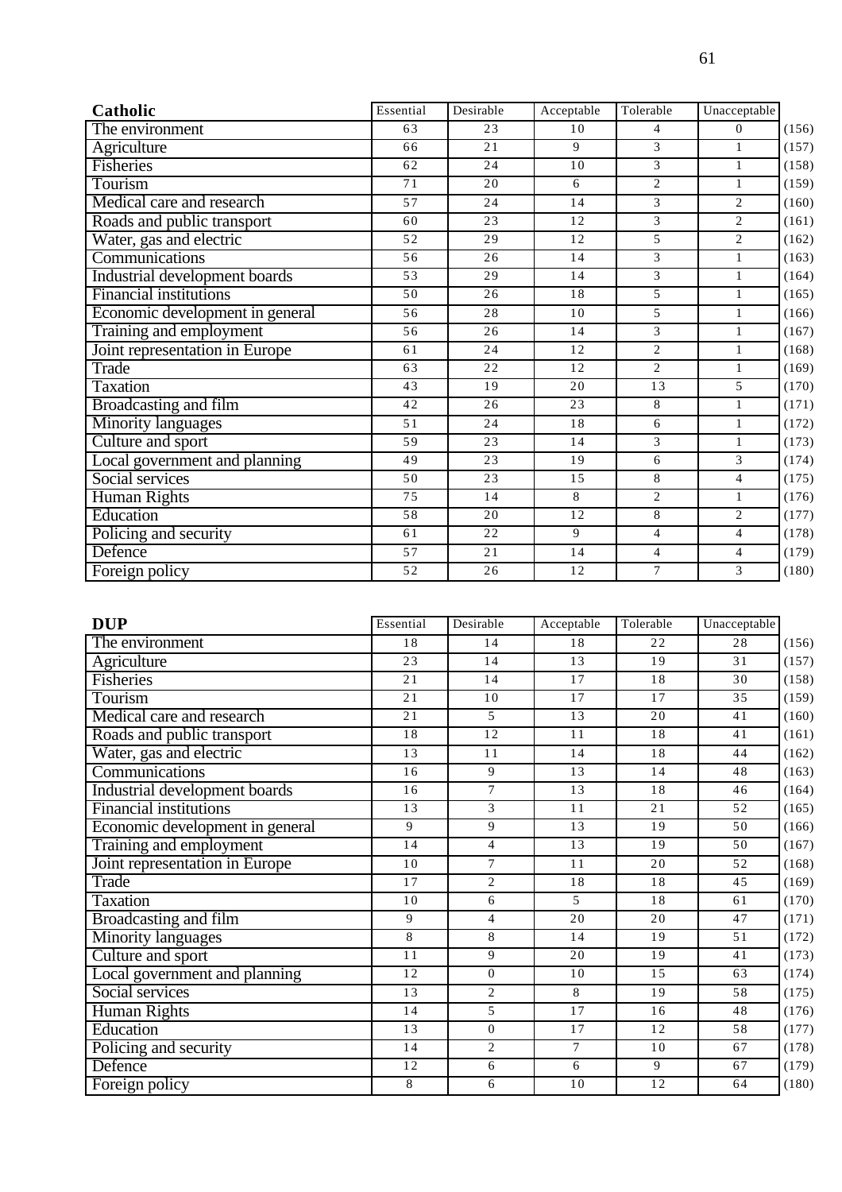| Catholic | Essential | Desirable | Acceptable | Tolerable | Unacceptable | |
|---|---|---|---|---|---|---|
| The environment | 63 | 23 | 10 | 4 | 0 | (156) |
| Agriculture | 66 | 21 | 9 | 3 | 1 | (157) |
| Fisheries | 62 | 24 | 10 | 3 | 1 | (158) |
| Tourism | 71 | 20 | 6 | 2 | 1 | (159) |
| Medical care and research | 57 | 24 | 14 | 3 | 2 | (160) |
| Roads and public transport | 60 | 23 | 12 | 3 | 2 | (161) |
| Water, gas and electric | 52 | 29 | 12 | 5 | 2 | (162) |
| Communications | 56 | 26 | 14 | 3 | 1 | (163) |
| Industrial development boards | 53 | 29 | 14 | 3 | 1 | (164) |
| Financial institutions | 50 | 26 | 18 | 5 | 1 | (165) |
| Economic development in general | 56 | 28 | 10 | 5 | 1 | (166) |
| Training and employment | 56 | 26 | 14 | 3 | 1 | (167) |
| Joint representation in Europe | 61 | 24 | 12 | 2 | 1 | (168) |
| Trade | 63 | 22 | 12 | 2 | 1 | (169) |
| Taxation | 43 | 19 | 20 | 13 | 5 | (170) |
| Broadcasting and film | 42 | 26 | 23 | 8 | 1 | (171) |
| Minority languages | 51 | 24 | 18 | 6 | 1 | (172) |
| Culture and sport | 59 | 23 | 14 | 3 | 1 | (173) |
| Local government and planning | 49 | 23 | 19 | 6 | 3 | (174) |
| Social services | 50 | 23 | 15 | 8 | 4 | (175) |
| Human Rights | 75 | 14 | 8 | 2 | 1 | (176) |
| Education | 58 | 20 | 12 | 8 | 2 | (177) |
| Policing and security | 61 | 22 | 9 | 4 | 4 | (178) |
| Defence | 57 | 21 | 14 | 4 | 4 | (179) |
| Foreign policy | 52 | 26 | 12 | 7 | 3 | (180) |

| DUP | Essential | Desirable | Acceptable | Tolerable | Unacceptable | |
|---|---|---|---|---|---|---|
| The environment | 18 | 14 | 18 | 22 | 28 | (156) |
| Agriculture | 23 | 14 | 13 | 19 | 31 | (157) |
| Fisheries | 21 | 14 | 17 | 18 | 30 | (158) |
| Tourism | 21 | 10 | 17 | 17 | 35 | (159) |
| Medical care and research | 21 | 5 | 13 | 20 | 41 | (160) |
| Roads and public transport | 18 | 12 | 11 | 18 | 41 | (161) |
| Water, gas and electric | 13 | 11 | 14 | 18 | 44 | (162) |
| Communications | 16 | 9 | 13 | 14 | 48 | (163) |
| Industrial development boards | 16 | 7 | 13 | 18 | 46 | (164) |
| Financial institutions | 13 | 3 | 11 | 21 | 52 | (165) |
| Economic development in general | 9 | 9 | 13 | 19 | 50 | (166) |
| Training and employment | 14 | 4 | 13 | 19 | 50 | (167) |
| Joint representation in Europe | 10 | 7 | 11 | 20 | 52 | (168) |
| Trade | 17 | 2 | 18 | 18 | 45 | (169) |
| Taxation | 10 | 6 | 5 | 18 | 61 | (170) |
| Broadcasting and film | 9 | 4 | 20 | 20 | 47 | (171) |
| Minority languages | 8 | 8 | 14 | 19 | 51 | (172) |
| Culture and sport | 11 | 9 | 20 | 19 | 41 | (173) |
| Local government and planning | 12 | 0 | 10 | 15 | 63 | (174) |
| Social services | 13 | 2 | 8 | 19 | 58 | (175) |
| Human Rights | 14 | 5 | 17 | 16 | 48 | (176) |
| Education | 13 | 0 | 17 | 12 | 58 | (177) |
| Policing and security | 14 | 2 | 7 | 10 | 67 | (178) |
| Defence | 12 | 6 | 6 | 9 | 67 | (179) |
| Foreign policy | 8 | 6 | 10 | 12 | 64 | (180) |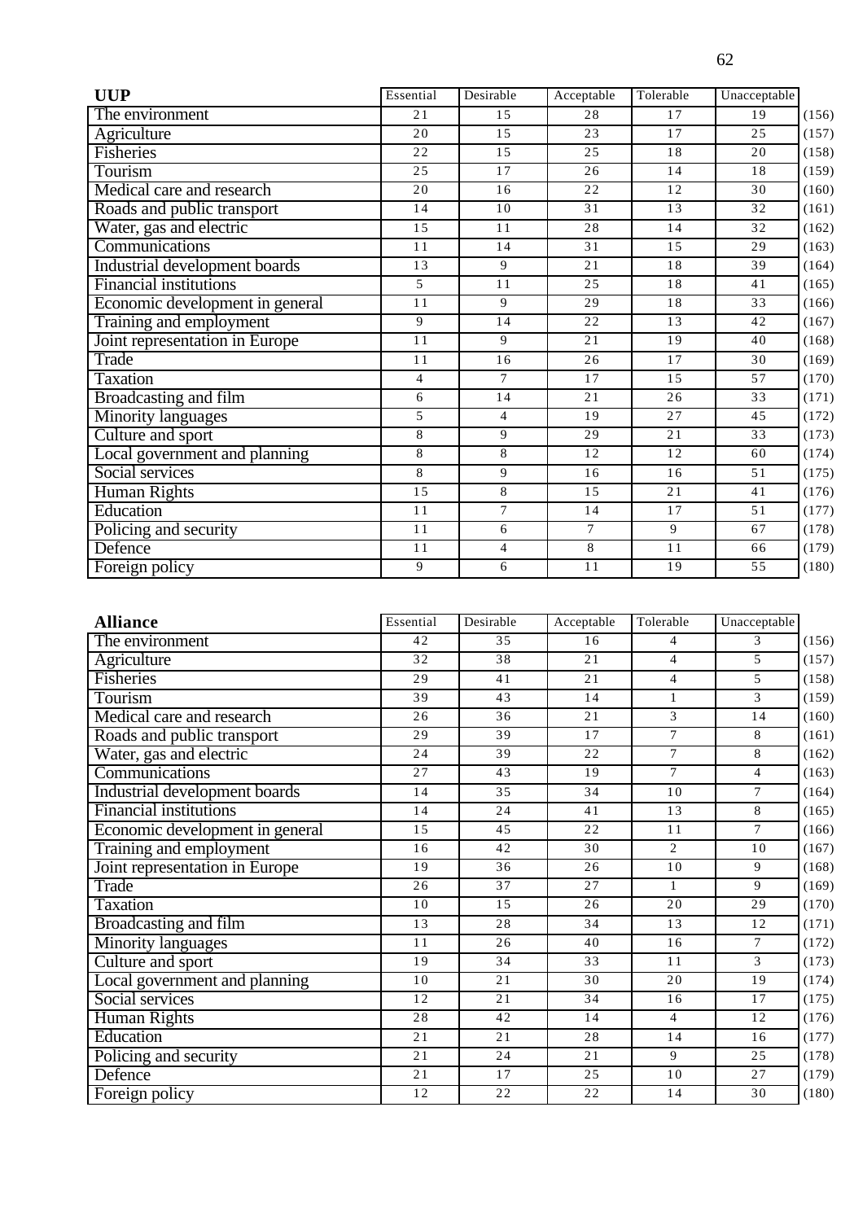| UUP | Essential | Desirable | Acceptable | Tolerable | Unacceptable | |
|---|---|---|---|---|---|---|
| The environment | 21 | 15 | 28 | 17 | 19 | (156) |
| Agriculture | 20 | 15 | 23 | 17 | 25 | (157) |
| Fisheries | 22 | 15 | 25 | 18 | 20 | (158) |
| Tourism | 25 | 17 | 26 | 14 | 18 | (159) |
| Medical care and research | 20 | 16 | 22 | 12 | 30 | (160) |
| Roads and public transport | 14 | 10 | 31 | 13 | 32 | (161) |
| Water, gas and electric | 15 | 11 | 28 | 14 | 32 | (162) |
| Communications | 11 | 14 | 31 | 15 | 29 | (163) |
| Industrial development boards | 13 | 9 | 21 | 18 | 39 | (164) |
| Financial institutions | 5 | 11 | 25 | 18 | 41 | (165) |
| Economic development in general | 11 | 9 | 29 | 18 | 33 | (166) |
| Training and employment | 9 | 14 | 22 | 13 | 42 | (167) |
| Joint representation in Europe | 11 | 9 | 21 | 19 | 40 | (168) |
| Trade | 11 | 16 | 26 | 17 | 30 | (169) |
| Taxation | 4 | 7 | 17 | 15 | 57 | (170) |
| Broadcasting and film | 6 | 14 | 21 | 26 | 33 | (171) |
| Minority languages | 5 | 4 | 19 | 27 | 45 | (172) |
| Culture and sport | 8 | 9 | 29 | 21 | 33 | (173) |
| Local government and planning | 8 | 8 | 12 | 12 | 60 | (174) |
| Social services | 8 | 9 | 16 | 16 | 51 | (175) |
| Human Rights | 15 | 8 | 15 | 21 | 41 | (176) |
| Education | 11 | 7 | 14 | 17 | 51 | (177) |
| Policing and security | 11 | 6 | 7 | 9 | 67 | (178) |
| Defence | 11 | 4 | 8 | 11 | 66 | (179) |
| Foreign policy | 9 | 6 | 11 | 19 | 55 | (180) |

| Alliance | Essential | Desirable | Acceptable | Tolerable | Unacceptable | |
|---|---|---|---|---|---|---|
| The environment | 42 | 35 | 16 | 4 | 3 | (156) |
| Agriculture | 32 | 38 | 21 | 4 | 5 | (157) |
| Fisheries | 29 | 41 | 21 | 4 | 5 | (158) |
| Tourism | 39 | 43 | 14 | 1 | 3 | (159) |
| Medical care and research | 26 | 36 | 21 | 3 | 14 | (160) |
| Roads and public transport | 29 | 39 | 17 | 7 | 8 | (161) |
| Water, gas and electric | 24 | 39 | 22 | 7 | 8 | (162) |
| Communications | 27 | 43 | 19 | 7 | 4 | (163) |
| Industrial development boards | 14 | 35 | 34 | 10 | 7 | (164) |
| Financial institutions | 14 | 24 | 41 | 13 | 8 | (165) |
| Economic development in general | 15 | 45 | 22 | 11 | 7 | (166) |
| Training and employment | 16 | 42 | 30 | 2 | 10 | (167) |
| Joint representation in Europe | 19 | 36 | 26 | 10 | 9 | (168) |
| Trade | 26 | 37 | 27 | 1 | 9 | (169) |
| Taxation | 10 | 15 | 26 | 20 | 29 | (170) |
| Broadcasting and film | 13 | 28 | 34 | 13 | 12 | (171) |
| Minority languages | 11 | 26 | 40 | 16 | 7 | (172) |
| Culture and sport | 19 | 34 | 33 | 11 | 3 | (173) |
| Local government and planning | 10 | 21 | 30 | 20 | 19 | (174) |
| Social services | 12 | 21 | 34 | 16 | 17 | (175) |
| Human Rights | 28 | 42 | 14 | 4 | 12 | (176) |
| Education | 21 | 21 | 28 | 14 | 16 | (177) |
| Policing and security | 21 | 24 | 21 | 9 | 25 | (178) |
| Defence | 21 | 17 | 25 | 10 | 27 | (179) |
| Foreign policy | 12 | 22 | 22 | 14 | 30 | (180) |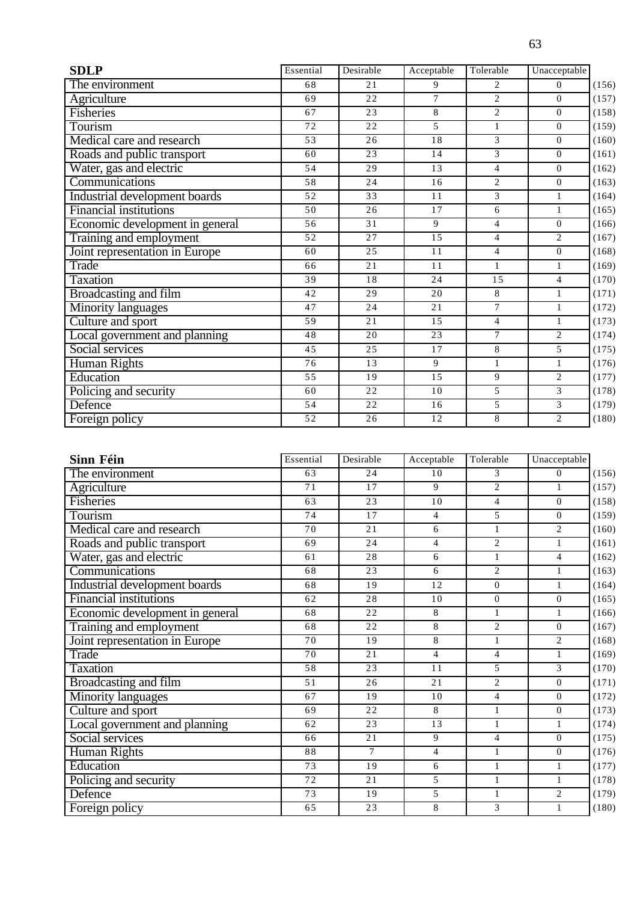| SDLP | Essential | Desirable | Acceptable | Tolerable | Unacceptable | |
|---|---|---|---|---|---|---|
| The environment | 68 | 21 | 9 | 2 | 0 | (156) |
| Agriculture | 69 | 22 | 7 | 2 | 0 | (157) |
| Fisheries | 67 | 23 | 8 | 2 | 0 | (158) |
| Tourism | 72 | 22 | 5 | 1 | 0 | (159) |
| Medical care and research | 53 | 26 | 18 | 3 | 0 | (160) |
| Roads and public transport | 60 | 23 | 14 | 3 | 0 | (161) |
| Water, gas and electric | 54 | 29 | 13 | 4 | 0 | (162) |
| Communications | 58 | 24 | 16 | 2 | 0 | (163) |
| Industrial development boards | 52 | 33 | 11 | 3 | 1 | (164) |
| Financial institutions | 50 | 26 | 17 | 6 | 1 | (165) |
| Economic development in general | 56 | 31 | 9 | 4 | 0 | (166) |
| Training and employment | 52 | 27 | 15 | 4 | 2 | (167) |
| Joint representation in Europe | 60 | 25 | 11 | 4 | 0 | (168) |
| Trade | 66 | 21 | 11 | 1 | 1 | (169) |
| Taxation | 39 | 18 | 24 | 15 | 4 | (170) |
| Broadcasting and film | 42 | 29 | 20 | 8 | 1 | (171) |
| Minority languages | 47 | 24 | 21 | 7 | 1 | (172) |
| Culture and sport | 59 | 21 | 15 | 4 | 1 | (173) |
| Local government and planning | 48 | 20 | 23 | 7 | 2 | (174) |
| Social services | 45 | 25 | 17 | 8 | 5 | (175) |
| Human Rights | 76 | 13 | 9 | 1 | 1 | (176) |
| Education | 55 | 19 | 15 | 9 | 2 | (177) |
| Policing and security | 60 | 22 | 10 | 5 | 3 | (178) |
| Defence | 54 | 22 | 16 | 5 | 3 | (179) |
| Foreign policy | 52 | 26 | 12 | 8 | 2 | (180) |

| Sinn Féin | Essential | Desirable | Acceptable | Tolerable | Unacceptable | |
|---|---|---|---|---|---|---|
| The environment | 63 | 24 | 10 | 3 | 0 | (156) |
| Agriculture | 71 | 17 | 9 | 2 | 1 | (157) |
| Fisheries | 63 | 23 | 10 | 4 | 0 | (158) |
| Tourism | 74 | 17 | 4 | 5 | 0 | (159) |
| Medical care and research | 70 | 21 | 6 | 1 | 2 | (160) |
| Roads and public transport | 69 | 24 | 4 | 2 | 1 | (161) |
| Water, gas and electric | 61 | 28 | 6 | 1 | 4 | (162) |
| Communications | 68 | 23 | 6 | 2 | 1 | (163) |
| Industrial development boards | 68 | 19 | 12 | 0 | 1 | (164) |
| Financial institutions | 62 | 28 | 10 | 0 | 0 | (165) |
| Economic development in general | 68 | 22 | 8 | 1 | 1 | (166) |
| Training and employment | 68 | 22 | 8 | 2 | 0 | (167) |
| Joint representation in Europe | 70 | 19 | 8 | 1 | 2 | (168) |
| Trade | 70 | 21 | 4 | 4 | 1 | (169) |
| Taxation | 58 | 23 | 11 | 5 | 3 | (170) |
| Broadcasting and film | 51 | 26 | 21 | 2 | 0 | (171) |
| Minority languages | 67 | 19 | 10 | 4 | 0 | (172) |
| Culture and sport | 69 | 22 | 8 | 1 | 0 | (173) |
| Local government and planning | 62 | 23 | 13 | 1 | 1 | (174) |
| Social services | 66 | 21 | 9 | 4 | 0 | (175) |
| Human Rights | 88 | 7 | 4 | 1 | 0 | (176) |
| Education | 73 | 19 | 6 | 1 | 1 | (177) |
| Policing and security | 72 | 21 | 5 | 1 | 1 | (178) |
| Defence | 73 | 19 | 5 | 1 | 2 | (179) |
| Foreign policy | 65 | 23 | 8 | 3 | 1 | (180) |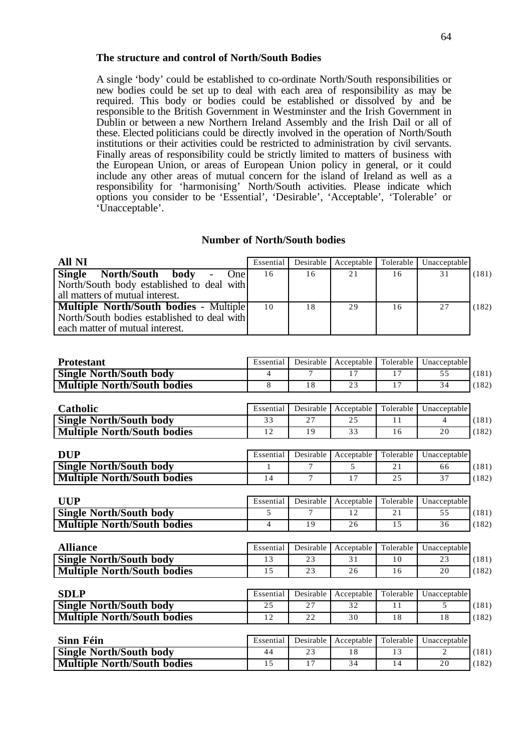### The structure and control of North/South Bodies

A single 'body' could be established to co-ordinate North/South responsibilities or new bodies could be set up to deal with each area of responsibility as may be required. This body or bodies could be established or dissolved by and be responsible to the British Government in Westminster and the Irish Government in Dublin or between a new Northern Ireland Assembly and the Irish Dail or all of these. Elected politicians could be directly involved in the operation of North/South institutions or their activities could be restricted to administration by civil servants. Finally areas of responsibility could be strictly limited to matters of business with the European Union, or areas of European Union policy in general, or it could include any other areas of mutual concern for the island of Ireland as well as a responsibility for 'harmonising' North/South activities. Please indicate which options you consider to be 'Essential', 'Desirable', 'Acceptable', 'Tolerable' or 'Unacceptable'.

#### Number of North/South bodies

| **All NI** | Essential | Desirable | Acceptable | Tolerable | Unacceptable | |
|---|---|---|---|---|---|---|
| **Single North/South body** - One North/South body established to deal with all matters of mutual interest. | 16 | 16 | 21 | 16 | 31 | (181) |
| **Multiple North/South bodies** - Multiple North/South bodies established to deal with each matter of mutual interest. | 10 | 18 | 29 | 16 | 27 | (182) |

| **Protestant** | Essential | Desirable | Acceptable | Tolerable | Unacceptable | |
|---|---|---|---|---|---|---|
| **Single North/South body** | 4 | 7 | 17 | 17 | 55 | (181) |
| **Multiple North/South bodies** | 8 | 18 | 23 | 17 | 34 | (182) |

| **Catholic** | Essential | Desirable | Acceptable | Tolerable | Unacceptable | |
|---|---|---|---|---|---|---|
| **Single North/South body** | 33 | 27 | 25 | 11 | 4 | (181) |
| **Multiple North/South bodies** | 12 | 19 | 33 | 16 | 20 | (182) |

| **DUP** | Essential | Desirable | Acceptable | Tolerable | Unacceptable | |
|---|---|---|---|---|---|---|
| **Single North/South body** | 1 | 7 | 5 | 21 | 66 | (181) |
| **Multiple North/South bodies** | 14 | 7 | 17 | 25 | 37 | (182) |

| **UUP** | Essential | Desirable | Acceptable | Tolerable | Unacceptable | |
|---|---|---|---|---|---|---|
| **Single North/South body** | 5 | 7 | 12 | 21 | 55 | (181) |
| **Multiple North/South bodies** | 4 | 19 | 26 | 15 | 36 | (182) |

| **Alliance** | Essential | Desirable | Acceptable | Tolerable | Unacceptable | |
|---|---|---|---|---|---|---|
| **Single North/South body** | 13 | 23 | 31 | 10 | 23 | (181) |
| **Multiple North/South bodies** | 15 | 23 | 26 | 16 | 20 | (182) |

| **SDLP** | Essential | Desirable | Acceptable | Tolerable | Unacceptable | |
|---|---|---|---|---|---|---|
| **Single North/South body** | 25 | 27 | 32 | 11 | 5 | (181) |
| **Multiple North/South bodies** | 12 | 22 | 30 | 18 | 18 | (182) |

| **Sinn Féin** | Essential | Desirable | Acceptable | Tolerable | Unacceptable | |
|---|---|---|---|---|---|---|
| **Single North/South body** | 44 | 23 | 18 | 13 | 2 | (181) |
| **Multiple North/South bodies** | 15 | 17 | 34 | 14 | 20 | (182) |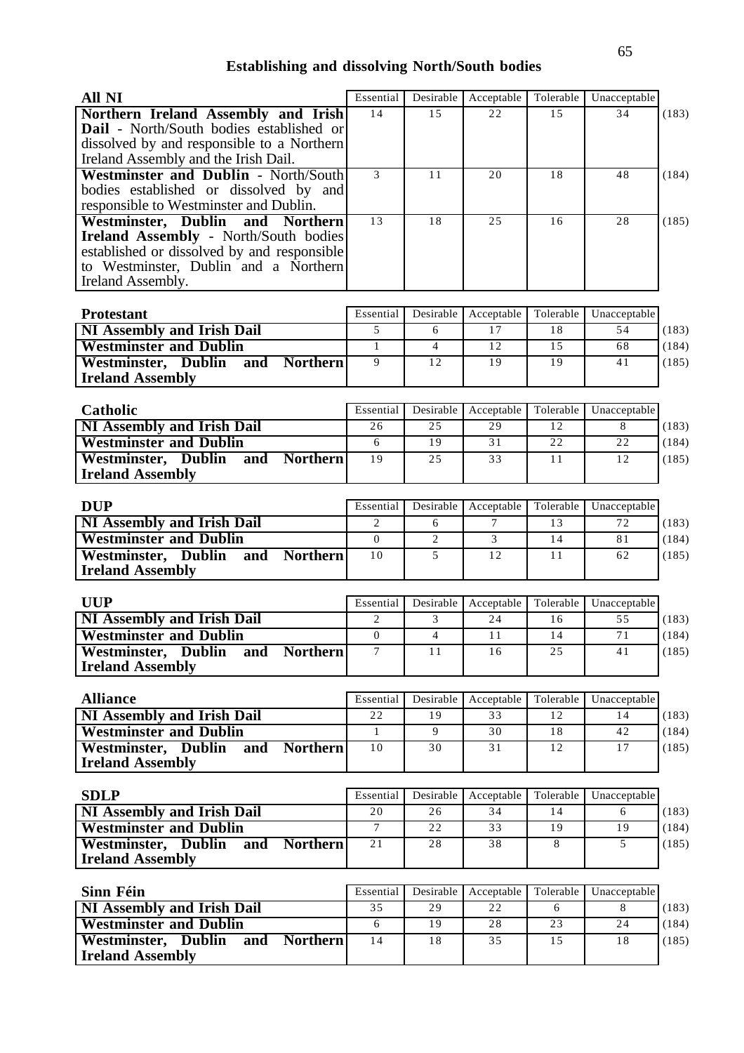## Establishing and dissolving North/South bodies

| All NI | Essential | Desirable | Acceptable | Tolerable | Unacceptable | |
|---|---|---|---|---|---|---|
| **Northern Ireland Assembly and Irish Dail** - North/South bodies established or dissolved by and responsible to a Northern Ireland Assembly and the Irish Dail. | 14 | 15 | 22 | 15 | 34 | (183) |
| **Westminster and Dublin** - North/South bodies established or dissolved by and responsible to Westminster and Dublin. | 3 | 11 | 20 | 18 | 48 | (184) |
| **Westminster, Dublin and Northern Ireland Assembly** - North/South bodies established or dissolved by and responsible to Westminster, Dublin and a Northern Ireland Assembly. | 13 | 18 | 25 | 16 | 28 | (185) |

| Protestant | Essential | Desirable | Acceptable | Tolerable | Unacceptable | |
|---|---|---|---|---|---|---|
| **NI Assembly and Irish Dail** | 5 | 6 | 17 | 18 | 54 | (183) |
| **Westminster and Dublin** | 1 | 4 | 12 | 15 | 68 | (184) |
| **Westminster, Dublin and Northern Ireland Assembly** | 9 | 12 | 19 | 19 | 41 | (185) |

| Catholic | Essential | Desirable | Acceptable | Tolerable | Unacceptable | |
|---|---|---|---|---|---|---|
| **NI Assembly and Irish Dail** | 26 | 25 | 29 | 12 | 8 | (183) |
| **Westminster and Dublin** | 6 | 19 | 31 | 22 | 22 | (184) |
| **Westminster, Dublin and Northern Ireland Assembly** | 19 | 25 | 33 | 11 | 12 | (185) |

| DUP | Essential | Desirable | Acceptable | Tolerable | Unacceptable | |
|---|---|---|---|---|---|---|
| **NI Assembly and Irish Dail** | 2 | 6 | 7 | 13 | 72 | (183) |
| **Westminster and Dublin** | 0 | 2 | 3 | 14 | 81 | (184) |
| **Westminster, Dublin and Northern Ireland Assembly** | 10 | 5 | 12 | 11 | 62 | (185) |

| UUP | Essential | Desirable | Acceptable | Tolerable | Unacceptable | |
|---|---|---|---|---|---|---|
| **NI Assembly and Irish Dail** | 2 | 3 | 24 | 16 | 55 | (183) |
| **Westminster and Dublin** | 0 | 4 | 11 | 14 | 71 | (184) |
| **Westminster, Dublin and Northern Ireland Assembly** | 7 | 11 | 16 | 25 | 41 | (185) |

| Alliance | Essential | Desirable | Acceptable | Tolerable | Unacceptable | |
|---|---|---|---|---|---|---|
| **NI Assembly and Irish Dail** | 22 | 19 | 33 | 12 | 14 | (183) |
| **Westminster and Dublin** | 1 | 9 | 30 | 18 | 42 | (184) |
| **Westminster, Dublin and Northern Ireland Assembly** | 10 | 30 | 31 | 12 | 17 | (185) |

| SDLP | Essential | Desirable | Acceptable | Tolerable | Unacceptable | |
|---|---|---|---|---|---|---|
| **NI Assembly and Irish Dail** | 20 | 26 | 34 | 14 | 6 | (183) |
| **Westminster and Dublin** | 7 | 22 | 33 | 19 | 19 | (184) |
| **Westminster, Dublin and Northern Ireland Assembly** | 21 | 28 | 38 | 8 | 5 | (185) |

| Sinn Féin | Essential | Desirable | Acceptable | Tolerable | Unacceptable | |
|---|---|---|---|---|---|---|
| **NI Assembly and Irish Dail** | 35 | 29 | 22 | 6 | 8 | (183) |
| **Westminster and Dublin** | 6 | 19 | 28 | 23 | 24 | (184) |
| **Westminster, Dublin and Northern Ireland Assembly** | 14 | 18 | 35 | 15 | 18 | (185) |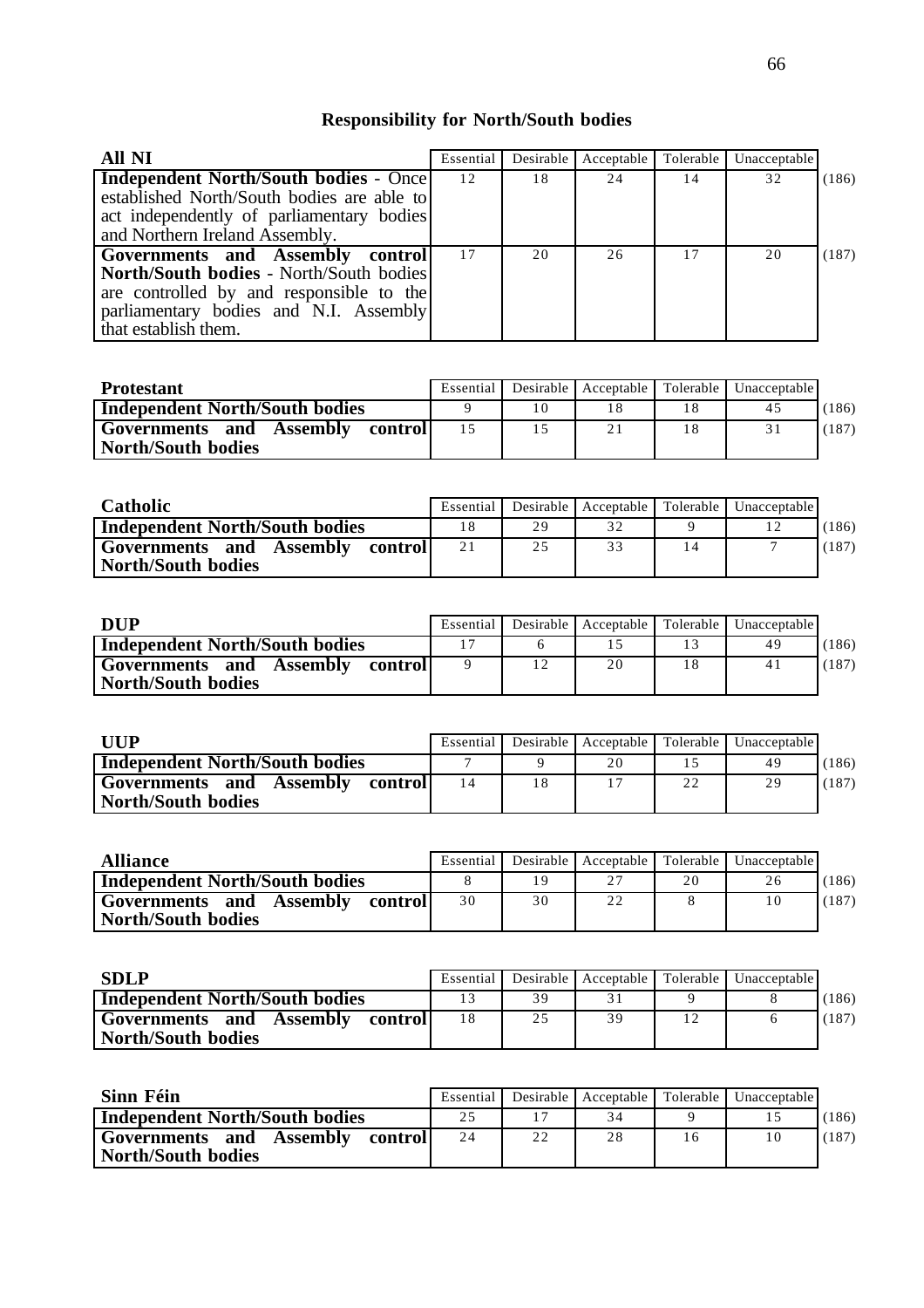## Responsibility for North/South bodies

| All NI | Essential | Desirable | Acceptable | Tolerable | Unacceptable | |
|---|---|---|---|---|---|---|
| **Independent North/South bodies** - Once established North/South bodies are able to act independently of parliamentary bodies and Northern Ireland Assembly. | 12 | 18 | 24 | 14 | 32 | (186) |
| **Governments and Assembly control North/South bodies** - North/South bodies are controlled by and responsible to the parliamentary bodies and N.I. Assembly that establish them. | 17 | 20 | 26 | 17 | 20 | (187) |

| Protestant | Essential | Desirable | Acceptable | Tolerable | Unacceptable | |
|---|---|---|---|---|---|---|
| **Independent North/South bodies** | 9 | 10 | 18 | 18 | 45 | (186) |
| **Governments and Assembly control North/South bodies** | 15 | 15 | 21 | 18 | 31 | (187) |

| Catholic | Essential | Desirable | Acceptable | Tolerable | Unacceptable | |
|---|---|---|---|---|---|---|
| **Independent North/South bodies** | 18 | 29 | 32 | 9 | 12 | (186) |
| **Governments and Assembly control North/South bodies** | 21 | 25 | 33 | 14 | 7 | (187) |

| DUP | Essential | Desirable | Acceptable | Tolerable | Unacceptable | |
|---|---|---|---|---|---|---|
| **Independent North/South bodies** | 17 | 6 | 15 | 13 | 49 | (186) |
| **Governments and Assembly control North/South bodies** | 9 | 12 | 20 | 18 | 41 | (187) |

| UUP | Essential | Desirable | Acceptable | Tolerable | Unacceptable | |
|---|---|---|---|---|---|---|
| **Independent North/South bodies** | 7 | 9 | 20 | 15 | 49 | (186) |
| **Governments and Assembly control North/South bodies** | 14 | 18 | 17 | 22 | 29 | (187) |

| Alliance | Essential | Desirable | Acceptable | Tolerable | Unacceptable | |
|---|---|---|---|---|---|---|
| **Independent North/South bodies** | 8 | 19 | 27 | 20 | 26 | (186) |
| **Governments and Assembly control North/South bodies** | 30 | 30 | 22 | 8 | 10 | (187) |

| SDLP | Essential | Desirable | Acceptable | Tolerable | Unacceptable | |
|---|---|---|---|---|---|---|
| **Independent North/South bodies** | 13 | 39 | 31 | 9 | 8 | (186) |
| **Governments and Assembly control North/South bodies** | 18 | 25 | 39 | 12 | 6 | (187) |

| Sinn Féin | Essential | Desirable | Acceptable | Tolerable | Unacceptable | |
|---|---|---|---|---|---|---|
| **Independent North/South bodies** | 25 | 17 | 34 | 9 | 15 | (186) |
| **Governments and Assembly control North/South bodies** | 24 | 22 | 28 | 16 | 10 | (187) |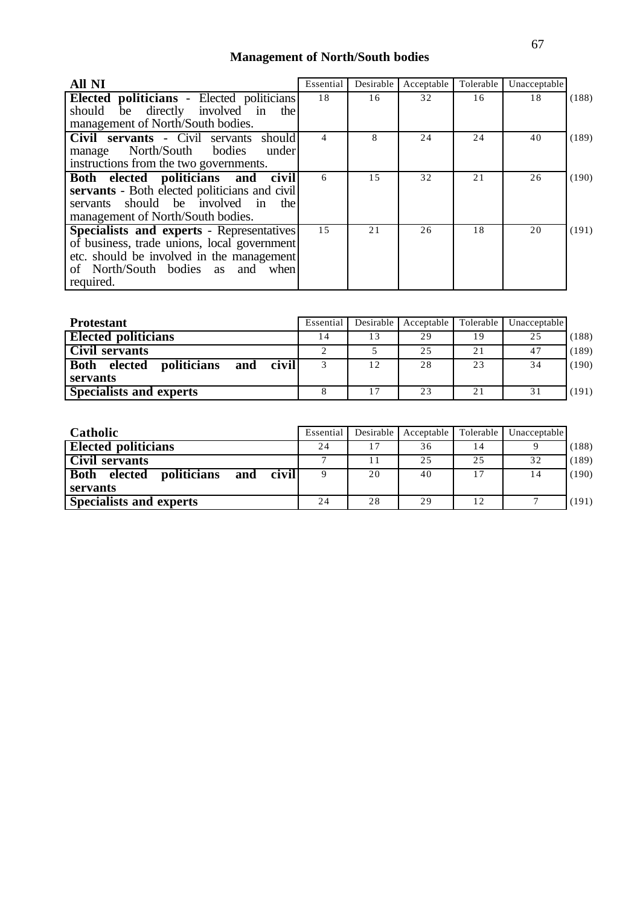## Management of North/South bodies

| All NI | Essential | Desirable | Acceptable | Tolerable | Unacceptable | |
|---|---|---|---|---|---|---|
| **Elected politicians** - Elected politicians should be directly involved in the management of North/South bodies. | 18 | 16 | 32 | 16 | 18 | (188) |
| **Civil servants** - Civil servants should manage North/South bodies under instructions from the two governments. | 4 | 8 | 24 | 24 | 40 | (189) |
| **Both elected politicians and civil servants** - Both elected politicians and civil servants should be involved in the management of North/South bodies. | 6 | 15 | 32 | 21 | 26 | (190) |
| **Specialists and experts** - Representatives of business, trade unions, local government etc. should be involved in the management of North/South bodies as and when required. | 15 | 21 | 26 | 18 | 20 | (191) |

| Protestant | Essential | Desirable | Acceptable | Tolerable | Unacceptable | |
|---|---|---|---|---|---|---|
| **Elected politicians** | 14 | 13 | 29 | 19 | 25 | (188) |
| **Civil servants** | 2 | 5 | 25 | 21 | 47 | (189) |
| **Both elected politicians and civil servants** | 3 | 12 | 28 | 23 | 34 | (190) |
| **Specialists and experts** | 8 | 17 | 23 | 21 | 31 | (191) |

| Catholic | Essential | Desirable | Acceptable | Tolerable | Unacceptable | |
|---|---|---|---|---|---|---|
| **Elected politicians** | 24 | 17 | 36 | 14 | 9 | (188) |
| **Civil servants** | 7 | 11 | 25 | 25 | 32 | (189) |
| **Both elected politicians and civil servants** | 9 | 20 | 40 | 17 | 14 | (190) |
| **Specialists and experts** | 24 | 28 | 29 | 12 | 7 | (191) |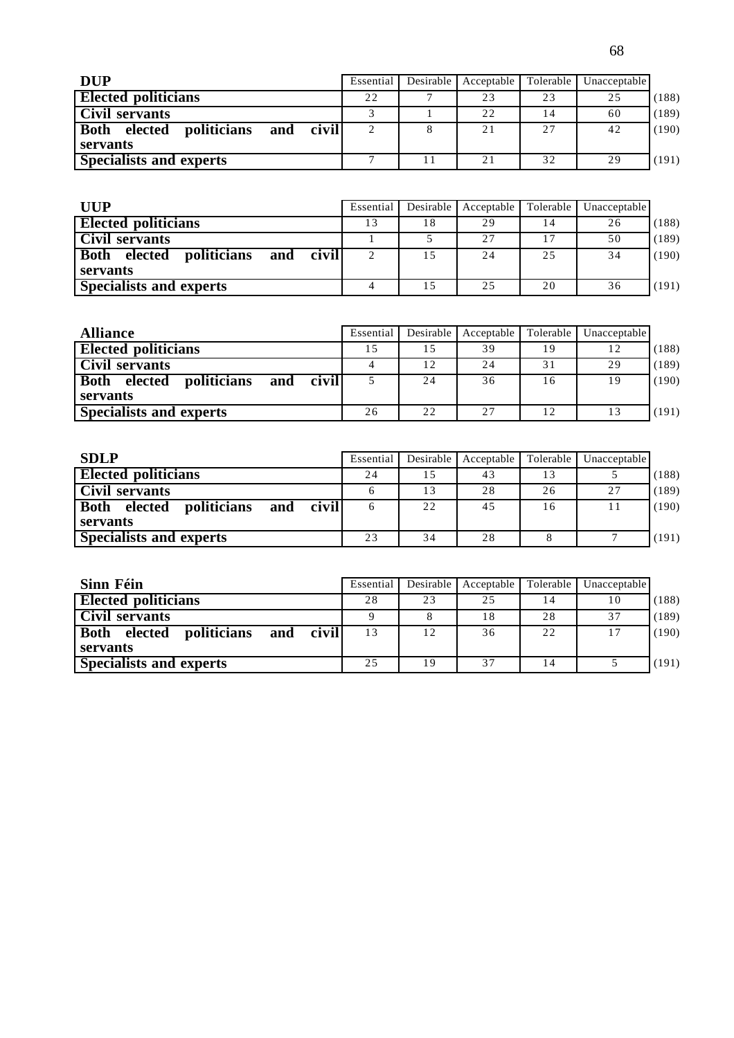| DUP | Essential | Desirable | Acceptable | Tolerable | Unacceptable | |
|---|---|---|---|---|---|---|
| **Elected politicians** | 22 | 7 | 23 | 23 | 25 | (188) |
| **Civil servants** | 3 | 1 | 22 | 14 | 60 | (189) |
| **Both elected politicians and civil servants** | 2 | 8 | 21 | 27 | 42 | (190) |
| **Specialists and experts** | 7 | 11 | 21 | 32 | 29 | (191) |

| UUP | Essential | Desirable | Acceptable | Tolerable | Unacceptable | |
|---|---|---|---|---|---|---|
| **Elected politicians** | 13 | 18 | 29 | 14 | 26 | (188) |
| **Civil servants** | 1 | 5 | 27 | 17 | 50 | (189) |
| **Both elected politicians and civil servants** | 2 | 15 | 24 | 25 | 34 | (190) |
| **Specialists and experts** | 4 | 15 | 25 | 20 | 36 | (191) |

| Alliance | Essential | Desirable | Acceptable | Tolerable | Unacceptable | |
|---|---|---|---|---|---|---|
| **Elected politicians** | 15 | 15 | 39 | 19 | 12 | (188) |
| **Civil servants** | 4 | 12 | 24 | 31 | 29 | (189) |
| **Both elected politicians and civil servants** | 5 | 24 | 36 | 16 | 19 | (190) |
| **Specialists and experts** | 26 | 22 | 27 | 12 | 13 | (191) |

| SDLP | Essential | Desirable | Acceptable | Tolerable | Unacceptable | |
|---|---|---|---|---|---|---|
| **Elected politicians** | 24 | 15 | 43 | 13 | 5 | (188) |
| **Civil servants** | 6 | 13 | 28 | 26 | 27 | (189) |
| **Both elected politicians and civil servants** | 6 | 22 | 45 | 16 | 11 | (190) |
| **Specialists and experts** | 23 | 34 | 28 | 8 | 7 | (191) |

| Sinn Féin | Essential | Desirable | Acceptable | Tolerable | Unacceptable | |
|---|---|---|---|---|---|---|
| **Elected politicians** | 28 | 23 | 25 | 14 | 10 | (188) |
| **Civil servants** | 9 | 8 | 18 | 28 | 37 | (189) |
| **Both elected politicians and civil servants** | 13 | 12 | 36 | 22 | 17 | (190) |
| **Specialists and experts** | 25 | 19 | 37 | 14 | 5 | (191) |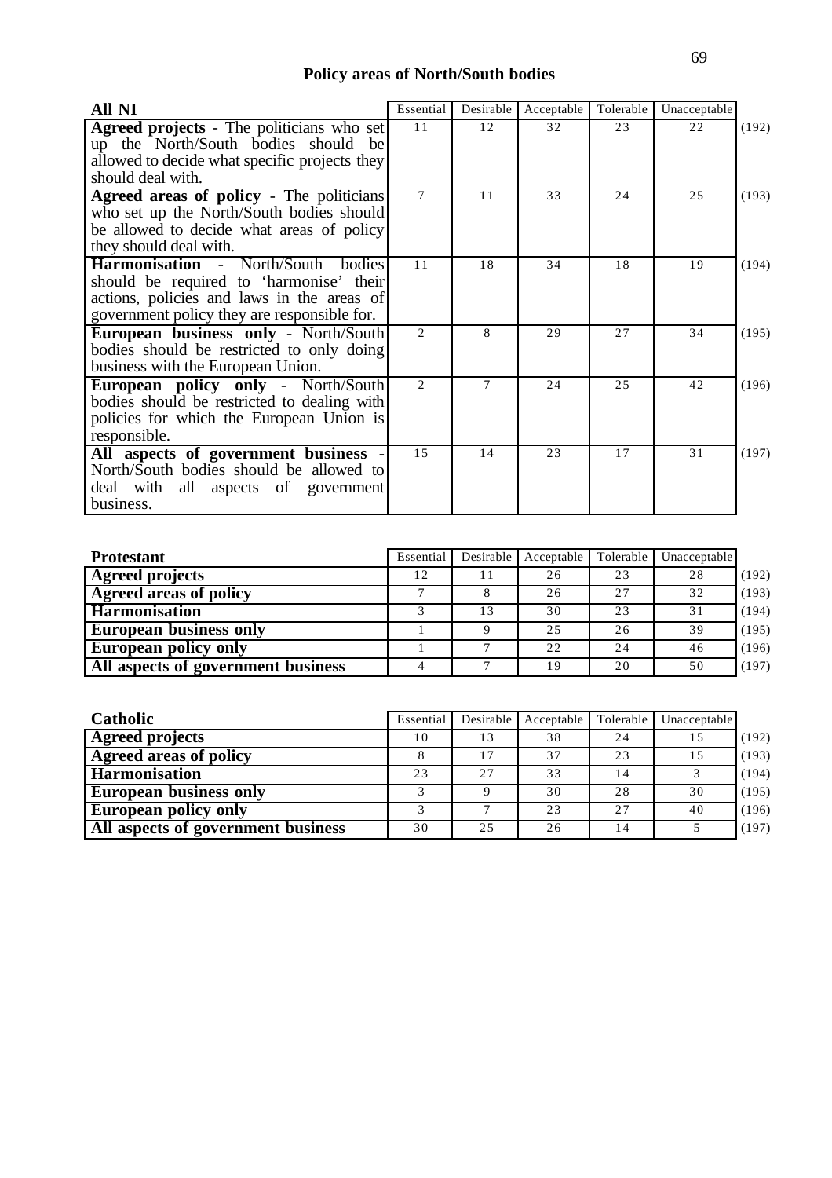## Policy areas of North/South bodies

| All NI | Essential | Desirable | Acceptable | Tolerable | Unacceptable | |
|---|---|---|---|---|---|---|
| **Agreed projects** - The politicians who set up the North/South bodies should be allowed to decide what specific projects they should deal with. | 11 | 12 | 32 | 23 | 22 | (192) |
| **Agreed areas of policy** - The politicians who set up the North/South bodies should be allowed to decide what areas of policy they should deal with. | 7 | 11 | 33 | 24 | 25 | (193) |
| **Harmonisation** - North/South bodies should be required to 'harmonise' their actions, policies and laws in the areas of government policy they are responsible for. | 11 | 18 | 34 | 18 | 19 | (194) |
| **European business only** - North/South bodies should be restricted to only doing business with the European Union. | 2 | 8 | 29 | 27 | 34 | (195) |
| **European policy only** - North/South bodies should be restricted to dealing with policies for which the European Union is responsible. | 2 | 7 | 24 | 25 | 42 | (196) |
| **All aspects of government business** - North/South bodies should be allowed to deal with all aspects of government business. | 15 | 14 | 23 | 17 | 31 | (197) |

| Protestant | Essential | Desirable | Acceptable | Tolerable | Unacceptable | |
|---|---|---|---|---|---|---|
| **Agreed projects** | 12 | 11 | 26 | 23 | 28 | (192) |
| **Agreed areas of policy** | 7 | 8 | 26 | 27 | 32 | (193) |
| **Harmonisation** | 3 | 13 | 30 | 23 | 31 | (194) |
| **European business only** | 1 | 9 | 25 | 26 | 39 | (195) |
| **European policy only** | 1 | 7 | 22 | 24 | 46 | (196) |
| **All aspects of government business** | 4 | 7 | 19 | 20 | 50 | (197) |

| Catholic | Essential | Desirable | Acceptable | Tolerable | Unacceptable | |
|---|---|---|---|---|---|---|
| **Agreed projects** | 10 | 13 | 38 | 24 | 15 | (192) |
| **Agreed areas of policy** | 8 | 17 | 37 | 23 | 15 | (193) |
| **Harmonisation** | 23 | 27 | 33 | 14 | 3 | (194) |
| **European business only** | 3 | 9 | 30 | 28 | 30 | (195) |
| **European policy only** | 3 | 7 | 23 | 27 | 40 | (196) |
| **All aspects of government business** | 30 | 25 | 26 | 14 | 5 | (197) |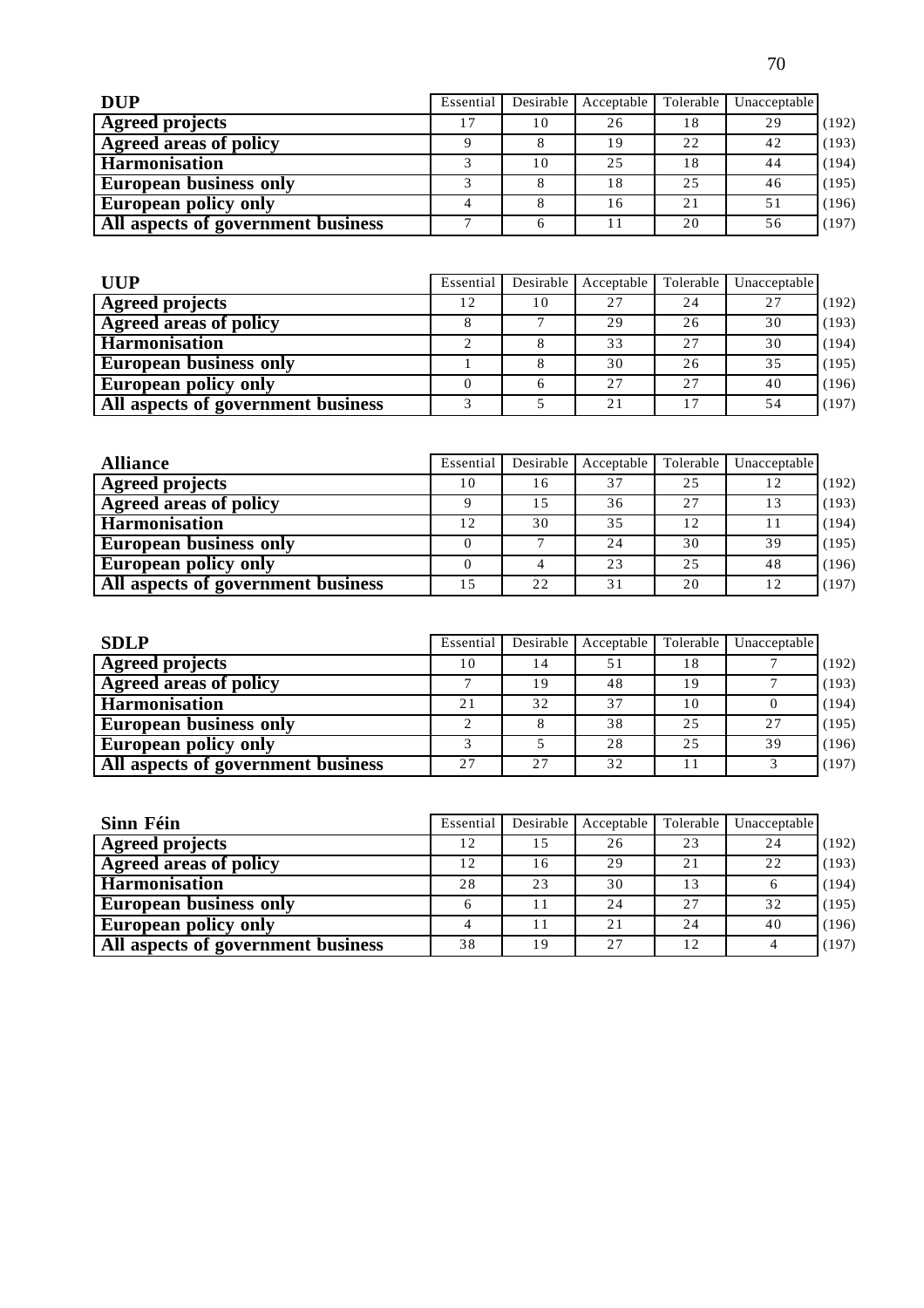| DUP | Essential | Desirable | Acceptable | Tolerable | Unacceptable | |
|---|---|---|---|---|---|---|
| **Agreed projects** | 17 | 10 | 26 | 18 | 29 | (192) |
| **Agreed areas of policy** | 9 | 8 | 19 | 22 | 42 | (193) |
| **Harmonisation** | 3 | 10 | 25 | 18 | 44 | (194) |
| **European business only** | 3 | 8 | 18 | 25 | 46 | (195) |
| **European policy only** | 4 | 8 | 16 | 21 | 51 | (196) |
| **All aspects of government business** | 7 | 6 | 11 | 20 | 56 | (197) |

| UUP | Essential | Desirable | Acceptable | Tolerable | Unacceptable | |
|---|---|---|---|---|---|---|
| **Agreed projects** | 12 | 10 | 27 | 24 | 27 | (192) |
| **Agreed areas of policy** | 8 | 7 | 29 | 26 | 30 | (193) |
| **Harmonisation** | 2 | 8 | 33 | 27 | 30 | (194) |
| **European business only** | 1 | 8 | 30 | 26 | 35 | (195) |
| **European policy only** | 0 | 6 | 27 | 27 | 40 | (196) |
| **All aspects of government business** | 3 | 5 | 21 | 17 | 54 | (197) |

| Alliance | Essential | Desirable | Acceptable | Tolerable | Unacceptable | |
|---|---|---|---|---|---|---|
| **Agreed projects** | 10 | 16 | 37 | 25 | 12 | (192) |
| **Agreed areas of policy** | 9 | 15 | 36 | 27 | 13 | (193) |
| **Harmonisation** | 12 | 30 | 35 | 12 | 11 | (194) |
| **European business only** | 0 | 7 | 24 | 30 | 39 | (195) |
| **European policy only** | 0 | 4 | 23 | 25 | 48 | (196) |
| **All aspects of government business** | 15 | 22 | 31 | 20 | 12 | (197) |

| SDLP | Essential | Desirable | Acceptable | Tolerable | Unacceptable | |
|---|---|---|---|---|---|---|
| **Agreed projects** | 10 | 14 | 51 | 18 | 7 | (192) |
| **Agreed areas of policy** | 7 | 19 | 48 | 19 | 7 | (193) |
| **Harmonisation** | 21 | 32 | 37 | 10 | 0 | (194) |
| **European business only** | 2 | 8 | 38 | 25 | 27 | (195) |
| **European policy only** | 3 | 5 | 28 | 25 | 39 | (196) |
| **All aspects of government business** | 27 | 27 | 32 | 11 | 3 | (197) |

| Sinn Féin | Essential | Desirable | Acceptable | Tolerable | Unacceptable | |
|---|---|---|---|---|---|---|
| **Agreed projects** | 12 | 15 | 26 | 23 | 24 | (192) |
| **Agreed areas of policy** | 12 | 16 | 29 | 21 | 22 | (193) |
| **Harmonisation** | 28 | 23 | 30 | 13 | 6 | (194) |
| **European business only** | 6 | 11 | 24 | 27 | 32 | (195) |
| **European policy only** | 4 | 11 | 21 | 24 | 40 | (196) |
| **All aspects of government business** | 38 | 19 | 27 | 12 | 4 | (197) |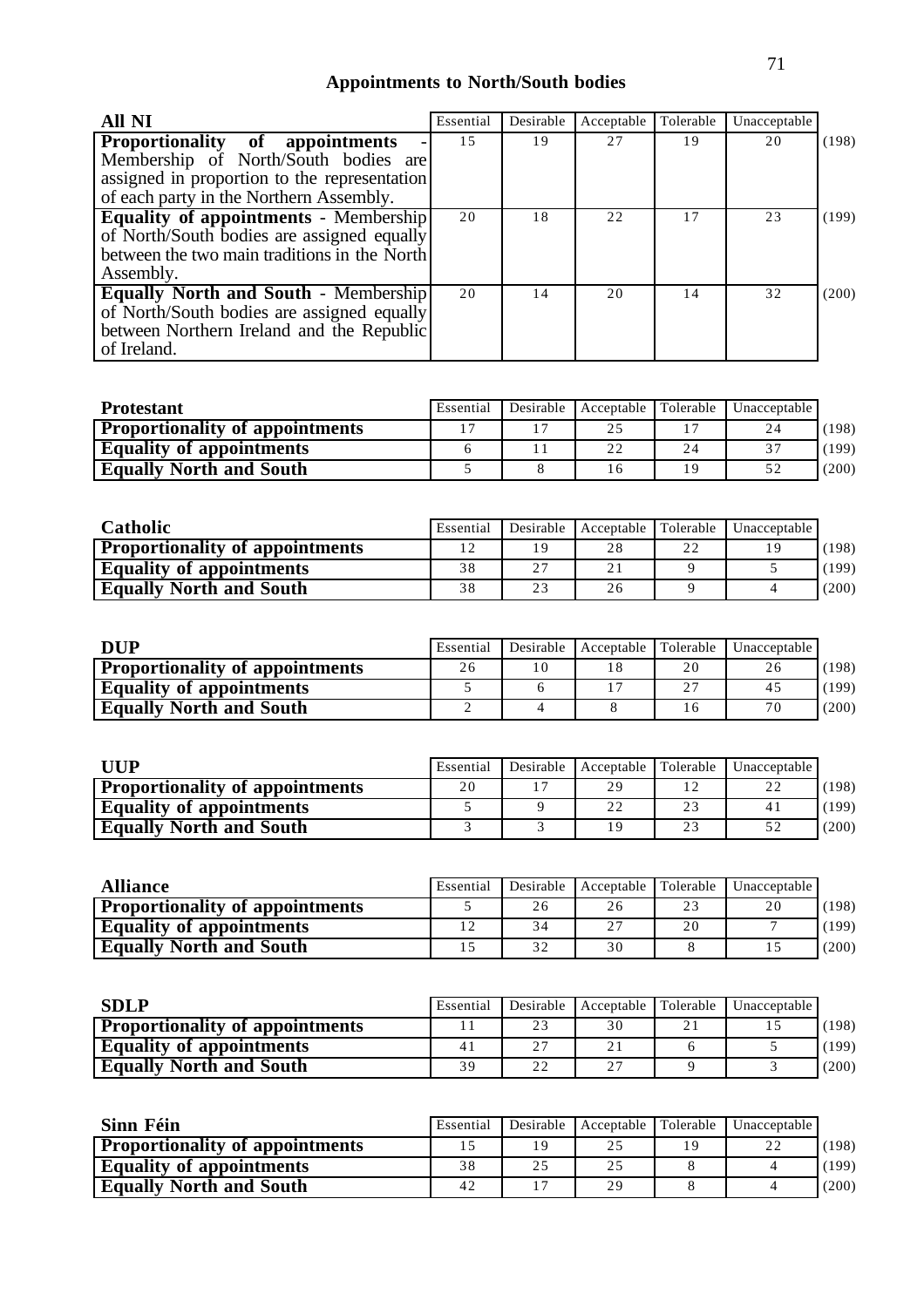## Appointments to North/South bodies

| All NI | Essential | Desirable | Acceptable | Tolerable | Unacceptable | |
|---|---|---|---|---|---|---|
| **Proportionality of appointments** - Membership of North/South bodies are assigned in proportion to the representation of each party in the Northern Assembly. | 15 | 19 | 27 | 19 | 20 | (198) |
| **Equality of appointments** - Membership of North/South bodies are assigned equally between the two main traditions in the North Assembly. | 20 | 18 | 22 | 17 | 23 | (199) |
| **Equally North and South** - Membership of North/South bodies are assigned equally between Northern Ireland and the Republic of Ireland. | 20 | 14 | 20 | 14 | 32 | (200) |

| Protestant | Essential | Desirable | Acceptable | Tolerable | Unacceptable | |
|---|---|---|---|---|---|---|
| **Proportionality of appointments** | 17 | 17 | 25 | 17 | 24 | (198) |
| **Equality of appointments** | 6 | 11 | 22 | 24 | 37 | (199) |
| **Equally North and South** | 5 | 8 | 16 | 19 | 52 | (200) |

| Catholic | Essential | Desirable | Acceptable | Tolerable | Unacceptable | |
|---|---|---|---|---|---|---|
| **Proportionality of appointments** | 12 | 19 | 28 | 22 | 19 | (198) |
| **Equality of appointments** | 38 | 27 | 21 | 9 | 5 | (199) |
| **Equally North and South** | 38 | 23 | 26 | 9 | 4 | (200) |

| DUP | Essential | Desirable | Acceptable | Tolerable | Unacceptable | |
|---|---|---|---|---|---|---|
| **Proportionality of appointments** | 26 | 10 | 18 | 20 | 26 | (198) |
| **Equality of appointments** | 5 | 6 | 17 | 27 | 45 | (199) |
| **Equally North and South** | 2 | 4 | 8 | 16 | 70 | (200) |

| UUP | Essential | Desirable | Acceptable | Tolerable | Unacceptable | |
|---|---|---|---|---|---|---|
| **Proportionality of appointments** | 20 | 17 | 29 | 12 | 22 | (198) |
| **Equality of appointments** | 5 | 9 | 22 | 23 | 41 | (199) |
| **Equally North and South** | 3 | 3 | 19 | 23 | 52 | (200) |

| Alliance | Essential | Desirable | Acceptable | Tolerable | Unacceptable | |
|---|---|---|---|---|---|---|
| **Proportionality of appointments** | 5 | 26 | 26 | 23 | 20 | (198) |
| **Equality of appointments** | 12 | 34 | 27 | 20 | 7 | (199) |
| **Equally North and South** | 15 | 32 | 30 | 8 | 15 | (200) |

| SDLP | Essential | Desirable | Acceptable | Tolerable | Unacceptable | |
|---|---|---|---|---|---|---|
| **Proportionality of appointments** | 11 | 23 | 30 | 21 | 15 | (198) |
| **Equality of appointments** | 41 | 27 | 21 | 6 | 5 | (199) |
| **Equally North and South** | 39 | 22 | 27 | 9 | 3 | (200) |

| Sinn Féin | Essential | Desirable | Acceptable | Tolerable | Unacceptable | |
|---|---|---|---|---|---|---|
| **Proportionality of appointments** | 15 | 19 | 25 | 19 | 22 | (198) |
| **Equality of appointments** | 38 | 25 | 25 | 8 | 4 | (199) |
| **Equally North and South** | 42 | 17 | 29 | 8 | 4 | (200) |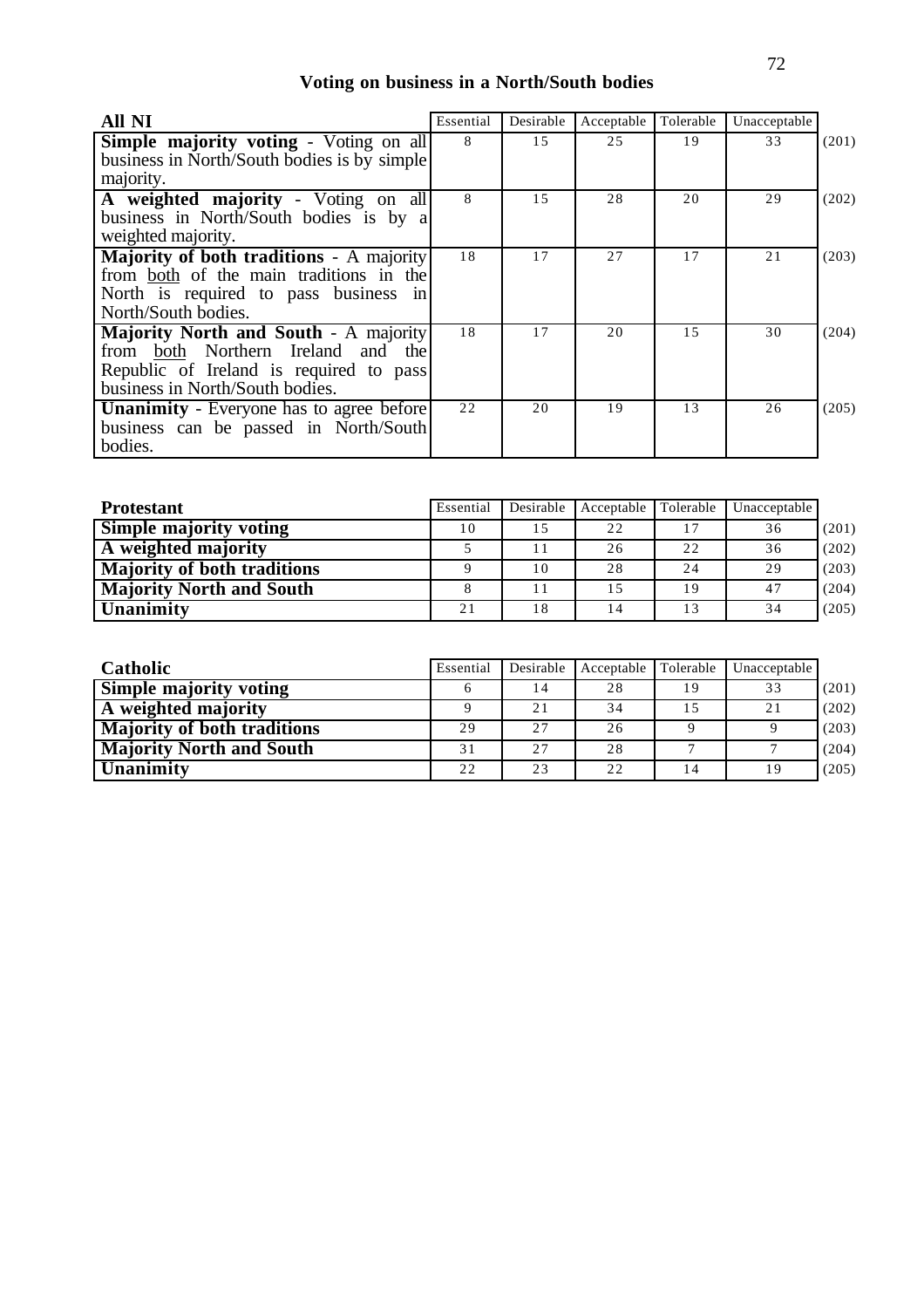## Voting on business in a North/South bodies

| All NI | Essential | Desirable | Acceptable | Tolerable | Unacceptable | |
|---|---|---|---|---|---|---|
| **Simple majority voting** - Voting on all business in North/South bodies is by simple majority. | 8 | 15 | 25 | 19 | 33 | (201) |
| **A weighted majority** - Voting on all business in North/South bodies is by a weighted majority. | 8 | 15 | 28 | 20 | 29 | (202) |
| **Majority of both traditions** - A majority from both of the main traditions in the North is required to pass business in North/South bodies. | 18 | 17 | 27 | 17 | 21 | (203) |
| **Majority North and South** - A majority from both Northern Ireland and the Republic of Ireland is required to pass business in North/South bodies. | 18 | 17 | 20 | 15 | 30 | (204) |
| **Unanimity** - Everyone has to agree before business can be passed in North/South bodies. | 22 | 20 | 19 | 13 | 26 | (205) |

| Protestant | Essential | Desirable | Acceptable | Tolerable | Unacceptable | |
|---|---|---|---|---|---|---|
| **Simple majority voting** | 10 | 15 | 22 | 17 | 36 | (201) |
| **A weighted majority** | 5 | 11 | 26 | 22 | 36 | (202) |
| **Majority of both traditions** | 9 | 10 | 28 | 24 | 29 | (203) |
| **Majority North and South** | 8 | 11 | 15 | 19 | 47 | (204) |
| **Unanimity** | 21 | 18 | 14 | 13 | 34 | (205) |

| Catholic | Essential | Desirable | Acceptable | Tolerable | Unacceptable | |
|---|---|---|---|---|---|---|
| **Simple majority voting** | 6 | 14 | 28 | 19 | 33 | (201) |
| **A weighted majority** | 9 | 21 | 34 | 15 | 21 | (202) |
| **Majority of both traditions** | 29 | 27 | 26 | 9 | 9 | (203) |
| **Majority North and South** | 31 | 27 | 28 | 7 | 7 | (204) |
| **Unanimity** | 22 | 23 | 22 | 14 | 19 | (205) |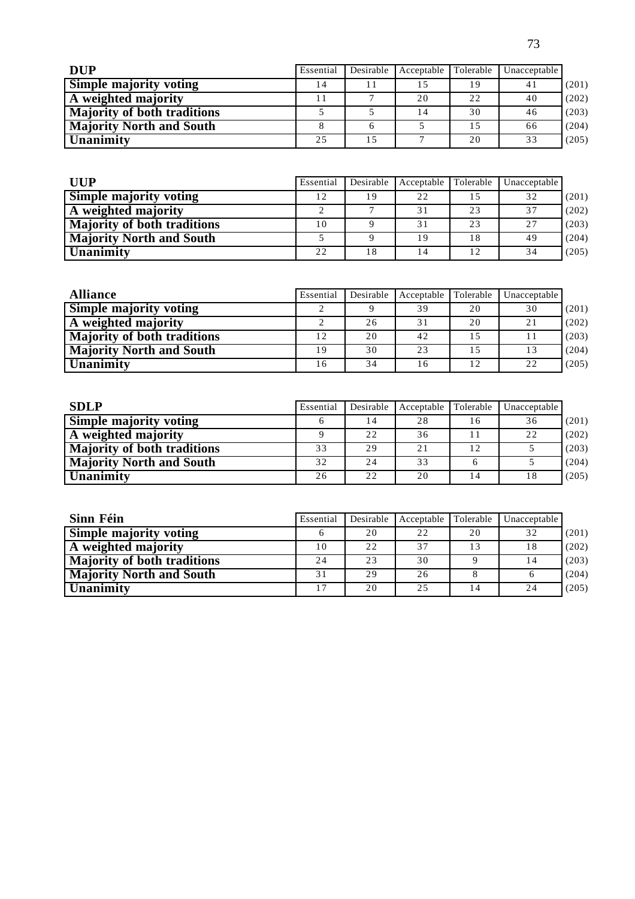| DUP | Essential | Desirable | Acceptable | Tolerable | Unacceptable | |
|---|---|---|---|---|---|---|
| **Simple majority voting** | 14 | 11 | 15 | 19 | 41 | (201) |
| **A weighted majority** | 11 | 7 | 20 | 22 | 40 | (202) |
| **Majority of both traditions** | 5 | 5 | 14 | 30 | 46 | (203) |
| **Majority North and South** | 8 | 6 | 5 | 15 | 66 | (204) |
| **Unanimity** | 25 | 15 | 7 | 20 | 33 | (205) |

| UUP | Essential | Desirable | Acceptable | Tolerable | Unacceptable | |
|---|---|---|---|---|---|---|
| **Simple majority voting** | 12 | 19 | 22 | 15 | 32 | (201) |
| **A weighted majority** | 2 | 7 | 31 | 23 | 37 | (202) |
| **Majority of both traditions** | 10 | 9 | 31 | 23 | 27 | (203) |
| **Majority North and South** | 5 | 9 | 19 | 18 | 49 | (204) |
| **Unanimity** | 22 | 18 | 14 | 12 | 34 | (205) |

| Alliance | Essential | Desirable | Acceptable | Tolerable | Unacceptable | |
|---|---|---|---|---|---|---|
| **Simple majority voting** | 2 | 9 | 39 | 20 | 30 | (201) |
| **A weighted majority** | 2 | 26 | 31 | 20 | 21 | (202) |
| **Majority of both traditions** | 12 | 20 | 42 | 15 | 11 | (203) |
| **Majority North and South** | 19 | 30 | 23 | 15 | 13 | (204) |
| **Unanimity** | 16 | 34 | 16 | 12 | 22 | (205) |

| SDLP | Essential | Desirable | Acceptable | Tolerable | Unacceptable | |
|---|---|---|---|---|---|---|
| **Simple majority voting** | 6 | 14 | 28 | 16 | 36 | (201) |
| **A weighted majority** | 9 | 22 | 36 | 11 | 22 | (202) |
| **Majority of both traditions** | 33 | 29 | 21 | 12 | 5 | (203) |
| **Majority North and South** | 32 | 24 | 33 | 6 | 5 | (204) |
| **Unanimity** | 26 | 22 | 20 | 14 | 18 | (205) |

| Sinn Féin | Essential | Desirable | Acceptable | Tolerable | Unacceptable | |
|---|---|---|---|---|---|---|
| **Simple majority voting** | 6 | 20 | 22 | 20 | 32 | (201) |
| **A weighted majority** | 10 | 22 | 37 | 13 | 18 | (202) |
| **Majority of both traditions** | 24 | 23 | 30 | 9 | 14 | (203) |
| **Majority North and South** | 31 | 29 | 26 | 8 | 6 | (204) |
| **Unanimity** | 17 | 20 | 25 | 14 | 24 | (205) |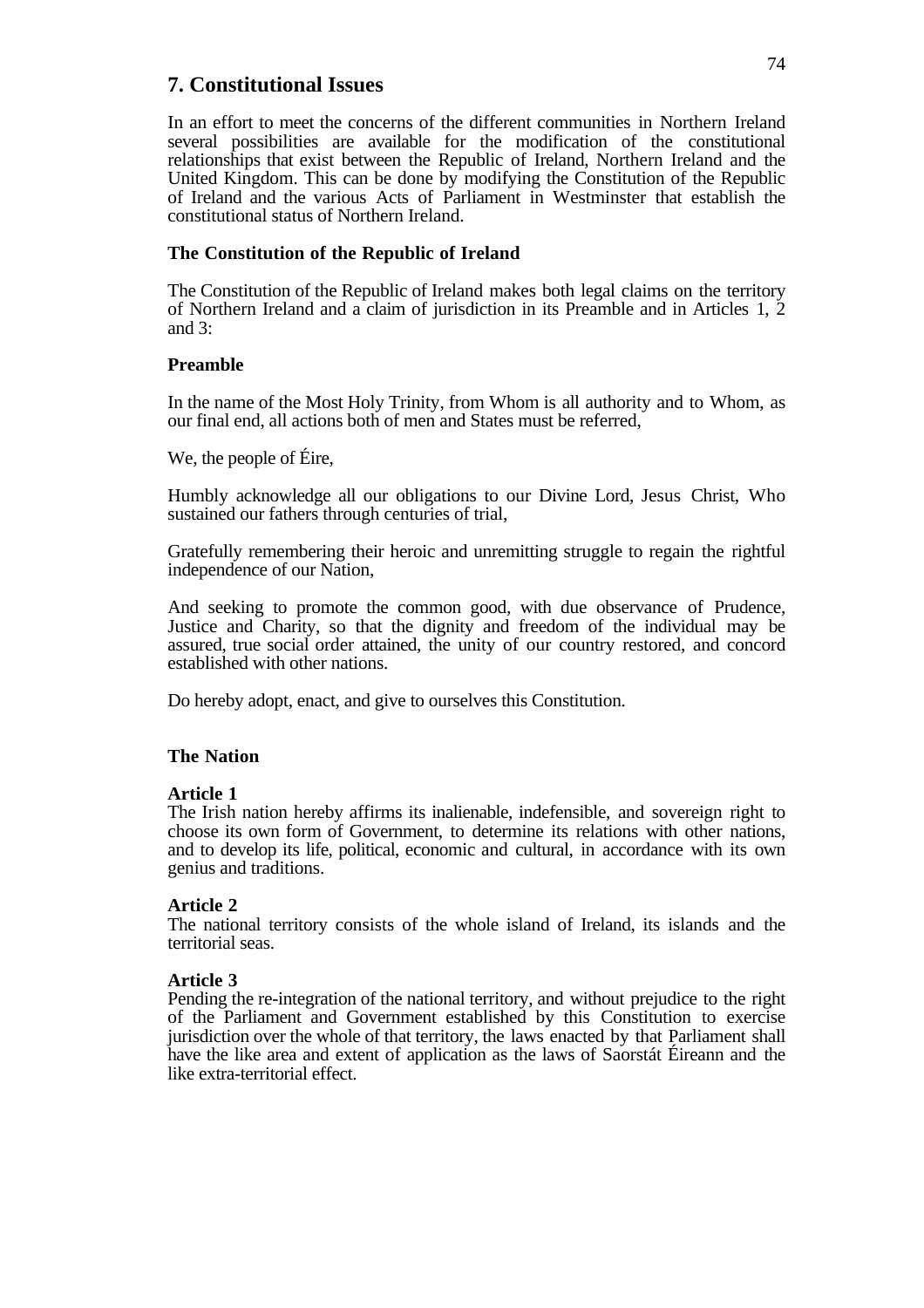## 7. Constitutional Issues

In an effort to meet the concerns of the different communities in Northern Ireland several possibilities are available for the modification of the constitutional relationships that exist between the Republic of Ireland, Northern Ireland and the United Kingdom. This can be done by modifying the Constitution of the Republic of Ireland and the various Acts of Parliament in Westminster that establish the constitutional status of Northern Ireland.

### The Constitution of the Republic of Ireland

The Constitution of the Republic of Ireland makes both legal claims on the territory of Northern Ireland and a claim of jurisdiction in its Preamble and in Articles 1, 2 and 3:

### Preamble

In the name of the Most Holy Trinity, from Whom is all authority and to Whom, as our final end, all actions both of men and States must be referred,

We, the people of Éire,

Humbly acknowledge all our obligations to our Divine Lord, Jesus Christ, Who sustained our fathers through centuries of trial,

Gratefully remembering their heroic and unremitting struggle to regain the rightful independence of our Nation,

And seeking to promote the common good, with due observance of Prudence, Justice and Charity, so that the dignity and freedom of the individual may be assured, true social order attained, the unity of our country restored, and concord established with other nations.

Do hereby adopt, enact, and give to ourselves this Constitution.

### The Nation

**Article 1**
The Irish nation hereby affirms its inalienable, indefensible, and sovereign right to choose its own form of Government, to determine its relations with other nations, and to develop its life, political, economic and cultural, in accordance with its own genius and traditions.

**Article 2**
The national territory consists of the whole island of Ireland, its islands and the territorial seas.

**Article 3**
Pending the re-integration of the national territory, and without prejudice to the right of the Parliament and Government established by this Constitution to exercise jurisdiction over the whole of that territory, the laws enacted by that Parliament shall have the like area and extent of application as the laws of Saorstát Éireann and the like extra-territorial effect.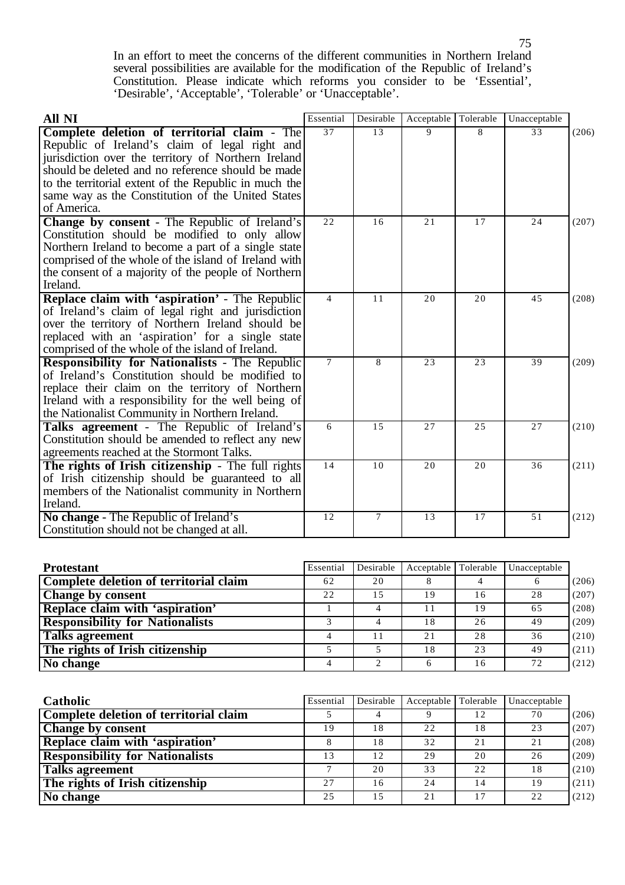In an effort to meet the concerns of the different communities in Northern Ireland several possibilities are available for the modification of the Republic of Ireland's Constitution. Please indicate which reforms you consider to be 'Essential', 'Desirable', 'Acceptable', 'Tolerable' or 'Unacceptable'.

| **All NI** | Essential | Desirable | Acceptable | Tolerable | Unacceptable | |
|---|---|---|---|---|---|---|
| **Complete deletion of territorial claim** - The Republic of Ireland's claim of legal right and jurisdiction over the territory of Northern Ireland should be deleted and no reference should be made to the territorial extent of the Republic in much the same way as the Constitution of the United States of America. | 37 | 13 | 9 | 8 | 33 | (206) |
| **Change by consent** - The Republic of Ireland's Constitution should be modified to only allow Northern Ireland to become a part of a single state comprised of the whole of the island of Ireland with the consent of a majority of the people of Northern Ireland. | 22 | 16 | 21 | 17 | 24 | (207) |
| **Replace claim with 'aspiration'** - The Republic of Ireland's claim of legal right and jurisdiction over the territory of Northern Ireland should be replaced with an 'aspiration' for a single state comprised of the whole of the island of Ireland. | 4 | 11 | 20 | 20 | 45 | (208) |
| **Responsibility for Nationalists** - The Republic of Ireland's Constitution should be modified to replace their claim on the territory of Northern Ireland with a responsibility for the well being of the Nationalist Community in Northern Ireland. | 7 | 8 | 23 | 23 | 39 | (209) |
| **Talks agreement** - The Republic of Ireland's Constitution should be amended to reflect any new agreements reached at the Stormont Talks. | 6 | 15 | 27 | 25 | 27 | (210) |
| **The rights of Irish citizenship** - The full rights of Irish citizenship should be guaranteed to all members of the Nationalist community in Northern Ireland. | 14 | 10 | 20 | 20 | 36 | (211) |
| **No change** - The Republic of Ireland's Constitution should not be changed at all. | 12 | 7 | 13 | 17 | 51 | (212) |

| **Protestant** | Essential | Desirable | Acceptable | Tolerable | Unacceptable | |
|---|---|---|---|---|---|---|
| **Complete deletion of territorial claim** | 62 | 20 | 8 | 4 | 6 | (206) |
| **Change by consent** | 22 | 15 | 19 | 16 | 28 | (207) |
| **Replace claim with 'aspiration'** | 1 | 4 | 11 | 19 | 65 | (208) |
| **Responsibility for Nationalists** | 3 | 4 | 18 | 26 | 49 | (209) |
| **Talks agreement** | 4 | 11 | 21 | 28 | 36 | (210) |
| **The rights of Irish citizenship** | 5 | 5 | 18 | 23 | 49 | (211) |
| **No change** | 4 | 2 | 6 | 16 | 72 | (212) |

| **Catholic** | Essential | Desirable | Acceptable | Tolerable | Unacceptable | |
|---|---|---|---|---|---|---|
| **Complete deletion of territorial claim** | 5 | 4 | 9 | 12 | 70 | (206) |
| **Change by consent** | 19 | 18 | 22 | 18 | 23 | (207) |
| **Replace claim with 'aspiration'** | 8 | 18 | 32 | 21 | 21 | (208) |
| **Responsibility for Nationalists** | 13 | 12 | 29 | 20 | 26 | (209) |
| **Talks agreement** | 7 | 20 | 33 | 22 | 18 | (210) |
| **The rights of Irish citizenship** | 27 | 16 | 24 | 14 | 19 | (211) |
| **No change** | 25 | 15 | 21 | 17 | 22 | (212) |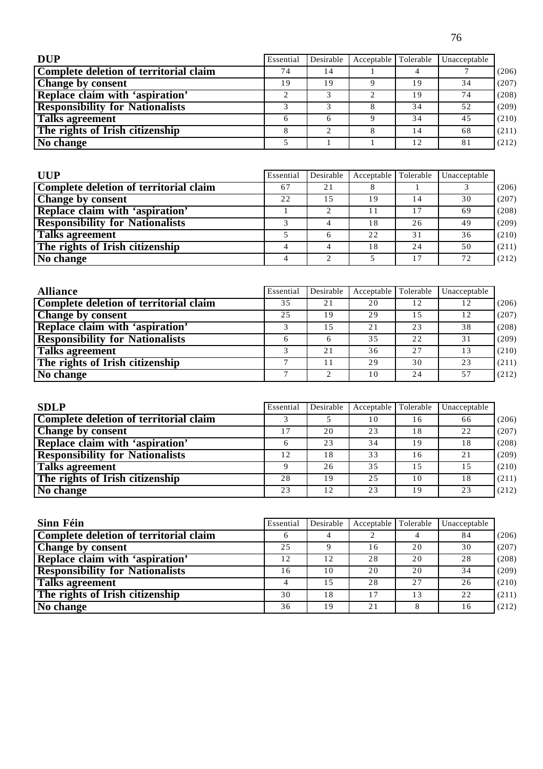| DUP | Essential | Desirable | Acceptable | Tolerable | Unacceptable | |
|---|---|---|---|---|---|---|
| Complete deletion of territorial claim | 74 | 14 | 1 | 4 | 7 | (206) |
| Change by consent | 19 | 19 | 9 | 19 | 34 | (207) |
| Replace claim with 'aspiration' | 2 | 3 | 2 | 19 | 74 | (208) |
| Responsibility for Nationalists | 3 | 3 | 8 | 34 | 52 | (209) |
| Talks agreement | 6 | 6 | 9 | 34 | 45 | (210) |
| The rights of Irish citizenship | 8 | 2 | 8 | 14 | 68 | (211) |
| No change | 5 | 1 | 1 | 12 | 81 | (212) |

| UUP | Essential | Desirable | Acceptable | Tolerable | Unacceptable | |
|---|---|---|---|---|---|---|
| Complete deletion of territorial claim | 67 | 21 | 8 | 1 | 3 | (206) |
| Change by consent | 22 | 15 | 19 | 14 | 30 | (207) |
| Replace claim with 'aspiration' | 1 | 2 | 11 | 17 | 69 | (208) |
| Responsibility for Nationalists | 3 | 4 | 18 | 26 | 49 | (209) |
| Talks agreement | 5 | 6 | 22 | 31 | 36 | (210) |
| The rights of Irish citizenship | 4 | 4 | 18 | 24 | 50 | (211) |
| No change | 4 | 2 | 5 | 17 | 72 | (212) |

| Alliance | Essential | Desirable | Acceptable | Tolerable | Unacceptable | |
|---|---|---|---|---|---|---|
| Complete deletion of territorial claim | 35 | 21 | 20 | 12 | 12 | (206) |
| Change by consent | 25 | 19 | 29 | 15 | 12 | (207) |
| Replace claim with 'aspiration' | 3 | 15 | 21 | 23 | 38 | (208) |
| Responsibility for Nationalists | 6 | 6 | 35 | 22 | 31 | (209) |
| Talks agreement | 3 | 21 | 36 | 27 | 13 | (210) |
| The rights of Irish citizenship | 7 | 11 | 29 | 30 | 23 | (211) |
| No change | 7 | 2 | 10 | 24 | 57 | (212) |

| SDLP | Essential | Desirable | Acceptable | Tolerable | Unacceptable | |
|---|---|---|---|---|---|---|
| Complete deletion of territorial claim | 3 | 5 | 10 | 16 | 66 | (206) |
| Change by consent | 17 | 20 | 23 | 18 | 22 | (207) |
| Replace claim with 'aspiration' | 6 | 23 | 34 | 19 | 18 | (208) |
| Responsibility for Nationalists | 12 | 18 | 33 | 16 | 21 | (209) |
| Talks agreement | 9 | 26 | 35 | 15 | 15 | (210) |
| The rights of Irish citizenship | 28 | 19 | 25 | 10 | 18 | (211) |
| No change | 23 | 12 | 23 | 19 | 23 | (212) |

| Sinn Féin | Essential | Desirable | Acceptable | Tolerable | Unacceptable | |
|---|---|---|---|---|---|---|
| Complete deletion of territorial claim | 6 | 4 | 2 | 4 | 84 | (206) |
| Change by consent | 25 | 9 | 16 | 20 | 30 | (207) |
| Replace claim with 'aspiration' | 12 | 12 | 28 | 20 | 28 | (208) |
| Responsibility for Nationalists | 16 | 10 | 20 | 20 | 34 | (209) |
| Talks agreement | 4 | 15 | 28 | 27 | 26 | (210) |
| The rights of Irish citizenship | 30 | 18 | 17 | 13 | 22 | (211) |
| No change | 36 | 19 | 21 | 8 | 16 | (212) |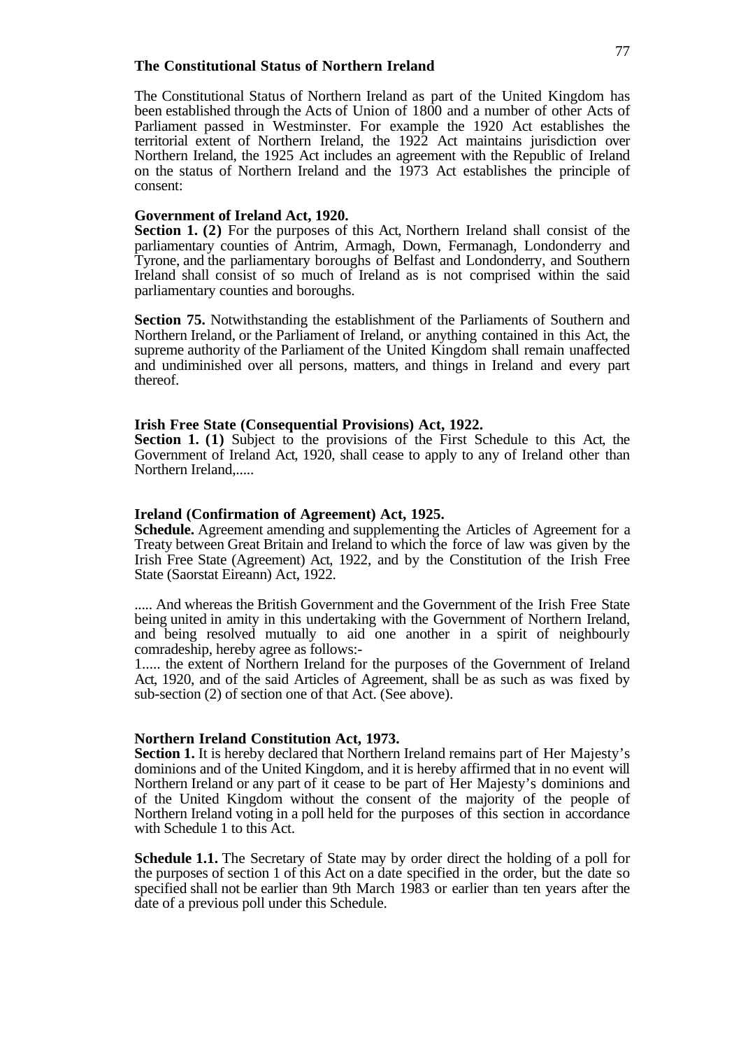## The Constitutional Status of Northern Ireland

The Constitutional Status of Northern Ireland as part of the United Kingdom has been established through the Acts of Union of 1800 and a number of other Acts of Parliament passed in Westminster. For example the 1920 Act establishes the territorial extent of Northern Ireland, the 1922 Act maintains jurisdiction over Northern Ireland, the 1925 Act includes an agreement with the Republic of Ireland on the status of Northern Ireland and the 1973 Act establishes the principle of consent:

### Government of Ireland Act, 1920.

**Section 1. (2)** For the purposes of this Act, Northern Ireland shall consist of the parliamentary counties of Antrim, Armagh, Down, Fermanagh, Londonderry and Tyrone, and the parliamentary boroughs of Belfast and Londonderry, and Southern Ireland shall consist of so much of Ireland as is not comprised within the said parliamentary counties and boroughs.

**Section 75.** Notwithstanding the establishment of the Parliaments of Southern and Northern Ireland, or the Parliament of Ireland, or anything contained in this Act, the supreme authority of the Parliament of the United Kingdom shall remain unaffected and undiminished over all persons, matters, and things in Ireland and every part thereof.

### Irish Free State (Consequential Provisions) Act, 1922.

**Section 1. (1)** Subject to the provisions of the First Schedule to this Act, the Government of Ireland Act, 1920, shall cease to apply to any of Ireland other than Northern Ireland,.....

### Ireland (Confirmation of Agreement) Act, 1925.

**Schedule.** Agreement amending and supplementing the Articles of Agreement for a Treaty between Great Britain and Ireland to which the force of law was given by the Irish Free State (Agreement) Act, 1922, and by the Constitution of the Irish Free State (Saorstat Eireann) Act, 1922.

..... And whereas the British Government and the Government of the Irish Free State being united in amity in this undertaking with the Government of Northern Ireland, and being resolved mutually to aid one another in a spirit of neighbourly comradeship, hereby agree as follows:-

1..... the extent of Northern Ireland for the purposes of the Government of Ireland Act, 1920, and of the said Articles of Agreement, shall be as such as was fixed by sub-section (2) of section one of that Act. (See above).

### Northern Ireland Constitution Act, 1973.

**Section 1.** It is hereby declared that Northern Ireland remains part of Her Majesty's dominions and of the United Kingdom, and it is hereby affirmed that in no event will Northern Ireland or any part of it cease to be part of Her Majesty's dominions and of the United Kingdom without the consent of the majority of the people of Northern Ireland voting in a poll held for the purposes of this section in accordance with Schedule 1 to this Act.

**Schedule 1.1.** The Secretary of State may by order direct the holding of a poll for the purposes of section 1 of this Act on a date specified in the order, but the date so specified shall not be earlier than 9th March 1983 or earlier than ten years after the date of a previous poll under this Schedule.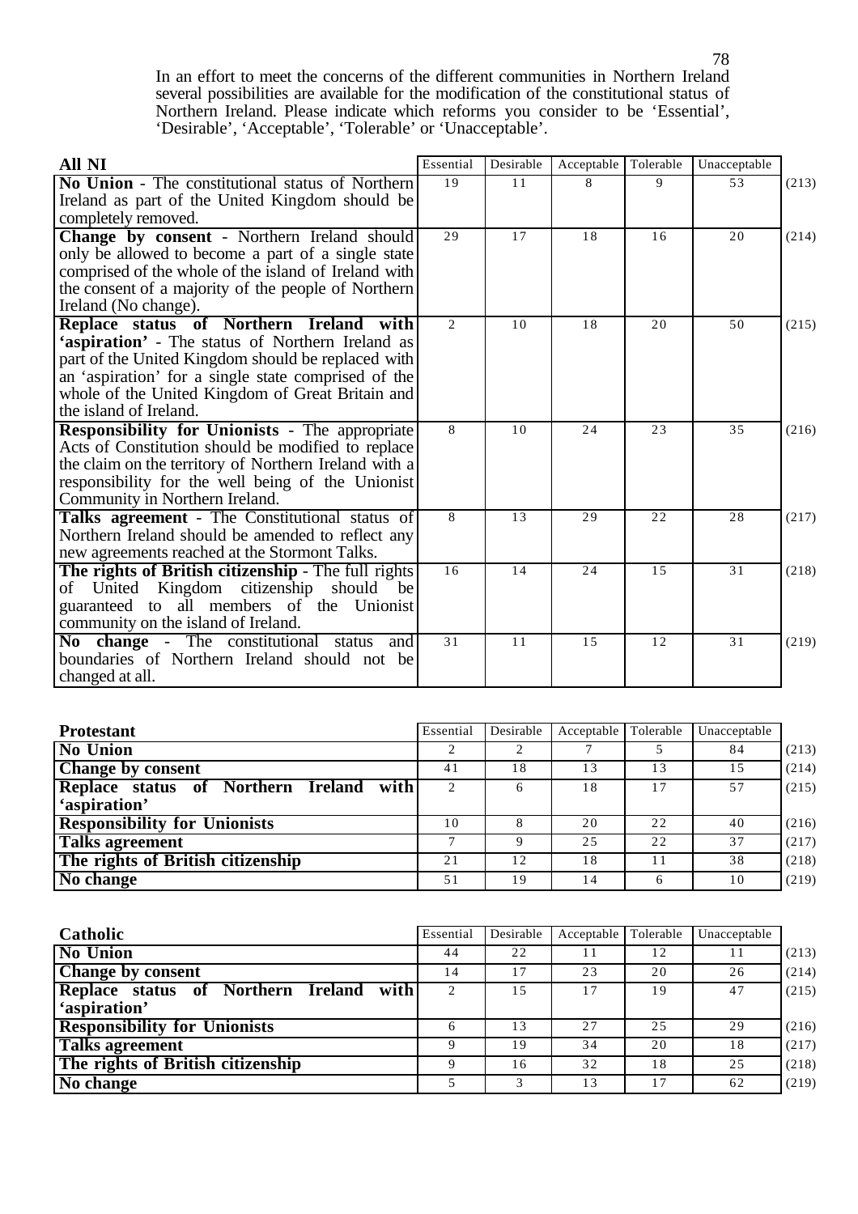In an effort to meet the concerns of the different communities in Northern Ireland several possibilities are available for the modification of the constitutional status of Northern Ireland. Please indicate which reforms you consider to be 'Essential', 'Desirable', 'Acceptable', 'Tolerable' or 'Unacceptable'.

| **All NI** | Essential | Desirable | Acceptable | Tolerable | Unacceptable | |
|---|---|---|---|---|---|---|
| **No Union** - The constitutional status of Northern Ireland as part of the United Kingdom should be completely removed. | 19 | 11 | 8 | 9 | 53 | (213) |
| **Change by consent** - Northern Ireland should only be allowed to become a part of a single state comprised of the whole of the island of Ireland with the consent of a majority of the people of Northern Ireland (No change). | 29 | 17 | 18 | 16 | 20 | (214) |
| **Replace status of Northern Ireland with 'aspiration'** - The status of Northern Ireland as part of the United Kingdom should be replaced with an 'aspiration' for a single state comprised of the whole of the United Kingdom of Great Britain and the island of Ireland. | 2 | 10 | 18 | 20 | 50 | (215) |
| **Responsibility for Unionists** - The appropriate Acts of Constitution should be modified to replace the claim on the territory of Northern Ireland with a responsibility for the well being of the Unionist Community in Northern Ireland. | 8 | 10 | 24 | 23 | 35 | (216) |
| **Talks agreement** - The Constitutional status of Northern Ireland should be amended to reflect any new agreements reached at the Stormont Talks. | 8 | 13 | 29 | 22 | 28 | (217) |
| **The rights of British citizenship** - The full rights of United Kingdom citizenship should be guaranteed to all members of the Unionist community on the island of Ireland. | 16 | 14 | 24 | 15 | 31 | (218) |
| **No change** - The constitutional status and boundaries of Northern Ireland should not be changed at all. | 31 | 11 | 15 | 12 | 31 | (219) |

| **Protestant** | Essential | Desirable | Acceptable | Tolerable | Unacceptable | |
|---|---|---|---|---|---|---|
| **No Union** | 2 | 2 | 7 | 5 | 84 | (213) |
| **Change by consent** | 41 | 18 | 13 | 13 | 15 | (214) |
| **Replace status of Northern Ireland with 'aspiration'** | 2 | 6 | 18 | 17 | 57 | (215) |
| **Responsibility for Unionists** | 10 | 8 | 20 | 22 | 40 | (216) |
| **Talks agreement** | 7 | 9 | 25 | 22 | 37 | (217) |
| **The rights of British citizenship** | 21 | 12 | 18 | 11 | 38 | (218) |
| **No change** | 51 | 19 | 14 | 6 | 10 | (219) |

| **Catholic** | Essential | Desirable | Acceptable | Tolerable | Unacceptable | |
|---|---|---|---|---|---|---|
| **No Union** | 44 | 22 | 11 | 12 | 11 | (213) |
| **Change by consent** | 14 | 17 | 23 | 20 | 26 | (214) |
| **Replace status of Northern Ireland with 'aspiration'** | 2 | 15 | 17 | 19 | 47 | (215) |
| **Responsibility for Unionists** | 6 | 13 | 27 | 25 | 29 | (216) |
| **Talks agreement** | 9 | 19 | 34 | 20 | 18 | (217) |
| **The rights of British citizenship** | 9 | 16 | 32 | 18 | 25 | (218) |
| **No change** | 5 | 3 | 13 | 17 | 62 | (219) |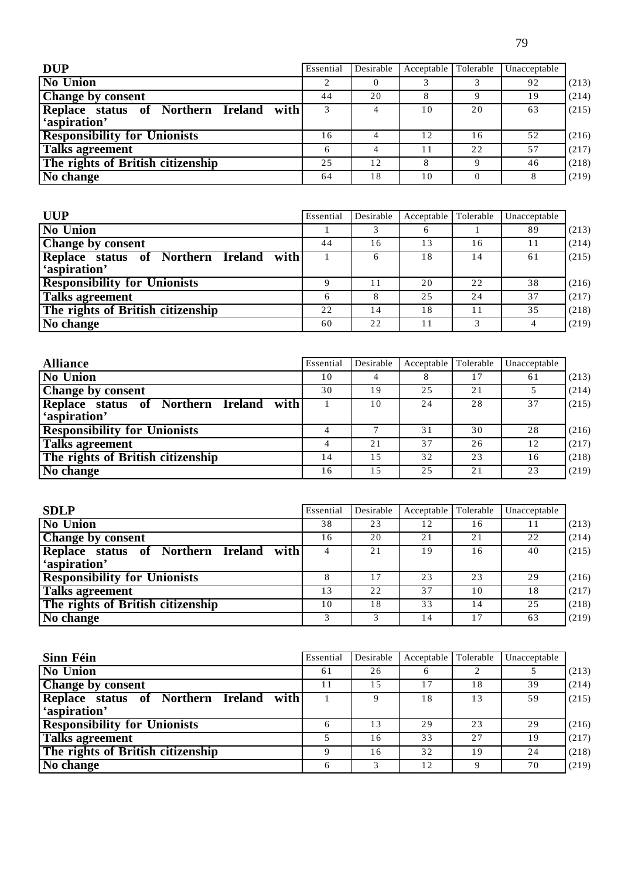| DUP | Essential | Desirable | Acceptable | Tolerable | Unacceptable | |
|---|---|---|---|---|---|---|
| **No Union** | 2 | 0 | 3 | 3 | 92 | (213) |
| **Change by consent** | 44 | 20 | 8 | 9 | 19 | (214) |
| **Replace status of Northern Ireland with 'aspiration'** | 3 | 4 | 10 | 20 | 63 | (215) |
| **Responsibility for Unionists** | 16 | 4 | 12 | 16 | 52 | (216) |
| **Talks agreement** | 6 | 4 | 11 | 22 | 57 | (217) |
| **The rights of British citizenship** | 25 | 12 | 8 | 9 | 46 | (218) |
| **No change** | 64 | 18 | 10 | 0 | 8 | (219) |

| UUP | Essential | Desirable | Acceptable | Tolerable | Unacceptable | |
|---|---|---|---|---|---|---|
| **No Union** | 1 | 3 | 6 | 1 | 89 | (213) |
| **Change by consent** | 44 | 16 | 13 | 16 | 11 | (214) |
| **Replace status of Northern Ireland with 'aspiration'** | 1 | 6 | 18 | 14 | 61 | (215) |
| **Responsibility for Unionists** | 9 | 11 | 20 | 22 | 38 | (216) |
| **Talks agreement** | 6 | 8 | 25 | 24 | 37 | (217) |
| **The rights of British citizenship** | 22 | 14 | 18 | 11 | 35 | (218) |
| **No change** | 60 | 22 | 11 | 3 | 4 | (219) |

| Alliance | Essential | Desirable | Acceptable | Tolerable | Unacceptable | |
|---|---|---|---|---|---|---|
| **No Union** | 10 | 4 | 8 | 17 | 61 | (213) |
| **Change by consent** | 30 | 19 | 25 | 21 | 5 | (214) |
| **Replace status of Northern Ireland with 'aspiration'** | 1 | 10 | 24 | 28 | 37 | (215) |
| **Responsibility for Unionists** | 4 | 7 | 31 | 30 | 28 | (216) |
| **Talks agreement** | 4 | 21 | 37 | 26 | 12 | (217) |
| **The rights of British citizenship** | 14 | 15 | 32 | 23 | 16 | (218) |
| **No change** | 16 | 15 | 25 | 21 | 23 | (219) |

| SDLP | Essential | Desirable | Acceptable | Tolerable | Unacceptable | |
|---|---|---|---|---|---|---|
| **No Union** | 38 | 23 | 12 | 16 | 11 | (213) |
| **Change by consent** | 16 | 20 | 21 | 21 | 22 | (214) |
| **Replace status of Northern Ireland with 'aspiration'** | 4 | 21 | 19 | 16 | 40 | (215) |
| **Responsibility for Unionists** | 8 | 17 | 23 | 23 | 29 | (216) |
| **Talks agreement** | 13 | 22 | 37 | 10 | 18 | (217) |
| **The rights of British citizenship** | 10 | 18 | 33 | 14 | 25 | (218) |
| **No change** | 3 | 3 | 14 | 17 | 63 | (219) |

| Sinn Féin | Essential | Desirable | Acceptable | Tolerable | Unacceptable | |
|---|---|---|---|---|---|---|
| **No Union** | 61 | 26 | 6 | 2 | 5 | (213) |
| **Change by consent** | 11 | 15 | 17 | 18 | 39 | (214) |
| **Replace status of Northern Ireland with 'aspiration'** | 1 | 9 | 18 | 13 | 59 | (215) |
| **Responsibility for Unionists** | 6 | 13 | 29 | 23 | 29 | (216) |
| **Talks agreement** | 5 | 16 | 33 | 27 | 19 | (217) |
| **The rights of British citizenship** | 9 | 16 | 32 | 19 | 24 | (218) |
| **No change** | 6 | 3 | 12 | 9 | 70 | (219) |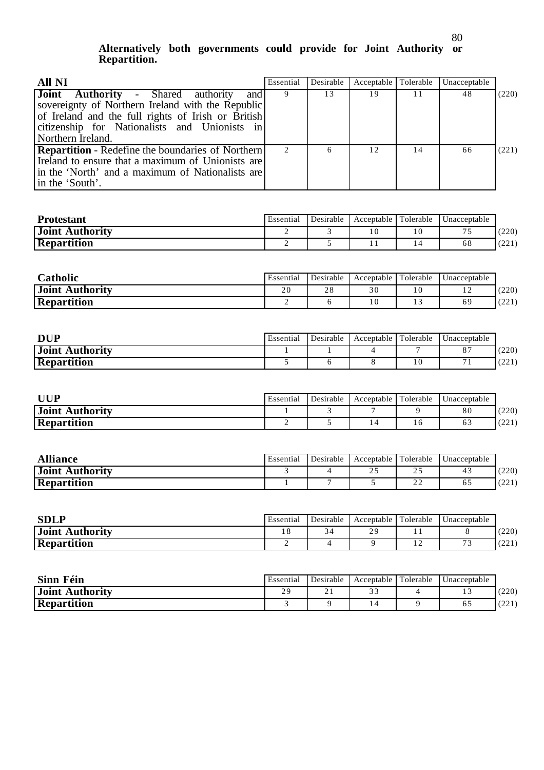**Alternatively both governments could provide for Joint Authority or Repartition.**

| All NI | Essential | Desirable | Acceptable | Tolerable | Unacceptable | |
|---|---|---|---|---|---|---|
| **Joint Authority** - Shared authority and sovereignty of Northern Ireland with the Republic of Ireland and the full rights of Irish or British citizenship for Nationalists and Unionists in Northern Ireland. | 9 | 13 | 19 | 11 | 48 | (220) |
| **Repartition** - Redefine the boundaries of Northern Ireland to ensure that a maximum of Unionists are in the 'North' and a maximum of Nationalists are in the 'South'. | 2 | 6 | 12 | 14 | 66 | (221) |

| Protestant | Essential | Desirable | Acceptable | Tolerable | Unacceptable | |
|---|---|---|---|---|---|---|
| **Joint Authority** | 2 | 3 | 10 | 10 | 75 | (220) |
| **Repartition** | 2 | 5 | 11 | 14 | 68 | (221) |

| Catholic | Essential | Desirable | Acceptable | Tolerable | Unacceptable | |
|---|---|---|---|---|---|---|
| **Joint Authority** | 20 | 28 | 30 | 10 | 12 | (220) |
| **Repartition** | 2 | 6 | 10 | 13 | 69 | (221) |

| DUP | Essential | Desirable | Acceptable | Tolerable | Unacceptable | |
|---|---|---|---|---|---|---|
| **Joint Authority** | 1 | 1 | 4 | 7 | 87 | (220) |
| **Repartition** | 5 | 6 | 8 | 10 | 71 | (221) |

| UUP | Essential | Desirable | Acceptable | Tolerable | Unacceptable | |
|---|---|---|---|---|---|---|
| **Joint Authority** | 1 | 3 | 7 | 9 | 80 | (220) |
| **Repartition** | 2 | 5 | 14 | 16 | 63 | (221) |

| Alliance | Essential | Desirable | Acceptable | Tolerable | Unacceptable | |
|---|---|---|---|---|---|---|
| **Joint Authority** | 3 | 4 | 25 | 25 | 43 | (220) |
| **Repartition** | 1 | 7 | 5 | 22 | 65 | (221) |

| SDLP | Essential | Desirable | Acceptable | Tolerable | Unacceptable | |
|---|---|---|---|---|---|---|
| **Joint Authority** | 18 | 34 | 29 | 11 | 8 | (220) |
| **Repartition** | 2 | 4 | 9 | 12 | 73 | (221) |

| Sinn Féin | Essential | Desirable | Acceptable | Tolerable | Unacceptable | |
|---|---|---|---|---|---|---|
| **Joint Authority** | 29 | 21 | 33 | 4 | 13 | (220) |
| **Repartition** | 3 | 9 | 14 | 9 | 65 | (221) |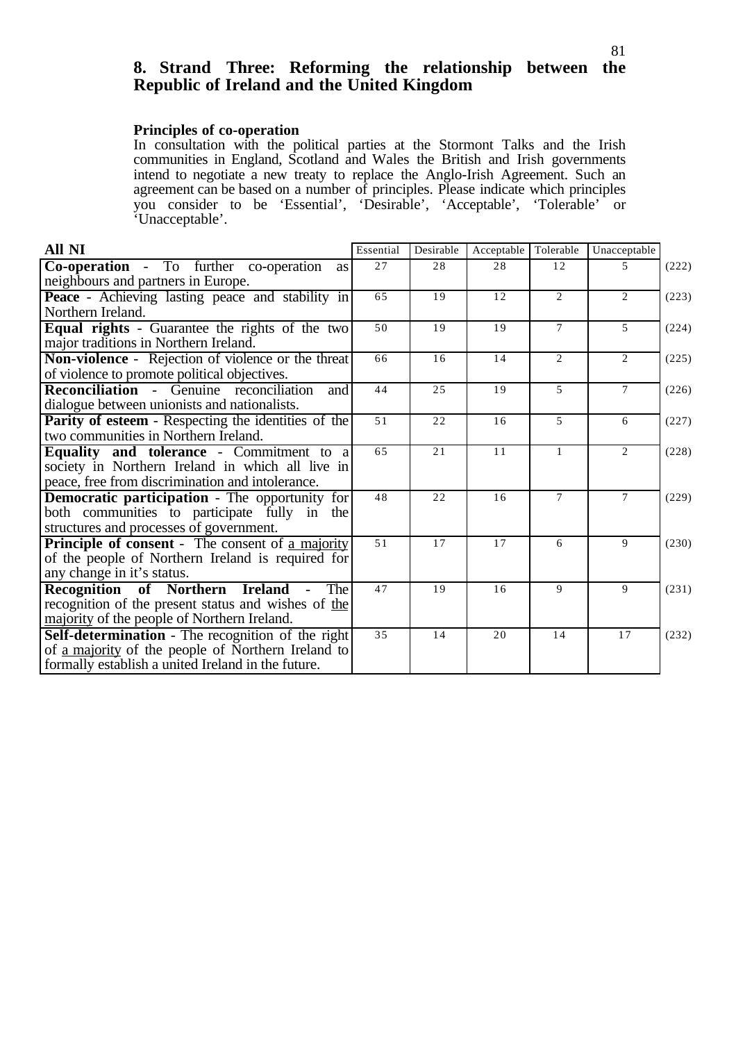## 8. Strand Three: Reforming the relationship between the Republic of Ireland and the United Kingdom

**Principles of co-operation**

In consultation with the political parties at the Stormont Talks and the Irish communities in England, Scotland and Wales the British and Irish governments intend to negotiate a new treaty to replace the Anglo-Irish Agreement. Such an agreement can be based on a number of principles. Please indicate which principles you consider to be 'Essential', 'Desirable', 'Acceptable', 'Tolerable' or 'Unacceptable'.

| **All NI** | Essential | Desirable | Acceptable | Tolerable | Unacceptable | |
|---|---|---|---|---|---|---|
| **Co-operation** - To further co-operation as neighbours and partners in Europe. | 27 | 28 | 28 | 12 | 5 | (222) |
| **Peace** - Achieving lasting peace and stability in Northern Ireland. | 65 | 19 | 12 | 2 | 2 | (223) |
| **Equal rights** - Guarantee the rights of the two major traditions in Northern Ireland. | 50 | 19 | 19 | 7 | 5 | (224) |
| **Non-violence** - Rejection of violence or the threat of violence to promote political objectives. | 66 | 16 | 14 | 2 | 2 | (225) |
| **Reconciliation** - Genuine reconciliation and dialogue between unionists and nationalists. | 44 | 25 | 19 | 5 | 7 | (226) |
| **Parity of esteem** - Respecting the identities of the two communities in Northern Ireland. | 51 | 22 | 16 | 5 | 6 | (227) |
| **Equality and tolerance** - Commitment to a society in Northern Ireland in which all live in peace, free from discrimination and intolerance. | 65 | 21 | 11 | 1 | 2 | (228) |
| **Democratic participation** - The opportunity for both communities to participate fully in the structures and processes of government. | 48 | 22 | 16 | 7 | 7 | (229) |
| **Principle of consent** - The consent of a majority of the people of Northern Ireland is required for any change in it's status. | 51 | 17 | 17 | 6 | 9 | (230) |
| **Recognition of Northern Ireland** - The recognition of the present status and wishes of the majority of the people of Northern Ireland. | 47 | 19 | 16 | 9 | 9 | (231) |
| **Self-determination** - The recognition of the right of a majority of the people of Northern Ireland to formally establish a united Ireland in the future. | 35 | 14 | 20 | 14 | 17 | (232) |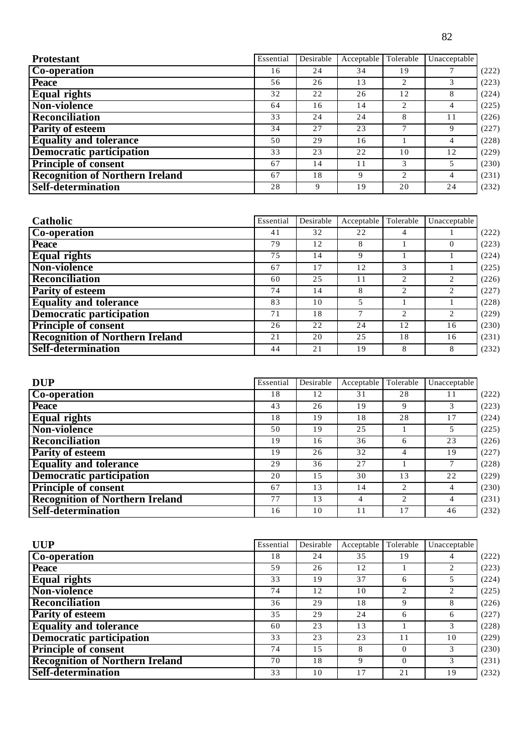| Protestant | Essential | Desirable | Acceptable | Tolerable | Unacceptable | |
|---|---|---|---|---|---|---|
| **Co-operation** | 16 | 24 | 34 | 19 | 7 | (222) |
| **Peace** | 56 | 26 | 13 | 2 | 3 | (223) |
| **Equal rights** | 32 | 22 | 26 | 12 | 8 | (224) |
| **Non-violence** | 64 | 16 | 14 | 2 | 4 | (225) |
| **Reconciliation** | 33 | 24 | 24 | 8 | 11 | (226) |
| **Parity of esteem** | 34 | 27 | 23 | 7 | 9 | (227) |
| **Equality and tolerance** | 50 | 29 | 16 | 1 | 4 | (228) |
| **Democratic participation** | 33 | 23 | 22 | 10 | 12 | (229) |
| **Principle of consent** | 67 | 14 | 11 | 3 | 5 | (230) |
| **Recognition of Northern Ireland** | 67 | 18 | 9 | 2 | 4 | (231) |
| **Self-determination** | 28 | 9 | 19 | 20 | 24 | (232) |

| Catholic | Essential | Desirable | Acceptable | Tolerable | Unacceptable | |
|---|---|---|---|---|---|---|
| **Co-operation** | 41 | 32 | 22 | 4 | 1 | (222) |
| **Peace** | 79 | 12 | 8 | 1 | 0 | (223) |
| **Equal rights** | 75 | 14 | 9 | 1 | 1 | (224) |
| **Non-violence** | 67 | 17 | 12 | 3 | 1 | (225) |
| **Reconciliation** | 60 | 25 | 11 | 2 | 2 | (226) |
| **Parity of esteem** | 74 | 14 | 8 | 2 | 2 | (227) |
| **Equality and tolerance** | 83 | 10 | 5 | 1 | 1 | (228) |
| **Democratic participation** | 71 | 18 | 7 | 2 | 2 | (229) |
| **Principle of consent** | 26 | 22 | 24 | 12 | 16 | (230) |
| **Recognition of Northern Ireland** | 21 | 20 | 25 | 18 | 16 | (231) |
| **Self-determination** | 44 | 21 | 19 | 8 | 8 | (232) |

| DUP | Essential | Desirable | Acceptable | Tolerable | Unacceptable | |
|---|---|---|---|---|---|---|
| **Co-operation** | 18 | 12 | 31 | 28 | 11 | (222) |
| **Peace** | 43 | 26 | 19 | 9 | 3 | (223) |
| **Equal rights** | 18 | 19 | 18 | 28 | 17 | (224) |
| **Non-violence** | 50 | 19 | 25 | 1 | 5 | (225) |
| **Reconciliation** | 19 | 16 | 36 | 6 | 23 | (226) |
| **Parity of esteem** | 19 | 26 | 32 | 4 | 19 | (227) |
| **Equality and tolerance** | 29 | 36 | 27 | 1 | 7 | (228) |
| **Democratic participation** | 20 | 15 | 30 | 13 | 22 | (229) |
| **Principle of consent** | 67 | 13 | 14 | 2 | 4 | (230) |
| **Recognition of Northern Ireland** | 77 | 13 | 4 | 2 | 4 | (231) |
| **Self-determination** | 16 | 10 | 11 | 17 | 46 | (232) |

| UUP | Essential | Desirable | Acceptable | Tolerable | Unacceptable | |
|---|---|---|---|---|---|---|
| **Co-operation** | 18 | 24 | 35 | 19 | 4 | (222) |
| **Peace** | 59 | 26 | 12 | 1 | 2 | (223) |
| **Equal rights** | 33 | 19 | 37 | 6 | 5 | (224) |
| **Non-violence** | 74 | 12 | 10 | 2 | 2 | (225) |
| **Reconciliation** | 36 | 29 | 18 | 9 | 8 | (226) |
| **Parity of esteem** | 35 | 29 | 24 | 6 | 6 | (227) |
| **Equality and tolerance** | 60 | 23 | 13 | 1 | 3 | (228) |
| **Democratic participation** | 33 | 23 | 23 | 11 | 10 | (229) |
| **Principle of consent** | 74 | 15 | 8 | 0 | 3 | (230) |
| **Recognition of Northern Ireland** | 70 | 18 | 9 | 0 | 3 | (231) |
| **Self-determination** | 33 | 10 | 17 | 21 | 19 | (232) |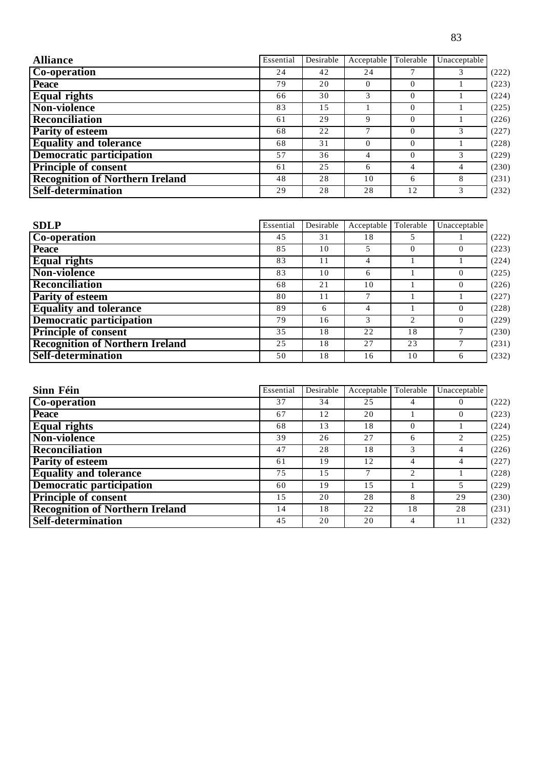| Alliance | Essential | Desirable | Acceptable | Tolerable | Unacceptable | |
|---|---|---|---|---|---|---|
| **Co-operation** | 24 | 42 | 24 | 7 | 3 | (222) |
| **Peace** | 79 | 20 | 0 | 0 | 1 | (223) |
| **Equal rights** | 66 | 30 | 3 | 0 | 1 | (224) |
| **Non-violence** | 83 | 15 | 1 | 0 | 1 | (225) |
| **Reconciliation** | 61 | 29 | 9 | 0 | 1 | (226) |
| **Parity of esteem** | 68 | 22 | 7 | 0 | 3 | (227) |
| **Equality and tolerance** | 68 | 31 | 0 | 0 | 1 | (228) |
| **Democratic participation** | 57 | 36 | 4 | 0 | 3 | (229) |
| **Principle of consent** | 61 | 25 | 6 | 4 | 4 | (230) |
| **Recognition of Northern Ireland** | 48 | 28 | 10 | 6 | 8 | (231) |
| **Self-determination** | 29 | 28 | 28 | 12 | 3 | (232) |

| SDLP | Essential | Desirable | Acceptable | Tolerable | Unacceptable | |
|---|---|---|---|---|---|---|
| **Co-operation** | 45 | 31 | 18 | 5 | 1 | (222) |
| **Peace** | 85 | 10 | 5 | 0 | 0 | (223) |
| **Equal rights** | 83 | 11 | 4 | 1 | 1 | (224) |
| **Non-violence** | 83 | 10 | 6 | 1 | 0 | (225) |
| **Reconciliation** | 68 | 21 | 10 | 1 | 0 | (226) |
| **Parity of esteem** | 80 | 11 | 7 | 1 | 1 | (227) |
| **Equality and tolerance** | 89 | 6 | 4 | 1 | 0 | (228) |
| **Democratic participation** | 79 | 16 | 3 | 2 | 0 | (229) |
| **Principle of consent** | 35 | 18 | 22 | 18 | 7 | (230) |
| **Recognition of Northern Ireland** | 25 | 18 | 27 | 23 | 7 | (231) |
| **Self-determination** | 50 | 18 | 16 | 10 | 6 | (232) |

| Sinn Féin | Essential | Desirable | Acceptable | Tolerable | Unacceptable | |
|---|---|---|---|---|---|---|
| **Co-operation** | 37 | 34 | 25 | 4 | 0 | (222) |
| **Peace** | 67 | 12 | 20 | 1 | 0 | (223) |
| **Equal rights** | 68 | 13 | 18 | 0 | 1 | (224) |
| **Non-violence** | 39 | 26 | 27 | 6 | 2 | (225) |
| **Reconciliation** | 47 | 28 | 18 | 3 | 4 | (226) |
| **Parity of esteem** | 61 | 19 | 12 | 4 | 4 | (227) |
| **Equality and tolerance** | 75 | 15 | 7 | 2 | 1 | (228) |
| **Democratic participation** | 60 | 19 | 15 | 1 | 5 | (229) |
| **Principle of consent** | 15 | 20 | 28 | 8 | 29 | (230) |
| **Recognition of Northern Ireland** | 14 | 18 | 22 | 18 | 28 | (231) |
| **Self-determination** | 45 | 20 | 20 | 4 | 11 | (232) |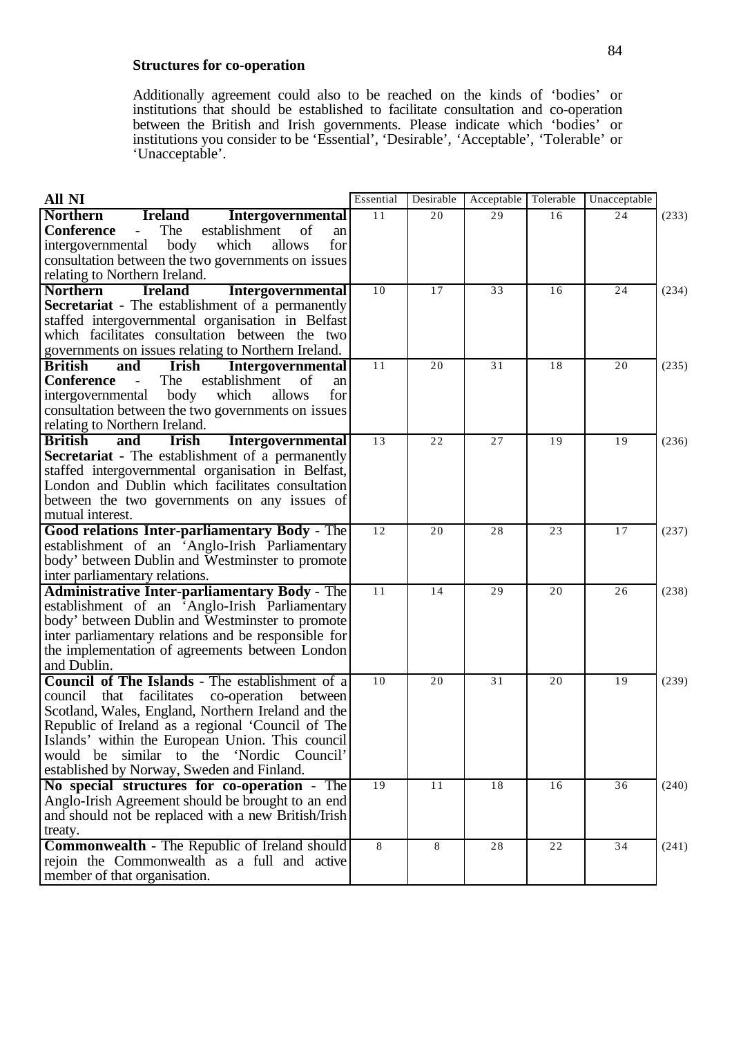**Structures for co-operation**

Additionally agreement could also to be reached on the kinds of 'bodies' or institutions that should be established to facilitate consultation and co-operation between the British and Irish governments. Please indicate which 'bodies' or institutions you consider to be 'Essential', 'Desirable', 'Acceptable', 'Tolerable' or 'Unacceptable'.

| **All NI** | Essential | Desirable | Acceptable | Tolerable | Unacceptable | |
|---|---|---|---|---|---|---|
| **Northern Ireland Intergovernmental Conference** - The establishment of an intergovernmental body which allows for consultation between the two governments on issues relating to Northern Ireland. | 11 | 20 | 29 | 16 | 24 | (233) |
| **Northern Ireland Intergovernmental Secretariat** - The establishment of a permanently staffed intergovernmental organisation in Belfast which facilitates consultation between the two governments on issues relating to Northern Ireland. | 10 | 17 | 33 | 16 | 24 | (234) |
| **British and Irish Intergovernmental Conference** - The establishment of an intergovernmental body which allows for consultation between the two governments on issues relating to Northern Ireland. | 11 | 20 | 31 | 18 | 20 | (235) |
| **British and Irish Intergovernmental Secretariat** - The establishment of a permanently staffed intergovernmental organisation in Belfast, London and Dublin which facilitates consultation between the two governments on any issues of mutual interest. | 13 | 22 | 27 | 19 | 19 | (236) |
| **Good relations Inter-parliamentary Body** - The establishment of an 'Anglo-Irish Parliamentary body' between Dublin and Westminster to promote inter parliamentary relations. | 12 | 20 | 28 | 23 | 17 | (237) |
| **Administrative Inter-parliamentary Body** - The establishment of an 'Anglo-Irish Parliamentary body' between Dublin and Westminster to promote inter parliamentary relations and be responsible for the implementation of agreements between London and Dublin. | 11 | 14 | 29 | 20 | 26 | (238) |
| **Council of The Islands** - The establishment of a council that facilitates co-operation between Scotland, Wales, England, Northern Ireland and the Republic of Ireland as a regional 'Council of The Islands' within the European Union. This council would be similar to the 'Nordic Council' established by Norway, Sweden and Finland. | 10 | 20 | 31 | 20 | 19 | (239) |
| **No special structures for co-operation** - The Anglo-Irish Agreement should be brought to an end and should not be replaced with a new British/Irish treaty. | 19 | 11 | 18 | 16 | 36 | (240) |
| **Commonwealth** - The Republic of Ireland should rejoin the Commonwealth as a full and active member of that organisation. | 8 | 8 | 28 | 22 | 34 | (241) |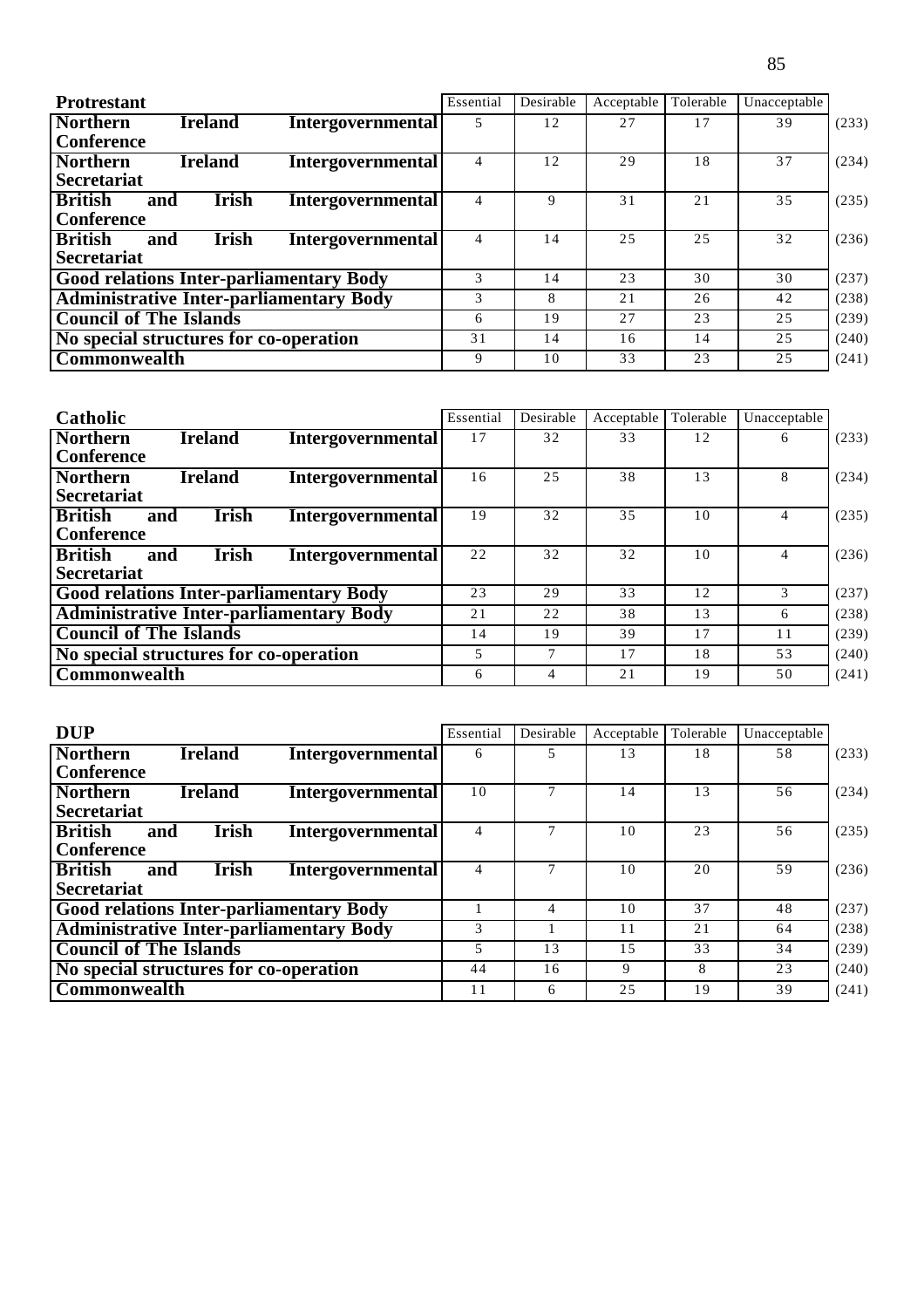| Protrestant | Essential | Desirable | Acceptable | Tolerable | Unacceptable | |
|---|---|---|---|---|---|---|
| Northern Ireland Intergovernmental Conference | 5 | 12 | 27 | 17 | 39 | (233) |
| Northern Ireland Intergovernmental Secretariat | 4 | 12 | 29 | 18 | 37 | (234) |
| British and Irish Intergovernmental Conference | 4 | 9 | 31 | 21 | 35 | (235) |
| British and Irish Intergovernmental Secretariat | 4 | 14 | 25 | 25 | 32 | (236) |
| Good relations Inter-parliamentary Body | 3 | 14 | 23 | 30 | 30 | (237) |
| Administrative Inter-parliamentary Body | 3 | 8 | 21 | 26 | 42 | (238) |
| Council of The Islands | 6 | 19 | 27 | 23 | 25 | (239) |
| No special structures for co-operation | 31 | 14 | 16 | 14 | 25 | (240) |
| Commonwealth | 9 | 10 | 33 | 23 | 25 | (241) |

| Catholic | Essential | Desirable | Acceptable | Tolerable | Unacceptable | |
|---|---|---|---|---|---|---|
| Northern Ireland Intergovernmental Conference | 17 | 32 | 33 | 12 | 6 | (233) |
| Northern Ireland Intergovernmental Secretariat | 16 | 25 | 38 | 13 | 8 | (234) |
| British and Irish Intergovernmental Conference | 19 | 32 | 35 | 10 | 4 | (235) |
| British and Irish Intergovernmental Secretariat | 22 | 32 | 32 | 10 | 4 | (236) |
| Good relations Inter-parliamentary Body | 23 | 29 | 33 | 12 | 3 | (237) |
| Administrative Inter-parliamentary Body | 21 | 22 | 38 | 13 | 6 | (238) |
| Council of The Islands | 14 | 19 | 39 | 17 | 11 | (239) |
| No special structures for co-operation | 5 | 7 | 17 | 18 | 53 | (240) |
| Commonwealth | 6 | 4 | 21 | 19 | 50 | (241) |

| DUP | Essential | Desirable | Acceptable | Tolerable | Unacceptable | |
|---|---|---|---|---|---|---|
| Northern Ireland Intergovernmental Conference | 6 | 5 | 13 | 18 | 58 | (233) |
| Northern Ireland Intergovernmental Secretariat | 10 | 7 | 14 | 13 | 56 | (234) |
| British and Irish Intergovernmental Conference | 4 | 7 | 10 | 23 | 56 | (235) |
| British and Irish Intergovernmental Secretariat | 4 | 7 | 10 | 20 | 59 | (236) |
| Good relations Inter-parliamentary Body | 1 | 4 | 10 | 37 | 48 | (237) |
| Administrative Inter-parliamentary Body | 3 | 1 | 11 | 21 | 64 | (238) |
| Council of The Islands | 5 | 13 | 15 | 33 | 34 | (239) |
| No special structures for co-operation | 44 | 16 | 9 | 8 | 23 | (240) |
| Commonwealth | 11 | 6 | 25 | 19 | 39 | (241) |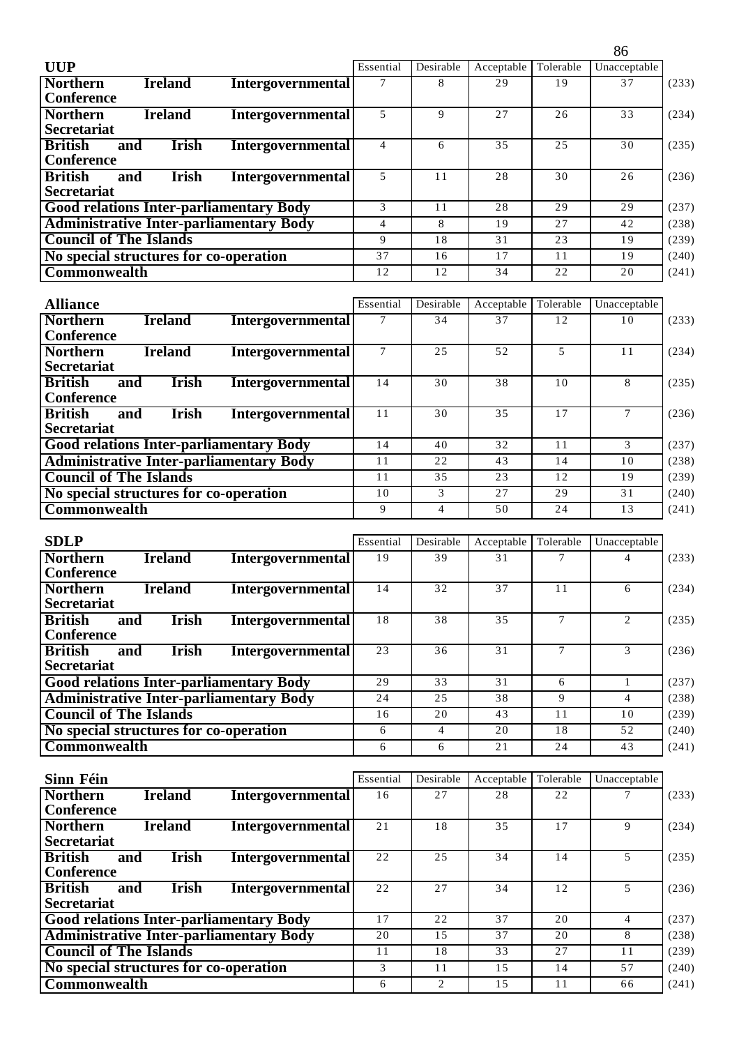| UUP | Essential | Desirable | Acceptable | Tolerable | Unacceptable | |
|---|---|---|---|---|---|---|
| Northern Ireland Intergovernmental Conference | 7 | 8 | 29 | 19 | 37 | (233) |
| Northern Ireland Intergovernmental Secretariat | 5 | 9 | 27 | 26 | 33 | (234) |
| British and Irish Intergovernmental Conference | 4 | 6 | 35 | 25 | 30 | (235) |
| British and Irish Intergovernmental Secretariat | 5 | 11 | 28 | 30 | 26 | (236) |
| Good relations Inter-parliamentary Body | 3 | 11 | 28 | 29 | 29 | (237) |
| Administrative Inter-parliamentary Body | 4 | 8 | 19 | 27 | 42 | (238) |
| Council of The Islands | 9 | 18 | 31 | 23 | 19 | (239) |
| No special structures for co-operation | 37 | 16 | 17 | 11 | 19 | (240) |
| Commonwealth | 12 | 12 | 34 | 22 | 20 | (241) |

| Alliance | Essential | Desirable | Acceptable | Tolerable | Unacceptable | |
|---|---|---|---|---|---|---|
| Northern Ireland Intergovernmental Conference | 7 | 34 | 37 | 12 | 10 | (233) |
| Northern Ireland Intergovernmental Secretariat | 7 | 25 | 52 | 5 | 11 | (234) |
| British and Irish Intergovernmental Conference | 14 | 30 | 38 | 10 | 8 | (235) |
| British and Irish Intergovernmental Secretariat | 11 | 30 | 35 | 17 | 7 | (236) |
| Good relations Inter-parliamentary Body | 14 | 40 | 32 | 11 | 3 | (237) |
| Administrative Inter-parliamentary Body | 11 | 22 | 43 | 14 | 10 | (238) |
| Council of The Islands | 11 | 35 | 23 | 12 | 19 | (239) |
| No special structures for co-operation | 10 | 3 | 27 | 29 | 31 | (240) |
| Commonwealth | 9 | 4 | 50 | 24 | 13 | (241) |

| SDLP | Essential | Desirable | Acceptable | Tolerable | Unacceptable | |
|---|---|---|---|---|---|---|
| Northern Ireland Intergovernmental Conference | 19 | 39 | 31 | 7 | 4 | (233) |
| Northern Ireland Intergovernmental Secretariat | 14 | 32 | 37 | 11 | 6 | (234) |
| British and Irish Intergovernmental Conference | 18 | 38 | 35 | 7 | 2 | (235) |
| British and Irish Intergovernmental Secretariat | 23 | 36 | 31 | 7 | 3 | (236) |
| Good relations Inter-parliamentary Body | 29 | 33 | 31 | 6 | 1 | (237) |
| Administrative Inter-parliamentary Body | 24 | 25 | 38 | 9 | 4 | (238) |
| Council of The Islands | 16 | 20 | 43 | 11 | 10 | (239) |
| No special structures for co-operation | 6 | 4 | 20 | 18 | 52 | (240) |
| Commonwealth | 6 | 6 | 21 | 24 | 43 | (241) |

| Sinn Féin | Essential | Desirable | Acceptable | Tolerable | Unacceptable | |
|---|---|---|---|---|---|---|
| Northern Ireland Intergovernmental Conference | 16 | 27 | 28 | 22 | 7 | (233) |
| Northern Ireland Intergovernmental Secretariat | 21 | 18 | 35 | 17 | 9 | (234) |
| British and Irish Intergovernmental Conference | 22 | 25 | 34 | 14 | 5 | (235) |
| British and Irish Intergovernmental Secretariat | 22 | 27 | 34 | 12 | 5 | (236) |
| Good relations Inter-parliamentary Body | 17 | 22 | 37 | 20 | 4 | (237) |
| Administrative Inter-parliamentary Body | 20 | 15 | 37 | 20 | 8 | (238) |
| Council of The Islands | 11 | 18 | 33 | 27 | 11 | (239) |
| No special structures for co-operation | 3 | 11 | 15 | 14 | 57 | (240) |
| Commonwealth | 6 | 2 | 15 | 11 | 66 | (241) |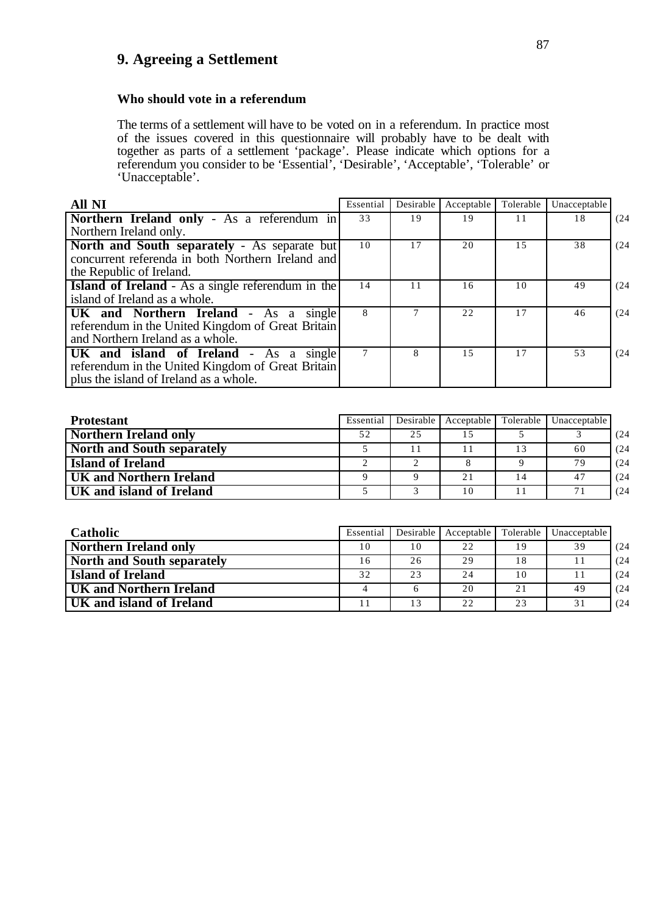## 9. Agreeing a Settlement

### Who should vote in a referendum

The terms of a settlement will have to be voted on in a referendum. In practice most of the issues covered in this questionnaire will probably have to be dealt with together as parts of a settlement 'package'. Please indicate which options for a referendum you consider to be 'Essential', 'Desirable', 'Acceptable', 'Tolerable' or 'Unacceptable'.

| All NI | Essential | Desirable | Acceptable | Tolerable | Unacceptable | |
|---|---|---|---|---|---|---|
| **Northern Ireland only** - As a referendum in Northern Ireland only. | 33 | 19 | 19 | 11 | 18 | (24 |
| **North and South separately** - As separate but concurrent referenda in both Northern Ireland and the Republic of Ireland. | 10 | 17 | 20 | 15 | 38 | (24 |
| **Island of Ireland** - As a single referendum in the island of Ireland as a whole. | 14 | 11 | 16 | 10 | 49 | (24 |
| **UK and Northern Ireland** - As a single referendum in the United Kingdom of Great Britain and Northern Ireland as a whole. | 8 | 7 | 22 | 17 | 46 | (24 |
| **UK and island of Ireland** - As a single referendum in the United Kingdom of Great Britain plus the island of Ireland as a whole. | 7 | 8 | 15 | 17 | 53 | (24 |

| Protestant | Essential | Desirable | Acceptable | Tolerable | Unacceptable | |
|---|---|---|---|---|---|---|
| **Northern Ireland only** | 52 | 25 | 15 | 5 | 3 | (24 |
| **North and South separately** | 5 | 11 | 11 | 13 | 60 | (24 |
| **Island of Ireland** | 2 | 2 | 8 | 9 | 79 | (24 |
| **UK and Northern Ireland** | 9 | 9 | 21 | 14 | 47 | (24 |
| **UK and island of Ireland** | 5 | 3 | 10 | 11 | 71 | (24 |

| Catholic | Essential | Desirable | Acceptable | Tolerable | Unacceptable | |
|---|---|---|---|---|---|---|
| **Northern Ireland only** | 10 | 10 | 22 | 19 | 39 | (24 |
| **North and South separately** | 16 | 26 | 29 | 18 | 11 | (24 |
| **Island of Ireland** | 32 | 23 | 24 | 10 | 11 | (24 |
| **UK and Northern Ireland** | 4 | 6 | 20 | 21 | 49 | (24 |
| **UK and island of Ireland** | 11 | 13 | 22 | 23 | 31 | (24 |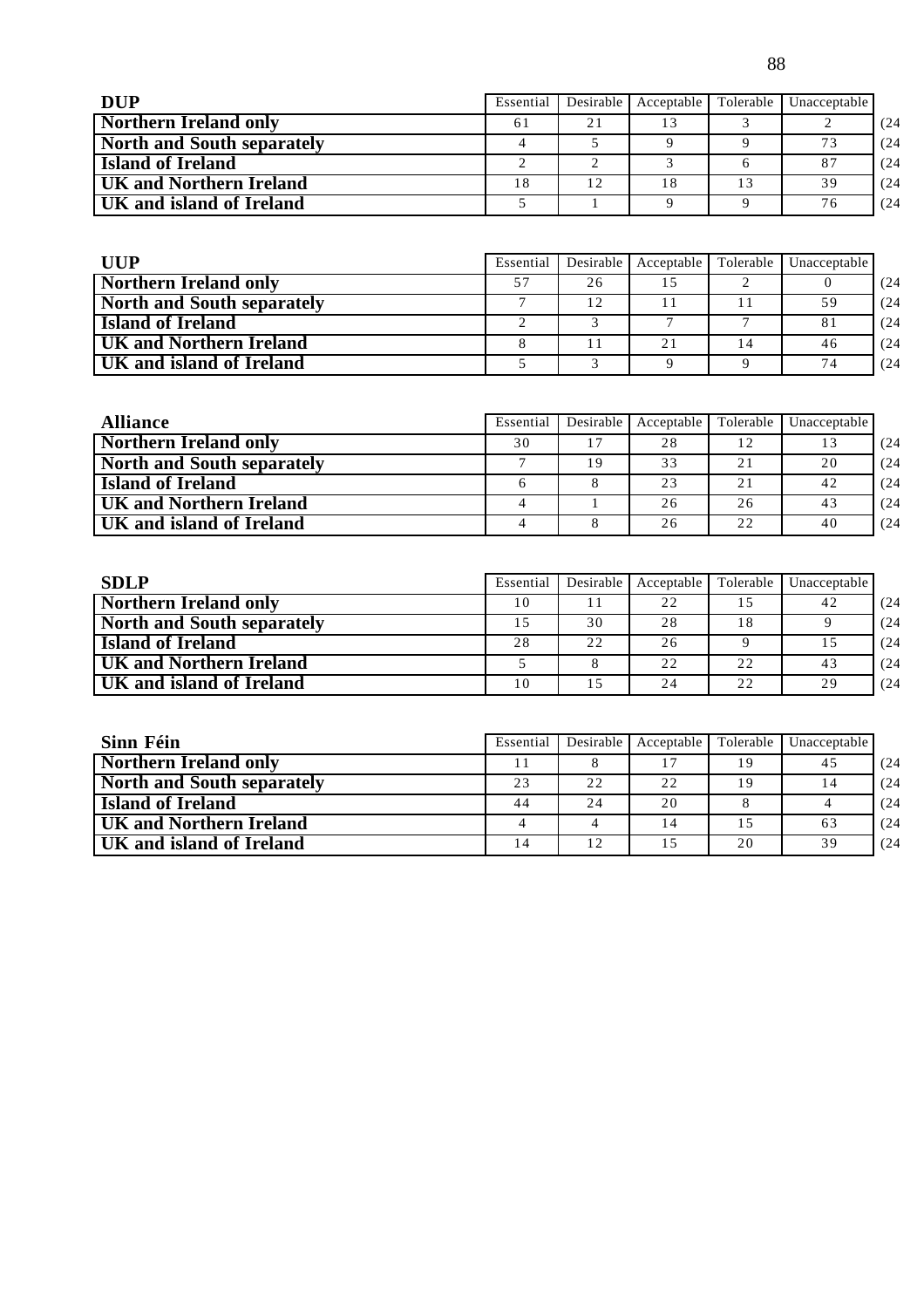| DUP | Essential | Desirable | Acceptable | Tolerable | Unacceptable | |
|---|---|---|---|---|---|---|
| **Northern Ireland only** | 61 | 21 | 13 | 3 | 2 | (24 |
| **North and South separately** | 4 | 5 | 9 | 9 | 73 | (24 |
| **Island of Ireland** | 2 | 2 | 3 | 6 | 87 | (24 |
| **UK and Northern Ireland** | 18 | 12 | 18 | 13 | 39 | (24 |
| **UK and island of Ireland** | 5 | 1 | 9 | 9 | 76 | (24 |

| UUP | Essential | Desirable | Acceptable | Tolerable | Unacceptable | |
|---|---|---|---|---|---|---|
| **Northern Ireland only** | 57 | 26 | 15 | 2 | 0 | (24 |
| **North and South separately** | 7 | 12 | 11 | 11 | 59 | (24 |
| **Island of Ireland** | 2 | 3 | 7 | 7 | 81 | (24 |
| **UK and Northern Ireland** | 8 | 11 | 21 | 14 | 46 | (24 |
| **UK and island of Ireland** | 5 | 3 | 9 | 9 | 74 | (24 |

| Alliance | Essential | Desirable | Acceptable | Tolerable | Unacceptable | |
|---|---|---|---|---|---|---|
| **Northern Ireland only** | 30 | 17 | 28 | 12 | 13 | (24 |
| **North and South separately** | 7 | 19 | 33 | 21 | 20 | (24 |
| **Island of Ireland** | 6 | 8 | 23 | 21 | 42 | (24 |
| **UK and Northern Ireland** | 4 | 1 | 26 | 26 | 43 | (24 |
| **UK and island of Ireland** | 4 | 8 | 26 | 22 | 40 | (24 |

| SDLP | Essential | Desirable | Acceptable | Tolerable | Unacceptable | |
|---|---|---|---|---|---|---|
| **Northern Ireland only** | 10 | 11 | 22 | 15 | 42 | (24 |
| **North and South separately** | 15 | 30 | 28 | 18 | 9 | (24 |
| **Island of Ireland** | 28 | 22 | 26 | 9 | 15 | (24 |
| **UK and Northern Ireland** | 5 | 8 | 22 | 22 | 43 | (24 |
| **UK and island of Ireland** | 10 | 15 | 24 | 22 | 29 | (24 |

| Sinn Féin | Essential | Desirable | Acceptable | Tolerable | Unacceptable | |
|---|---|---|---|---|---|---|
| **Northern Ireland only** | 11 | 8 | 17 | 19 | 45 | (24 |
| **North and South separately** | 23 | 22 | 22 | 19 | 14 | (24 |
| **Island of Ireland** | 44 | 24 | 20 | 8 | 4 | (24 |
| **UK and Northern Ireland** | 4 | 4 | 14 | 15 | 63 | (24 |
| **UK and island of Ireland** | 14 | 12 | 15 | 20 | 39 | (24 |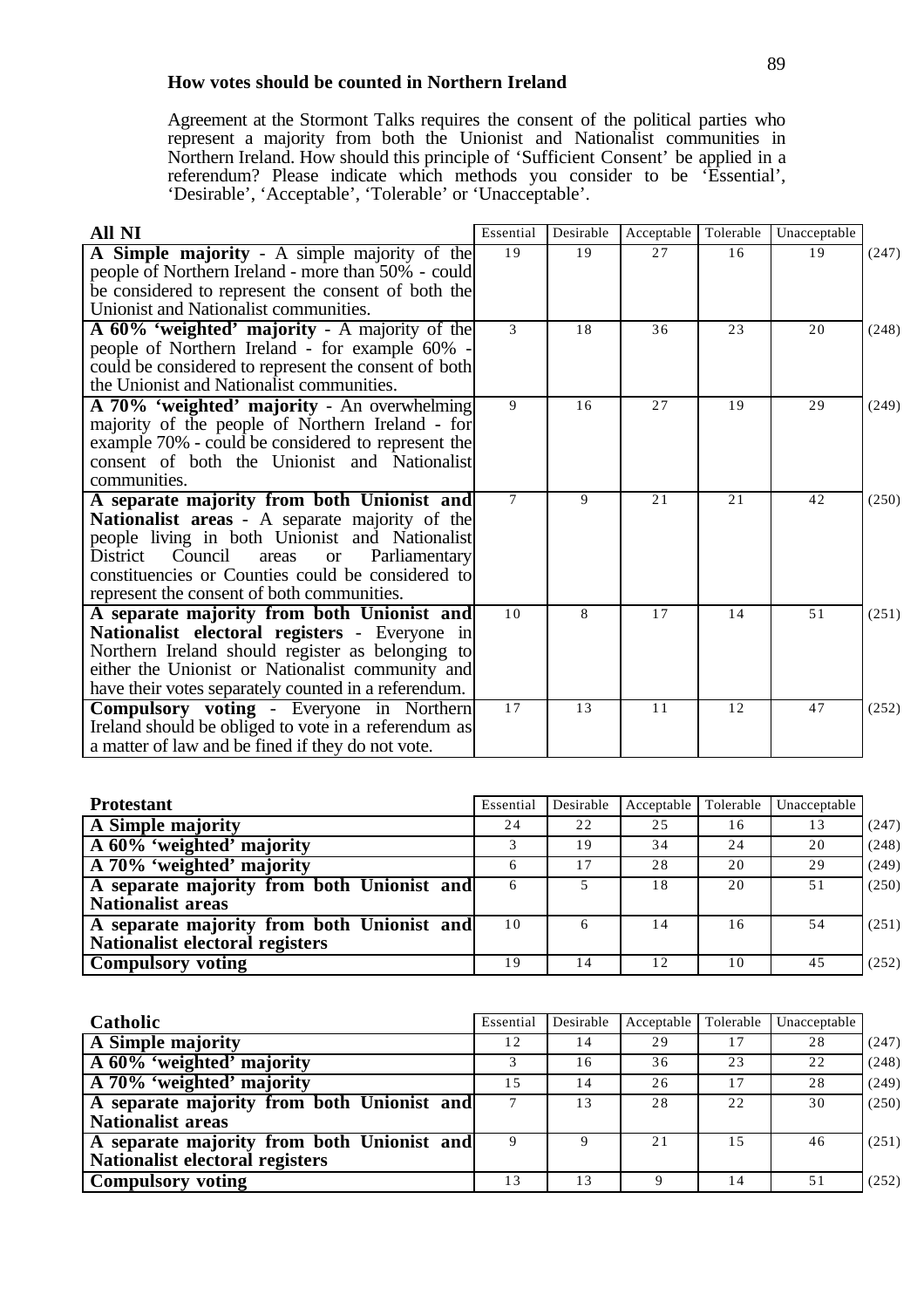**How votes should be counted in Northern Ireland**

Agreement at the Stormont Talks requires the consent of the political parties who represent a majority from both the Unionist and Nationalist communities in Northern Ireland. How should this principle of 'Sufficient Consent' be applied in a referendum? Please indicate which methods you consider to be 'Essential', 'Desirable', 'Acceptable', 'Tolerable' or 'Unacceptable'.

| **All NI** | Essential | Desirable | Acceptable | Tolerable | Unacceptable | |
|---|---|---|---|---|---|---|
| **A Simple majority** - A simple majority of the people of Northern Ireland - more than 50% - could be considered to represent the consent of both the Unionist and Nationalist communities. | 19 | 19 | 27 | 16 | 19 | (247) |
| **A 60% 'weighted' majority** - A majority of the people of Northern Ireland - for example 60% - could be considered to represent the consent of both the Unionist and Nationalist communities. | 3 | 18 | 36 | 23 | 20 | (248) |
| **A 70% 'weighted' majority** - An overwhelming majority of the people of Northern Ireland - for example 70% - could be considered to represent the consent of both the Unionist and Nationalist communities. | 9 | 16 | 27 | 19 | 29 | (249) |
| **A separate majority from both Unionist and Nationalist areas** - A separate majority of the people living in both Unionist and Nationalist District Council areas or Parliamentary constituencies or Counties could be considered to represent the consent of both communities. | 7 | 9 | 21 | 21 | 42 | (250) |
| **A separate majority from both Unionist and Nationalist electoral registers** - Everyone in Northern Ireland should register as belonging to either the Unionist or Nationalist community and have their votes separately counted in a referendum. | 10 | 8 | 17 | 14 | 51 | (251) |
| **Compulsory voting** - Everyone in Northern Ireland should be obliged to vote in a referendum as a matter of law and be fined if they do not vote. | 17 | 13 | 11 | 12 | 47 | (252) |

| **Protestant** | Essential | Desirable | Acceptable | Tolerable | Unacceptable | |
|---|---|---|---|---|---|---|
| **A Simple majority** | 24 | 22 | 25 | 16 | 13 | (247) |
| **A 60% 'weighted' majority** | 3 | 19 | 34 | 24 | 20 | (248) |
| **A 70% 'weighted' majority** | 6 | 17 | 28 | 20 | 29 | (249) |
| **A separate majority from both Unionist and Nationalist areas** | 6 | 5 | 18 | 20 | 51 | (250) |
| **A separate majority from both Unionist and Nationalist electoral registers** | 10 | 6 | 14 | 16 | 54 | (251) |
| **Compulsory voting** | 19 | 14 | 12 | 10 | 45 | (252) |

| **Catholic** | Essential | Desirable | Acceptable | Tolerable | Unacceptable | |
|---|---|---|---|---|---|---|
| **A Simple majority** | 12 | 14 | 29 | 17 | 28 | (247) |
| **A 60% 'weighted' majority** | 3 | 16 | 36 | 23 | 22 | (248) |
| **A 70% 'weighted' majority** | 15 | 14 | 26 | 17 | 28 | (249) |
| **A separate majority from both Unionist and Nationalist areas** | 7 | 13 | 28 | 22 | 30 | (250) |
| **A separate majority from both Unionist and Nationalist electoral registers** | 9 | 9 | 21 | 15 | 46 | (251) |
| **Compulsory voting** | 13 | 13 | 9 | 14 | 51 | (252) |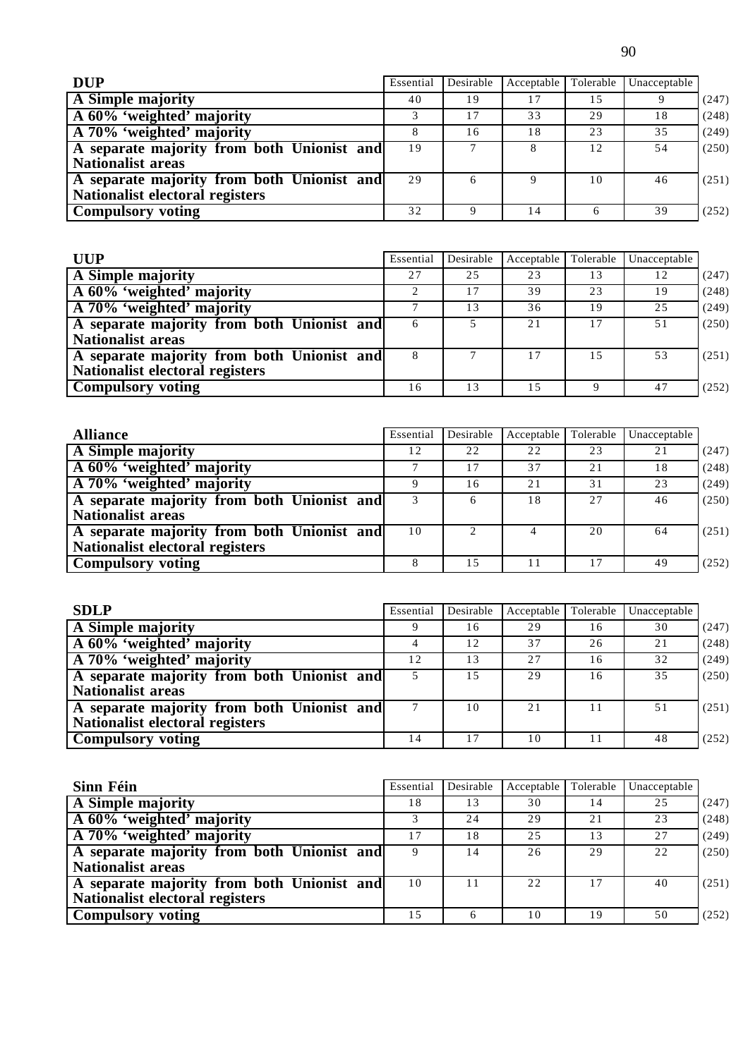| DUP | Essential | Desirable | Acceptable | Tolerable | Unacceptable | |
|---|---|---|---|---|---|---|
| A Simple majority | 40 | 19 | 17 | 15 | 9 | (247) |
| A 60% 'weighted' majority | 3 | 17 | 33 | 29 | 18 | (248) |
| A 70% 'weighted' majority | 8 | 16 | 18 | 23 | 35 | (249) |
| A separate majority from both Unionist and Nationalist areas | 19 | 7 | 8 | 12 | 54 | (250) |
| A separate majority from both Unionist and Nationalist electoral registers | 29 | 6 | 9 | 10 | 46 | (251) |
| Compulsory voting | 32 | 9 | 14 | 6 | 39 | (252) |

| UUP | Essential | Desirable | Acceptable | Tolerable | Unacceptable | |
|---|---|---|---|---|---|---|
| A Simple majority | 27 | 25 | 23 | 13 | 12 | (247) |
| A 60% 'weighted' majority | 2 | 17 | 39 | 23 | 19 | (248) |
| A 70% 'weighted' majority | 7 | 13 | 36 | 19 | 25 | (249) |
| A separate majority from both Unionist and Nationalist areas | 6 | 5 | 21 | 17 | 51 | (250) |
| A separate majority from both Unionist and Nationalist electoral registers | 8 | 7 | 17 | 15 | 53 | (251) |
| Compulsory voting | 16 | 13 | 15 | 9 | 47 | (252) |

| Alliance | Essential | Desirable | Acceptable | Tolerable | Unacceptable | |
|---|---|---|---|---|---|---|
| A Simple majority | 12 | 22 | 22 | 23 | 21 | (247) |
| A 60% 'weighted' majority | 7 | 17 | 37 | 21 | 18 | (248) |
| A 70% 'weighted' majority | 9 | 16 | 21 | 31 | 23 | (249) |
| A separate majority from both Unionist and Nationalist areas | 3 | 6 | 18 | 27 | 46 | (250) |
| A separate majority from both Unionist and Nationalist electoral registers | 10 | 2 | 4 | 20 | 64 | (251) |
| Compulsory voting | 8 | 15 | 11 | 17 | 49 | (252) |

| SDLP | Essential | Desirable | Acceptable | Tolerable | Unacceptable | |
|---|---|---|---|---|---|---|
| A Simple majority | 9 | 16 | 29 | 16 | 30 | (247) |
| A 60% 'weighted' majority | 4 | 12 | 37 | 26 | 21 | (248) |
| A 70% 'weighted' majority | 12 | 13 | 27 | 16 | 32 | (249) |
| A separate majority from both Unionist and Nationalist areas | 5 | 15 | 29 | 16 | 35 | (250) |
| A separate majority from both Unionist and Nationalist electoral registers | 7 | 10 | 21 | 11 | 51 | (251) |
| Compulsory voting | 14 | 17 | 10 | 11 | 48 | (252) |

| Sinn Féin | Essential | Desirable | Acceptable | Tolerable | Unacceptable | |
|---|---|---|---|---|---|---|
| A Simple majority | 18 | 13 | 30 | 14 | 25 | (247) |
| A 60% 'weighted' majority | 3 | 24 | 29 | 21 | 23 | (248) |
| A 70% 'weighted' majority | 17 | 18 | 25 | 13 | 27 | (249) |
| A separate majority from both Unionist and Nationalist areas | 9 | 14 | 26 | 29 | 22 | (250) |
| A separate majority from both Unionist and Nationalist electoral registers | 10 | 11 | 22 | 17 | 40 | (251) |
| Compulsory voting | 15 | 6 | 10 | 19 | 50 | (252) |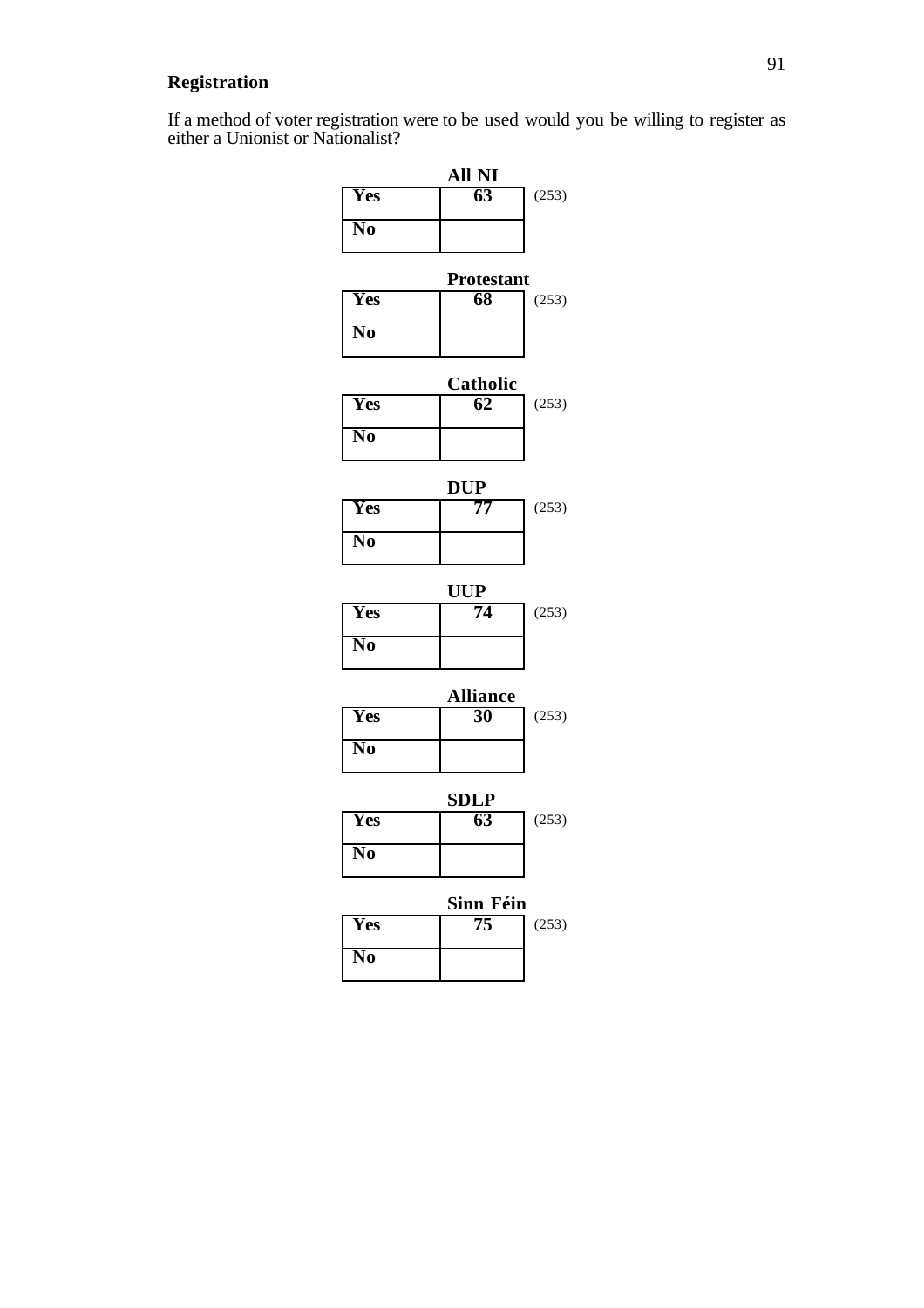## Registration

If a method of voter registration were to be used would you be willing to register as either a Unionist or Nationalist?

| | All NI | |
|---|---|---|
| Yes | 63 | (253) |
| No | | |

| | Protestant | |
|---|---|---|
| Yes | 68 | (253) |
| No | | |

| | Catholic | |
|---|---|---|
| Yes | 62 | (253) |
| No | | |

| | DUP | |
|---|---|---|
| Yes | 77 | (253) |
| No | | |

| | UUP | |
|---|---|---|
| Yes | 74 | (253) |
| No | | |

| | Alliance | |
|---|---|---|
| Yes | 30 | (253) |
| No | | |

| | SDLP | |
|---|---|---|
| Yes | 63 | (253) |
| No | | |

| | Sinn Féin | |
|---|---|---|
| Yes | 75 | (253) |
| No | | |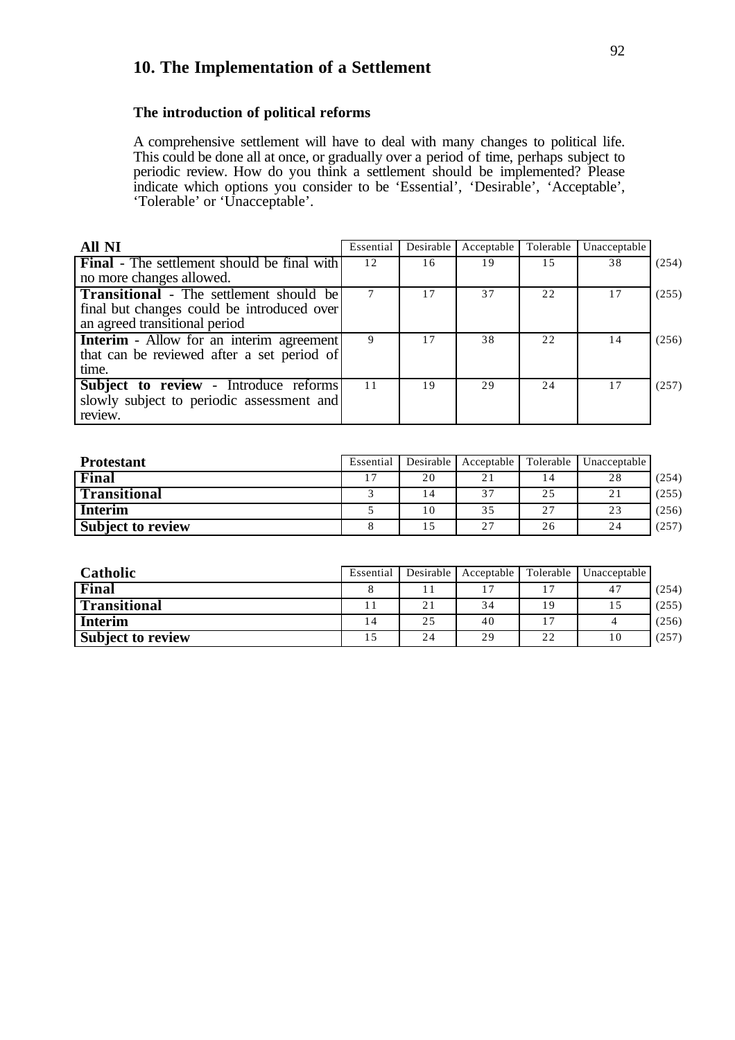## 10. The Implementation of a Settlement

### The introduction of political reforms

A comprehensive settlement will have to deal with many changes to political life. This could be done all at once, or gradually over a period of time, perhaps subject to periodic review. How do you think a settlement should be implemented? Please indicate which options you consider to be 'Essential', 'Desirable', 'Acceptable', 'Tolerable' or 'Unacceptable'.

| All NI | Essential | Desirable | Acceptable | Tolerable | Unacceptable | |
|---|---|---|---|---|---|---|
| **Final** - The settlement should be final with no more changes allowed. | 12 | 16 | 19 | 15 | 38 | (254) |
| **Transitional** - The settlement should be final but changes could be introduced over an agreed transitional period | 7 | 17 | 37 | 22 | 17 | (255) |
| **Interim** - Allow for an interim agreement that can be reviewed after a set period of time. | 9 | 17 | 38 | 22 | 14 | (256) |
| **Subject to review** - Introduce reforms slowly subject to periodic assessment and review. | 11 | 19 | 29 | 24 | 17 | (257) |

| Protestant | Essential | Desirable | Acceptable | Tolerable | Unacceptable | |
|---|---|---|---|---|---|---|
| **Final** | 17 | 20 | 21 | 14 | 28 | (254) |
| **Transitional** | 3 | 14 | 37 | 25 | 21 | (255) |
| **Interim** | 5 | 10 | 35 | 27 | 23 | (256) |
| **Subject to review** | 8 | 15 | 27 | 26 | 24 | (257) |

| Catholic | Essential | Desirable | Acceptable | Tolerable | Unacceptable | |
|---|---|---|---|---|---|---|
| **Final** | 8 | 11 | 17 | 17 | 47 | (254) |
| **Transitional** | 11 | 21 | 34 | 19 | 15 | (255) |
| **Interim** | 14 | 25 | 40 | 17 | 4 | (256) |
| **Subject to review** | 15 | 24 | 29 | 22 | 10 | (257) |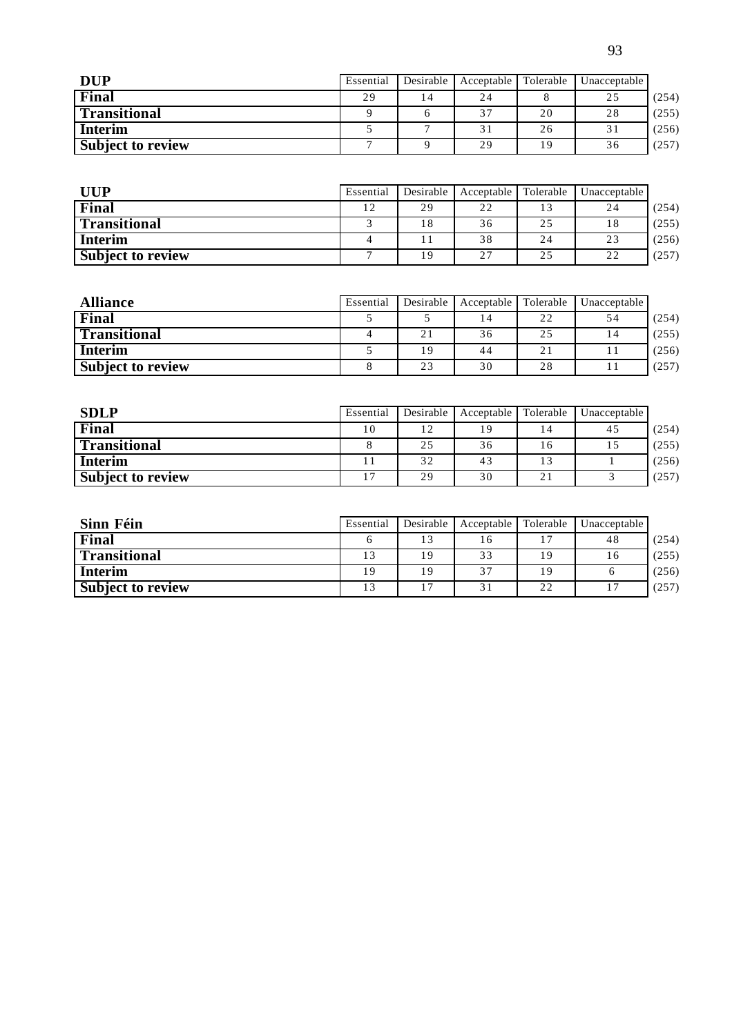| DUP | Essential | Desirable | Acceptable | Tolerable | Unacceptable | |
|---|---|---|---|---|---|---|
| **Final** | 29 | 14 | 24 | 8 | 25 | (254) |
| **Transitional** | 9 | 6 | 37 | 20 | 28 | (255) |
| **Interim** | 5 | 7 | 31 | 26 | 31 | (256) |
| **Subject to review** | 7 | 9 | 29 | 19 | 36 | (257) |

| UUP | Essential | Desirable | Acceptable | Tolerable | Unacceptable | |
|---|---|---|---|---|---|---|
| **Final** | 12 | 29 | 22 | 13 | 24 | (254) |
| **Transitional** | 3 | 18 | 36 | 25 | 18 | (255) |
| **Interim** | 4 | 11 | 38 | 24 | 23 | (256) |
| **Subject to review** | 7 | 19 | 27 | 25 | 22 | (257) |

| Alliance | Essential | Desirable | Acceptable | Tolerable | Unacceptable | |
|---|---|---|---|---|---|---|
| **Final** | 5 | 5 | 14 | 22 | 54 | (254) |
| **Transitional** | 4 | 21 | 36 | 25 | 14 | (255) |
| **Interim** | 5 | 19 | 44 | 21 | 11 | (256) |
| **Subject to review** | 8 | 23 | 30 | 28 | 11 | (257) |

| SDLP | Essential | Desirable | Acceptable | Tolerable | Unacceptable | |
|---|---|---|---|---|---|---|
| **Final** | 10 | 12 | 19 | 14 | 45 | (254) |
| **Transitional** | 8 | 25 | 36 | 16 | 15 | (255) |
| **Interim** | 11 | 32 | 43 | 13 | 1 | (256) |
| **Subject to review** | 17 | 29 | 30 | 21 | 3 | (257) |

| Sinn Féin | Essential | Desirable | Acceptable | Tolerable | Unacceptable | |
|---|---|---|---|---|---|---|
| **Final** | 6 | 13 | 16 | 17 | 48 | (254) |
| **Transitional** | 13 | 19 | 33 | 19 | 16 | (255) |
| **Interim** | 19 | 19 | 37 | 19 | 6 | (256) |
| **Subject to review** | 13 | 17 | 31 | 22 | 17 | (257) |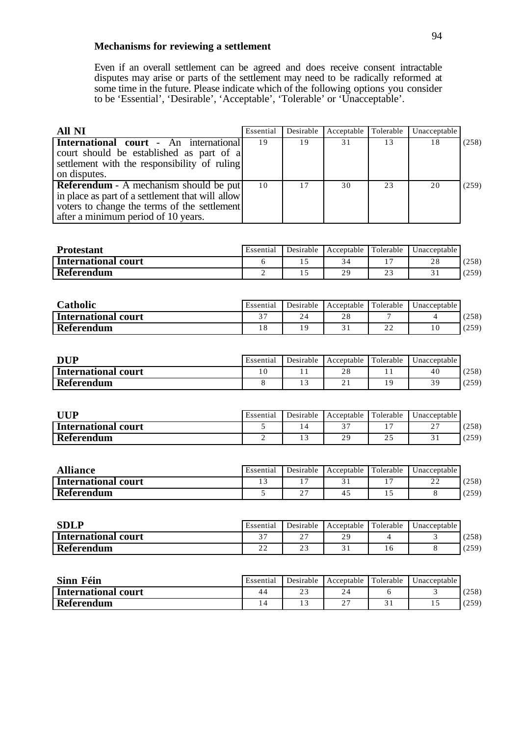### Mechanisms for reviewing a settlement

Even if an overall settlement can be agreed and does receive consent intractable disputes may arise or parts of the settlement may need to be radically reformed at some time in the future. Please indicate which of the following options you consider to be 'Essential', 'Desirable', 'Acceptable', 'Tolerable' or 'Unacceptable'.

| All NI | Essential | Desirable | Acceptable | Tolerable | Unacceptable | |
|---|---|---|---|---|---|---|
| **International court** - An international court should be established as part of a settlement with the responsibility of ruling on disputes. | 19 | 19 | 31 | 13 | 18 | (258) |
| **Referendum** - A mechanism should be put in place as part of a settlement that will allow voters to change the terms of the settlement after a minimum period of 10 years. | 10 | 17 | 30 | 23 | 20 | (259) |

| Protestant | Essential | Desirable | Acceptable | Tolerable | Unacceptable | |
|---|---|---|---|---|---|---|
| **International court** | 6 | 15 | 34 | 17 | 28 | (258) |
| **Referendum** | 2 | 15 | 29 | 23 | 31 | (259) |

| Catholic | Essential | Desirable | Acceptable | Tolerable | Unacceptable | |
|---|---|---|---|---|---|---|
| **International court** | 37 | 24 | 28 | 7 | 4 | (258) |
| **Referendum** | 18 | 19 | 31 | 22 | 10 | (259) |

| DUP | Essential | Desirable | Acceptable | Tolerable | Unacceptable | |
|---|---|---|---|---|---|---|
| **International court** | 10 | 11 | 28 | 11 | 40 | (258) |
| **Referendum** | 8 | 13 | 21 | 19 | 39 | (259) |

| UUP | Essential | Desirable | Acceptable | Tolerable | Unacceptable | |
|---|---|---|---|---|---|---|
| **International court** | 5 | 14 | 37 | 17 | 27 | (258) |
| **Referendum** | 2 | 13 | 29 | 25 | 31 | (259) |

| Alliance | Essential | Desirable | Acceptable | Tolerable | Unacceptable | |
|---|---|---|---|---|---|---|
| **International court** | 13 | 17 | 31 | 17 | 22 | (258) |
| **Referendum** | 5 | 27 | 45 | 15 | 8 | (259) |

| SDLP | Essential | Desirable | Acceptable | Tolerable | Unacceptable | |
|---|---|---|---|---|---|---|
| **International court** | 37 | 27 | 29 | 4 | 3 | (258) |
| **Referendum** | 22 | 23 | 31 | 16 | 8 | (259) |

| Sinn Féin | Essential | Desirable | Acceptable | Tolerable | Unacceptable | |
|---|---|---|---|---|---|---|
| **International court** | 44 | 23 | 24 | 6 | 3 | (258) |
| **Referendum** | 14 | 13 | 27 | 31 | 15 | (259) |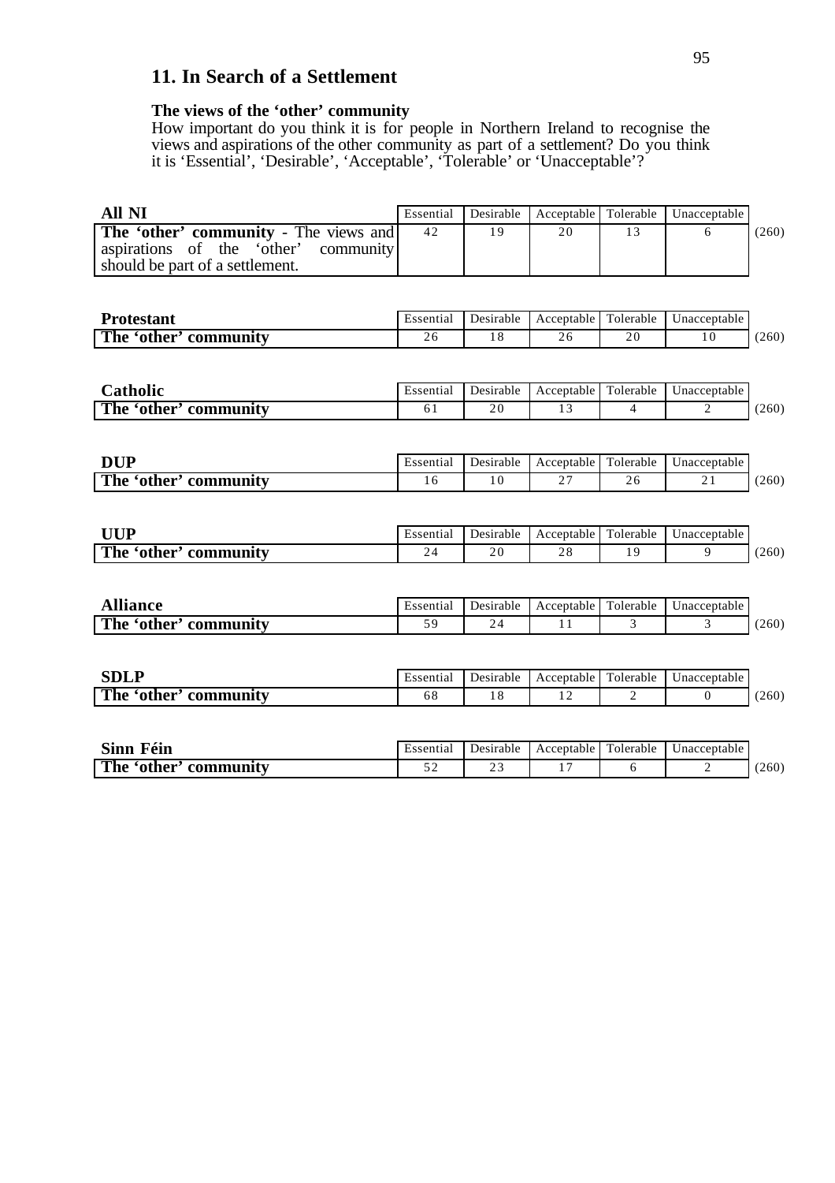## 11. In Search of a Settlement

### The views of the 'other' community

How important do you think it is for people in Northern Ireland to recognise the views and aspirations of the other community as part of a settlement? Do you think it is 'Essential', 'Desirable', 'Acceptable', 'Tolerable' or 'Unacceptable'?

| **All NI** | Essential | Desirable | Acceptable | Tolerable | Unacceptable | |
|---|---|---|---|---|---|---|
| **The 'other' community** - The views and aspirations of the 'other' community should be part of a settlement. | 42 | 19 | 20 | 13 | 6 | (260) |

| **Protestant** | Essential | Desirable | Acceptable | Tolerable | Unacceptable | |
|---|---|---|---|---|---|---|
| **The 'other' community** | 26 | 18 | 26 | 20 | 10 | (260) |

| **Catholic** | Essential | Desirable | Acceptable | Tolerable | Unacceptable | |
|---|---|---|---|---|---|---|
| **The 'other' community** | 61 | 20 | 13 | 4 | 2 | (260) |

| **DUP** | Essential | Desirable | Acceptable | Tolerable | Unacceptable | |
|---|---|---|---|---|---|---|
| **The 'other' community** | 16 | 10 | 27 | 26 | 21 | (260) |

| **UUP** | Essential | Desirable | Acceptable | Tolerable | Unacceptable | |
|---|---|---|---|---|---|---|
| **The 'other' community** | 24 | 20 | 28 | 19 | 9 | (260) |

| **Alliance** | Essential | Desirable | Acceptable | Tolerable | Unacceptable | |
|---|---|---|---|---|---|---|
| **The 'other' community** | 59 | 24 | 11 | 3 | 3 | (260) |

| **SDLP** | Essential | Desirable | Acceptable | Tolerable | Unacceptable | |
|---|---|---|---|---|---|---|
| **The 'other' community** | 68 | 18 | 12 | 2 | 0 | (260) |

| **Sinn Féin** | Essential | Desirable | Acceptable | Tolerable | Unacceptable | |
|---|---|---|---|---|---|---|
| **The 'other' community** | 52 | 23 | 17 | 6 | 2 | (260) |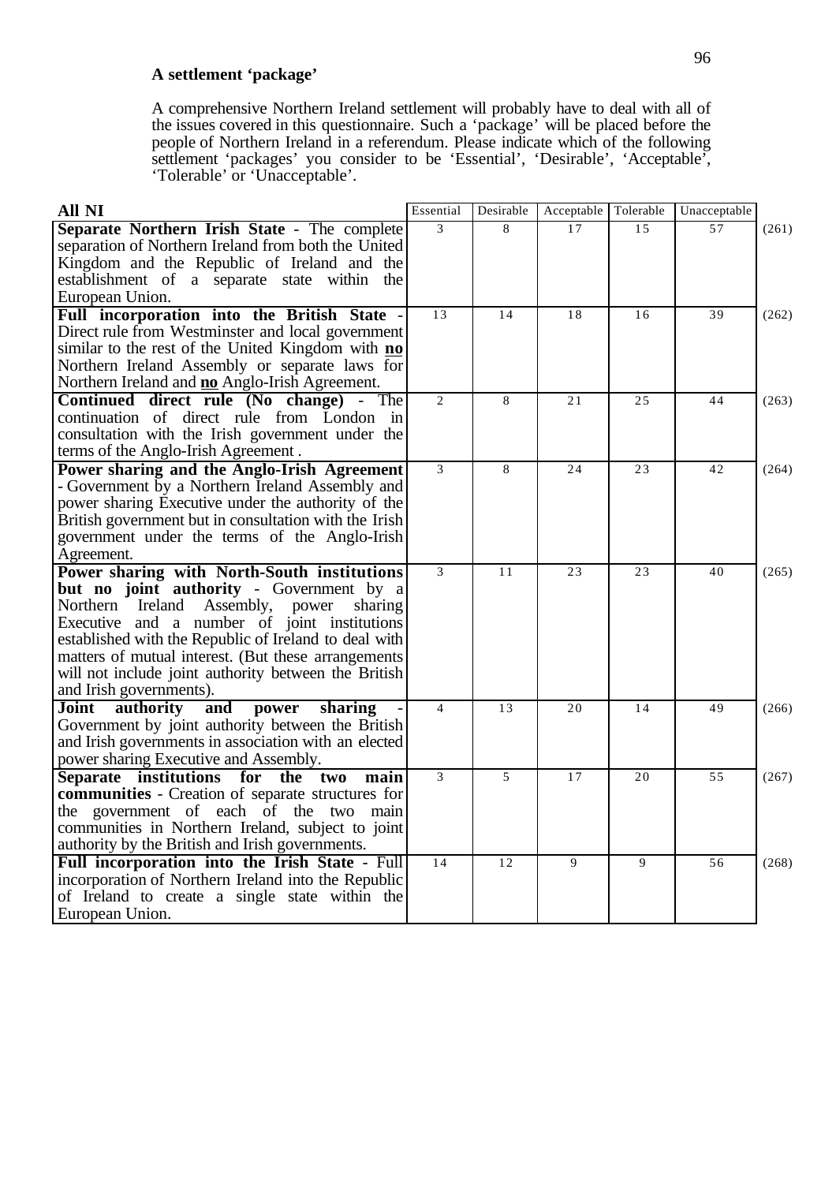### A settlement 'package'

A comprehensive Northern Ireland settlement will probably have to deal with all of the issues covered in this questionnaire. Such a 'package' will be placed before the people of Northern Ireland in a referendum. Please indicate which of the following settlement 'packages' you consider to be 'Essential', 'Desirable', 'Acceptable', 'Tolerable' or 'Unacceptable'.

| All NI | Essential | Desirable | Acceptable | Tolerable | Unacceptable | |
|---|---|---|---|---|---|---|
| **Separate Northern Irish State** - The complete separation of Northern Ireland from both the United Kingdom and the Republic of Ireland and the establishment of a separate state within the European Union. | 3 | 8 | 17 | 15 | 57 | (261) |
| **Full incorporation into the British State** - Direct rule from Westminster and local government similar to the rest of the United Kingdom with **no** Northern Ireland Assembly or separate laws for Northern Ireland and **no** Anglo-Irish Agreement. | 13 | 14 | 18 | 16 | 39 | (262) |
| **Continued direct rule (No change)** - The continuation of direct rule from London in consultation with the Irish government under the terms of the Anglo-Irish Agreement . | 2 | 8 | 21 | 25 | 44 | (263) |
| **Power sharing and the Anglo-Irish Agreement** - Government by a Northern Ireland Assembly and power sharing Executive under the authority of the British government but in consultation with the Irish government under the terms of the Anglo-Irish Agreement. | 3 | 8 | 24 | 23 | 42 | (264) |
| **Power sharing with North-South institutions but no joint authority** - Government by a Northern Ireland Assembly, power sharing Executive and a number of joint institutions established with the Republic of Ireland to deal with matters of mutual interest. (But these arrangements will not include joint authority between the British and Irish governments). | 3 | 11 | 23 | 23 | 40 | (265) |
| **Joint authority and power sharing** - Government by joint authority between the British and Irish governments in association with an elected power sharing Executive and Assembly. | 4 | 13 | 20 | 14 | 49 | (266) |
| **Separate institutions for the two main communities** - Creation of separate structures for the government of each of the two main communities in Northern Ireland, subject to joint authority by the British and Irish governments. | 3 | 5 | 17 | 20 | 55 | (267) |
| **Full incorporation into the Irish State** - Full incorporation of Northern Ireland into the Republic of Ireland to create a single state within the European Union. | 14 | 12 | 9 | 9 | 56 | (268) |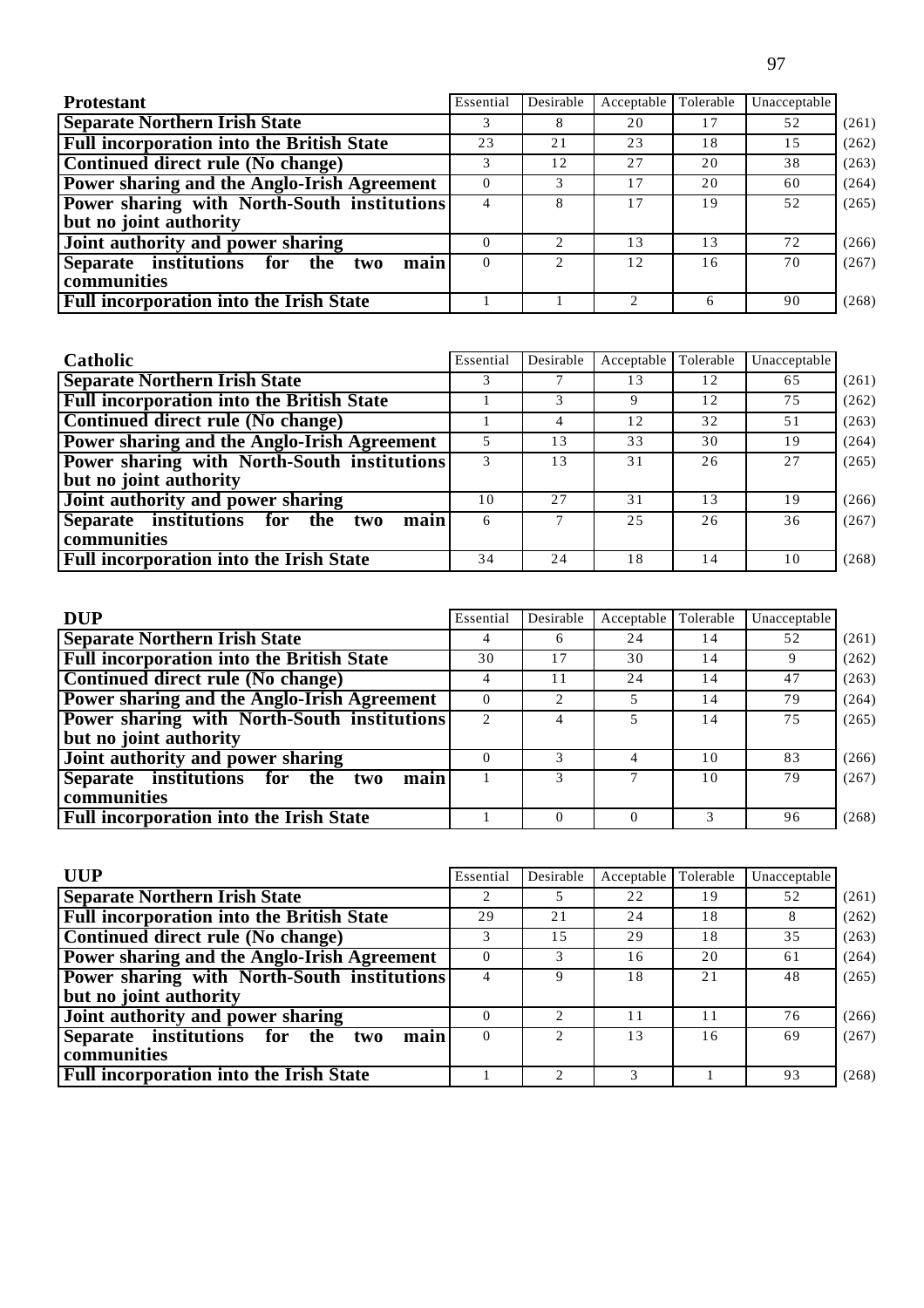| Protestant | Essential | Desirable | Acceptable | Tolerable | Unacceptable | |
|---|---|---|---|---|---|---|
| Separate Northern Irish State | 3 | 8 | 20 | 17 | 52 | (261) |
| Full incorporation into the British State | 23 | 21 | 23 | 18 | 15 | (262) |
| Continued direct rule (No change) | 3 | 12 | 27 | 20 | 38 | (263) |
| Power sharing and the Anglo-Irish Agreement | 0 | 3 | 17 | 20 | 60 | (264) |
| Power sharing with North-South institutions but no joint authority | 4 | 8 | 17 | 19 | 52 | (265) |
| Joint authority and power sharing | 0 | 2 | 13 | 13 | 72 | (266) |
| Separate institutions for the two main communities | 0 | 2 | 12 | 16 | 70 | (267) |
| Full incorporation into the Irish State | 1 | 1 | 2 | 6 | 90 | (268) |

| Catholic | Essential | Desirable | Acceptable | Tolerable | Unacceptable | |
|---|---|---|---|---|---|---|
| Separate Northern Irish State | 3 | 7 | 13 | 12 | 65 | (261) |
| Full incorporation into the British State | 1 | 3 | 9 | 12 | 75 | (262) |
| Continued direct rule (No change) | 1 | 4 | 12 | 32 | 51 | (263) |
| Power sharing and the Anglo-Irish Agreement | 5 | 13 | 33 | 30 | 19 | (264) |
| Power sharing with North-South institutions but no joint authority | 3 | 13 | 31 | 26 | 27 | (265) |
| Joint authority and power sharing | 10 | 27 | 31 | 13 | 19 | (266) |
| Separate institutions for the two main communities | 6 | 7 | 25 | 26 | 36 | (267) |
| Full incorporation into the Irish State | 34 | 24 | 18 | 14 | 10 | (268) |

| DUP | Essential | Desirable | Acceptable | Tolerable | Unacceptable | |
|---|---|---|---|---|---|---|
| Separate Northern Irish State | 4 | 6 | 24 | 14 | 52 | (261) |
| Full incorporation into the British State | 30 | 17 | 30 | 14 | 9 | (262) |
| Continued direct rule (No change) | 4 | 11 | 24 | 14 | 47 | (263) |
| Power sharing and the Anglo-Irish Agreement | 0 | 2 | 5 | 14 | 79 | (264) |
| Power sharing with North-South institutions but no joint authority | 2 | 4 | 5 | 14 | 75 | (265) |
| Joint authority and power sharing | 0 | 3 | 4 | 10 | 83 | (266) |
| Separate institutions for the two main communities | 1 | 3 | 7 | 10 | 79 | (267) |
| Full incorporation into the Irish State | 1 | 0 | 0 | 3 | 96 | (268) |

| UUP | Essential | Desirable | Acceptable | Tolerable | Unacceptable | |
|---|---|---|---|---|---|---|
| Separate Northern Irish State | 2 | 5 | 22 | 19 | 52 | (261) |
| Full incorporation into the British State | 29 | 21 | 24 | 18 | 8 | (262) |
| Continued direct rule (No change) | 3 | 15 | 29 | 18 | 35 | (263) |
| Power sharing and the Anglo-Irish Agreement | 0 | 3 | 16 | 20 | 61 | (264) |
| Power sharing with North-South institutions but no joint authority | 4 | 9 | 18 | 21 | 48 | (265) |
| Joint authority and power sharing | 0 | 2 | 11 | 11 | 76 | (266) |
| Separate institutions for the two main communities | 0 | 2 | 13 | 16 | 69 | (267) |
| Full incorporation into the Irish State | 1 | 2 | 3 | 1 | 93 | (268) |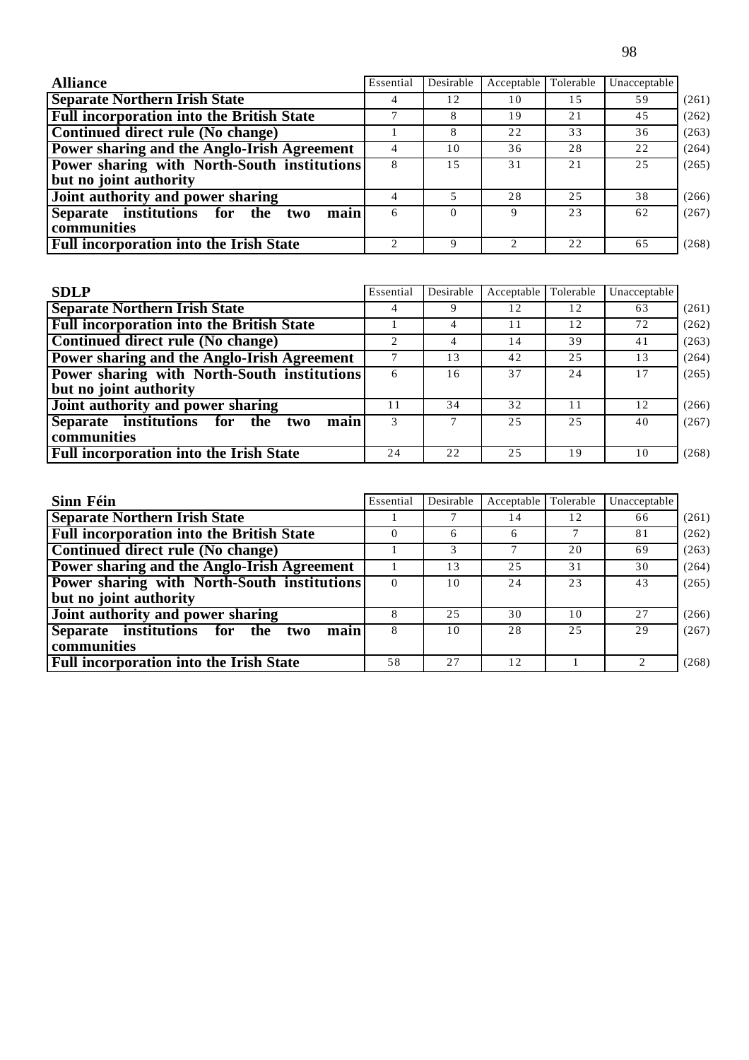| Alliance | Essential | Desirable | Acceptable | Tolerable | Unacceptable | |
|---|---|---|---|---|---|---|
| **Separate Northern Irish State** | 4 | 12 | 10 | 15 | 59 | (261) |
| **Full incorporation into the British State** | 7 | 8 | 19 | 21 | 45 | (262) |
| **Continued direct rule (No change)** | 1 | 8 | 22 | 33 | 36 | (263) |
| **Power sharing and the Anglo-Irish Agreement** | 4 | 10 | 36 | 28 | 22 | (264) |
| **Power sharing with North-South institutions but no joint authority** | 8 | 15 | 31 | 21 | 25 | (265) |
| **Joint authority and power sharing** | 4 | 5 | 28 | 25 | 38 | (266) |
| **Separate institutions for the two main communities** | 6 | 0 | 9 | 23 | 62 | (267) |
| **Full incorporation into the Irish State** | 2 | 9 | 2 | 22 | 65 | (268) |

| SDLP | Essential | Desirable | Acceptable | Tolerable | Unacceptable | |
|---|---|---|---|---|---|---|
| **Separate Northern Irish State** | 4 | 9 | 12 | 12 | 63 | (261) |
| **Full incorporation into the British State** | 1 | 4 | 11 | 12 | 72 | (262) |
| **Continued direct rule (No change)** | 2 | 4 | 14 | 39 | 41 | (263) |
| **Power sharing and the Anglo-Irish Agreement** | 7 | 13 | 42 | 25 | 13 | (264) |
| **Power sharing with North-South institutions but no joint authority** | 6 | 16 | 37 | 24 | 17 | (265) |
| **Joint authority and power sharing** | 11 | 34 | 32 | 11 | 12 | (266) |
| **Separate institutions for the two main communities** | 3 | 7 | 25 | 25 | 40 | (267) |
| **Full incorporation into the Irish State** | 24 | 22 | 25 | 19 | 10 | (268) |

| Sinn Féin | Essential | Desirable | Acceptable | Tolerable | Unacceptable | |
|---|---|---|---|---|---|---|
| **Separate Northern Irish State** | 1 | 7 | 14 | 12 | 66 | (261) |
| **Full incorporation into the British State** | 0 | 6 | 6 | 7 | 81 | (262) |
| **Continued direct rule (No change)** | 1 | 3 | 7 | 20 | 69 | (263) |
| **Power sharing and the Anglo-Irish Agreement** | 1 | 13 | 25 | 31 | 30 | (264) |
| **Power sharing with North-South institutions but no joint authority** | 0 | 10 | 24 | 23 | 43 | (265) |
| **Joint authority and power sharing** | 8 | 25 | 30 | 10 | 27 | (266) |
| **Separate institutions for the two main communities** | 8 | 10 | 28 | 25 | 29 | (267) |
| **Full incorporation into the Irish State** | 58 | 27 | 12 | 1 | 2 | (268) |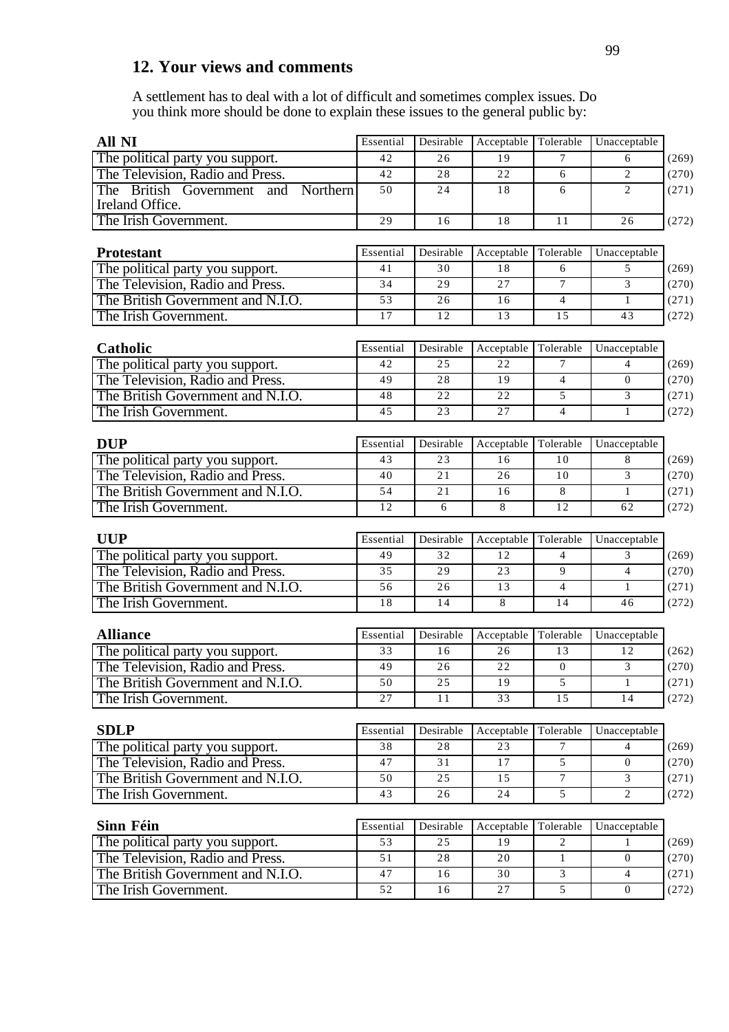## 12. Your views and comments

A settlement has to deal with a lot of difficult and sometimes complex issues. Do you think more should be done to explain these issues to the general public by:

| All NI | Essential | Desirable | Acceptable | Tolerable | Unacceptable | |
|---|---|---|---|---|---|---|
| The political party you support. | 42 | 26 | 19 | 7 | 6 | (269) |
| The Television, Radio and Press. | 42 | 28 | 22 | 6 | 2 | (270) |
| The British Government and Northern Ireland Office. | 50 | 24 | 18 | 6 | 2 | (271) |
| The Irish Government. | 29 | 16 | 18 | 11 | 26 | (272) |

| Protestant | Essential | Desirable | Acceptable | Tolerable | Unacceptable | |
|---|---|---|---|---|---|---|
| The political party you support. | 41 | 30 | 18 | 6 | 5 | (269) |
| The Television, Radio and Press. | 34 | 29 | 27 | 7 | 3 | (270) |
| The British Government and N.I.O. | 53 | 26 | 16 | 4 | 1 | (271) |
| The Irish Government. | 17 | 12 | 13 | 15 | 43 | (272) |

| Catholic | Essential | Desirable | Acceptable | Tolerable | Unacceptable | |
|---|---|---|---|---|---|---|
| The political party you support. | 42 | 25 | 22 | 7 | 4 | (269) |
| The Television, Radio and Press. | 49 | 28 | 19 | 4 | 0 | (270) |
| The British Government and N.I.O. | 48 | 22 | 22 | 5 | 3 | (271) |
| The Irish Government. | 45 | 23 | 27 | 4 | 1 | (272) |

| DUP | Essential | Desirable | Acceptable | Tolerable | Unacceptable | |
|---|---|---|---|---|---|---|
| The political party you support. | 43 | 23 | 16 | 10 | 8 | (269) |
| The Television, Radio and Press. | 40 | 21 | 26 | 10 | 3 | (270) |
| The British Government and N.I.O. | 54 | 21 | 16 | 8 | 1 | (271) |
| The Irish Government. | 12 | 6 | 8 | 12 | 62 | (272) |

| UUP | Essential | Desirable | Acceptable | Tolerable | Unacceptable | |
|---|---|---|---|---|---|---|
| The political party you support. | 49 | 32 | 12 | 4 | 3 | (269) |
| The Television, Radio and Press. | 35 | 29 | 23 | 9 | 4 | (270) |
| The British Government and N.I.O. | 56 | 26 | 13 | 4 | 1 | (271) |
| The Irish Government. | 18 | 14 | 8 | 14 | 46 | (272) |

| Alliance | Essential | Desirable | Acceptable | Tolerable | Unacceptable | |
|---|---|---|---|---|---|---|
| The political party you support. | 33 | 16 | 26 | 13 | 12 | (262) |
| The Television, Radio and Press. | 49 | 26 | 22 | 0 | 3 | (270) |
| The British Government and N.I.O. | 50 | 25 | 19 | 5 | 1 | (271) |
| The Irish Government. | 27 | 11 | 33 | 15 | 14 | (272) |

| SDLP | Essential | Desirable | Acceptable | Tolerable | Unacceptable | |
|---|---|---|---|---|---|---|
| The political party you support. | 38 | 28 | 23 | 7 | 4 | (269) |
| The Television, Radio and Press. | 47 | 31 | 17 | 5 | 0 | (270) |
| The British Government and N.I.O. | 50 | 25 | 15 | 7 | 3 | (271) |
| The Irish Government. | 43 | 26 | 24 | 5 | 2 | (272) |

| Sinn Féin | Essential | Desirable | Acceptable | Tolerable | Unacceptable | |
|---|---|---|---|---|---|---|
| The political party you support. | 53 | 25 | 19 | 2 | 1 | (269) |
| The Television, Radio and Press. | 51 | 28 | 20 | 1 | 0 | (270) |
| The British Government and N.I.O. | 47 | 16 | 30 | 3 | 4 | (271) |
| The Irish Government. | 52 | 16 | 27 | 5 | 0 | (272) |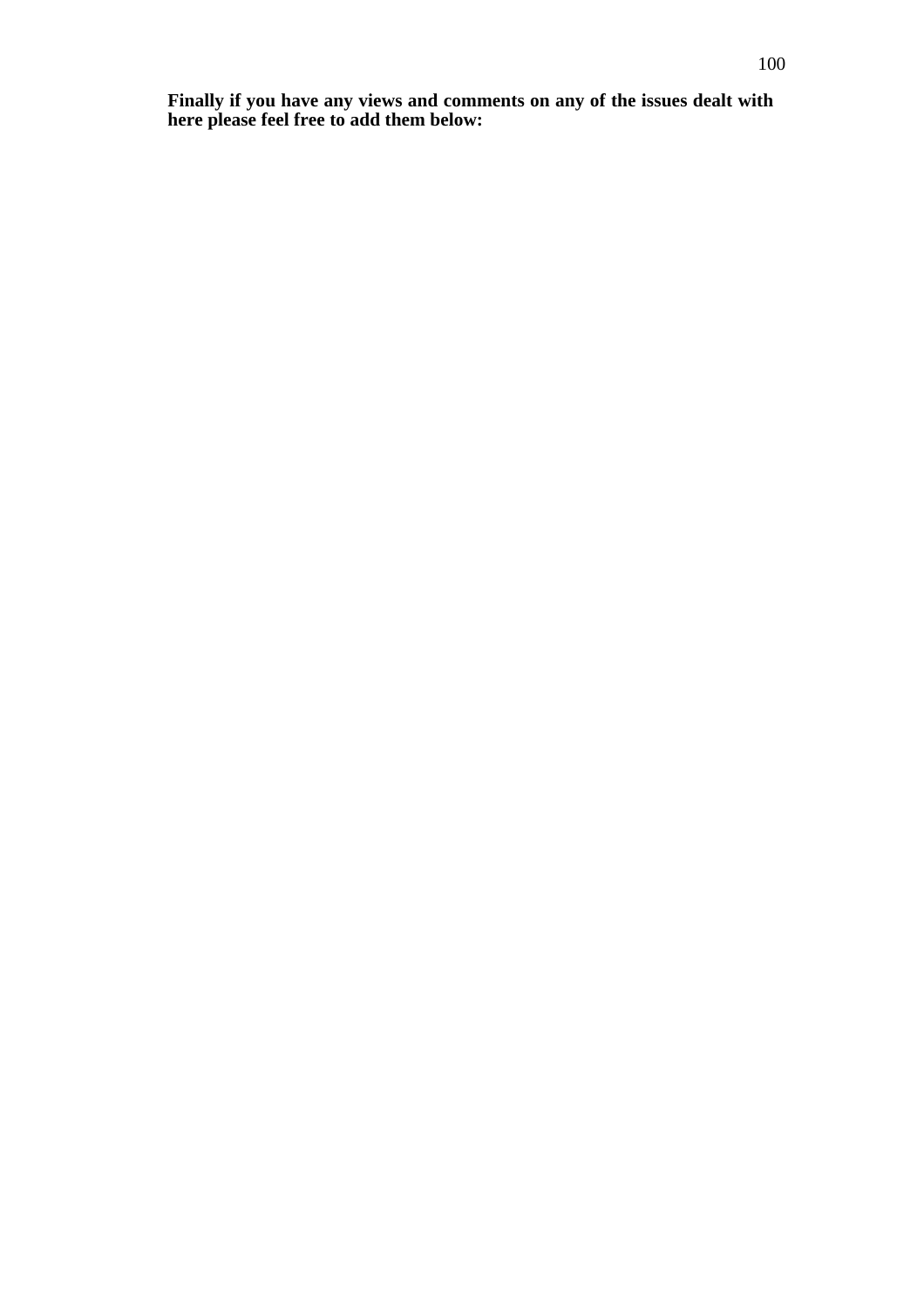**Finally if you have any views and comments on any of the issues dealt with here please feel free to add them below:**